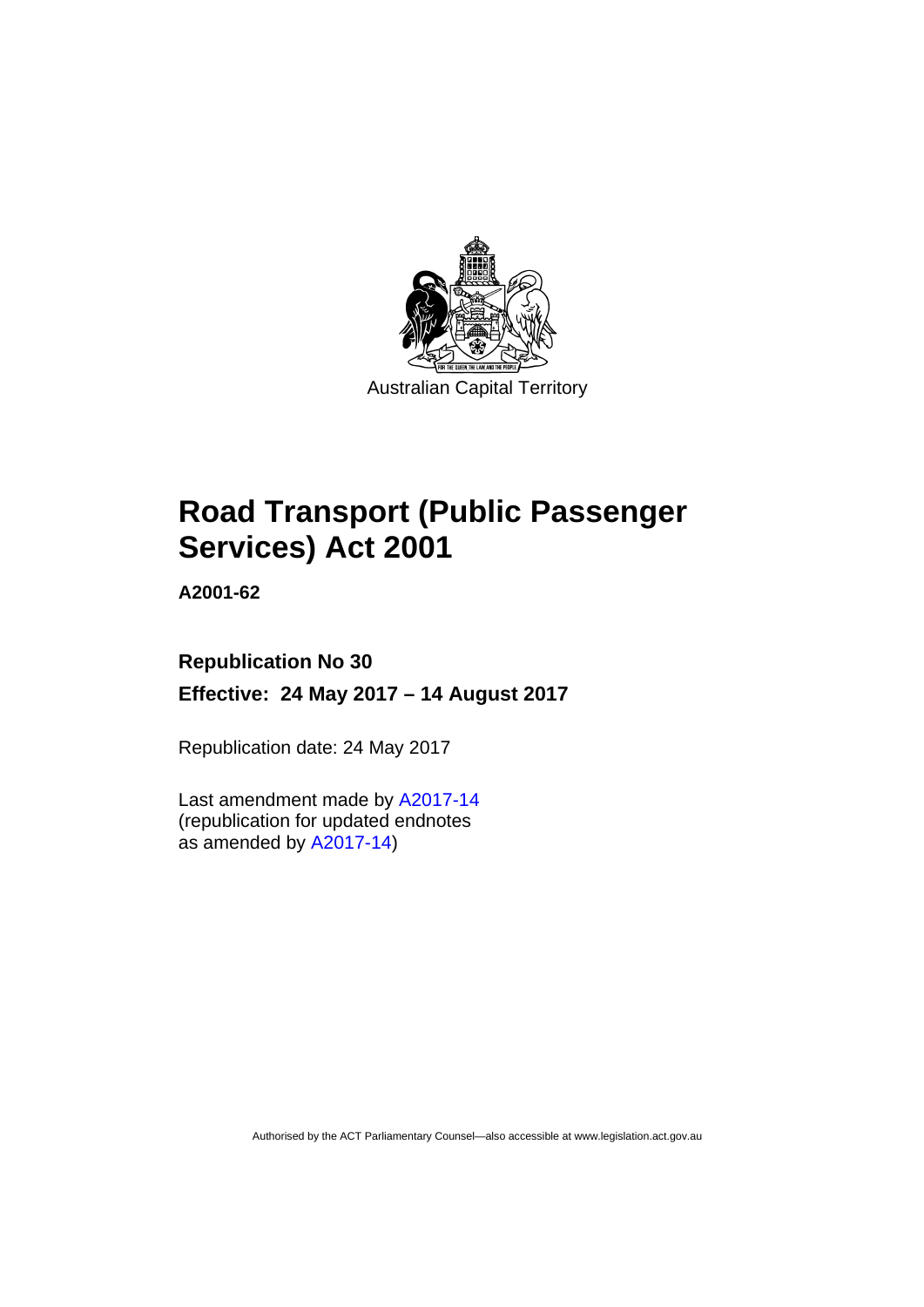Australian Capital Territory

# Road Transport (Public Passenger Services) Act 2001

**A2001-62**

**Republication No 30**

**Effective: 24 May 2017 – 14 August 2017**

Republication date: 24 May 2017

Last amendment made by A2017-14
(republication for updated endnotes
as amended by A2017-14)

Authorised by the ACT Parliamentary Counsel—also accessible at www.legislation.act.gov.au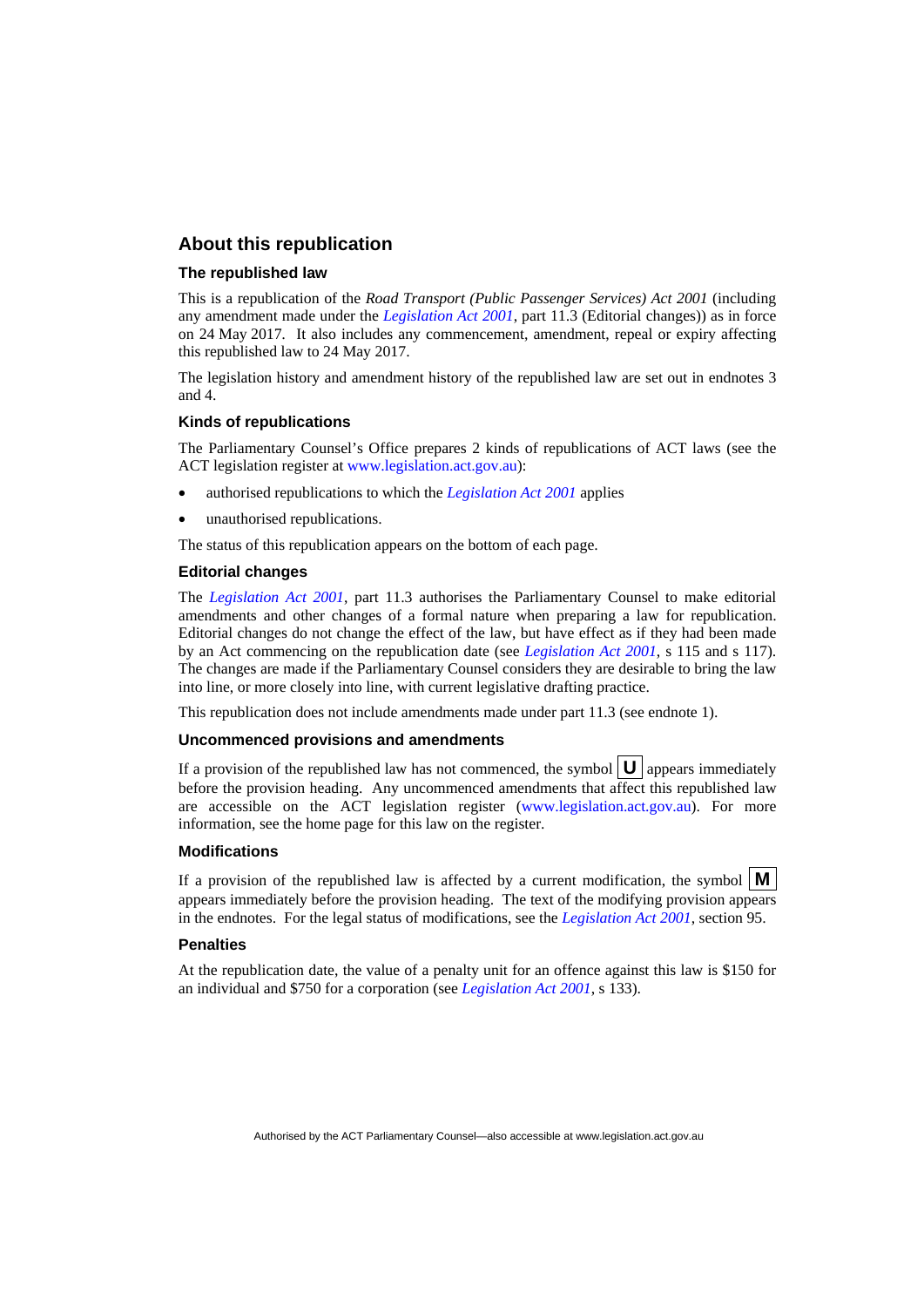## About this republication

### The republished law

This is a republication of the *Road Transport (Public Passenger Services) Act 2001* (including any amendment made under the *Legislation Act 2001*, part 11.3 (Editorial changes)) as in force on 24 May 2017. It also includes any commencement, amendment, repeal or expiry affecting this republished law to 24 May 2017.

The legislation history and amendment history of the republished law are set out in endnotes 3 and 4.

### Kinds of republications

The Parliamentary Counsel's Office prepares 2 kinds of republications of ACT laws (see the ACT legislation register at www.legislation.act.gov.au):

- authorised republications to which the *Legislation Act 2001* applies
- unauthorised republications.

The status of this republication appears on the bottom of each page.

### Editorial changes

The *Legislation Act 2001*, part 11.3 authorises the Parliamentary Counsel to make editorial amendments and other changes of a formal nature when preparing a law for republication. Editorial changes do not change the effect of the law, but have effect as if they had been made by an Act commencing on the republication date (see *Legislation Act 2001*, s 115 and s 117). The changes are made if the Parliamentary Counsel considers they are desirable to bring the law into line, or more closely into line, with current legislative drafting practice.

This republication does not include amendments made under part 11.3 (see endnote 1).

### Uncommenced provisions and amendments

If a provision of the republished law has not commenced, the symbol **U** appears immediately before the provision heading. Any uncommenced amendments that affect this republished law are accessible on the ACT legislation register (www.legislation.act.gov.au). For more information, see the home page for this law on the register.

### Modifications

If a provision of the republished law is affected by a current modification, the symbol **M** appears immediately before the provision heading. The text of the modifying provision appears in the endnotes. For the legal status of modifications, see the *Legislation Act 2001*, section 95.

### Penalties

At the republication date, the value of a penalty unit for an offence against this law is $150 for an individual and $750 for a corporation (see *Legislation Act 2001*, s 133).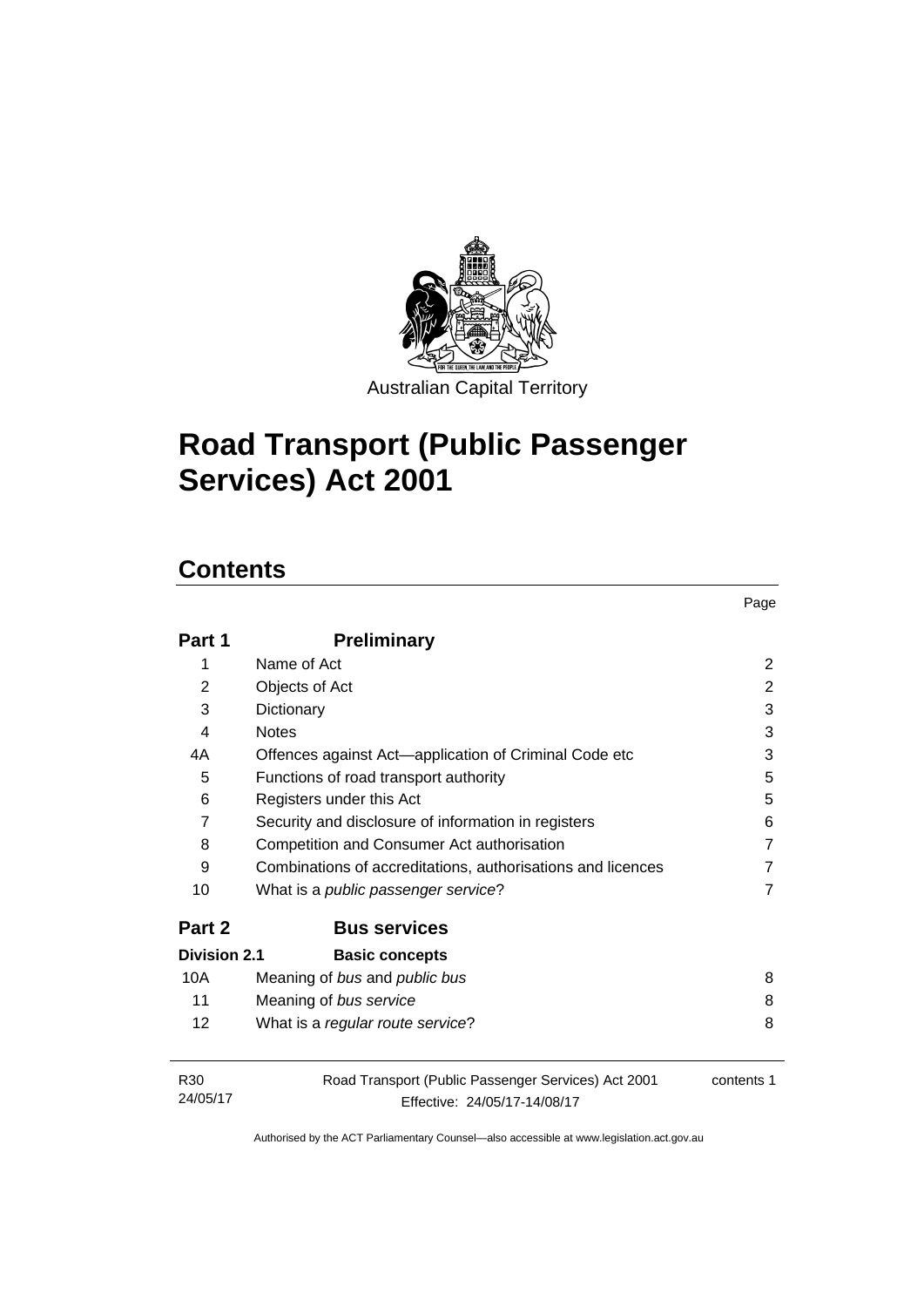Australian Capital Territory

# Road Transport (Public Passenger Services) Act 2001

## Contents

| | | Page |
|---|---|---|
| **Part 1** | **Preliminary** | |
| 1 | Name of Act | 2 |
| 2 | Objects of Act | 2 |
| 3 | Dictionary | 3 |
| 4 | Notes | 3 |
| 4A | Offences against Act—application of Criminal Code etc | 3 |
| 5 | Functions of road transport authority | 5 |
| 6 | Registers under this Act | 5 |
| 7 | Security and disclosure of information in registers | 6 |
| 8 | Competition and Consumer Act authorisation | 7 |
| 9 | Combinations of accreditations, authorisations and licences | 7 |
| 10 | What is a *public passenger service*? | 7 |
| **Part 2** | **Bus services** | |
| **Division 2.1** | **Basic concepts** | |
| 10A | Meaning of *bus* and *public bus* | 8 |
| 11 | Meaning of *bus service* | 8 |
| 12 | What is a *regular route service*? | 8 |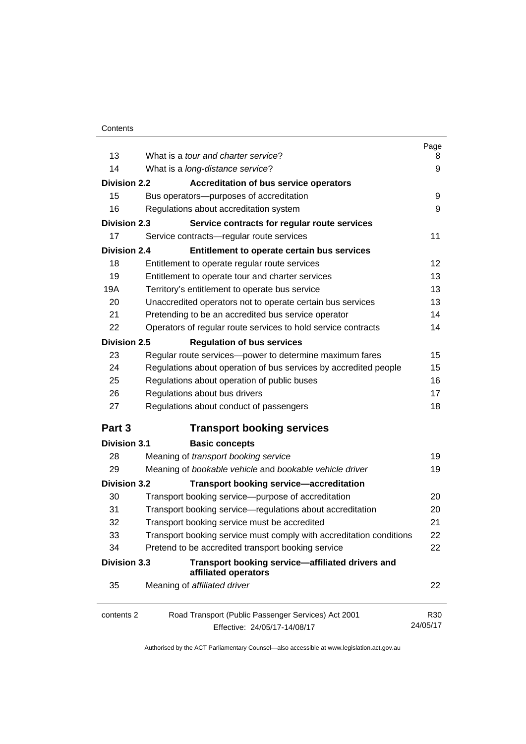| | | Page |
|---|---|---|
| 13 | What is a *tour and charter service*? | 8 |
| 14 | What is a *long-distance service*? | 9 |
| **Division 2.2** | **Accreditation of bus service operators** | |
| 15 | Bus operators—purposes of accreditation | 9 |
| 16 | Regulations about accreditation system | 9 |
| **Division 2.3** | **Service contracts for regular route services** | |
| 17 | Service contracts—regular route services | 11 |
| **Division 2.4** | **Entitlement to operate certain bus services** | |
| 18 | Entitlement to operate regular route services | 12 |
| 19 | Entitlement to operate tour and charter services | 13 |
| 19A | Territory's entitlement to operate bus service | 13 |
| 20 | Unaccredited operators not to operate certain bus services | 13 |
| 21 | Pretending to be an accredited bus service operator | 14 |
| 22 | Operators of regular route services to hold service contracts | 14 |
| **Division 2.5** | **Regulation of bus services** | |
| 23 | Regular route services—power to determine maximum fares | 15 |
| 24 | Regulations about operation of bus services by accredited people | 15 |
| 25 | Regulations about operation of public buses | 16 |
| 26 | Regulations about bus drivers | 17 |
| 27 | Regulations about conduct of passengers | 18 |
| **Part 3** | **Transport booking services** | |
| **Division 3.1** | **Basic concepts** | |
| 28 | Meaning of *transport booking service* | 19 |
| 29 | Meaning of *bookable vehicle* and *bookable vehicle driver* | 19 |
| **Division 3.2** | **Transport booking service—accreditation** | |
| 30 | Transport booking service—purpose of accreditation | 20 |
| 31 | Transport booking service—regulations about accreditation | 20 |
| 32 | Transport booking service must be accredited | 21 |
| 33 | Transport booking service must comply with accreditation conditions | 22 |
| 34 | Pretend to be accredited transport booking service | 22 |
| **Division 3.3** | **Transport booking service—affiliated drivers and affiliated operators** | |
| 35 | Meaning of *affiliated driver* | 22 |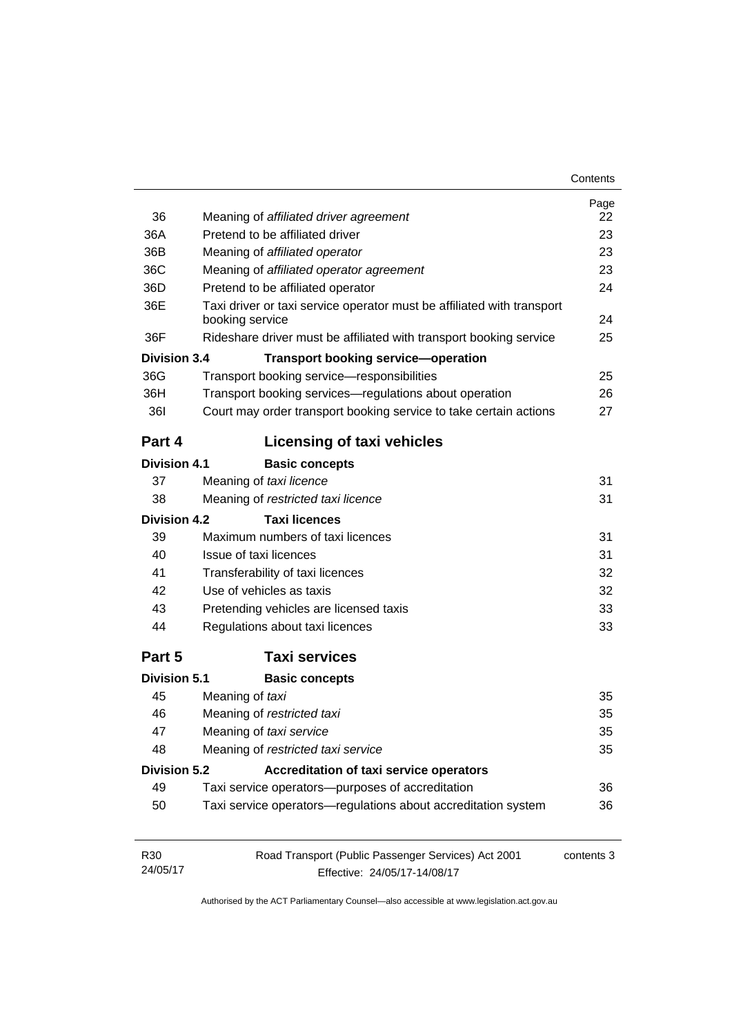| | | Page |
|---|---|---|
| 36 | Meaning of *affiliated driver agreement* | 22 |
| 36A | Pretend to be affiliated driver | 23 |
| 36B | Meaning of *affiliated operator* | 23 |
| 36C | Meaning of *affiliated operator agreement* | 23 |
| 36D | Pretend to be affiliated operator | 24 |
| 36E | Taxi driver or taxi service operator must be affiliated with transport booking service | 24 |
| 36F | Rideshare driver must be affiliated with transport booking service | 25 |
| **Division 3.4** | **Transport booking service—operation** | |
| 36G | Transport booking service—responsibilities | 25 |
| 36H | Transport booking services—regulations about operation | 26 |
| 36I | Court may order transport booking service to take certain actions | 27 |
| **Part 4** | **Licensing of taxi vehicles** | |
| **Division 4.1** | **Basic concepts** | |
| 37 | Meaning of *taxi licence* | 31 |
| 38 | Meaning of *restricted taxi licence* | 31 |
| **Division 4.2** | **Taxi licences** | |
| 39 | Maximum numbers of taxi licences | 31 |
| 40 | Issue of taxi licences | 31 |
| 41 | Transferability of taxi licences | 32 |
| 42 | Use of vehicles as taxis | 32 |
| 43 | Pretending vehicles are licensed taxis | 33 |
| 44 | Regulations about taxi licences | 33 |
| **Part 5** | **Taxi services** | |
| **Division 5.1** | **Basic concepts** | |
| 45 | Meaning of *taxi* | 35 |
| 46 | Meaning of *restricted taxi* | 35 |
| 47 | Meaning of *taxi service* | 35 |
| 48 | Meaning of *restricted taxi service* | 35 |
| **Division 5.2** | **Accreditation of taxi service operators** | |
| 49 | Taxi service operators—purposes of accreditation | 36 |
| 50 | Taxi service operators—regulations about accreditation system | 36 |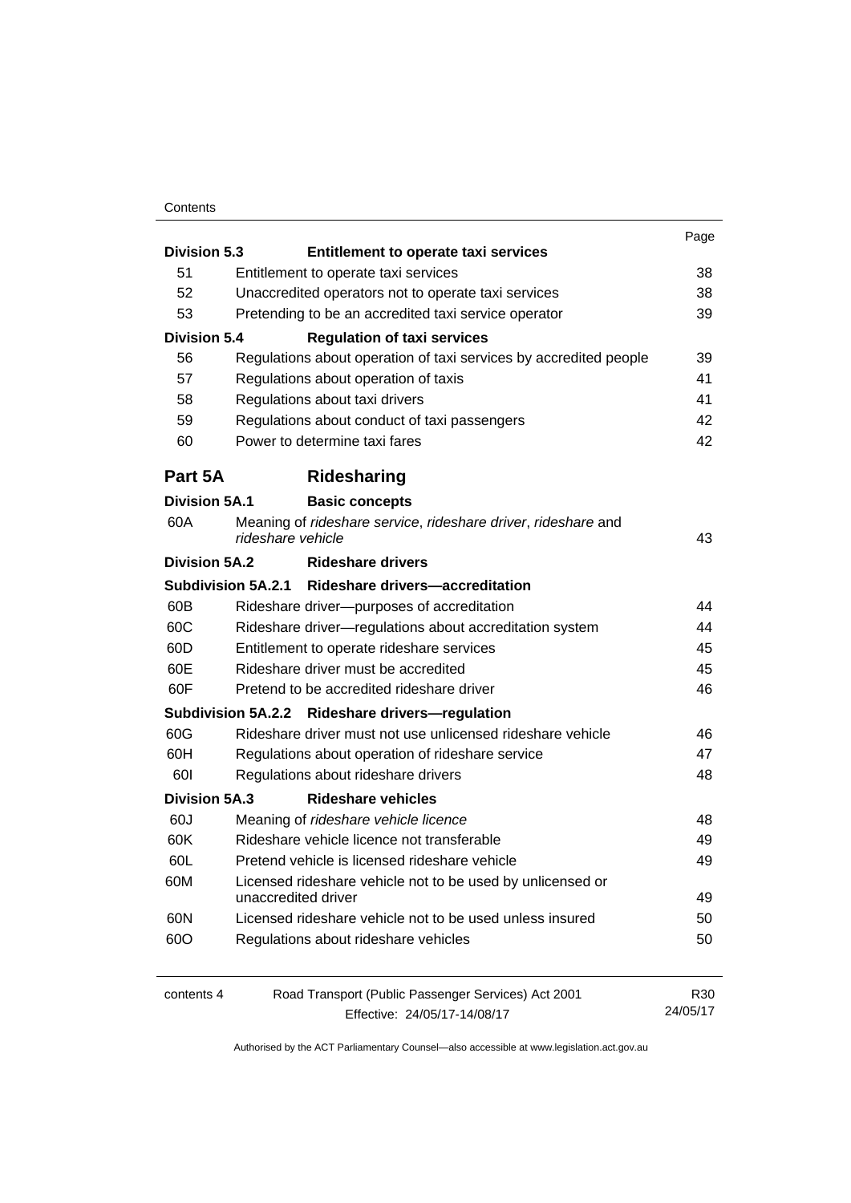| | | Page |
|---|---|---|
| **Division 5.3** | **Entitlement to operate taxi services** | |
| 51 | Entitlement to operate taxi services | 38 |
| 52 | Unaccredited operators not to operate taxi services | 38 |
| 53 | Pretending to be an accredited taxi service operator | 39 |
| **Division 5.4** | **Regulation of taxi services** | |
| 56 | Regulations about operation of taxi services by accredited people | 39 |
| 57 | Regulations about operation of taxis | 41 |
| 58 | Regulations about taxi drivers | 41 |
| 59 | Regulations about conduct of taxi passengers | 42 |
| 60 | Power to determine taxi fares | 42 |
| **Part 5A** | **Ridesharing** | |
| **Division 5A.1** | **Basic concepts** | |
| 60A | Meaning of *rideshare service*, *rideshare driver*, *rideshare* and *rideshare vehicle* | 43 |
| **Division 5A.2** | **Rideshare drivers** | |
| **Subdivision 5A.2.1** | **Rideshare drivers—accreditation** | |
| 60B | Rideshare driver—purposes of accreditation | 44 |
| 60C | Rideshare driver—regulations about accreditation system | 44 |
| 60D | Entitlement to operate rideshare services | 45 |
| 60E | Rideshare driver must be accredited | 45 |
| 60F | Pretend to be accredited rideshare driver | 46 |
| **Subdivision 5A.2.2** | **Rideshare drivers—regulation** | |
| 60G | Rideshare driver must not use unlicensed rideshare vehicle | 46 |
| 60H | Regulations about operation of rideshare service | 47 |
| 60I | Regulations about rideshare drivers | 48 |
| **Division 5A.3** | **Rideshare vehicles** | |
| 60J | Meaning of *rideshare vehicle licence* | 48 |
| 60K | Rideshare vehicle licence not transferable | 49 |
| 60L | Pretend vehicle is licensed rideshare vehicle | 49 |
| 60M | Licensed rideshare vehicle not to be used by unlicensed or unaccredited driver | 49 |
| 60N | Licensed rideshare vehicle not to be used unless insured | 50 |
| 60O | Regulations about rideshare vehicles | 50 |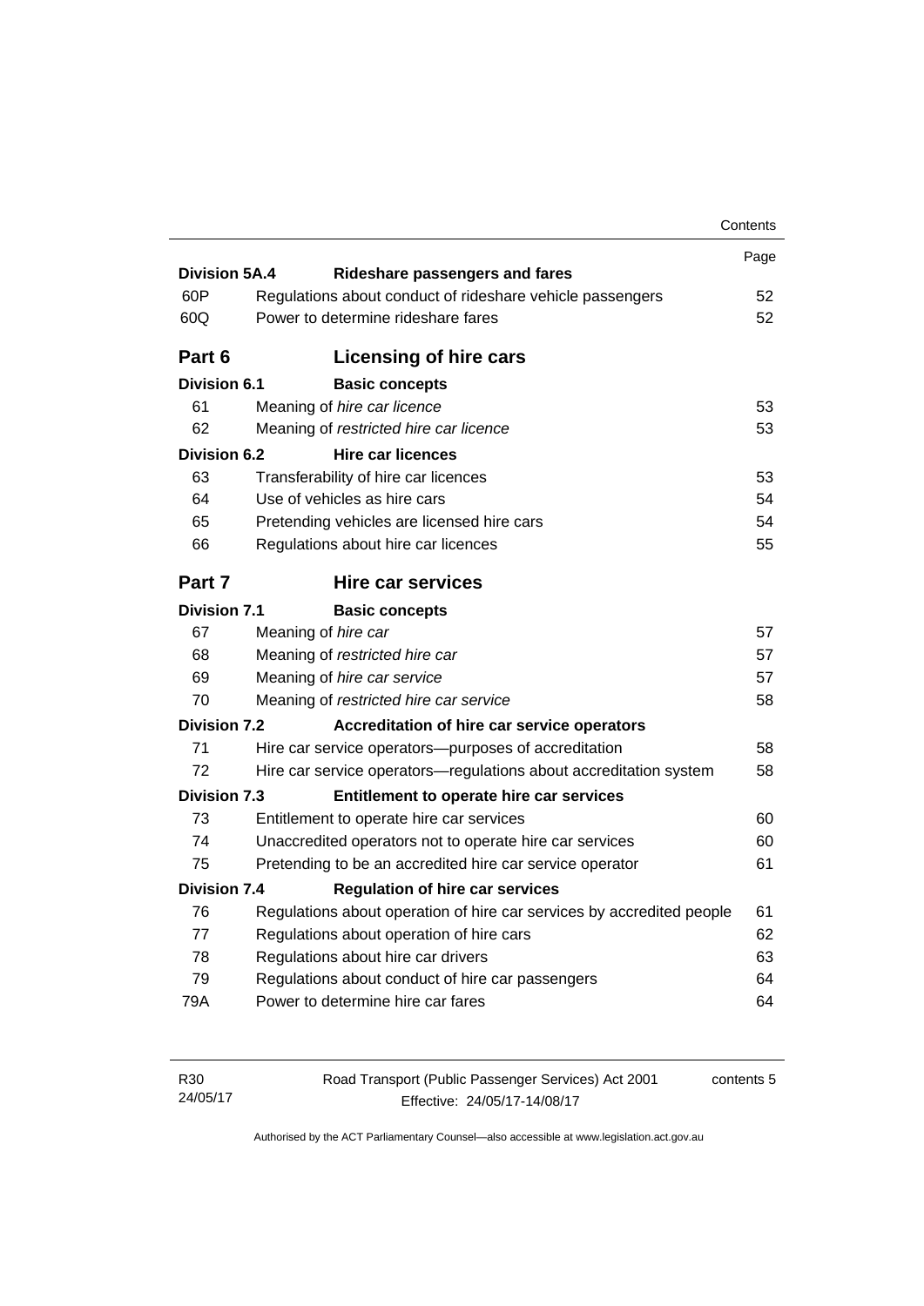| | | Page |
|---|---|---|
| **Division 5A.4** | **Rideshare passengers and fares** | |
| 60P | Regulations about conduct of rideshare vehicle passengers | 52 |
| 60Q | Power to determine rideshare fares | 52 |
| **Part 6** | **Licensing of hire cars** | |
| **Division 6.1** | **Basic concepts** | |
| 61 | Meaning of *hire car licence* | 53 |
| 62 | Meaning of *restricted hire car licence* | 53 |
| **Division 6.2** | **Hire car licences** | |
| 63 | Transferability of hire car licences | 53 |
| 64 | Use of vehicles as hire cars | 54 |
| 65 | Pretending vehicles are licensed hire cars | 54 |
| 66 | Regulations about hire car licences | 55 |
| **Part 7** | **Hire car services** | |
| **Division 7.1** | **Basic concepts** | |
| 67 | Meaning of *hire car* | 57 |
| 68 | Meaning of *restricted hire car* | 57 |
| 69 | Meaning of *hire car service* | 57 |
| 70 | Meaning of *restricted hire car service* | 58 |
| **Division 7.2** | **Accreditation of hire car service operators** | |
| 71 | Hire car service operators—purposes of accreditation | 58 |
| 72 | Hire car service operators—regulations about accreditation system | 58 |
| **Division 7.3** | **Entitlement to operate hire car services** | |
| 73 | Entitlement to operate hire car services | 60 |
| 74 | Unaccredited operators not to operate hire car services | 60 |
| 75 | Pretending to be an accredited hire car service operator | 61 |
| **Division 7.4** | **Regulation of hire car services** | |
| 76 | Regulations about operation of hire car services by accredited people | 61 |
| 77 | Regulations about operation of hire cars | 62 |
| 78 | Regulations about hire car drivers | 63 |
| 79 | Regulations about conduct of hire car passengers | 64 |
| 79A | Power to determine hire car fares | 64 |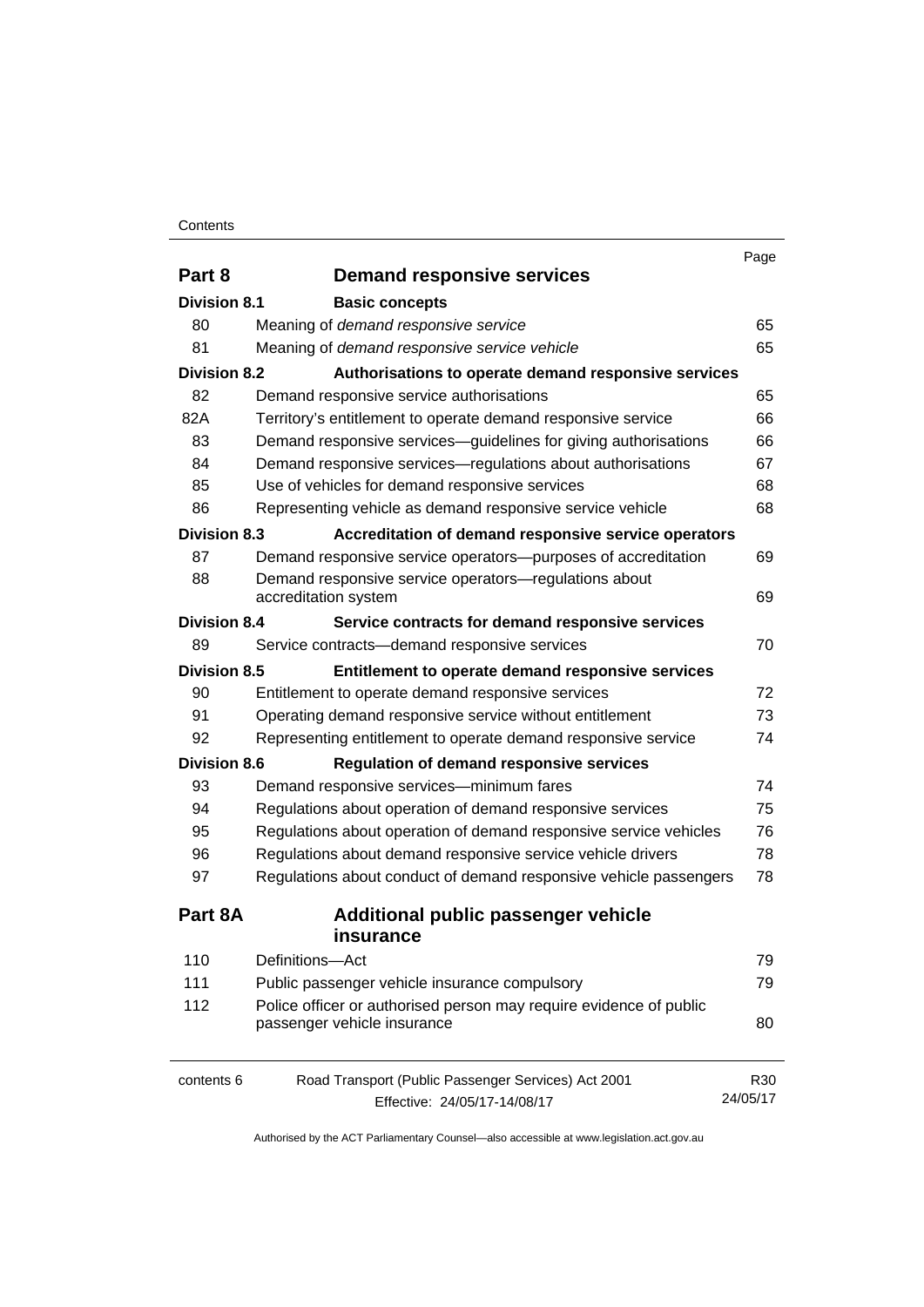| | | Page |
|---|---|---|
| **Part 8** | **Demand responsive services** | |
| **Division 8.1** | **Basic concepts** | |
| 80 | Meaning of *demand responsive service* | 65 |
| 81 | Meaning of *demand responsive service vehicle* | 65 |
| **Division 8.2** | **Authorisations to operate demand responsive services** | |
| 82 | Demand responsive service authorisations | 65 |
| 82A | Territory's entitlement to operate demand responsive service | 66 |
| 83 | Demand responsive services—guidelines for giving authorisations | 66 |
| 84 | Demand responsive services—regulations about authorisations | 67 |
| 85 | Use of vehicles for demand responsive services | 68 |
| 86 | Representing vehicle as demand responsive service vehicle | 68 |
| **Division 8.3** | **Accreditation of demand responsive service operators** | |
| 87 | Demand responsive service operators—purposes of accreditation | 69 |
| 88 | Demand responsive service operators—regulations about accreditation system | 69 |
| **Division 8.4** | **Service contracts for demand responsive services** | |
| 89 | Service contracts—demand responsive services | 70 |
| **Division 8.5** | **Entitlement to operate demand responsive services** | |
| 90 | Entitlement to operate demand responsive services | 72 |
| 91 | Operating demand responsive service without entitlement | 73 |
| 92 | Representing entitlement to operate demand responsive service | 74 |
| **Division 8.6** | **Regulation of demand responsive services** | |
| 93 | Demand responsive services—minimum fares | 74 |
| 94 | Regulations about operation of demand responsive services | 75 |
| 95 | Regulations about operation of demand responsive service vehicles | 76 |
| 96 | Regulations about demand responsive service vehicle drivers | 78 |
| 97 | Regulations about conduct of demand responsive vehicle passengers | 78 |
| **Part 8A** | **Additional public passenger vehicle insurance** | |
| 110 | Definitions—Act | 79 |
| 111 | Public passenger vehicle insurance compulsory | 79 |
| 112 | Police officer or authorised person may require evidence of public passenger vehicle insurance | 80 |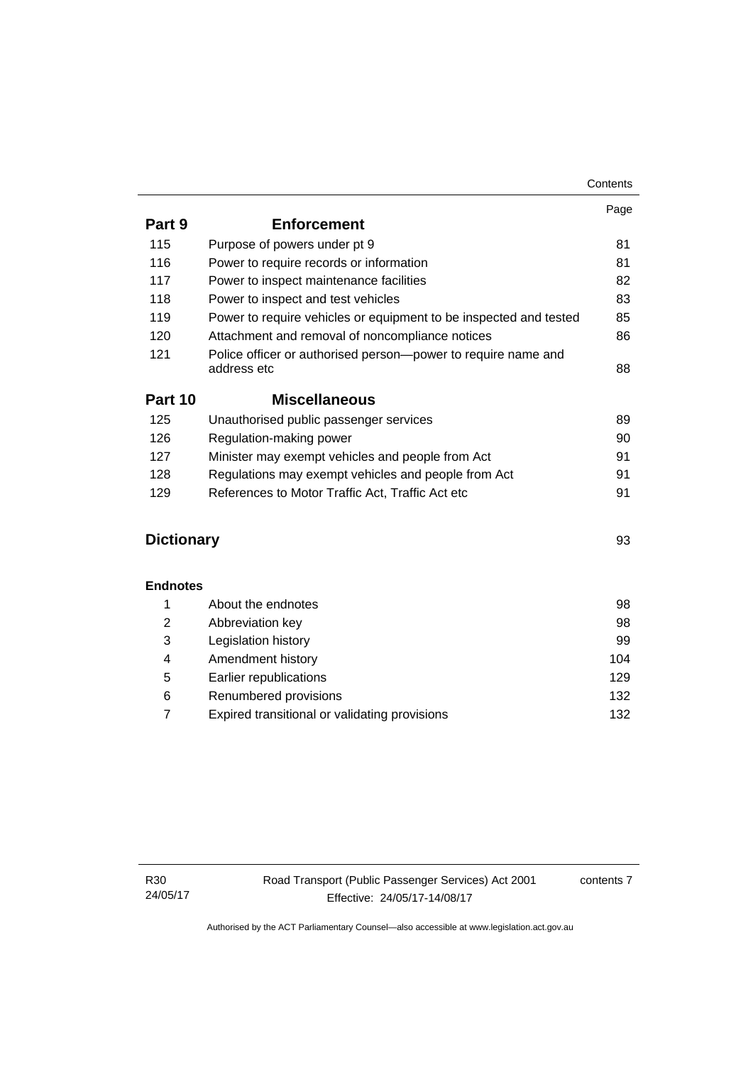| | | Page |
|---|---|---|
| **Part 9** | **Enforcement** | |
| 115 | Purpose of powers under pt 9 | 81 |
| 116 | Power to require records or information | 81 |
| 117 | Power to inspect maintenance facilities | 82 |
| 118 | Power to inspect and test vehicles | 83 |
| 119 | Power to require vehicles or equipment to be inspected and tested | 85 |
| 120 | Attachment and removal of noncompliance notices | 86 |
| 121 | Police officer or authorised person—power to require name and address etc | 88 |
| **Part 10** | **Miscellaneous** | |
| 125 | Unauthorised public passenger services | 89 |
| 126 | Regulation-making power | 90 |
| 127 | Minister may exempt vehicles and people from Act | 91 |
| 128 | Regulations may exempt vehicles and people from Act | 91 |
| 129 | References to Motor Traffic Act, Traffic Act etc | 91 |
| **Dictionary** | | 93 |
| **Endnotes** | | |
| 1 | About the endnotes | 98 |
| 2 | Abbreviation key | 98 |
| 3 | Legislation history | 99 |
| 4 | Amendment history | 104 |
| 5 | Earlier republications | 129 |
| 6 | Renumbered provisions | 132 |
| 7 | Expired transitional or validating provisions | 132 |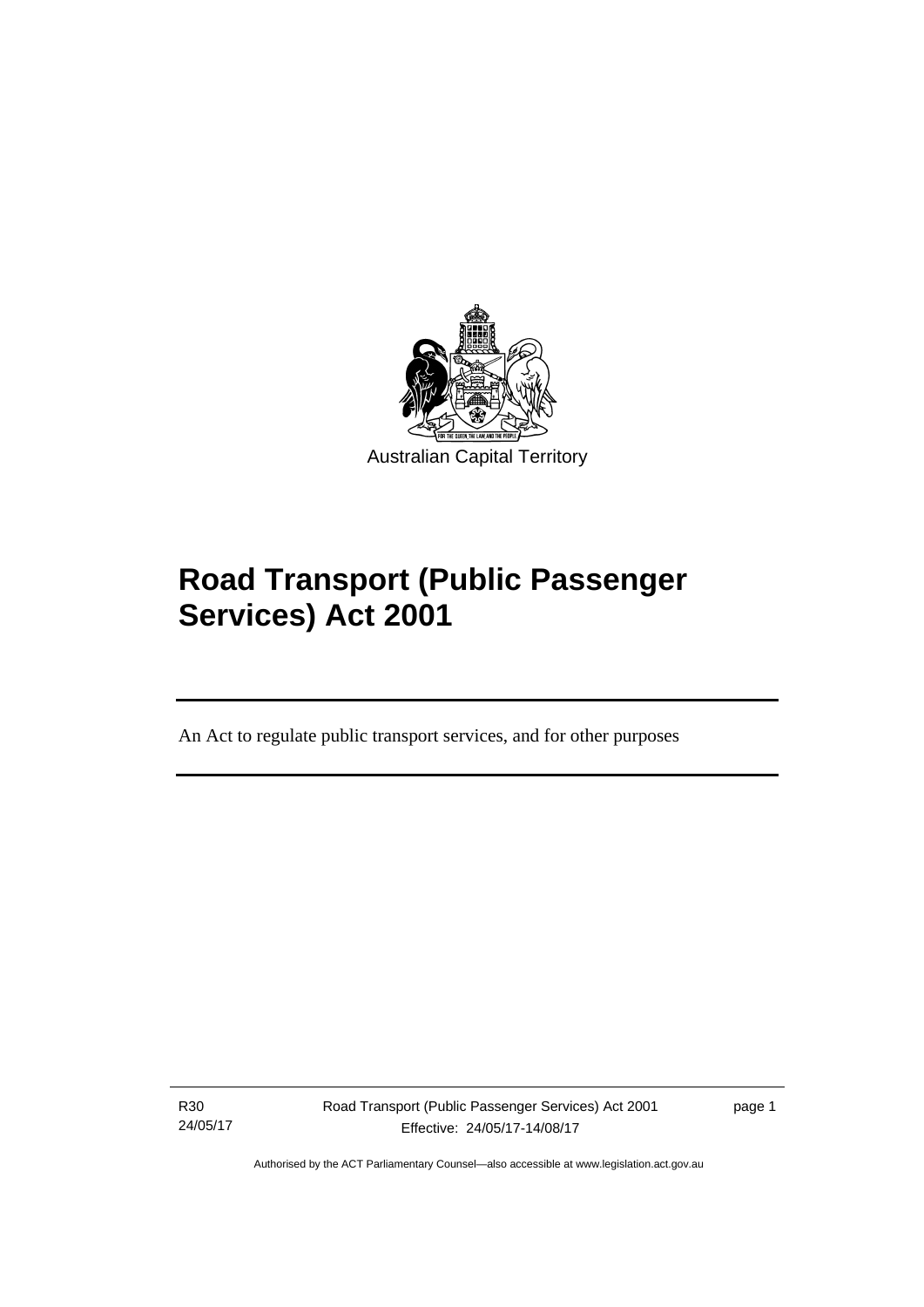Australian Capital Territory

# Road Transport (Public Passenger Services) Act 2001

An Act to regulate public transport services, and for other purposes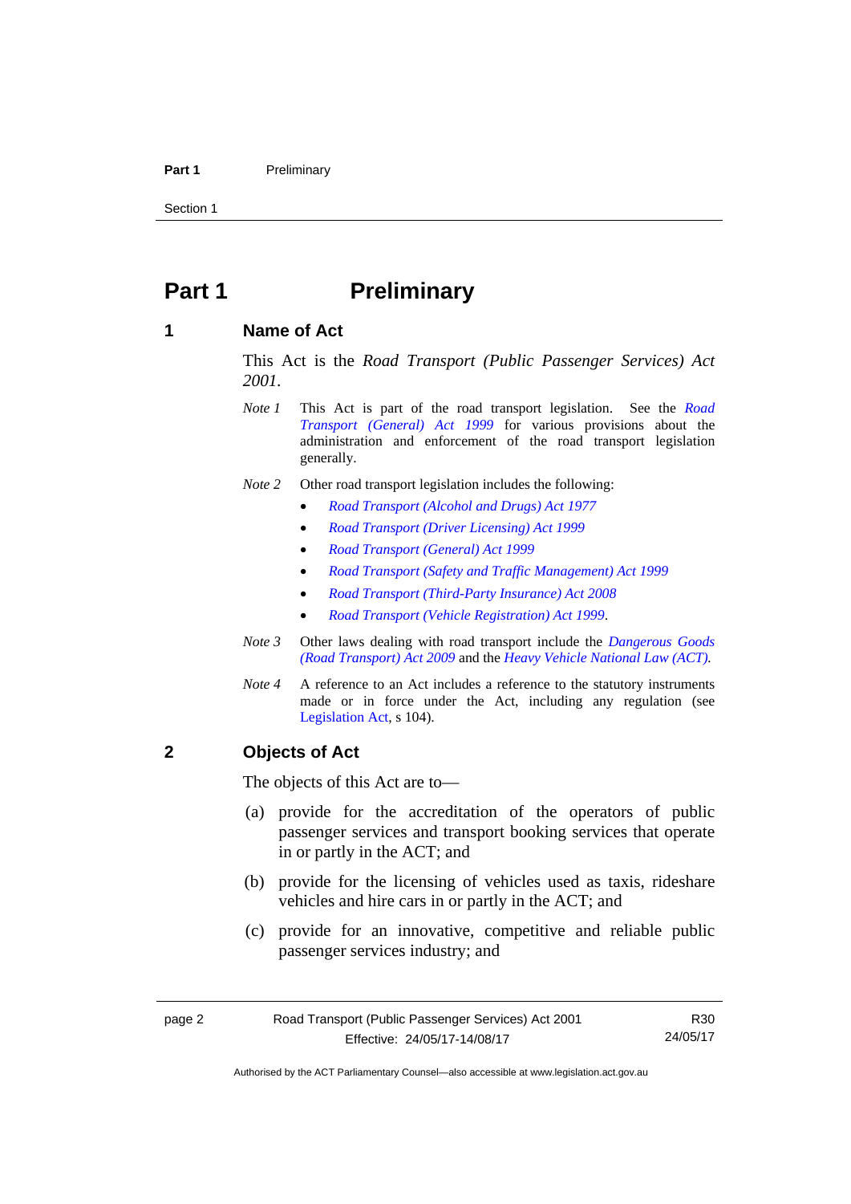# Part 1 Preliminary

## 1 Name of Act

This Act is the *Road Transport (Public Passenger Services) Act 2001*.

*Note 1* This Act is part of the road transport legislation. See the *Road Transport (General) Act 1999* for various provisions about the administration and enforcement of the road transport legislation generally.

*Note 2* Other road transport legislation includes the following:

- *Road Transport (Alcohol and Drugs) Act 1977*
- *Road Transport (Driver Licensing) Act 1999*
- *Road Transport (General) Act 1999*
- *Road Transport (Safety and Traffic Management) Act 1999*
- *Road Transport (Third-Party Insurance) Act 2008*
- *Road Transport (Vehicle Registration) Act 1999*.

*Note 3* Other laws dealing with road transport include the *Dangerous Goods (Road Transport) Act 2009* and the *Heavy Vehicle National Law (ACT)*.

*Note 4* A reference to an Act includes a reference to the statutory instruments made or in force under the Act, including any regulation (see Legislation Act, s 104).

## 2 Objects of Act

The objects of this Act are to—

(a) provide for the accreditation of the operators of public passenger services and transport booking services that operate in or partly in the ACT; and

(b) provide for the licensing of vehicles used as taxis, rideshare vehicles and hire cars in or partly in the ACT; and

(c) provide for an innovative, competitive and reliable public passenger services industry; and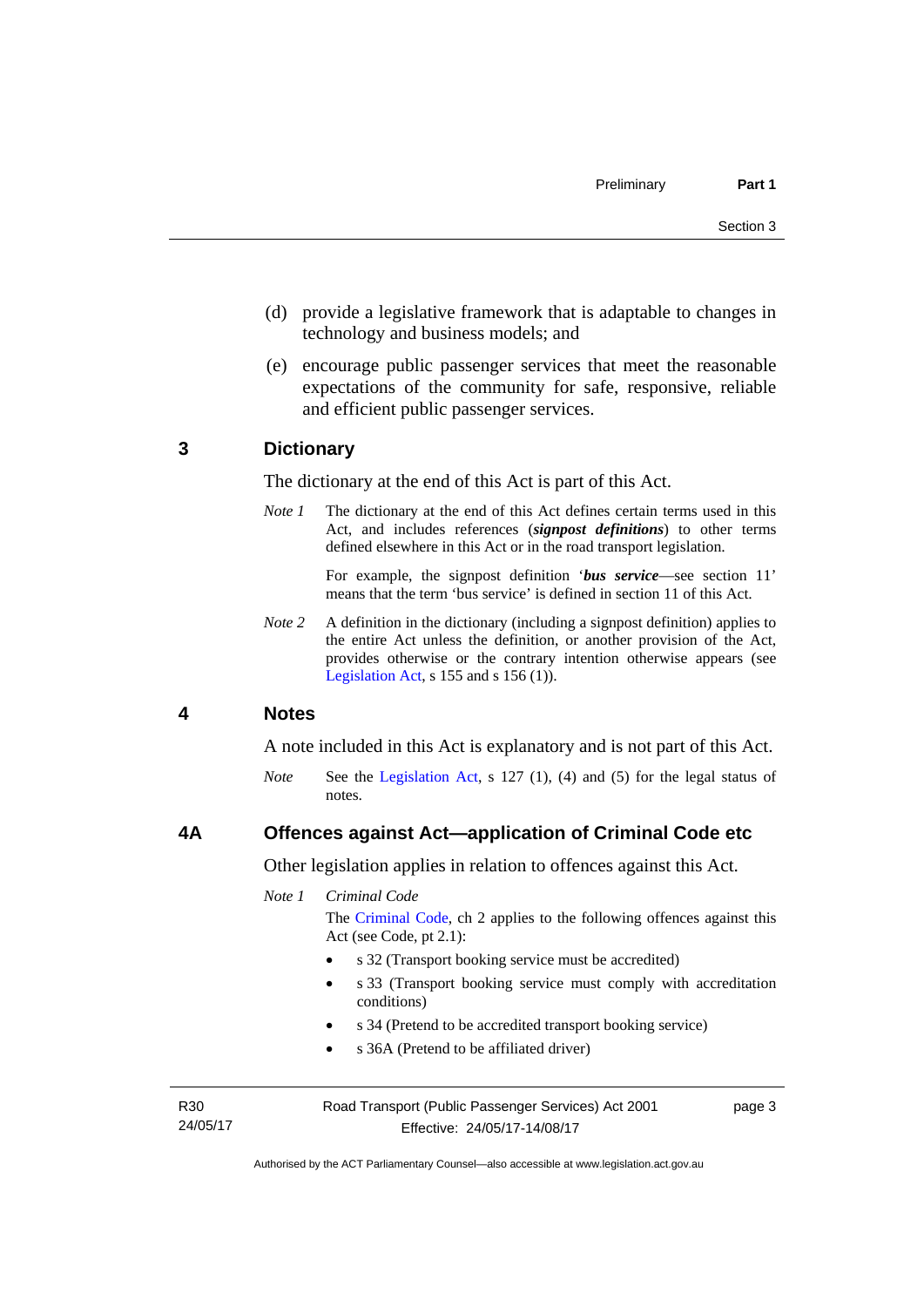(d) provide a legislative framework that is adaptable to changes in technology and business models; and

(e) encourage public passenger services that meet the reasonable expectations of the community for safe, responsive, reliable and efficient public passenger services.

## 3 Dictionary

The dictionary at the end of this Act is part of this Act.

*Note 1* The dictionary at the end of this Act defines certain terms used in this Act, and includes references (***signpost definitions***) to other terms defined elsewhere in this Act or in the road transport legislation.

For example, the signpost definition '***bus service***—see section 11' means that the term 'bus service' is defined in section 11 of this Act.

*Note 2* A definition in the dictionary (including a signpost definition) applies to the entire Act unless the definition, or another provision of the Act, provides otherwise or the contrary intention otherwise appears (see Legislation Act, s 155 and s 156 (1)).

## 4 Notes

A note included in this Act is explanatory and is not part of this Act.

*Note* See the Legislation Act, s 127 (1), (4) and (5) for the legal status of notes.

## 4A Offences against Act—application of Criminal Code etc

Other legislation applies in relation to offences against this Act.

*Note 1* *Criminal Code*

The Criminal Code, ch 2 applies to the following offences against this Act (see Code, pt 2.1):

- s 32 (Transport booking service must be accredited)
- s 33 (Transport booking service must comply with accreditation conditions)
- s 34 (Pretend to be accredited transport booking service)
- s 36A (Pretend to be affiliated driver)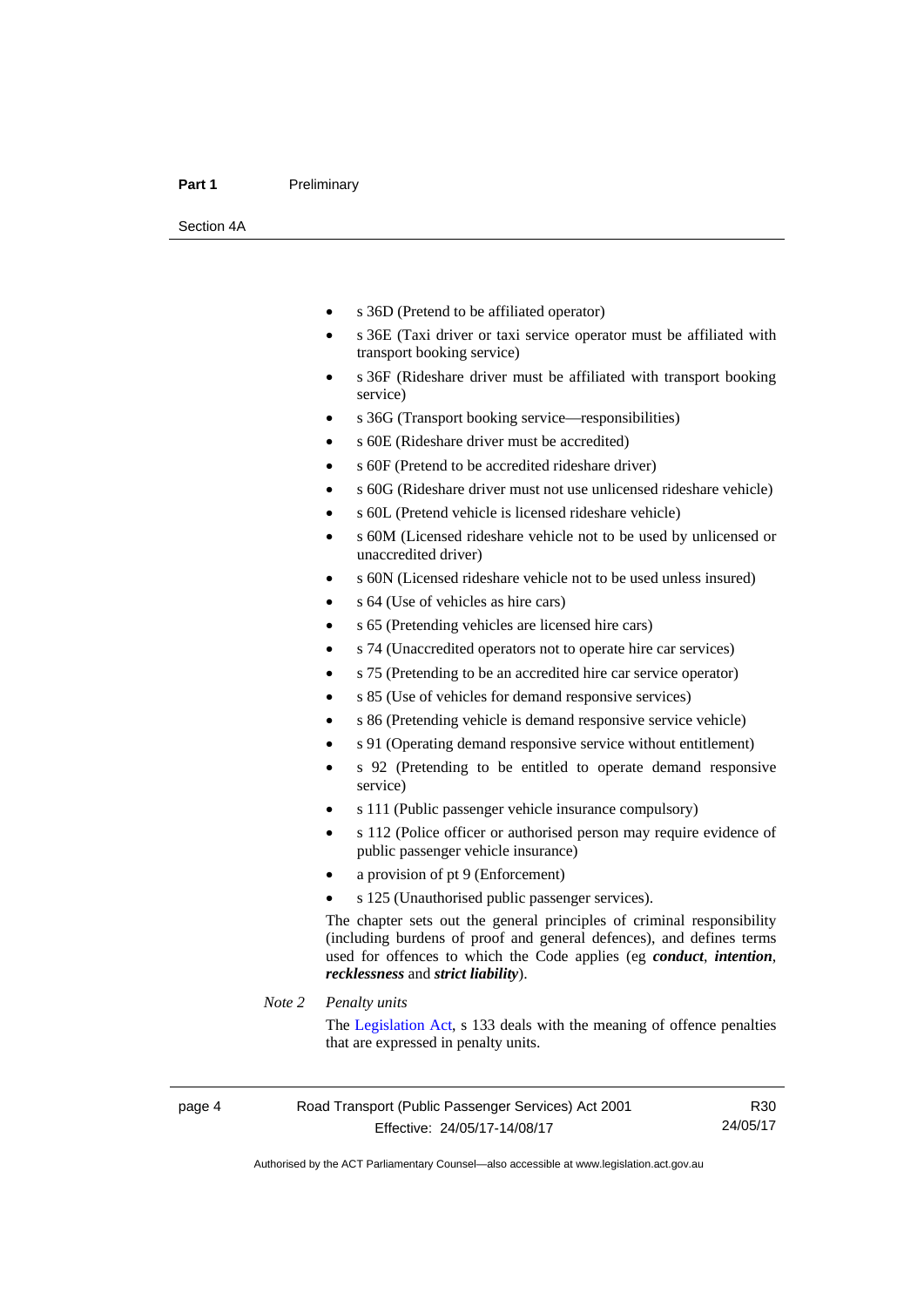- s 36D (Pretend to be affiliated operator)
- s 36E (Taxi driver or taxi service operator must be affiliated with transport booking service)
- s 36F (Rideshare driver must be affiliated with transport booking service)
- s 36G (Transport booking service—responsibilities)
- s 60E (Rideshare driver must be accredited)
- s 60F (Pretend to be accredited rideshare driver)
- s 60G (Rideshare driver must not use unlicensed rideshare vehicle)
- s 60L (Pretend vehicle is licensed rideshare vehicle)
- s 60M (Licensed rideshare vehicle not to be used by unlicensed or unaccredited driver)
- s 60N (Licensed rideshare vehicle not to be used unless insured)
- s 64 (Use of vehicles as hire cars)
- s 65 (Pretending vehicles are licensed hire cars)
- s 74 (Unaccredited operators not to operate hire car services)
- s 75 (Pretending to be an accredited hire car service operator)
- s 85 (Use of vehicles for demand responsive services)
- s 86 (Pretending vehicle is demand responsive service vehicle)
- s 91 (Operating demand responsive service without entitlement)
- s 92 (Pretending to be entitled to operate demand responsive service)
- s 111 (Public passenger vehicle insurance compulsory)
- s 112 (Police officer or authorised person may require evidence of public passenger vehicle insurance)
- a provision of pt 9 (Enforcement)
- s 125 (Unauthorised public passenger services).

The chapter sets out the general principles of criminal responsibility (including burdens of proof and general defences), and defines terms used for offences to which the Code applies (eg ***conduct***, ***intention***, ***recklessness*** and ***strict liability***).

*Note 2* *Penalty units*

The Legislation Act, s 133 deals with the meaning of offence penalties that are expressed in penalty units.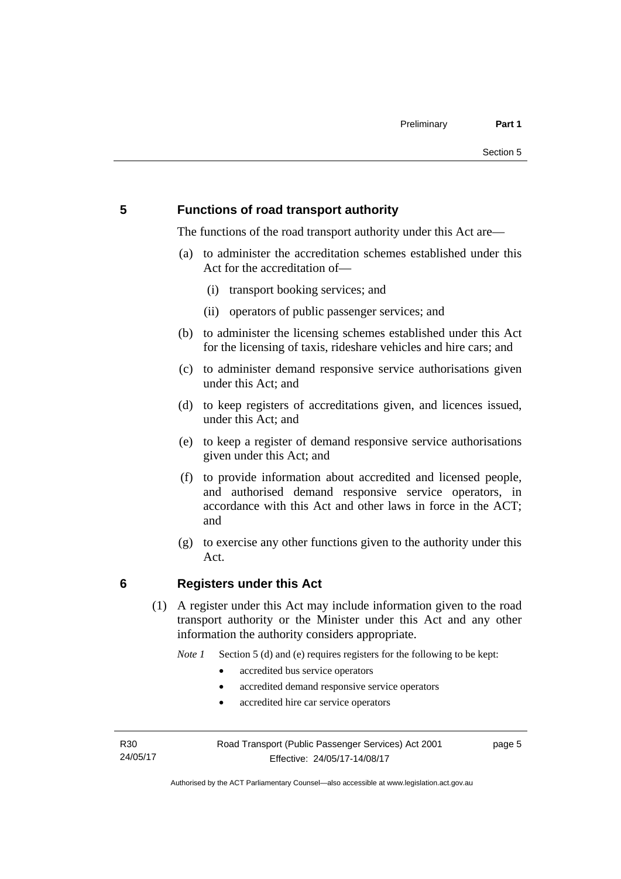## 5 Functions of road transport authority

The functions of the road transport authority under this Act are—

(a) to administer the accreditation schemes established under this Act for the accreditation of—

  (i) transport booking services; and

  (ii) operators of public passenger services; and

(b) to administer the licensing schemes established under this Act for the licensing of taxis, rideshare vehicles and hire cars; and

(c) to administer demand responsive service authorisations given under this Act; and

(d) to keep registers of accreditations given, and licences issued, under this Act; and

(e) to keep a register of demand responsive service authorisations given under this Act; and

(f) to provide information about accredited and licensed people, and authorised demand responsive service operators, in accordance with this Act and other laws in force in the ACT; and

(g) to exercise any other functions given to the authority under this Act.

## 6 Registers under this Act

(1) A register under this Act may include information given to the road transport authority or the Minister under this Act and any other information the authority considers appropriate.

*Note 1* Section 5 (d) and (e) requires registers for the following to be kept:

- accredited bus service operators
- accredited demand responsive service operators
- accredited hire car service operators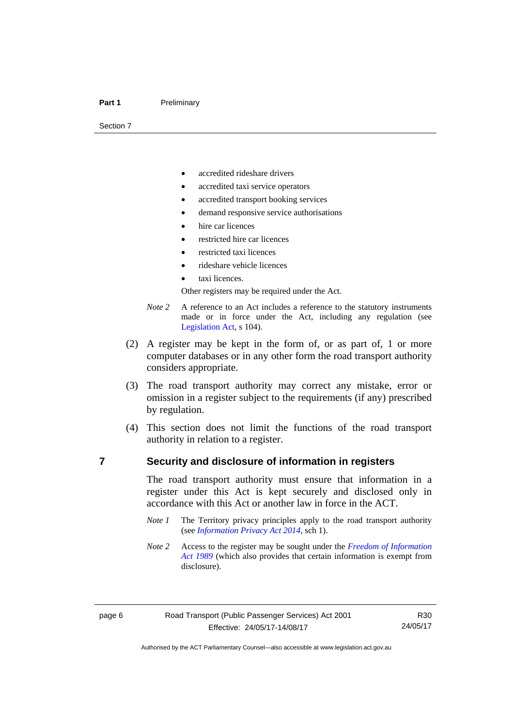- accredited rideshare drivers
- accredited taxi service operators
- accredited transport booking services
- demand responsive service authorisations
- hire car licences
- restricted hire car licences
- restricted taxi licences
- rideshare vehicle licences
- taxi licences.

Other registers may be required under the Act.

*Note 2* A reference to an Act includes a reference to the statutory instruments made or in force under the Act, including any regulation (see Legislation Act, s 104).

(2) A register may be kept in the form of, or as part of, 1 or more computer databases or in any other form the road transport authority considers appropriate.

(3) The road transport authority may correct any mistake, error or omission in a register subject to the requirements (if any) prescribed by regulation.

(4) This section does not limit the functions of the road transport authority in relation to a register.

## 7 Security and disclosure of information in registers

The road transport authority must ensure that information in a register under this Act is kept securely and disclosed only in accordance with this Act or another law in force in the ACT.

*Note 1* The Territory privacy principles apply to the road transport authority (see *Information Privacy Act 2014*, sch 1).

*Note 2* Access to the register may be sought under the *Freedom of Information Act 1989* (which also provides that certain information is exempt from disclosure).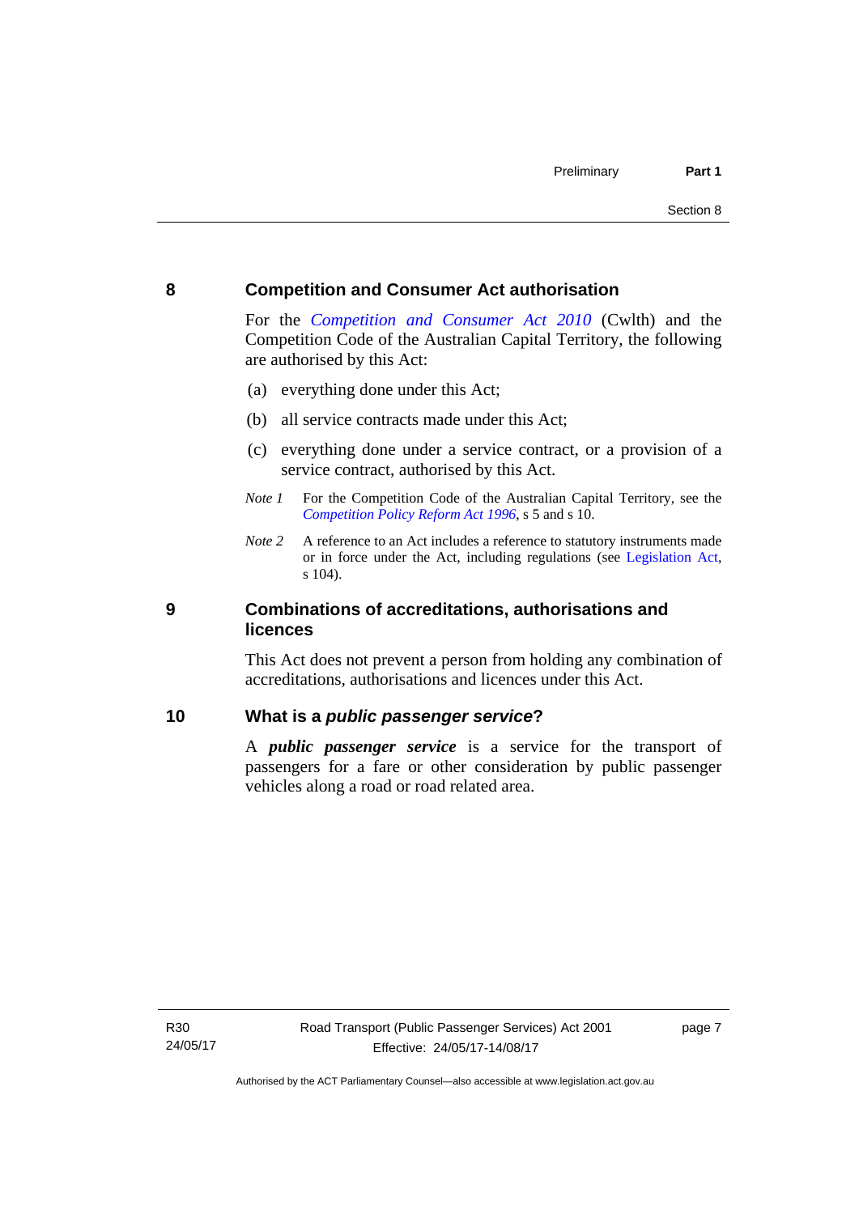## 8 Competition and Consumer Act authorisation

For the *Competition and Consumer Act 2010* (Cwlth) and the Competition Code of the Australian Capital Territory, the following are authorised by this Act:

(a) everything done under this Act;

(b) all service contracts made under this Act;

(c) everything done under a service contract, or a provision of a service contract, authorised by this Act.

*Note 1* For the Competition Code of the Australian Capital Territory, see the *Competition Policy Reform Act 1996*, s 5 and s 10.

*Note 2* A reference to an Act includes a reference to statutory instruments made or in force under the Act, including regulations (see Legislation Act, s 104).

## 9 Combinations of accreditations, authorisations and licences

This Act does not prevent a person from holding any combination of accreditations, authorisations and licences under this Act.

## 10 What is a *public passenger service*?

A ***public passenger service*** is a service for the transport of passengers for a fare or other consideration by public passenger vehicles along a road or road related area.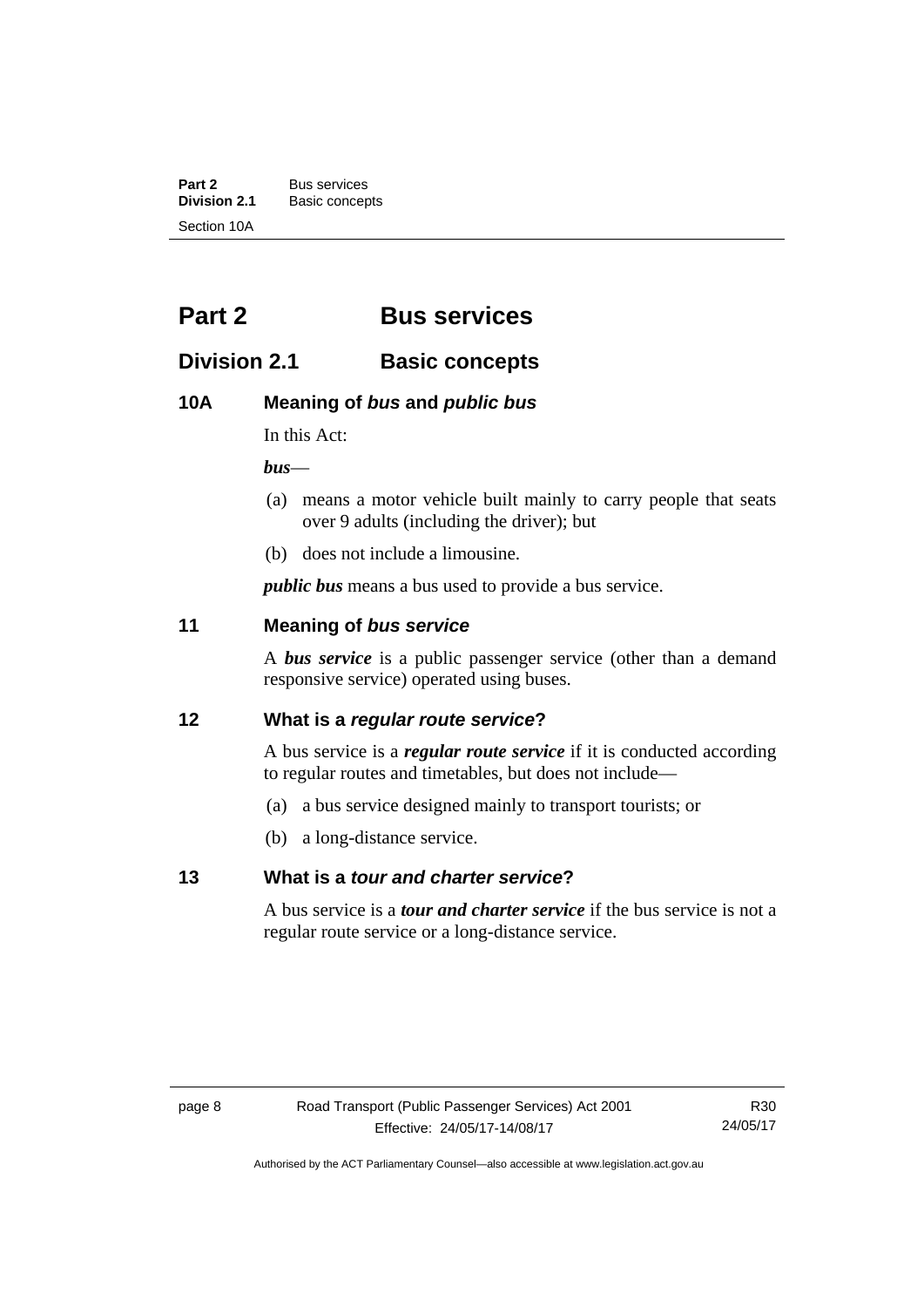# Part 2 Bus services

## Division 2.1 Basic concepts

### 10A Meaning of *bus* and *public bus*

In this Act:

***bus***—

(a) means a motor vehicle built mainly to carry people that seats over 9 adults (including the driver); but

(b) does not include a limousine.

***public bus*** means a bus used to provide a bus service.

### 11 Meaning of *bus service*

A ***bus service*** is a public passenger service (other than a demand responsive service) operated using buses.

### 12 What is a *regular route service*?

A bus service is a ***regular route service*** if it is conducted according to regular routes and timetables, but does not include—

(a) a bus service designed mainly to transport tourists; or

(b) a long-distance service.

### 13 What is a *tour and charter service*?

A bus service is a ***tour and charter service*** if the bus service is not a regular route service or a long-distance service.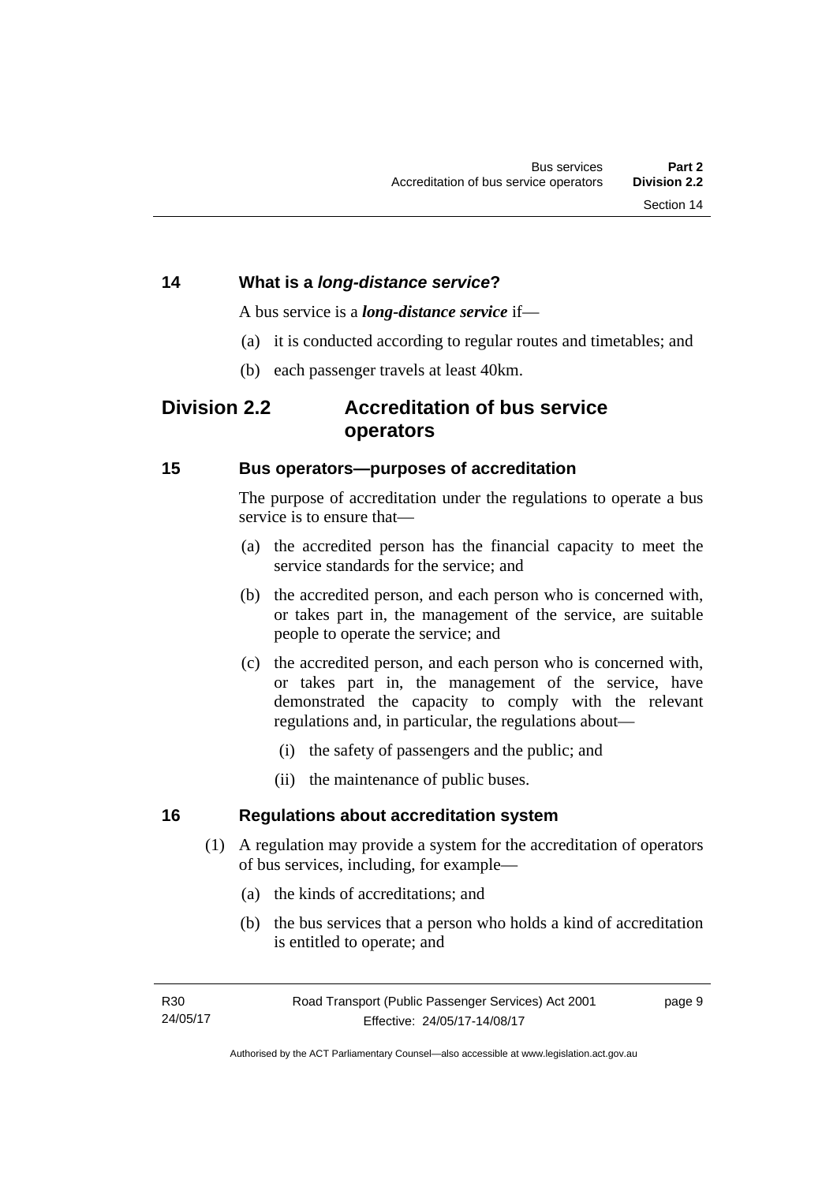### 14 What is a ***long-distance service***?

A bus service is a ***long-distance service*** if—

(a) it is conducted according to regular routes and timetables; and

(b) each passenger travels at least 40km.

## Division 2.2 Accreditation of bus service operators

### 15 Bus operators—purposes of accreditation

The purpose of accreditation under the regulations to operate a bus service is to ensure that—

(a) the accredited person has the financial capacity to meet the service standards for the service; and

(b) the accredited person, and each person who is concerned with, or takes part in, the management of the service, are suitable people to operate the service; and

(c) the accredited person, and each person who is concerned with, or takes part in, the management of the service, have demonstrated the capacity to comply with the relevant regulations and, in particular, the regulations about—

(i) the safety of passengers and the public; and

(ii) the maintenance of public buses.

### 16 Regulations about accreditation system

(1) A regulation may provide a system for the accreditation of operators of bus services, including, for example—

(a) the kinds of accreditations; and

(b) the bus services that a person who holds a kind of accreditation is entitled to operate; and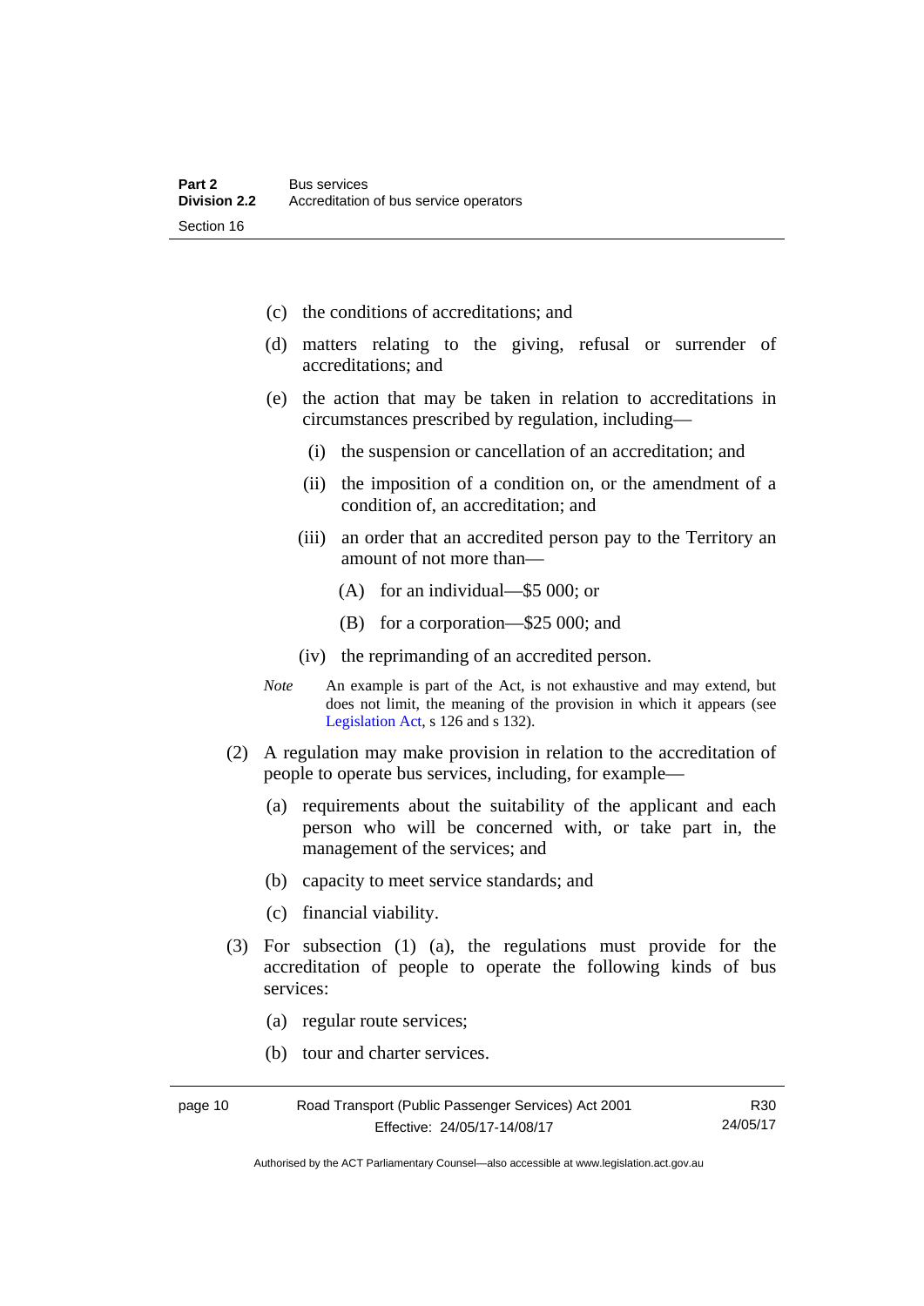(c) the conditions of accreditations; and

(d) matters relating to the giving, refusal or surrender of accreditations; and

(e) the action that may be taken in relation to accreditations in circumstances prescribed by regulation, including—

(i) the suspension or cancellation of an accreditation; and

(ii) the imposition of a condition on, or the amendment of a condition of, an accreditation; and

(iii) an order that an accredited person pay to the Territory an amount of not more than—

(A) for an individual—$5 000; or

(B) for a corporation—$25 000; and

(iv) the reprimanding of an accredited person.

*Note* An example is part of the Act, is not exhaustive and may extend, but does not limit, the meaning of the provision in which it appears (see Legislation Act, s 126 and s 132).

(2) A regulation may make provision in relation to the accreditation of people to operate bus services, including, for example—

(a) requirements about the suitability of the applicant and each person who will be concerned with, or take part in, the management of the services; and

(b) capacity to meet service standards; and

(c) financial viability.

(3) For subsection (1) (a), the regulations must provide for the accreditation of people to operate the following kinds of bus services:

(a) regular route services;

(b) tour and charter services.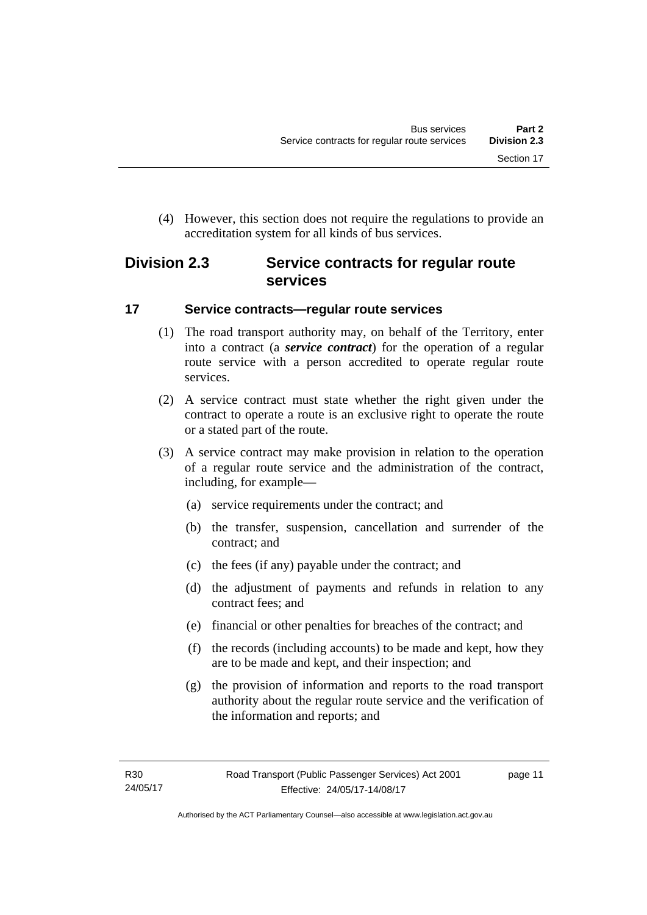(4) However, this section does not require the regulations to provide an accreditation system for all kinds of bus services.

## Division 2.3 Service contracts for regular route services

### 17 Service contracts—regular route services

(1) The road transport authority may, on behalf of the Territory, enter into a contract (a ***service contract***) for the operation of a regular route service with a person accredited to operate regular route services.

(2) A service contract must state whether the right given under the contract to operate a route is an exclusive right to operate the route or a stated part of the route.

(3) A service contract may make provision in relation to the operation of a regular route service and the administration of the contract, including, for example—

(a) service requirements under the contract; and

(b) the transfer, suspension, cancellation and surrender of the contract; and

(c) the fees (if any) payable under the contract; and

(d) the adjustment of payments and refunds in relation to any contract fees; and

(e) financial or other penalties for breaches of the contract; and

(f) the records (including accounts) to be made and kept, how they are to be made and kept, and their inspection; and

(g) the provision of information and reports to the road transport authority about the regular route service and the verification of the information and reports; and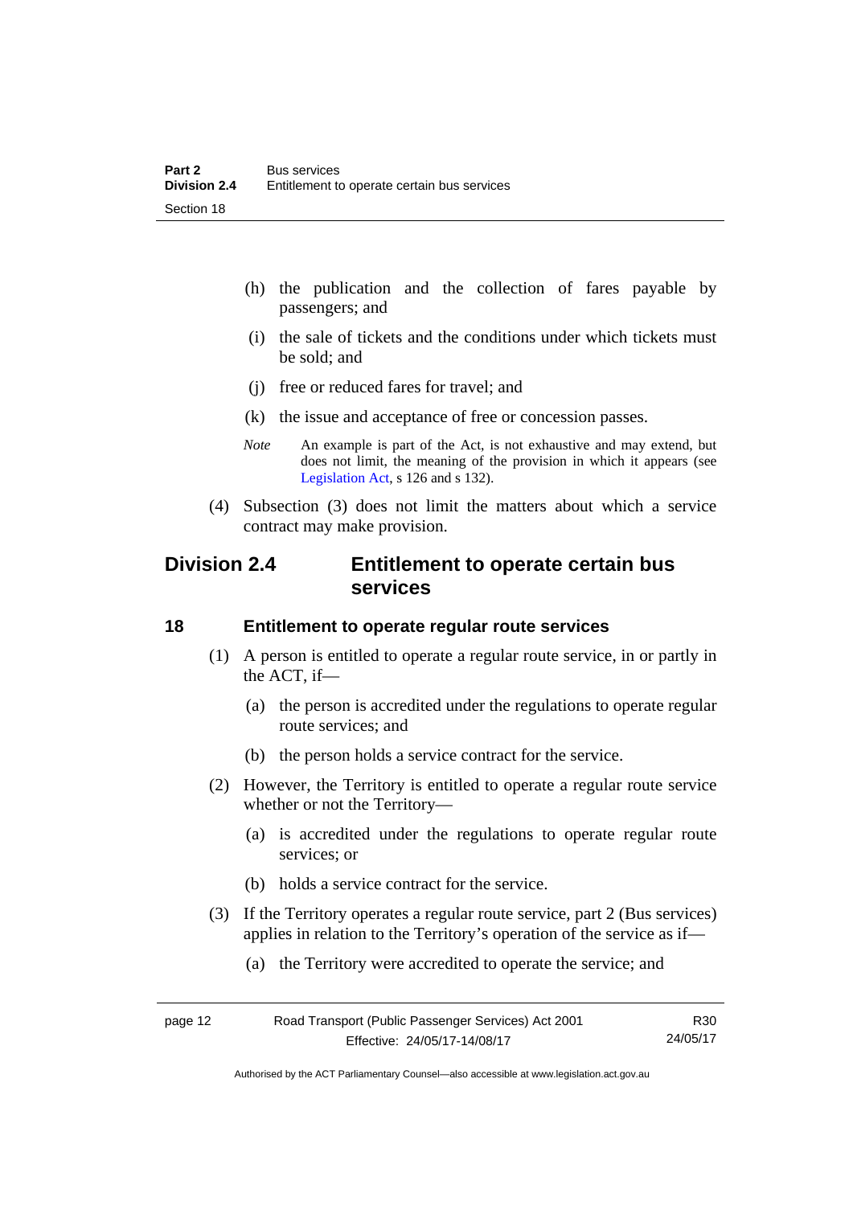(h) the publication and the collection of fares payable by passengers; and

(i) the sale of tickets and the conditions under which tickets must be sold; and

(j) free or reduced fares for travel; and

(k) the issue and acceptance of free or concession passes.

*Note* An example is part of the Act, is not exhaustive and may extend, but does not limit, the meaning of the provision in which it appears (see Legislation Act, s 126 and s 132).

(4) Subsection (3) does not limit the matters about which a service contract may make provision.

## Division 2.4 Entitlement to operate certain bus services

### 18 Entitlement to operate regular route services

(1) A person is entitled to operate a regular route service, in or partly in the ACT, if—

(a) the person is accredited under the regulations to operate regular route services; and

(b) the person holds a service contract for the service.

(2) However, the Territory is entitled to operate a regular route service whether or not the Territory—

(a) is accredited under the regulations to operate regular route services; or

(b) holds a service contract for the service.

(3) If the Territory operates a regular route service, part 2 (Bus services) applies in relation to the Territory's operation of the service as if—

(a) the Territory were accredited to operate the service; and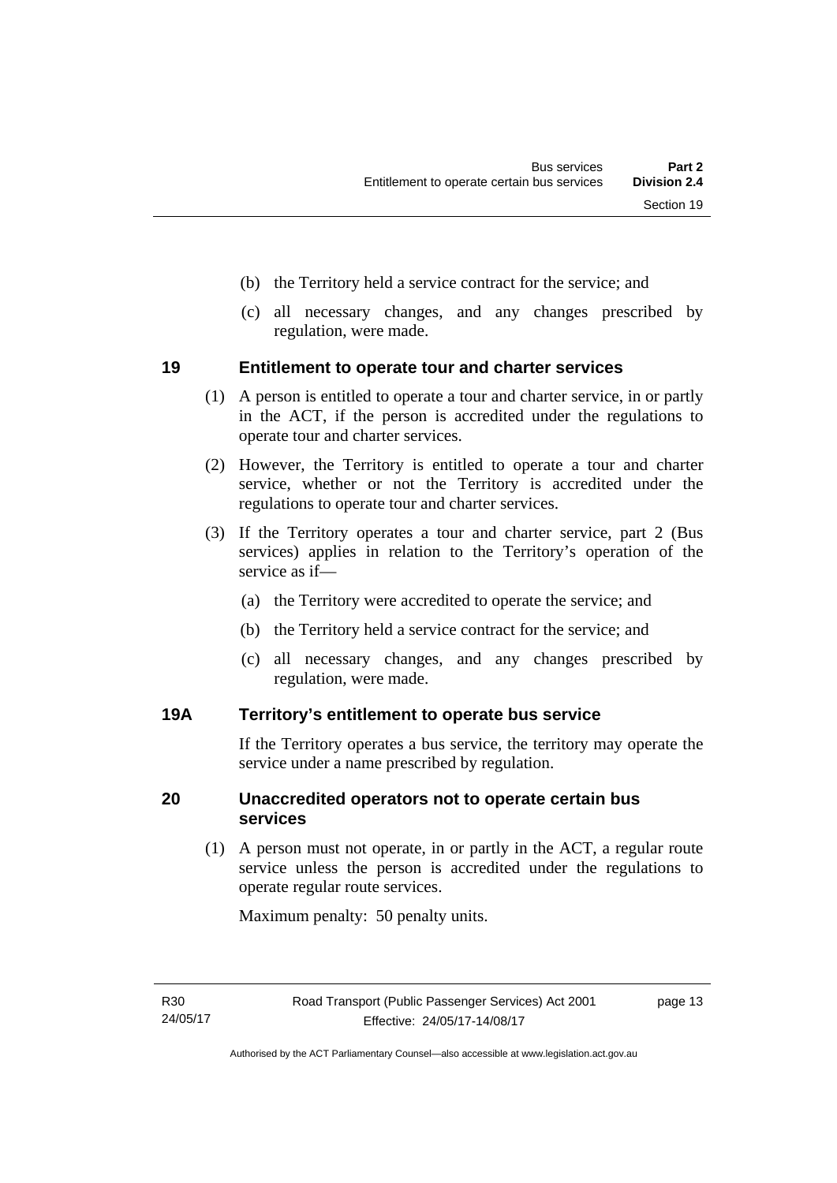(b) the Territory held a service contract for the service; and

(c) all necessary changes, and any changes prescribed by regulation, were made.

## 19 Entitlement to operate tour and charter services

(1) A person is entitled to operate a tour and charter service, in or partly in the ACT, if the person is accredited under the regulations to operate tour and charter services.

(2) However, the Territory is entitled to operate a tour and charter service, whether or not the Territory is accredited under the regulations to operate tour and charter services.

(3) If the Territory operates a tour and charter service, part 2 (Bus services) applies in relation to the Territory's operation of the service as if—

(a) the Territory were accredited to operate the service; and

(b) the Territory held a service contract for the service; and

(c) all necessary changes, and any changes prescribed by regulation, were made.

## 19A Territory's entitlement to operate bus service

If the Territory operates a bus service, the territory may operate the service under a name prescribed by regulation.

## 20 Unaccredited operators not to operate certain bus services

(1) A person must not operate, in or partly in the ACT, a regular route service unless the person is accredited under the regulations to operate regular route services.

Maximum penalty: 50 penalty units.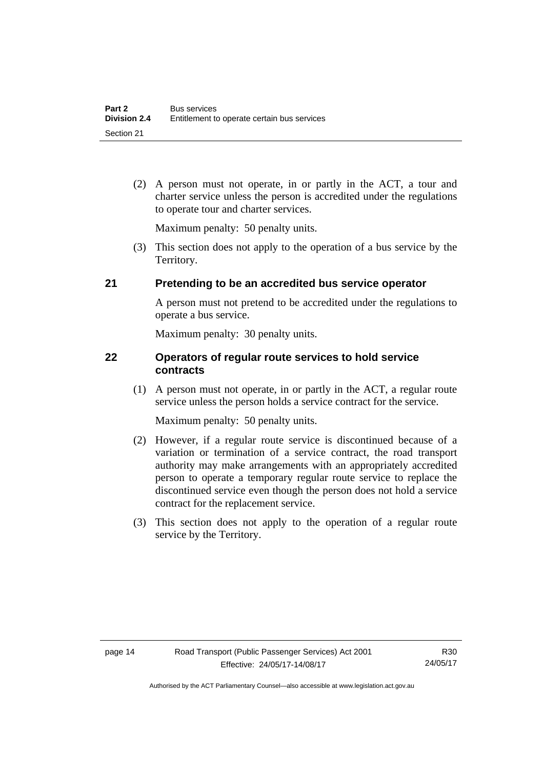(2) A person must not operate, in or partly in the ACT, a tour and charter service unless the person is accredited under the regulations to operate tour and charter services.

Maximum penalty: 50 penalty units.

(3) This section does not apply to the operation of a bus service by the Territory.

## 21 Pretending to be an accredited bus service operator

A person must not pretend to be accredited under the regulations to operate a bus service.

Maximum penalty: 30 penalty units.

## 22 Operators of regular route services to hold service contracts

(1) A person must not operate, in or partly in the ACT, a regular route service unless the person holds a service contract for the service.

Maximum penalty: 50 penalty units.

(2) However, if a regular route service is discontinued because of a variation or termination of a service contract, the road transport authority may make arrangements with an appropriately accredited person to operate a temporary regular route service to replace the discontinued service even though the person does not hold a service contract for the replacement service.

(3) This section does not apply to the operation of a regular route service by the Territory.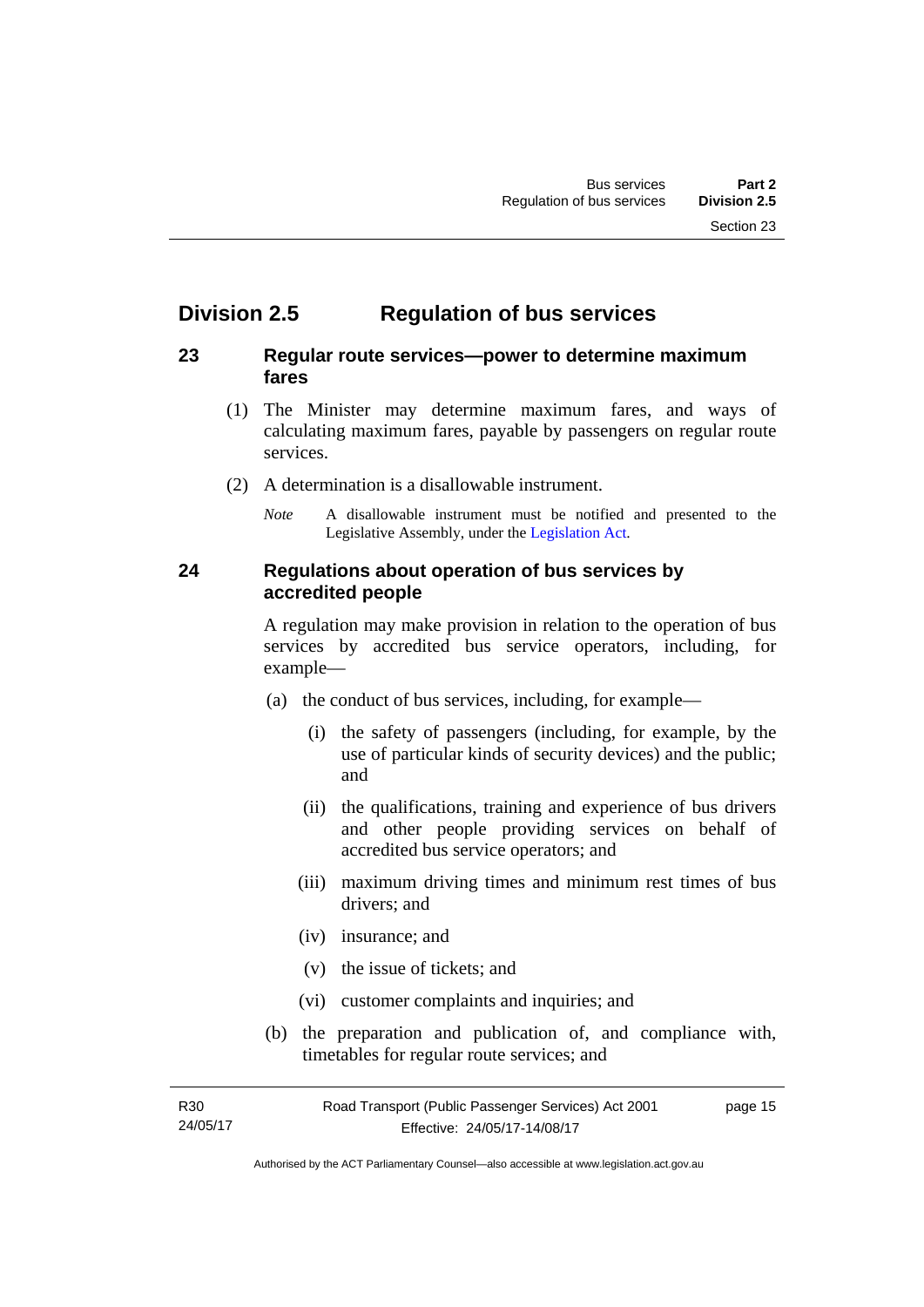## Division 2.5 Regulation of bus services

### 23 Regular route services—power to determine maximum fares

(1) The Minister may determine maximum fares, and ways of calculating maximum fares, payable by passengers on regular route services.

(2) A determination is a disallowable instrument.

*Note* A disallowable instrument must be notified and presented to the Legislative Assembly, under the Legislation Act.

### 24 Regulations about operation of bus services by accredited people

A regulation may make provision in relation to the operation of bus services by accredited bus service operators, including, for example—

(a) the conduct of bus services, including, for example—

(i) the safety of passengers (including, for example, by the use of particular kinds of security devices) and the public; and

(ii) the qualifications, training and experience of bus drivers and other people providing services on behalf of accredited bus service operators; and

(iii) maximum driving times and minimum rest times of bus drivers; and

(iv) insurance; and

(v) the issue of tickets; and

(vi) customer complaints and inquiries; and

(b) the preparation and publication of, and compliance with, timetables for regular route services; and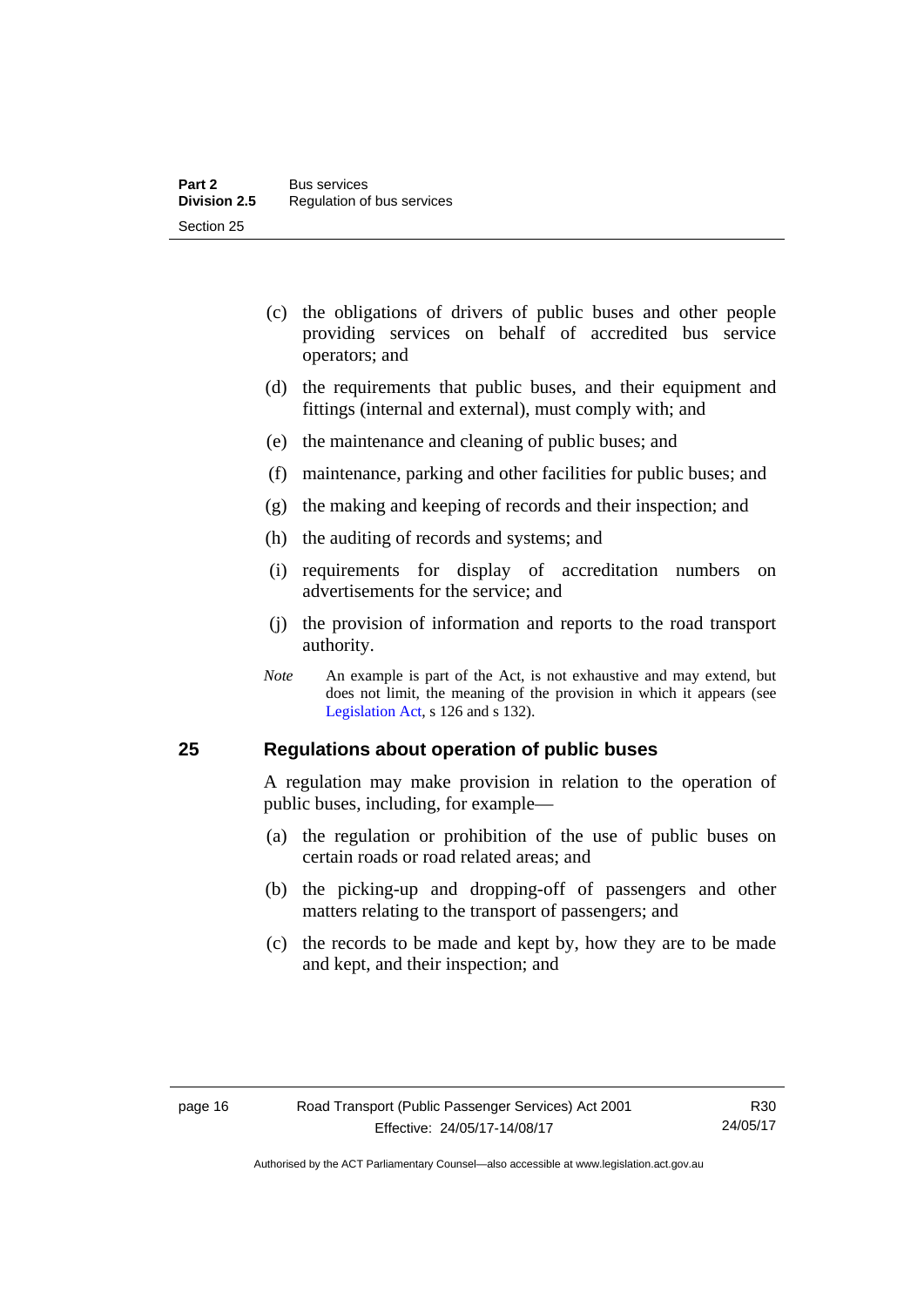(c) the obligations of drivers of public buses and other people providing services on behalf of accredited bus service operators; and

(d) the requirements that public buses, and their equipment and fittings (internal and external), must comply with; and

(e) the maintenance and cleaning of public buses; and

(f) maintenance, parking and other facilities for public buses; and

(g) the making and keeping of records and their inspection; and

(h) the auditing of records and systems; and

(i) requirements for display of accreditation numbers on advertisements for the service; and

(j) the provision of information and reports to the road transport authority.

*Note* An example is part of the Act, is not exhaustive and may extend, but does not limit, the meaning of the provision in which it appears (see Legislation Act, s 126 and s 132).

## 25 Regulations about operation of public buses

A regulation may make provision in relation to the operation of public buses, including, for example—

(a) the regulation or prohibition of the use of public buses on certain roads or road related areas; and

(b) the picking-up and dropping-off of passengers and other matters relating to the transport of passengers; and

(c) the records to be made and kept by, how they are to be made and kept, and their inspection; and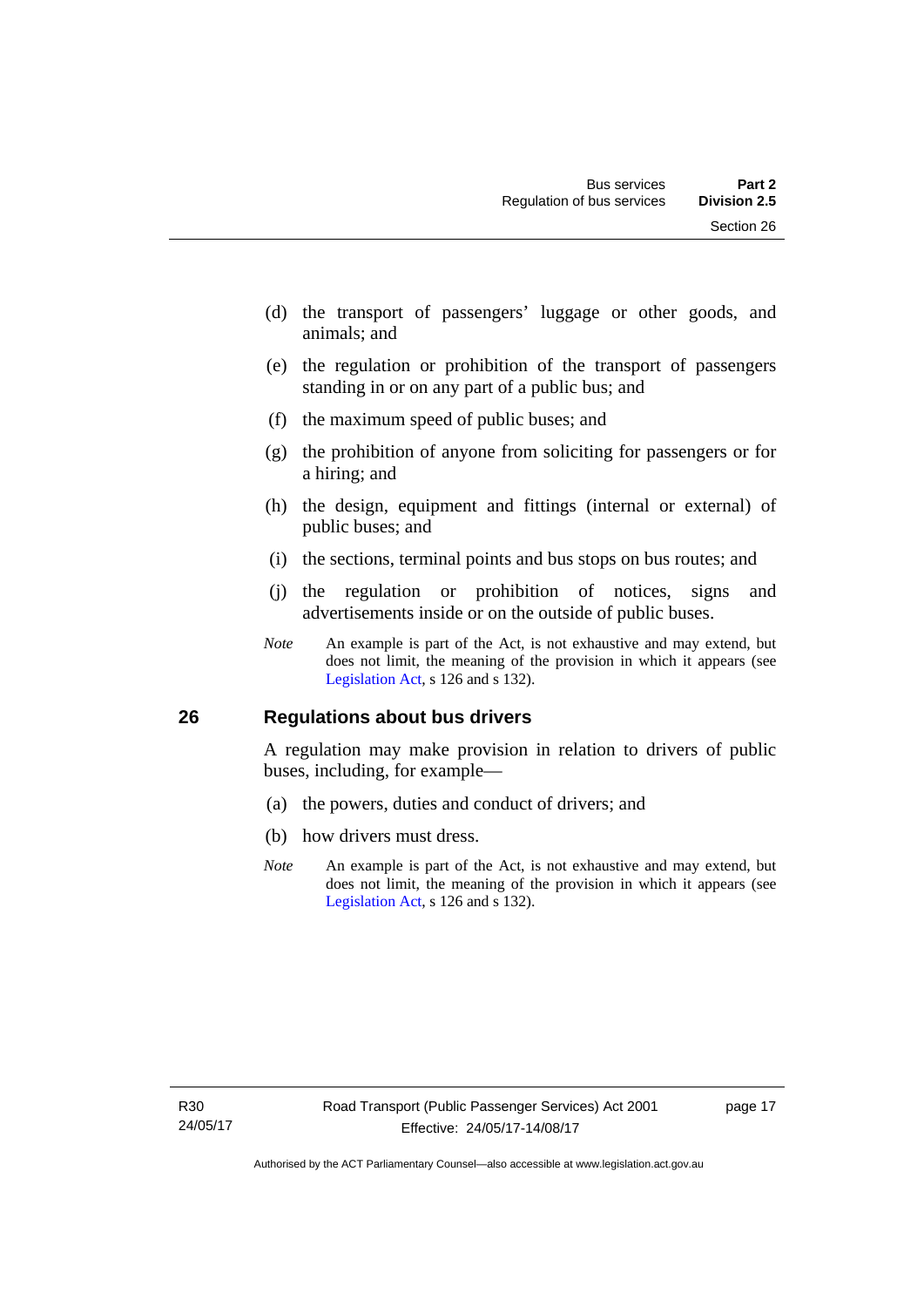(d) the transport of passengers' luggage or other goods, and animals; and

(e) the regulation or prohibition of the transport of passengers standing in or on any part of a public bus; and

(f) the maximum speed of public buses; and

(g) the prohibition of anyone from soliciting for passengers or for a hiring; and

(h) the design, equipment and fittings (internal or external) of public buses; and

(i) the sections, terminal points and bus stops on bus routes; and

(j) the regulation or prohibition of notices, signs and advertisements inside or on the outside of public buses.

*Note* An example is part of the Act, is not exhaustive and may extend, but does not limit, the meaning of the provision in which it appears (see Legislation Act, s 126 and s 132).

## 26 Regulations about bus drivers

A regulation may make provision in relation to drivers of public buses, including, for example—

(a) the powers, duties and conduct of drivers; and

(b) how drivers must dress.

*Note* An example is part of the Act, is not exhaustive and may extend, but does not limit, the meaning of the provision in which it appears (see Legislation Act, s 126 and s 132).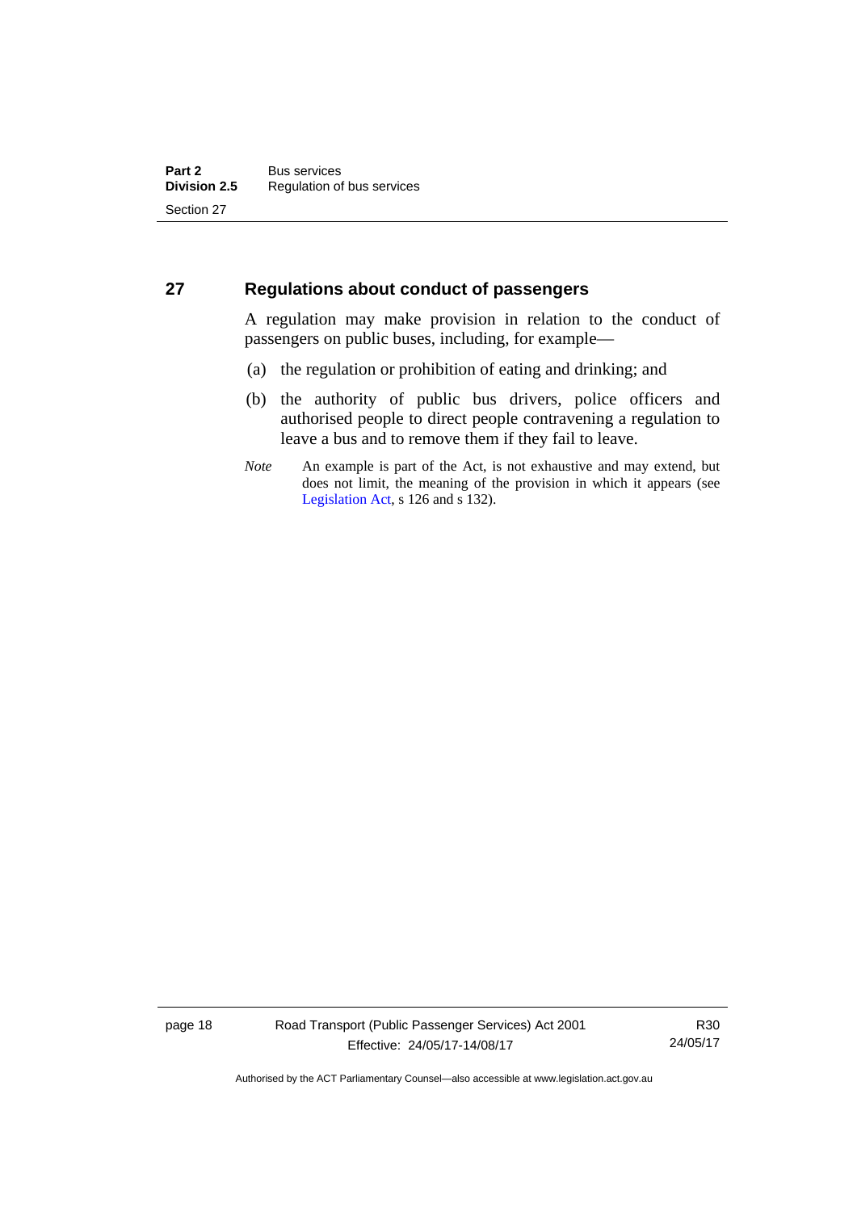## 27 Regulations about conduct of passengers

A regulation may make provision in relation to the conduct of passengers on public buses, including, for example—

(a) the regulation or prohibition of eating and drinking; and

(b) the authority of public bus drivers, police officers and authorised people to direct people contravening a regulation to leave a bus and to remove them if they fail to leave.

*Note* An example is part of the Act, is not exhaustive and may extend, but does not limit, the meaning of the provision in which it appears (see Legislation Act, s 126 and s 132).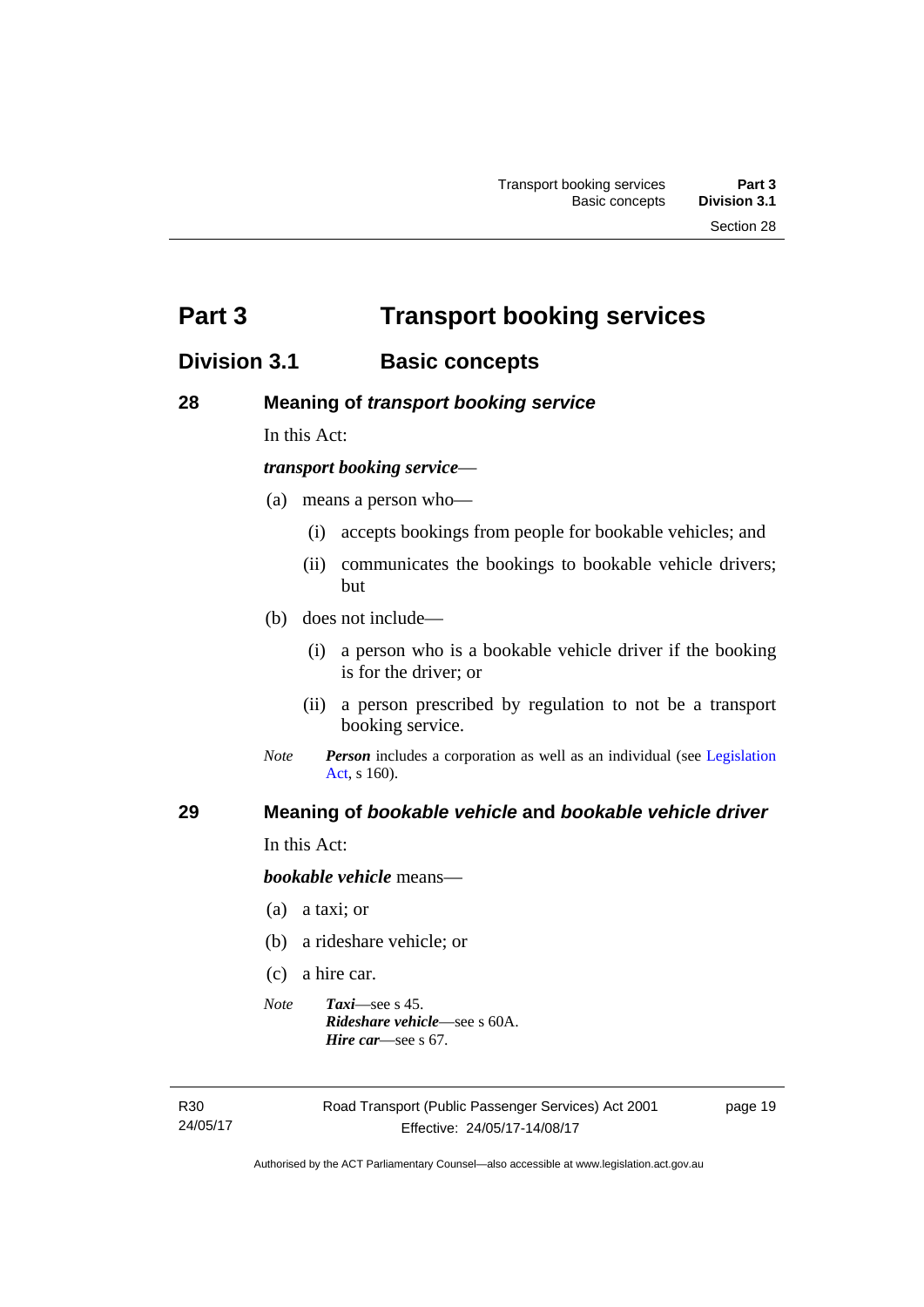# Part 3 Transport booking services

## Division 3.1 Basic concepts

### 28 Meaning of *transport booking service*

In this Act:

***transport booking service***—

(a) means a person who—

  (i) accepts bookings from people for bookable vehicles; and

  (ii) communicates the bookings to bookable vehicle drivers; but

(b) does not include—

  (i) a person who is a bookable vehicle driver if the booking is for the driver; or

  (ii) a person prescribed by regulation to not be a transport booking service.

*Note* ***Person*** includes a corporation as well as an individual (see Legislation Act, s 160).

### 29 Meaning of *bookable vehicle* and *bookable vehicle driver*

In this Act:

***bookable vehicle*** means—

(a) a taxi; or

(b) a rideshare vehicle; or

(c) a hire car.

*Note* ***Taxi***—see s 45.
***Rideshare vehicle***—see s 60A.
***Hire car***—see s 67.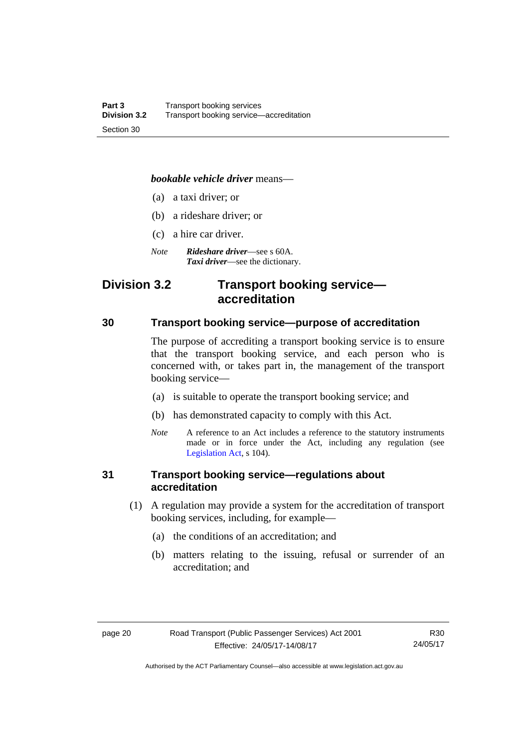***bookable vehicle driver*** means—

(a) a taxi driver; or

(b) a rideshare driver; or

(c) a hire car driver.

*Note* ***Rideshare driver***—see s 60A.
***Taxi driver***—see the dictionary.

## Division 3.2 Transport booking service—accreditation

### 30 Transport booking service—purpose of accreditation

The purpose of accrediting a transport booking service is to ensure that the transport booking service, and each person who is concerned with, or takes part in, the management of the transport booking service—

(a) is suitable to operate the transport booking service; and

(b) has demonstrated capacity to comply with this Act.

*Note* A reference to an Act includes a reference to the statutory instruments made or in force under the Act, including any regulation (see Legislation Act, s 104).

### 31 Transport booking service—regulations about accreditation

(1) A regulation may provide a system for the accreditation of transport booking services, including, for example—

(a) the conditions of an accreditation; and

(b) matters relating to the issuing, refusal or surrender of an accreditation; and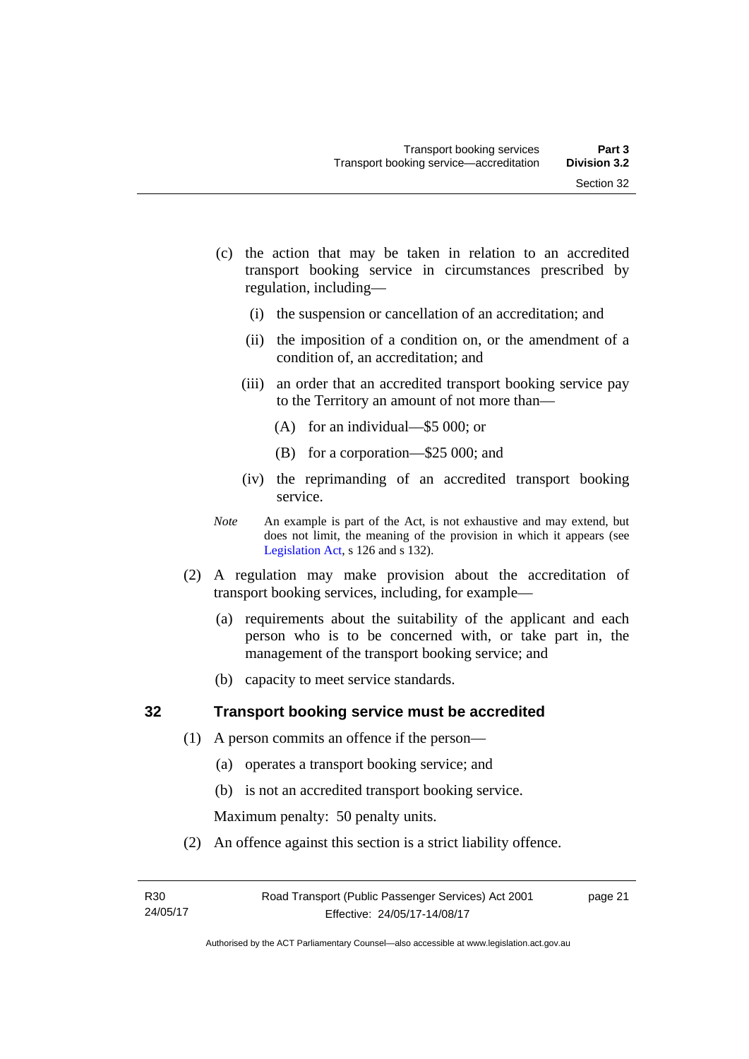(c) the action that may be taken in relation to an accredited transport booking service in circumstances prescribed by regulation, including—

   (i) the suspension or cancellation of an accreditation; and

   (ii) the imposition of a condition on, or the amendment of a condition of, an accreditation; and

   (iii) an order that an accredited transport booking service pay to the Territory an amount of not more than—

      (A) for an individual—$5 000; or

      (B) for a corporation—$25 000; and

   (iv) the reprimanding of an accredited transport booking service.

*Note* An example is part of the Act, is not exhaustive and may extend, but does not limit, the meaning of the provision in which it appears (see Legislation Act, s 126 and s 132).

(2) A regulation may make provision about the accreditation of transport booking services, including, for example—

   (a) requirements about the suitability of the applicant and each person who is to be concerned with, or take part in, the management of the transport booking service; and

   (b) capacity to meet service standards.

## 32 Transport booking service must be accredited

(1) A person commits an offence if the person—

   (a) operates a transport booking service; and

   (b) is not an accredited transport booking service.

   Maximum penalty: 50 penalty units.

(2) An offence against this section is a strict liability offence.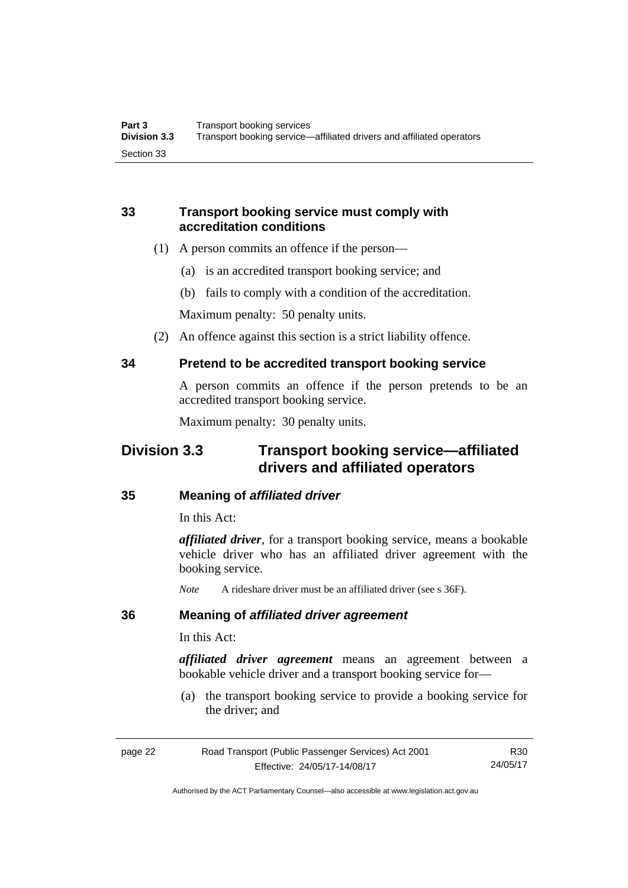### 33 Transport booking service must comply with accreditation conditions

(1) A person commits an offence if the person—

(a) is an accredited transport booking service; and

(b) fails to comply with a condition of the accreditation.

Maximum penalty: 50 penalty units.

(2) An offence against this section is a strict liability offence.

### 34 Pretend to be accredited transport booking service

A person commits an offence if the person pretends to be an accredited transport booking service.

Maximum penalty: 30 penalty units.

## Division 3.3 Transport booking service—affiliated drivers and affiliated operators

### 35 Meaning of *affiliated driver*

In this Act:

***affiliated driver***, for a transport booking service, means a bookable vehicle driver who has an affiliated driver agreement with the booking service.

*Note* A rideshare driver must be an affiliated driver (see s 36F).

### 36 Meaning of *affiliated driver agreement*

In this Act:

***affiliated driver agreement*** means an agreement between a bookable vehicle driver and a transport booking service for—

(a) the transport booking service to provide a booking service for the driver; and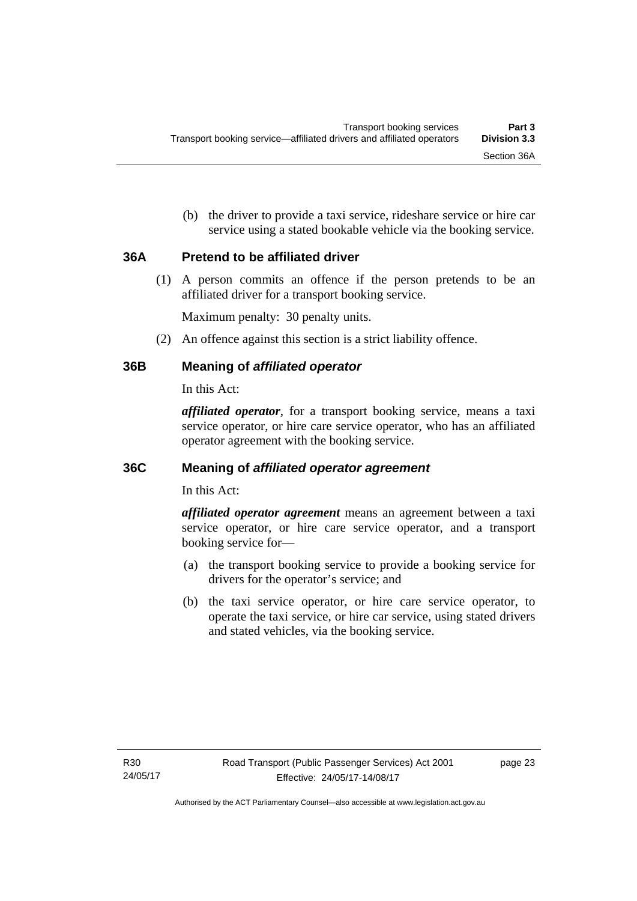(b) the driver to provide a taxi service, rideshare service or hire car service using a stated bookable vehicle via the booking service.

### 36A Pretend to be affiliated driver

(1) A person commits an offence if the person pretends to be an affiliated driver for a transport booking service.

Maximum penalty: 30 penalty units.

(2) An offence against this section is a strict liability offence.

### 36B Meaning of *affiliated operator*

In this Act:

***affiliated operator***, for a transport booking service, means a taxi service operator, or hire care service operator, who has an affiliated operator agreement with the booking service.

### 36C Meaning of *affiliated operator agreement*

In this Act:

***affiliated operator agreement*** means an agreement between a taxi service operator, or hire care service operator, and a transport booking service for—

(a) the transport booking service to provide a booking service for drivers for the operator's service; and

(b) the taxi service operator, or hire care service operator, to operate the taxi service, or hire car service, using stated drivers and stated vehicles, via the booking service.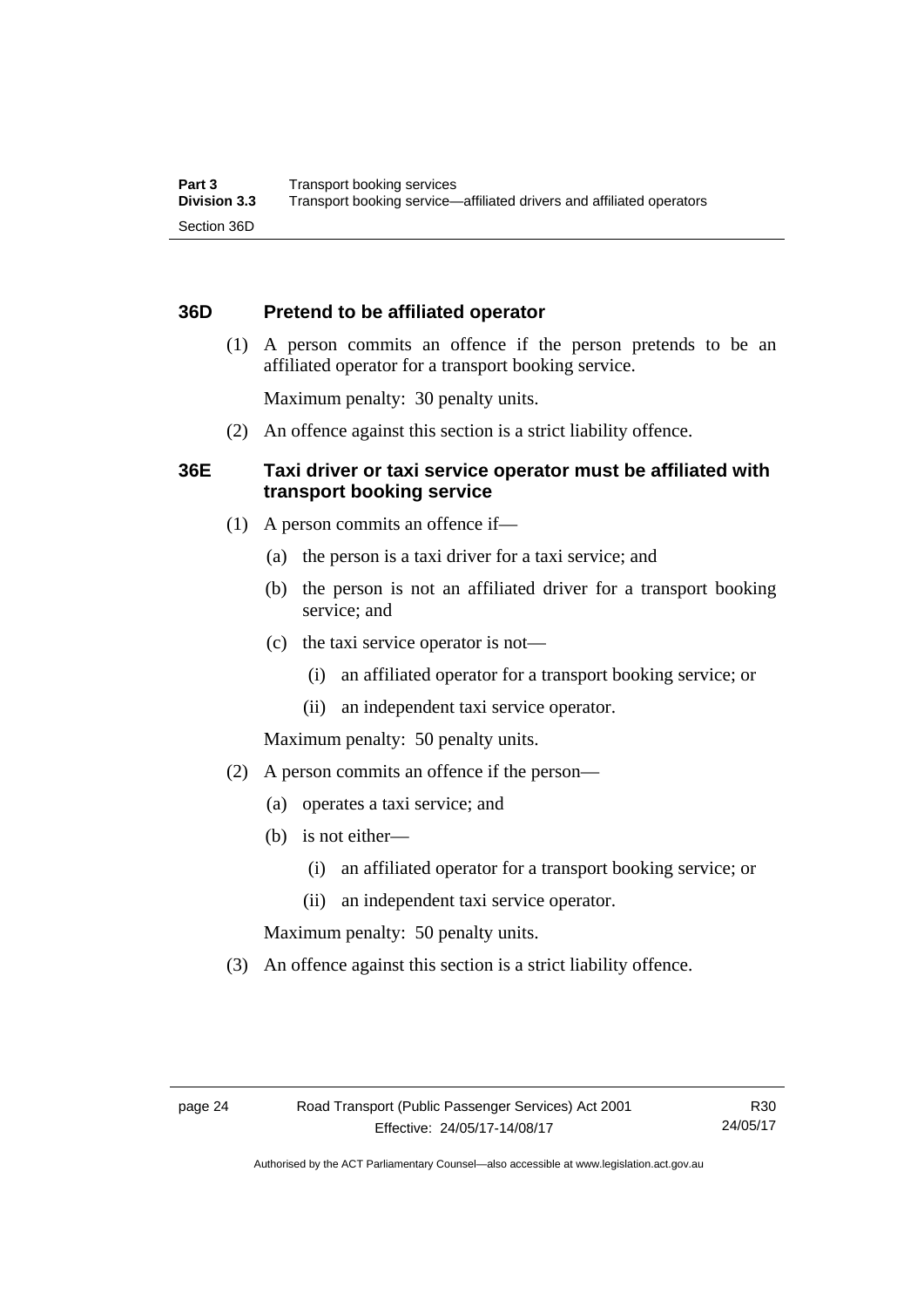### 36D Pretend to be affiliated operator

(1) A person commits an offence if the person pretends to be an affiliated operator for a transport booking service.

Maximum penalty: 30 penalty units.

(2) An offence against this section is a strict liability offence.

### 36E Taxi driver or taxi service operator must be affiliated with transport booking service

(1) A person commits an offence if—

(a) the person is a taxi driver for a taxi service; and

(b) the person is not an affiliated driver for a transport booking service; and

(c) the taxi service operator is not—

(i) an affiliated operator for a transport booking service; or

(ii) an independent taxi service operator.

Maximum penalty: 50 penalty units.

(2) A person commits an offence if the person—

(a) operates a taxi service; and

(b) is not either—

(i) an affiliated operator for a transport booking service; or

(ii) an independent taxi service operator.

Maximum penalty: 50 penalty units.

(3) An offence against this section is a strict liability offence.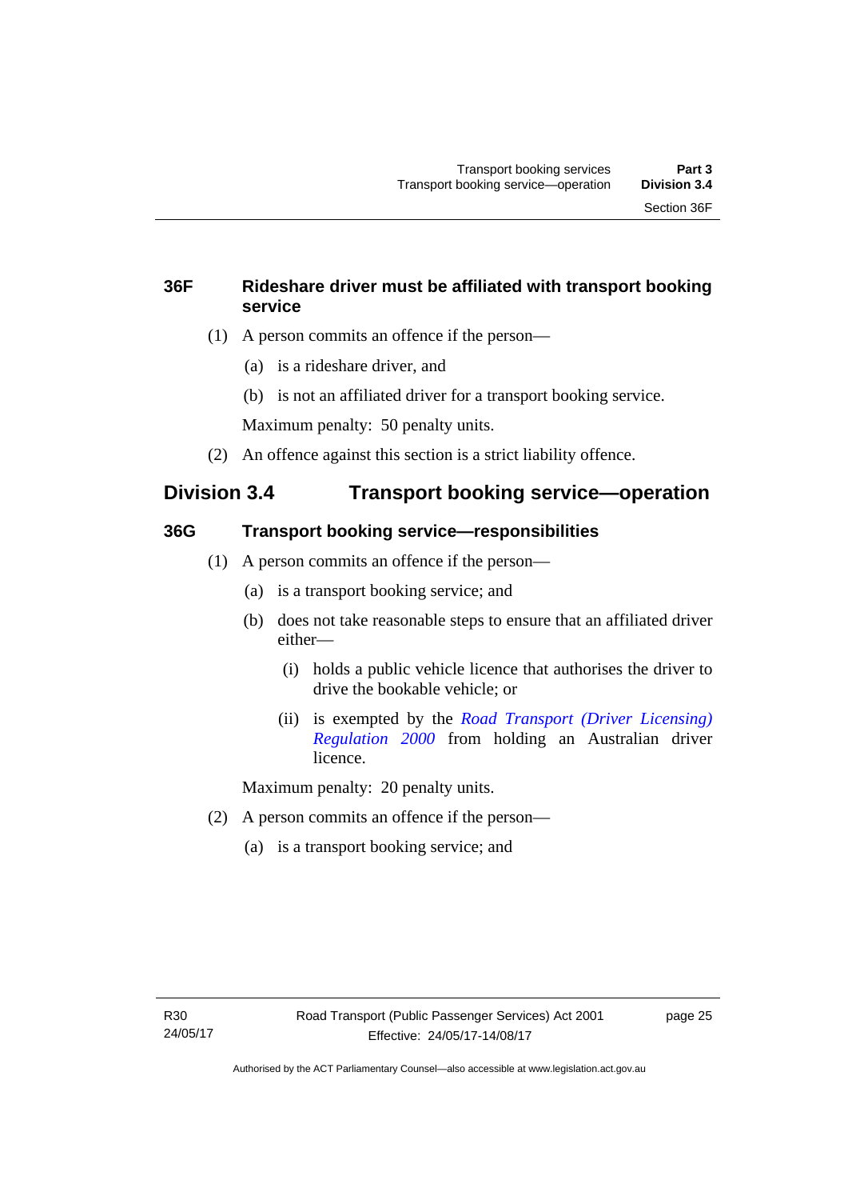### 36F Rideshare driver must be affiliated with transport booking service

(1) A person commits an offence if the person—

(a) is a rideshare driver, and

(b) is not an affiliated driver for a transport booking service.

Maximum penalty: 50 penalty units.

(2) An offence against this section is a strict liability offence.

## Division 3.4 Transport booking service—operation

### 36G Transport booking service—responsibilities

(1) A person commits an offence if the person—

(a) is a transport booking service; and

(b) does not take reasonable steps to ensure that an affiliated driver either—

(i) holds a public vehicle licence that authorises the driver to drive the bookable vehicle; or

(ii) is exempted by the *Road Transport (Driver Licensing) Regulation 2000* from holding an Australian driver licence.

Maximum penalty: 20 penalty units.

(2) A person commits an offence if the person—

(a) is a transport booking service; and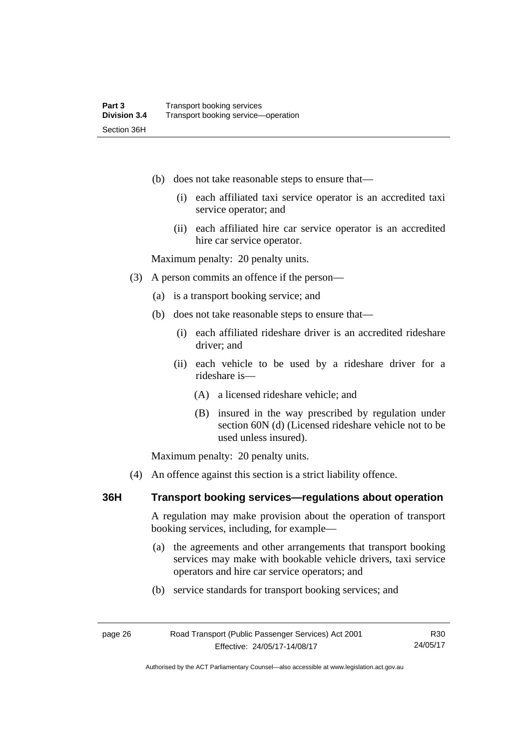(b) does not take reasonable steps to ensure that—

   (i) each affiliated taxi service operator is an accredited taxi service operator; and

   (ii) each affiliated hire car service operator is an accredited hire car service operator.

Maximum penalty: 20 penalty units.

(3) A person commits an offence if the person—

   (a) is a transport booking service; and

   (b) does not take reasonable steps to ensure that—

      (i) each affiliated rideshare driver is an accredited rideshare driver; and

      (ii) each vehicle to be used by a rideshare driver for a rideshare is—

         (A) a licensed rideshare vehicle; and

         (B) insured in the way prescribed by regulation under section 60N (d) (Licensed rideshare vehicle not to be used unless insured).

Maximum penalty: 20 penalty units.

(4) An offence against this section is a strict liability offence.

### 36H Transport booking services—regulations about operation

A regulation may make provision about the operation of transport booking services, including, for example—

(a) the agreements and other arrangements that transport booking services may make with bookable vehicle drivers, taxi service operators and hire car service operators; and

(b) service standards for transport booking services; and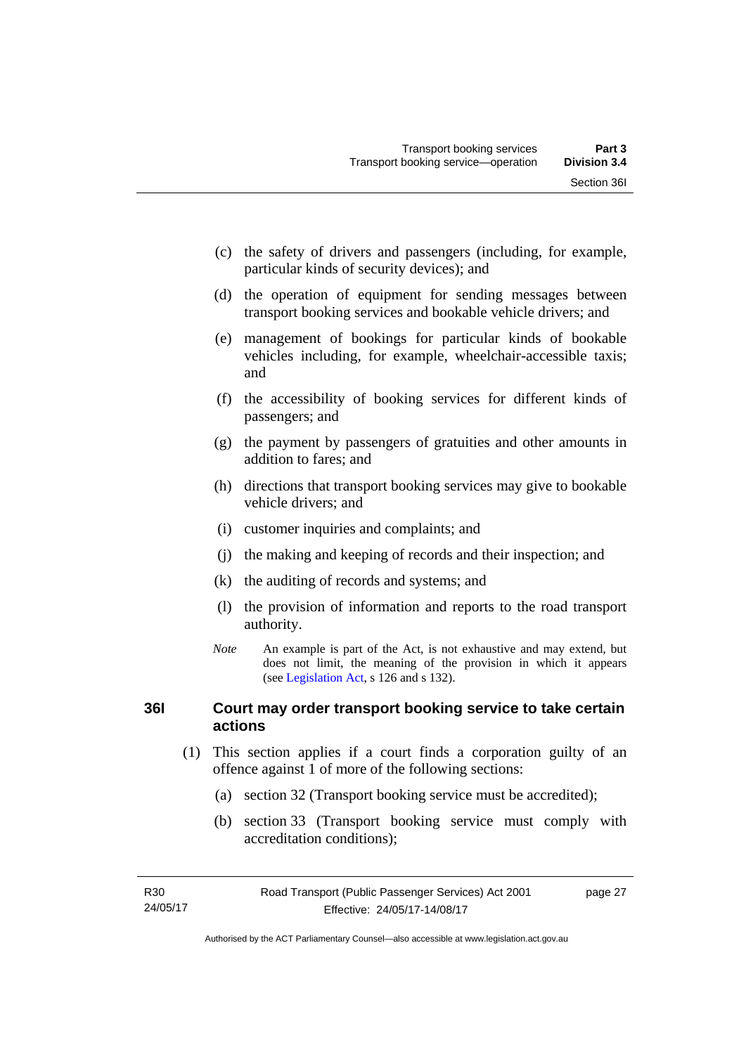(c) the safety of drivers and passengers (including, for example, particular kinds of security devices); and

(d) the operation of equipment for sending messages between transport booking services and bookable vehicle drivers; and

(e) management of bookings for particular kinds of bookable vehicles including, for example, wheelchair-accessible taxis; and

(f) the accessibility of booking services for different kinds of passengers; and

(g) the payment by passengers of gratuities and other amounts in addition to fares; and

(h) directions that transport booking services may give to bookable vehicle drivers; and

(i) customer inquiries and complaints; and

(j) the making and keeping of records and their inspection; and

(k) the auditing of records and systems; and

(l) the provision of information and reports to the road transport authority.

*Note* An example is part of the Act, is not exhaustive and may extend, but does not limit, the meaning of the provision in which it appears (see Legislation Act, s 126 and s 132).

### 36I Court may order transport booking service to take certain actions

(1) This section applies if a court finds a corporation guilty of an offence against 1 of more of the following sections:

(a) section 32 (Transport booking service must be accredited);

(b) section 33 (Transport booking service must comply with accreditation conditions);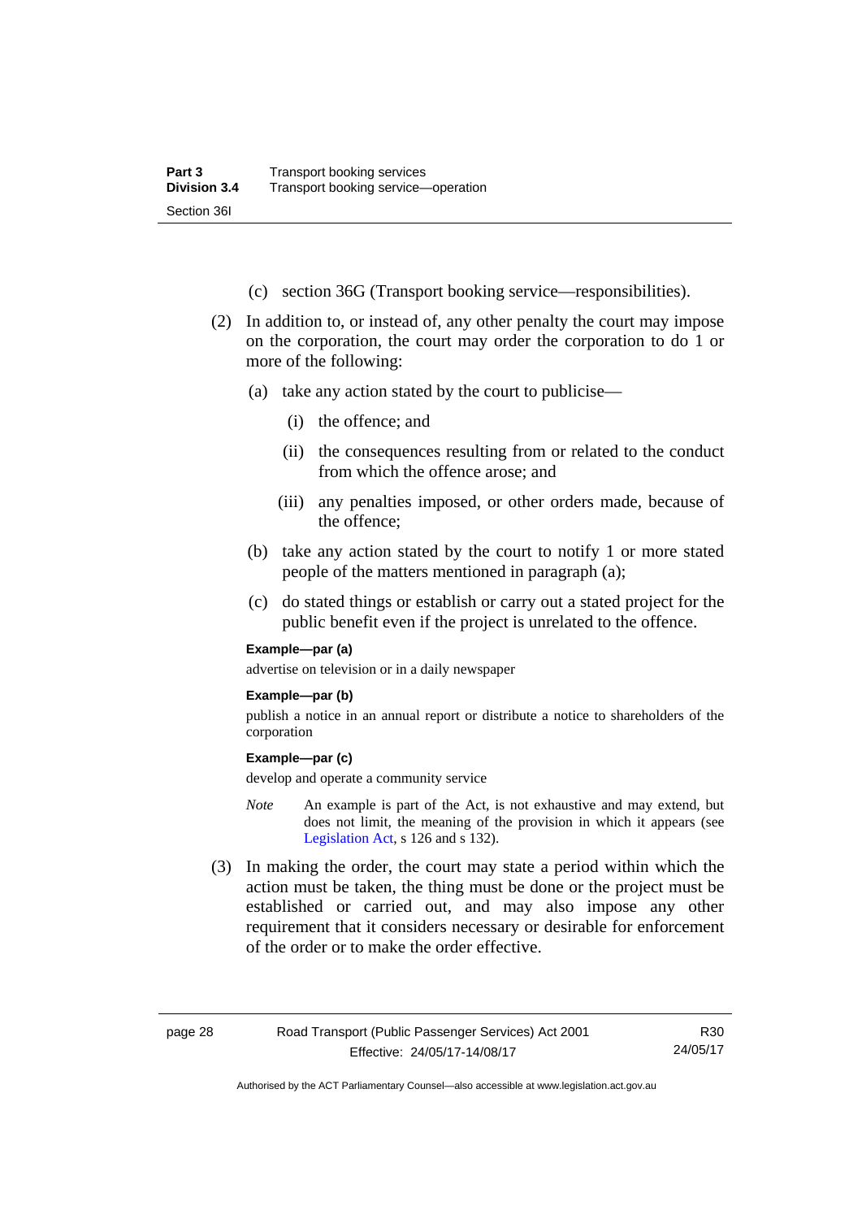(c) section 36G (Transport booking service—responsibilities).

(2) In addition to, or instead of, any other penalty the court may impose on the corporation, the court may order the corporation to do 1 or more of the following:

(a) take any action stated by the court to publicise—

(i) the offence; and

(ii) the consequences resulting from or related to the conduct from which the offence arose; and

(iii) any penalties imposed, or other orders made, because of the offence;

(b) take any action stated by the court to notify 1 or more stated people of the matters mentioned in paragraph (a);

(c) do stated things or establish or carry out a stated project for the public benefit even if the project is unrelated to the offence.

**Example—par (a)**

advertise on television or in a daily newspaper

**Example—par (b)**

publish a notice in an annual report or distribute a notice to shareholders of the corporation

**Example—par (c)**

develop and operate a community service

*Note* An example is part of the Act, is not exhaustive and may extend, but does not limit, the meaning of the provision in which it appears (see Legislation Act, s 126 and s 132).

(3) In making the order, the court may state a period within which the action must be taken, the thing must be done or the project must be established or carried out, and may also impose any other requirement that it considers necessary or desirable for enforcement of the order or to make the order effective.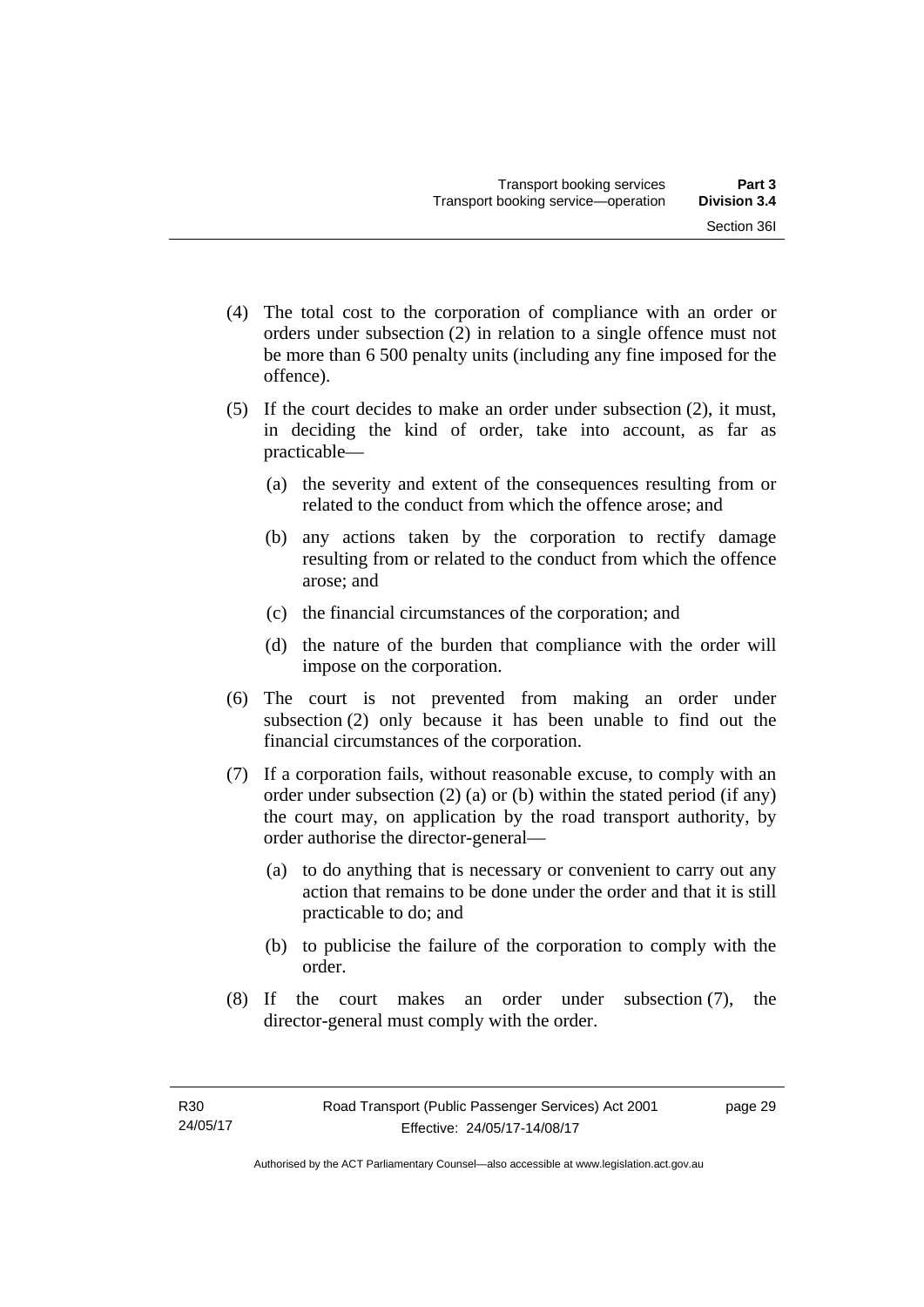(4) The total cost to the corporation of compliance with an order or orders under subsection (2) in relation to a single offence must not be more than 6 500 penalty units (including any fine imposed for the offence).

(5) If the court decides to make an order under subsection (2), it must, in deciding the kind of order, take into account, as far as practicable—

  (a) the severity and extent of the consequences resulting from or related to the conduct from which the offence arose; and

  (b) any actions taken by the corporation to rectify damage resulting from or related to the conduct from which the offence arose; and

  (c) the financial circumstances of the corporation; and

  (d) the nature of the burden that compliance with the order will impose on the corporation.

(6) The court is not prevented from making an order under subsection (2) only because it has been unable to find out the financial circumstances of the corporation.

(7) If a corporation fails, without reasonable excuse, to comply with an order under subsection (2) (a) or (b) within the stated period (if any) the court may, on application by the road transport authority, by order authorise the director-general—

  (a) to do anything that is necessary or convenient to carry out any action that remains to be done under the order and that it is still practicable to do; and

  (b) to publicise the failure of the corporation to comply with the order.

(8) If the court makes an order under subsection (7), the director-general must comply with the order.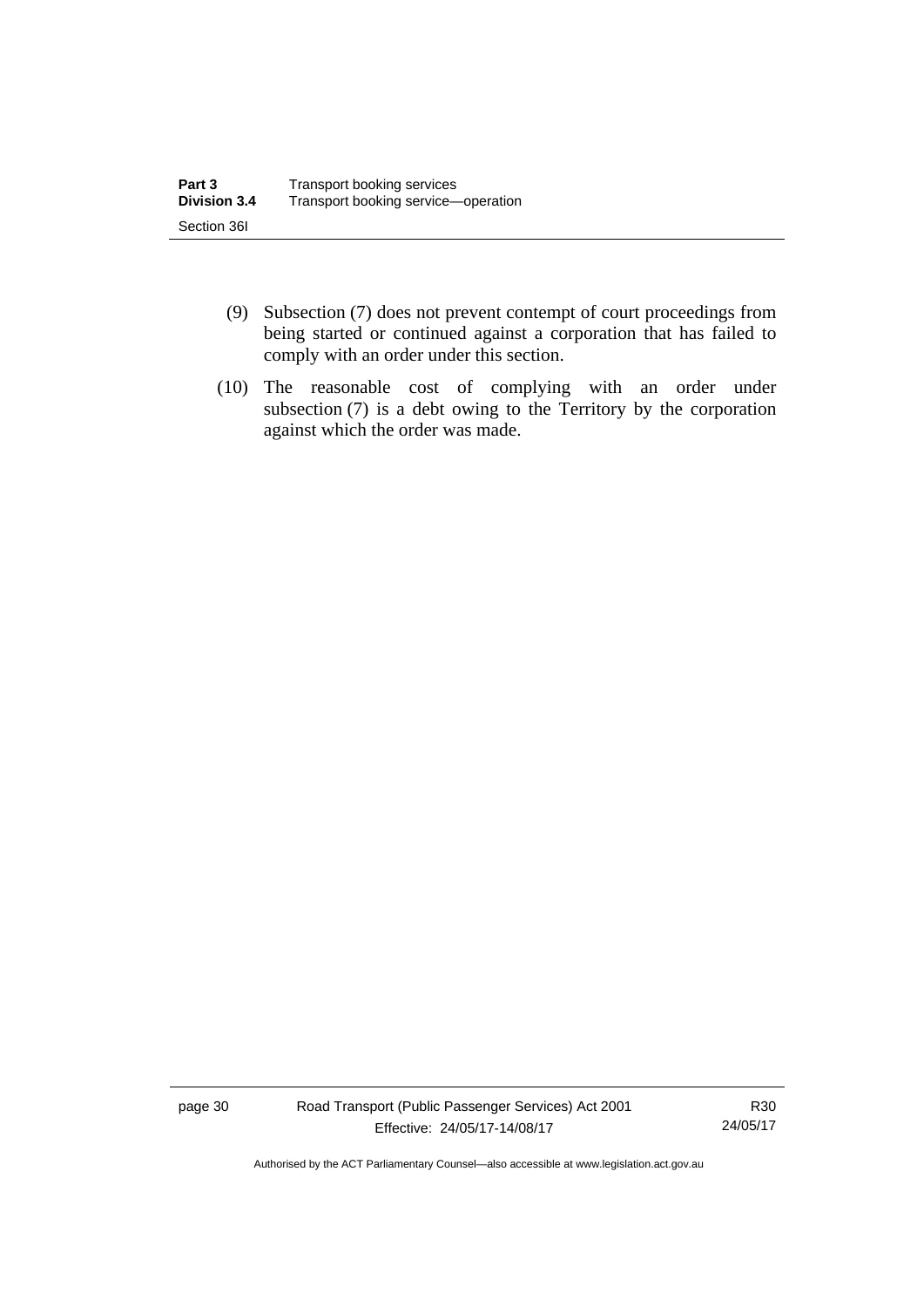(9) Subsection (7) does not prevent contempt of court proceedings from being started or continued against a corporation that has failed to comply with an order under this section.

(10) The reasonable cost of complying with an order under subsection (7) is a debt owing to the Territory by the corporation against which the order was made.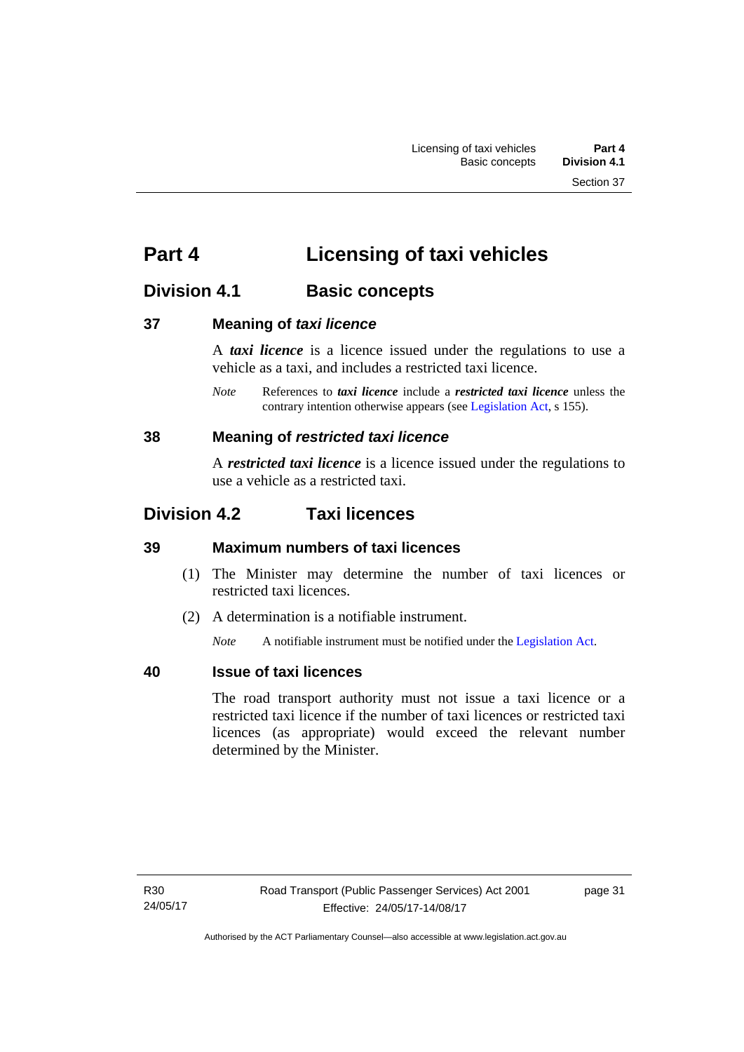# Part 4 Licensing of taxi vehicles

## Division 4.1 Basic concepts

### 37 Meaning of *taxi licence*

A ***taxi licence*** is a licence issued under the regulations to use a vehicle as a taxi, and includes a restricted taxi licence.

*Note* References to ***taxi licence*** include a ***restricted taxi licence*** unless the contrary intention otherwise appears (see Legislation Act, s 155).

### 38 Meaning of *restricted taxi licence*

A ***restricted taxi licence*** is a licence issued under the regulations to use a vehicle as a restricted taxi.

## Division 4.2 Taxi licences

### 39 Maximum numbers of taxi licences

(1) The Minister may determine the number of taxi licences or restricted taxi licences.

(2) A determination is a notifiable instrument.

*Note* A notifiable instrument must be notified under the Legislation Act.

### 40 Issue of taxi licences

The road transport authority must not issue a taxi licence or a restricted taxi licence if the number of taxi licences or restricted taxi licences (as appropriate) would exceed the relevant number determined by the Minister.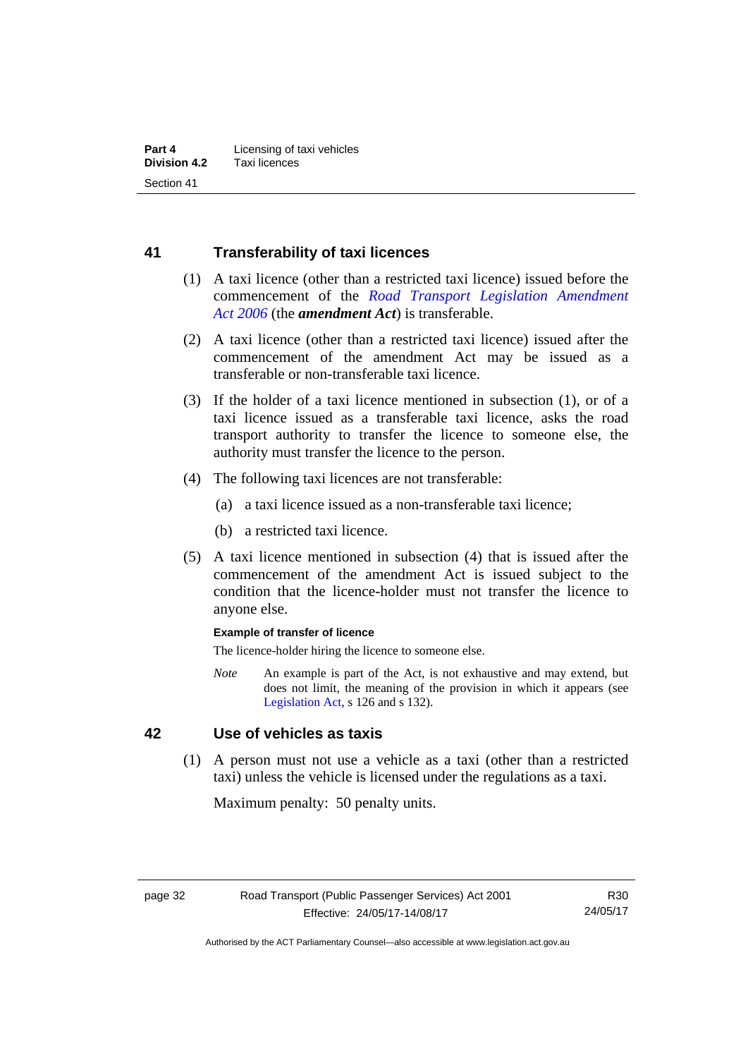## 41 Transferability of taxi licences

(1) A taxi licence (other than a restricted taxi licence) issued before the commencement of the *Road Transport Legislation Amendment Act 2006* (the ***amendment Act***) is transferable.

(2) A taxi licence (other than a restricted taxi licence) issued after the commencement of the amendment Act may be issued as a transferable or non-transferable taxi licence.

(3) If the holder of a taxi licence mentioned in subsection (1), or of a taxi licence issued as a transferable taxi licence, asks the road transport authority to transfer the licence to someone else, the authority must transfer the licence to the person.

(4) The following taxi licences are not transferable:

(a) a taxi licence issued as a non-transferable taxi licence;

(b) a restricted taxi licence.

(5) A taxi licence mentioned in subsection (4) that is issued after the commencement of the amendment Act is issued subject to the condition that the licence-holder must not transfer the licence to anyone else.

**Example of transfer of licence**

The licence-holder hiring the licence to someone else.

*Note* An example is part of the Act, is not exhaustive and may extend, but does not limit, the meaning of the provision in which it appears (see Legislation Act, s 126 and s 132).

## 42 Use of vehicles as taxis

(1) A person must not use a vehicle as a taxi (other than a restricted taxi) unless the vehicle is licensed under the regulations as a taxi.

Maximum penalty: 50 penalty units.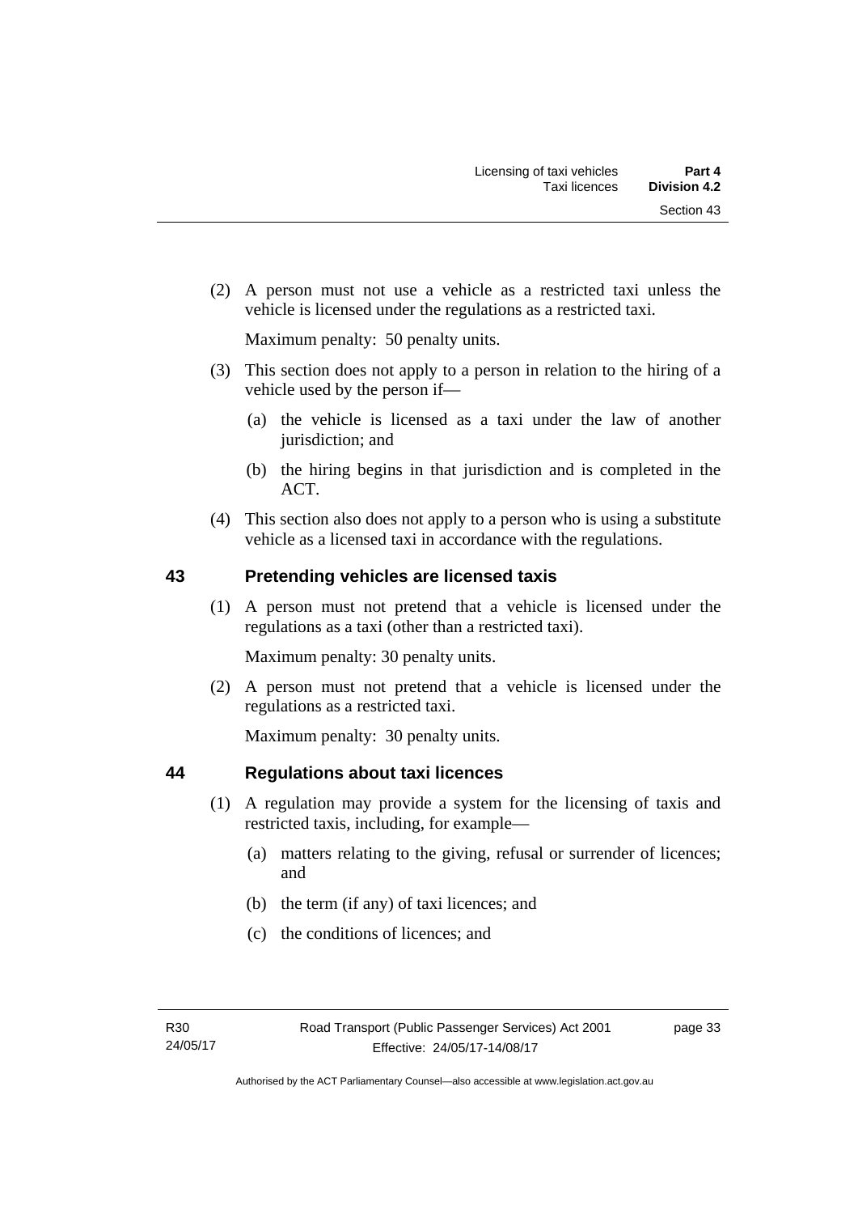(2) A person must not use a vehicle as a restricted taxi unless the vehicle is licensed under the regulations as a restricted taxi.

Maximum penalty: 50 penalty units.

(3) This section does not apply to a person in relation to the hiring of a vehicle used by the person if—

(a) the vehicle is licensed as a taxi under the law of another jurisdiction; and

(b) the hiring begins in that jurisdiction and is completed in the ACT.

(4) This section also does not apply to a person who is using a substitute vehicle as a licensed taxi in accordance with the regulations.

## 43 Pretending vehicles are licensed taxis

(1) A person must not pretend that a vehicle is licensed under the regulations as a taxi (other than a restricted taxi).

Maximum penalty: 30 penalty units.

(2) A person must not pretend that a vehicle is licensed under the regulations as a restricted taxi.

Maximum penalty: 30 penalty units.

## 44 Regulations about taxi licences

(1) A regulation may provide a system for the licensing of taxis and restricted taxis, including, for example—

(a) matters relating to the giving, refusal or surrender of licences; and

(b) the term (if any) of taxi licences; and

(c) the conditions of licences; and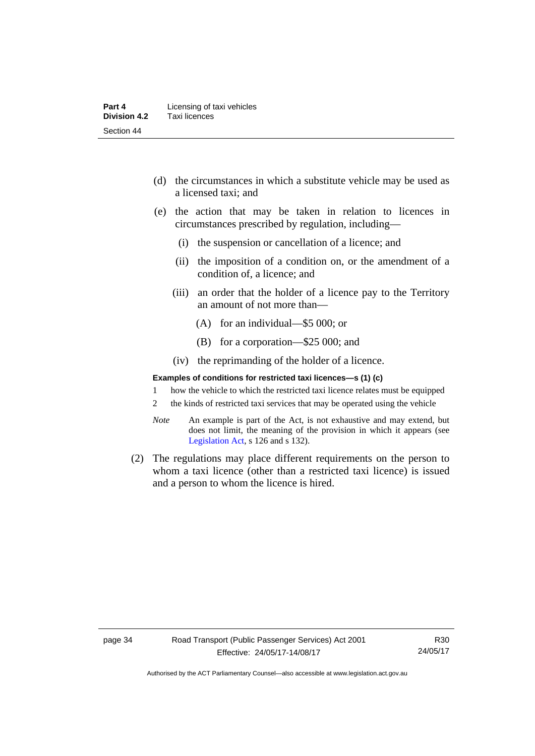(d) the circumstances in which a substitute vehicle may be used as a licensed taxi; and

(e) the action that may be taken in relation to licences in circumstances prescribed by regulation, including—

   (i) the suspension or cancellation of a licence; and

   (ii) the imposition of a condition on, or the amendment of a condition of, a licence; and

   (iii) an order that the holder of a licence pay to the Territory an amount of not more than—

      (A) for an individual—$5 000; or

      (B) for a corporation—$25 000; and

   (iv) the reprimanding of the holder of a licence.

**Examples of conditions for restricted taxi licences—s (1) (c)**

1 how the vehicle to which the restricted taxi licence relates must be equipped

2 the kinds of restricted taxi services that may be operated using the vehicle

*Note* An example is part of the Act, is not exhaustive and may extend, but does not limit, the meaning of the provision in which it appears (see Legislation Act, s 126 and s 132).

(2) The regulations may place different requirements on the person to whom a taxi licence (other than a restricted taxi licence) is issued and a person to whom the licence is hired.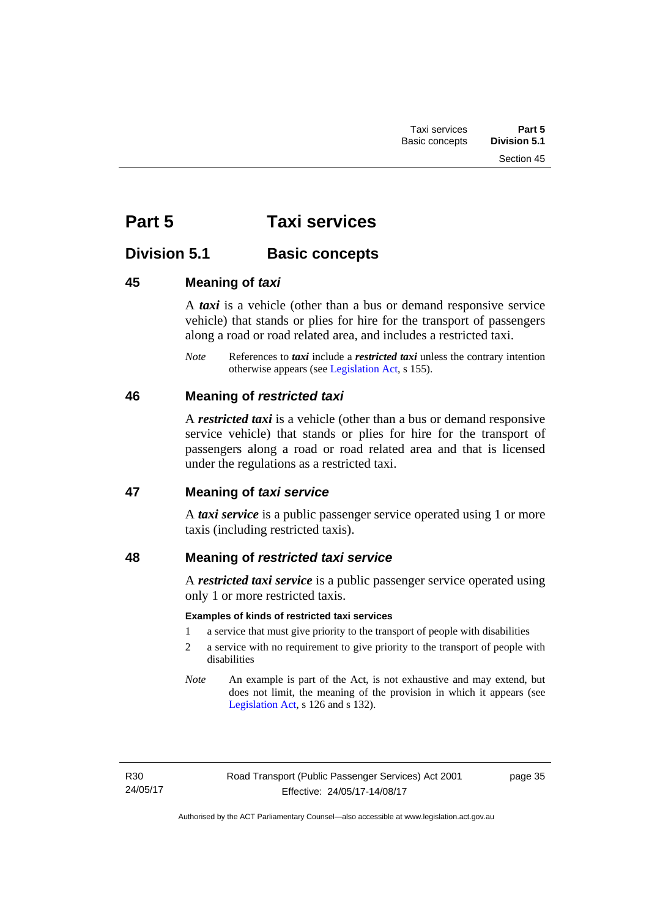# Part 5 Taxi services

## Division 5.1 Basic concepts

### 45 Meaning of *taxi*

A ***taxi*** is a vehicle (other than a bus or demand responsive service vehicle) that stands or plies for hire for the transport of passengers along a road or road related area, and includes a restricted taxi.

*Note* References to ***taxi*** include a ***restricted taxi*** unless the contrary intention otherwise appears (see Legislation Act, s 155).

### 46 Meaning of *restricted taxi*

A ***restricted taxi*** is a vehicle (other than a bus or demand responsive service vehicle) that stands or plies for hire for the transport of passengers along a road or road related area and that is licensed under the regulations as a restricted taxi.

### 47 Meaning of *taxi service*

A ***taxi service*** is a public passenger service operated using 1 or more taxis (including restricted taxis).

### 48 Meaning of *restricted taxi service*

A ***restricted taxi service*** is a public passenger service operated using only 1 or more restricted taxis.

**Examples of kinds of restricted taxi services**

1 a service that must give priority to the transport of people with disabilities

2 a service with no requirement to give priority to the transport of people with disabilities

*Note* An example is part of the Act, is not exhaustive and may extend, but does not limit, the meaning of the provision in which it appears (see Legislation Act, s 126 and s 132).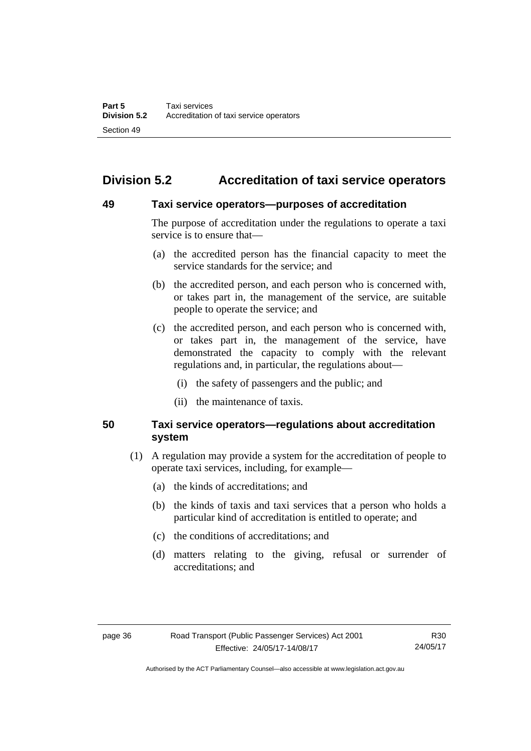## Division 5.2 Accreditation of taxi service operators

### 49 Taxi service operators—purposes of accreditation

The purpose of accreditation under the regulations to operate a taxi service is to ensure that—

(a) the accredited person has the financial capacity to meet the service standards for the service; and

(b) the accredited person, and each person who is concerned with, or takes part in, the management of the service, are suitable people to operate the service; and

(c) the accredited person, and each person who is concerned with, or takes part in, the management of the service, have demonstrated the capacity to comply with the relevant regulations and, in particular, the regulations about—

(i) the safety of passengers and the public; and

(ii) the maintenance of taxis.

### 50 Taxi service operators—regulations about accreditation system

(1) A regulation may provide a system for the accreditation of people to operate taxi services, including, for example—

(a) the kinds of accreditations; and

(b) the kinds of taxis and taxi services that a person who holds a particular kind of accreditation is entitled to operate; and

(c) the conditions of accreditations; and

(d) matters relating to the giving, refusal or surrender of accreditations; and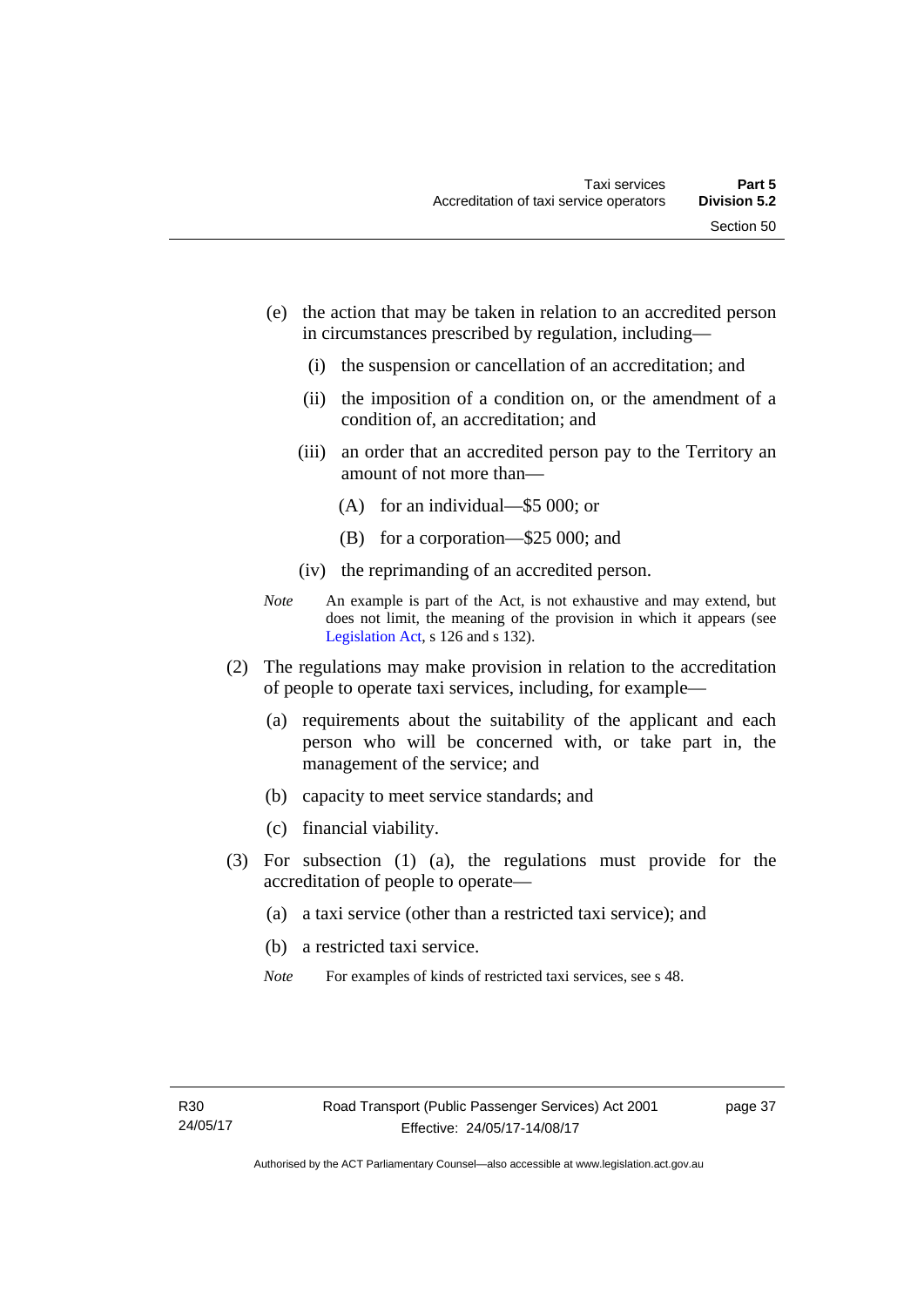(e) the action that may be taken in relation to an accredited person in circumstances prescribed by regulation, including—

  (i) the suspension or cancellation of an accreditation; and

  (ii) the imposition of a condition on, or the amendment of a condition of, an accreditation; and

  (iii) an order that an accredited person pay to the Territory an amount of not more than—

    (A) for an individual—$5 000; or

    (B) for a corporation—$25 000; and

  (iv) the reprimanding of an accredited person.

*Note* An example is part of the Act, is not exhaustive and may extend, but does not limit, the meaning of the provision in which it appears (see Legislation Act, s 126 and s 132).

(2) The regulations may make provision in relation to the accreditation of people to operate taxi services, including, for example—

  (a) requirements about the suitability of the applicant and each person who will be concerned with, or take part in, the management of the service; and

  (b) capacity to meet service standards; and

  (c) financial viability.

(3) For subsection (1) (a), the regulations must provide for the accreditation of people to operate—

  (a) a taxi service (other than a restricted taxi service); and

  (b) a restricted taxi service.

*Note* For examples of kinds of restricted taxi services, see s 48.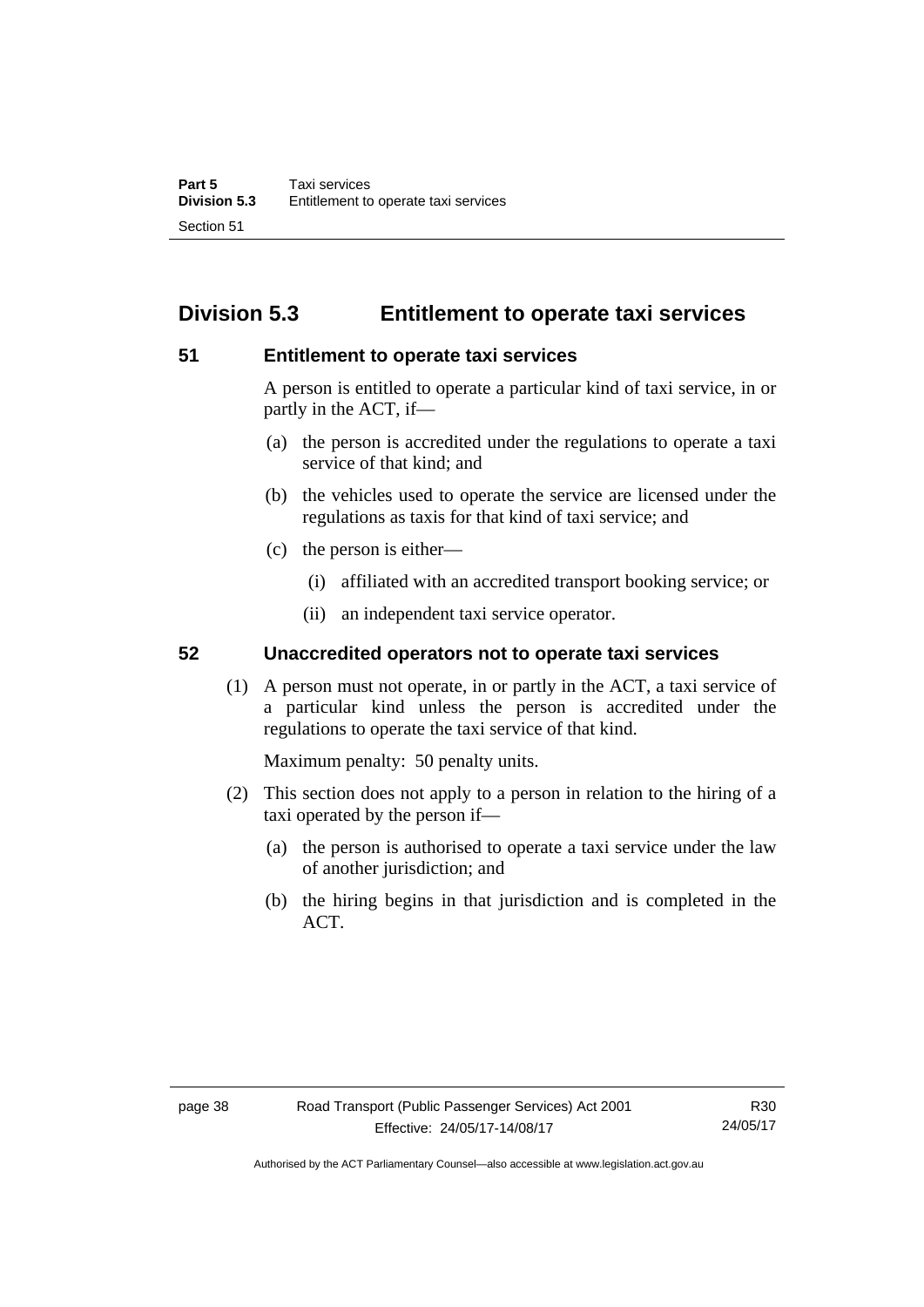## Division 5.3 Entitlement to operate taxi services

### 51 Entitlement to operate taxi services

A person is entitled to operate a particular kind of taxi service, in or partly in the ACT, if—

(a) the person is accredited under the regulations to operate a taxi service of that kind; and

(b) the vehicles used to operate the service are licensed under the regulations as taxis for that kind of taxi service; and

(c) the person is either—

(i) affiliated with an accredited transport booking service; or

(ii) an independent taxi service operator.

### 52 Unaccredited operators not to operate taxi services

(1) A person must not operate, in or partly in the ACT, a taxi service of a particular kind unless the person is accredited under the regulations to operate the taxi service of that kind.

Maximum penalty: 50 penalty units.

(2) This section does not apply to a person in relation to the hiring of a taxi operated by the person if—

(a) the person is authorised to operate a taxi service under the law of another jurisdiction; and

(b) the hiring begins in that jurisdiction and is completed in the ACT.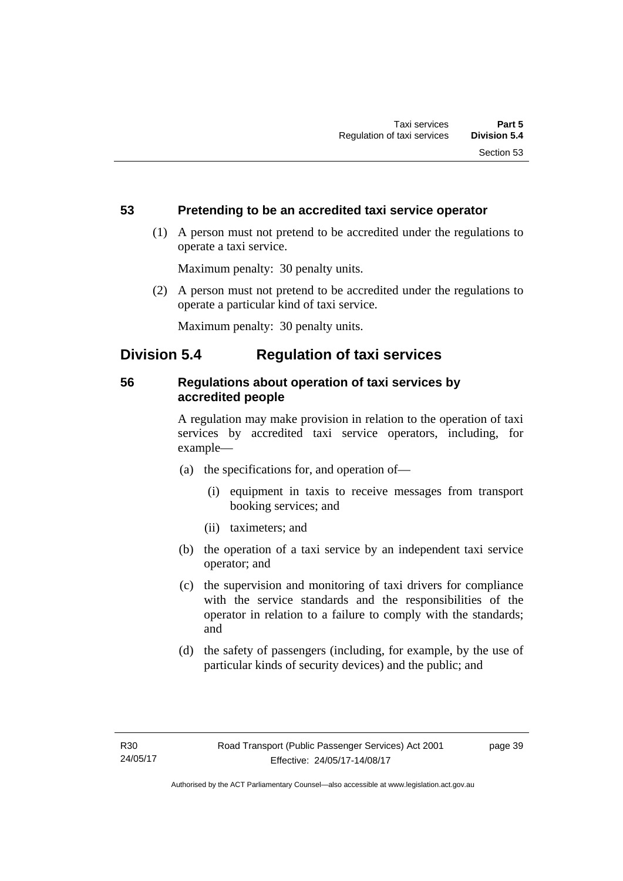### 53 Pretending to be an accredited taxi service operator

(1) A person must not pretend to be accredited under the regulations to operate a taxi service.

Maximum penalty: 30 penalty units.

(2) A person must not pretend to be accredited under the regulations to operate a particular kind of taxi service.

Maximum penalty: 30 penalty units.

## Division 5.4 Regulation of taxi services

### 56 Regulations about operation of taxi services by accredited people

A regulation may make provision in relation to the operation of taxi services by accredited taxi service operators, including, for example—

(a) the specifications for, and operation of—

(i) equipment in taxis to receive messages from transport booking services; and

(ii) taximeters; and

(b) the operation of a taxi service by an independent taxi service operator; and

(c) the supervision and monitoring of taxi drivers for compliance with the service standards and the responsibilities of the operator in relation to a failure to comply with the standards; and

(d) the safety of passengers (including, for example, by the use of particular kinds of security devices) and the public; and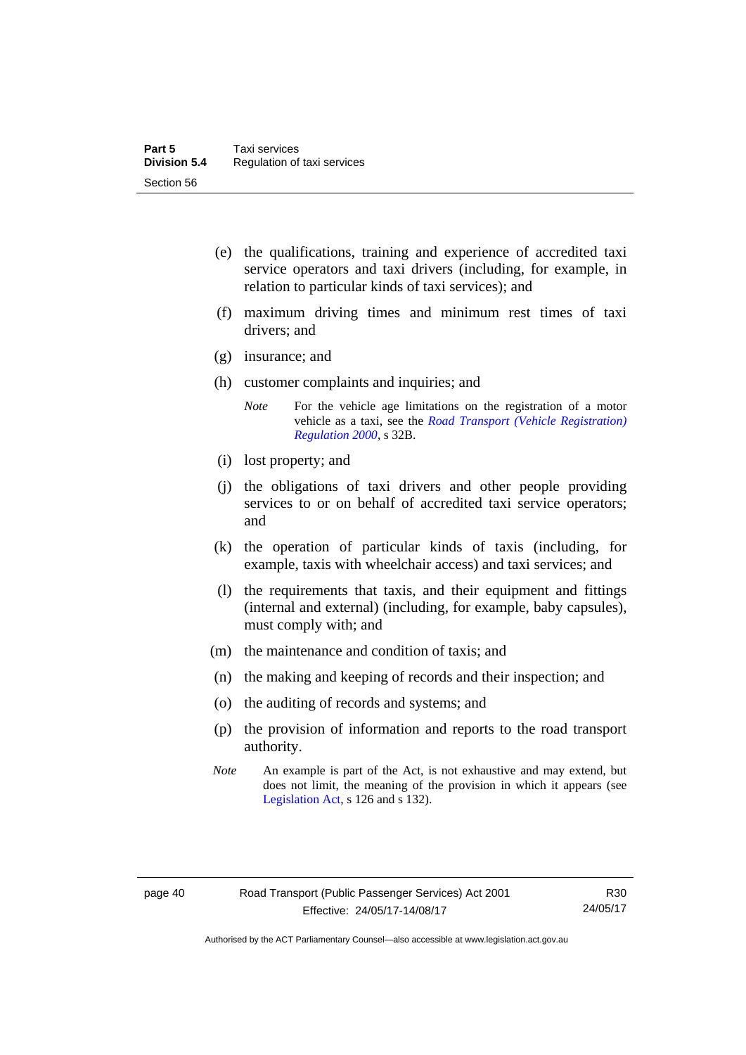(e) the qualifications, training and experience of accredited taxi service operators and taxi drivers (including, for example, in relation to particular kinds of taxi services); and

(f) maximum driving times and minimum rest times of taxi drivers; and

(g) insurance; and

(h) customer complaints and inquiries; and

*Note* For the vehicle age limitations on the registration of a motor vehicle as a taxi, see the *Road Transport (Vehicle Registration) Regulation 2000*, s 32B.

(i) lost property; and

(j) the obligations of taxi drivers and other people providing services to or on behalf of accredited taxi service operators; and

(k) the operation of particular kinds of taxis (including, for example, taxis with wheelchair access) and taxi services; and

(l) the requirements that taxis, and their equipment and fittings (internal and external) (including, for example, baby capsules), must comply with; and

(m) the maintenance and condition of taxis; and

(n) the making and keeping of records and their inspection; and

(o) the auditing of records and systems; and

(p) the provision of information and reports to the road transport authority.

*Note* An example is part of the Act, is not exhaustive and may extend, but does not limit, the meaning of the provision in which it appears (see Legislation Act, s 126 and s 132).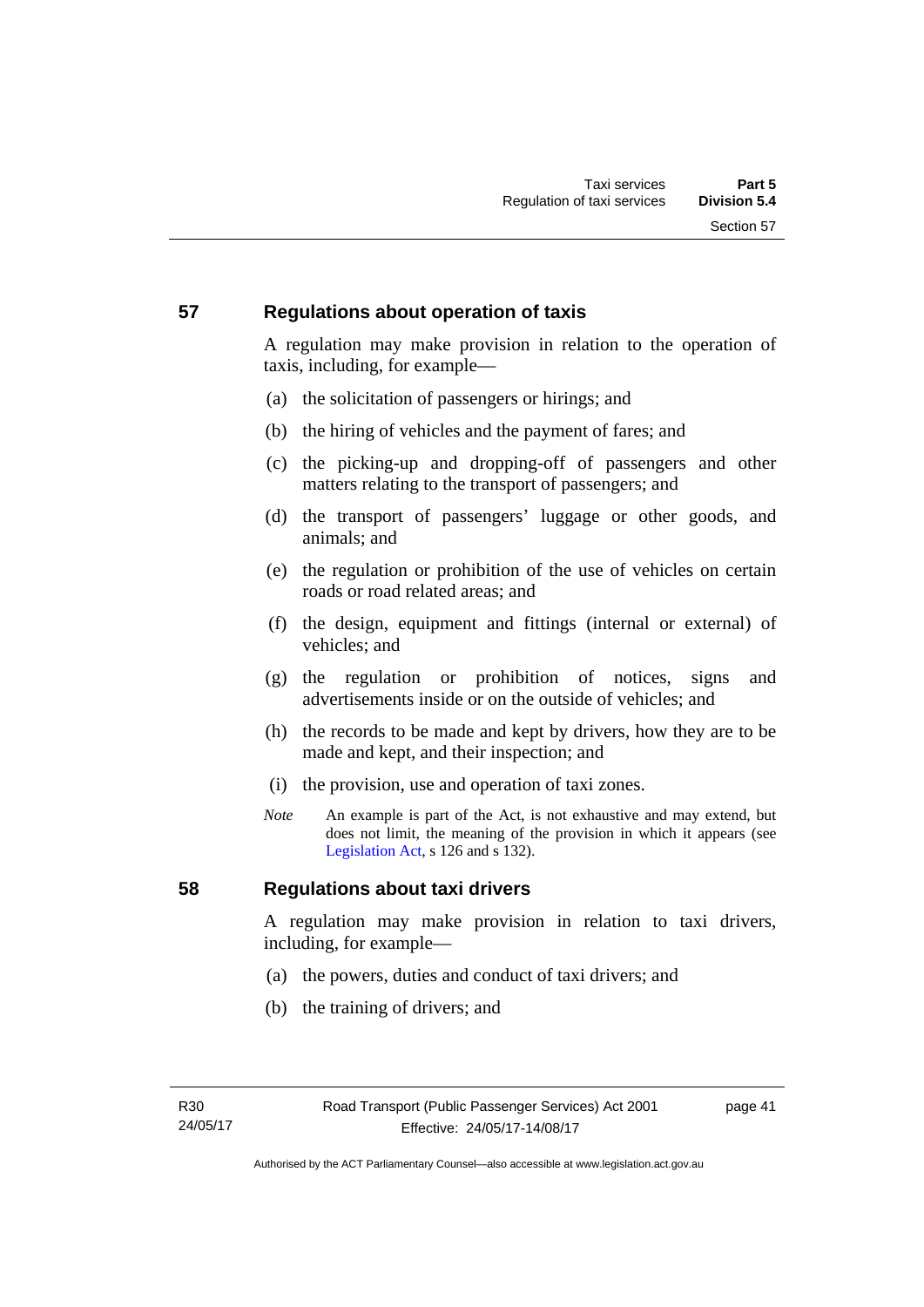### 57 Regulations about operation of taxis

A regulation may make provision in relation to the operation of taxis, including, for example—

(a) the solicitation of passengers or hirings; and

(b) the hiring of vehicles and the payment of fares; and

(c) the picking-up and dropping-off of passengers and other matters relating to the transport of passengers; and

(d) the transport of passengers' luggage or other goods, and animals; and

(e) the regulation or prohibition of the use of vehicles on certain roads or road related areas; and

(f) the design, equipment and fittings (internal or external) of vehicles; and

(g) the regulation or prohibition of notices, signs and advertisements inside or on the outside of vehicles; and

(h) the records to be made and kept by drivers, how they are to be made and kept, and their inspection; and

(i) the provision, use and operation of taxi zones.

*Note* An example is part of the Act, is not exhaustive and may extend, but does not limit, the meaning of the provision in which it appears (see Legislation Act, s 126 and s 132).

### 58 Regulations about taxi drivers

A regulation may make provision in relation to taxi drivers, including, for example—

(a) the powers, duties and conduct of taxi drivers; and

(b) the training of drivers; and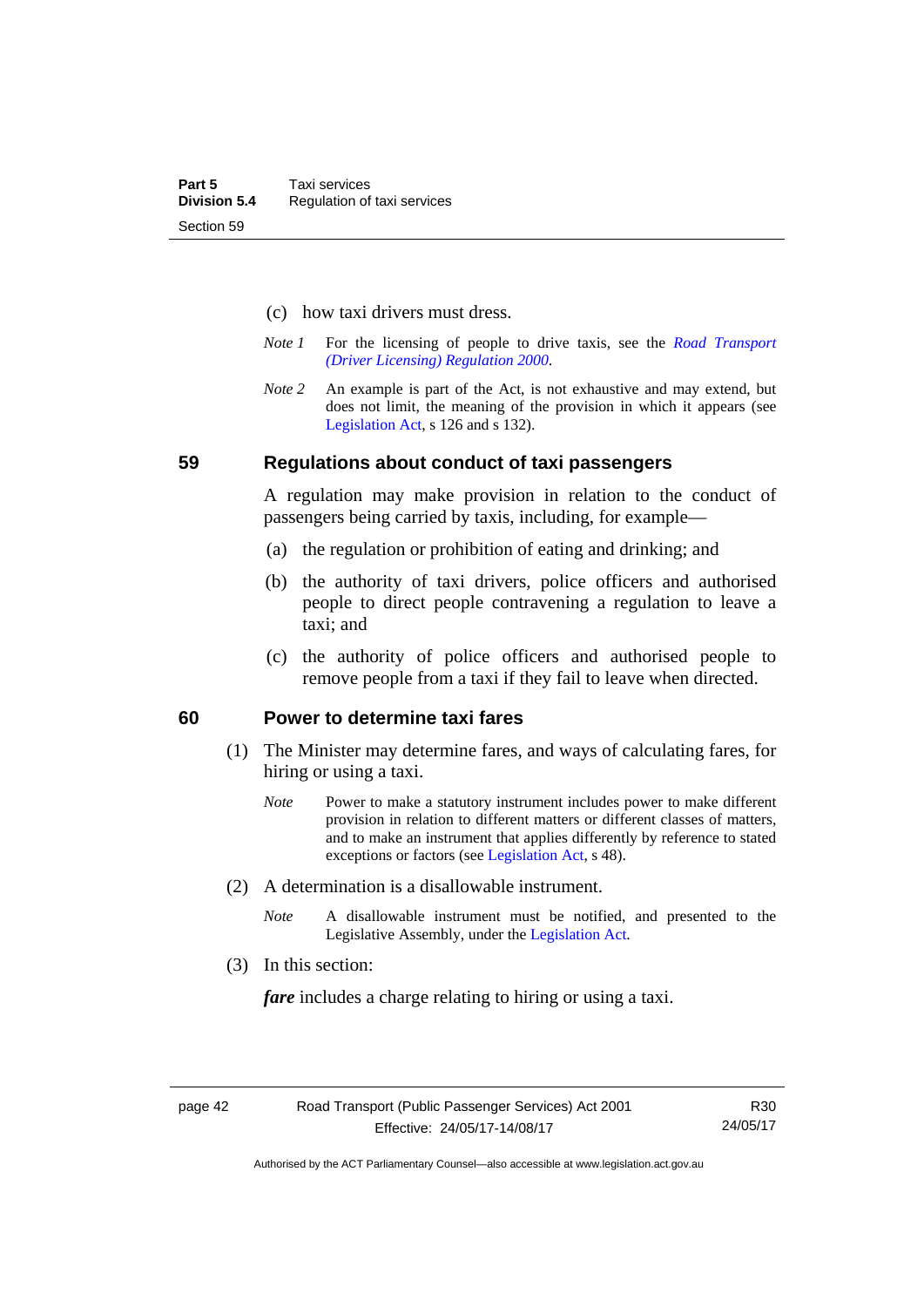(c) how taxi drivers must dress.

*Note 1* For the licensing of people to drive taxis, see the *Road Transport (Driver Licensing) Regulation 2000*.

*Note 2* An example is part of the Act, is not exhaustive and may extend, but does not limit, the meaning of the provision in which it appears (see Legislation Act, s 126 and s 132).

## 59 Regulations about conduct of taxi passengers

A regulation may make provision in relation to the conduct of passengers being carried by taxis, including, for example—

(a) the regulation or prohibition of eating and drinking; and

(b) the authority of taxi drivers, police officers and authorised people to direct people contravening a regulation to leave a taxi; and

(c) the authority of police officers and authorised people to remove people from a taxi if they fail to leave when directed.

## 60 Power to determine taxi fares

(1) The Minister may determine fares, and ways of calculating fares, for hiring or using a taxi.

*Note* Power to make a statutory instrument includes power to make different provision in relation to different matters or different classes of matters, and to make an instrument that applies differently by reference to stated exceptions or factors (see Legislation Act, s 48).

(2) A determination is a disallowable instrument.

*Note* A disallowable instrument must be notified, and presented to the Legislative Assembly, under the Legislation Act.

(3) In this section:

***fare*** includes a charge relating to hiring or using a taxi.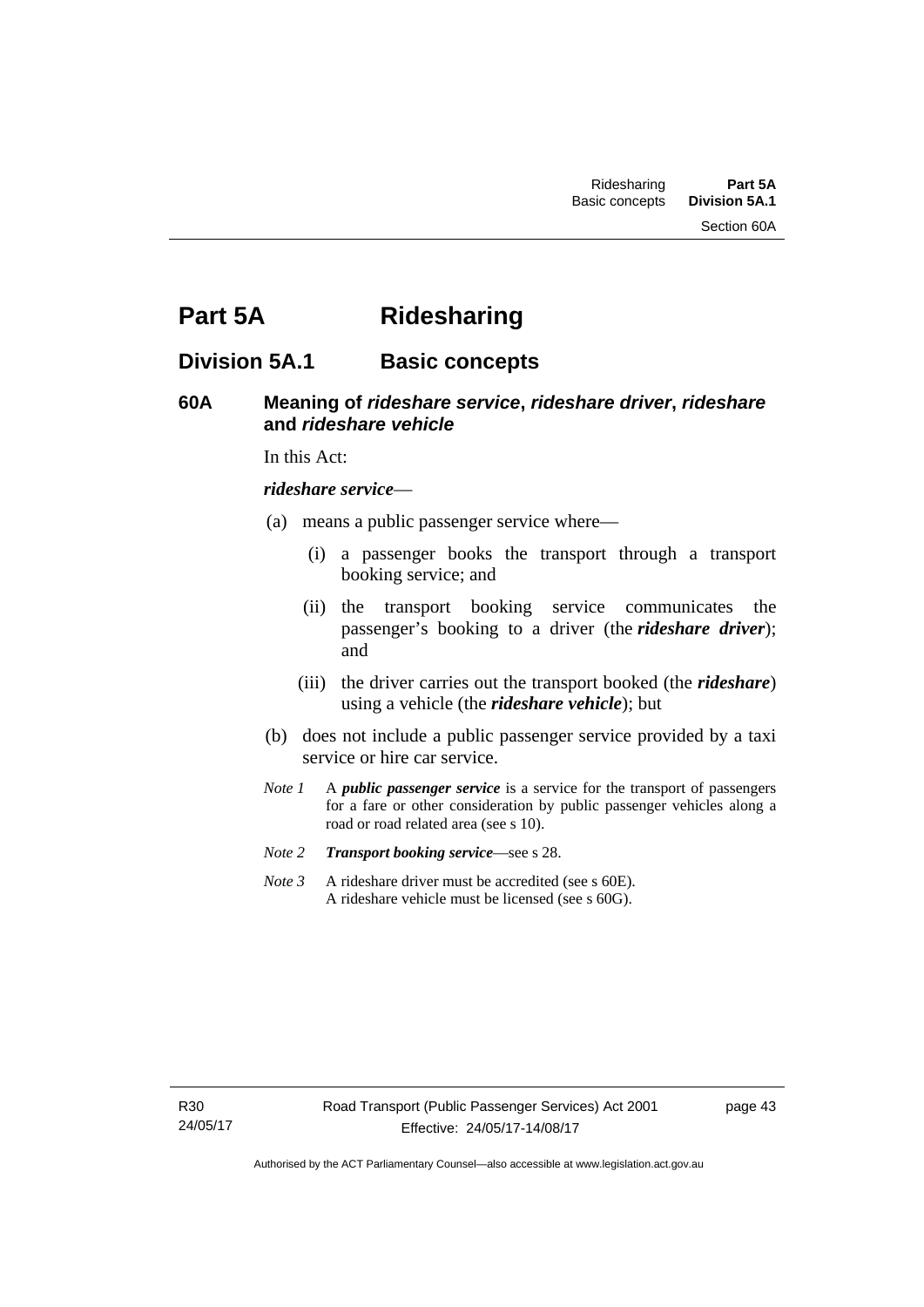# Part 5A Ridesharing

## Division 5A.1 Basic concepts

### 60A Meaning of *rideshare service*, *rideshare driver*, *rideshare* and *rideshare vehicle*

In this Act:

***rideshare service***—

(a) means a public passenger service where—

(i) a passenger books the transport through a transport booking service; and

(ii) the transport booking service communicates the passenger's booking to a driver (the ***rideshare driver***); and

(iii) the driver carries out the transport booked (the ***rideshare***) using a vehicle (the ***rideshare vehicle***); but

(b) does not include a public passenger service provided by a taxi service or hire car service.

*Note 1* A ***public passenger service*** is a service for the transport of passengers for a fare or other consideration by public passenger vehicles along a road or road related area (see s 10).

*Note 2* ***Transport booking service***—see s 28.

*Note 3* A rideshare driver must be accredited (see s 60E). A rideshare vehicle must be licensed (see s 60G).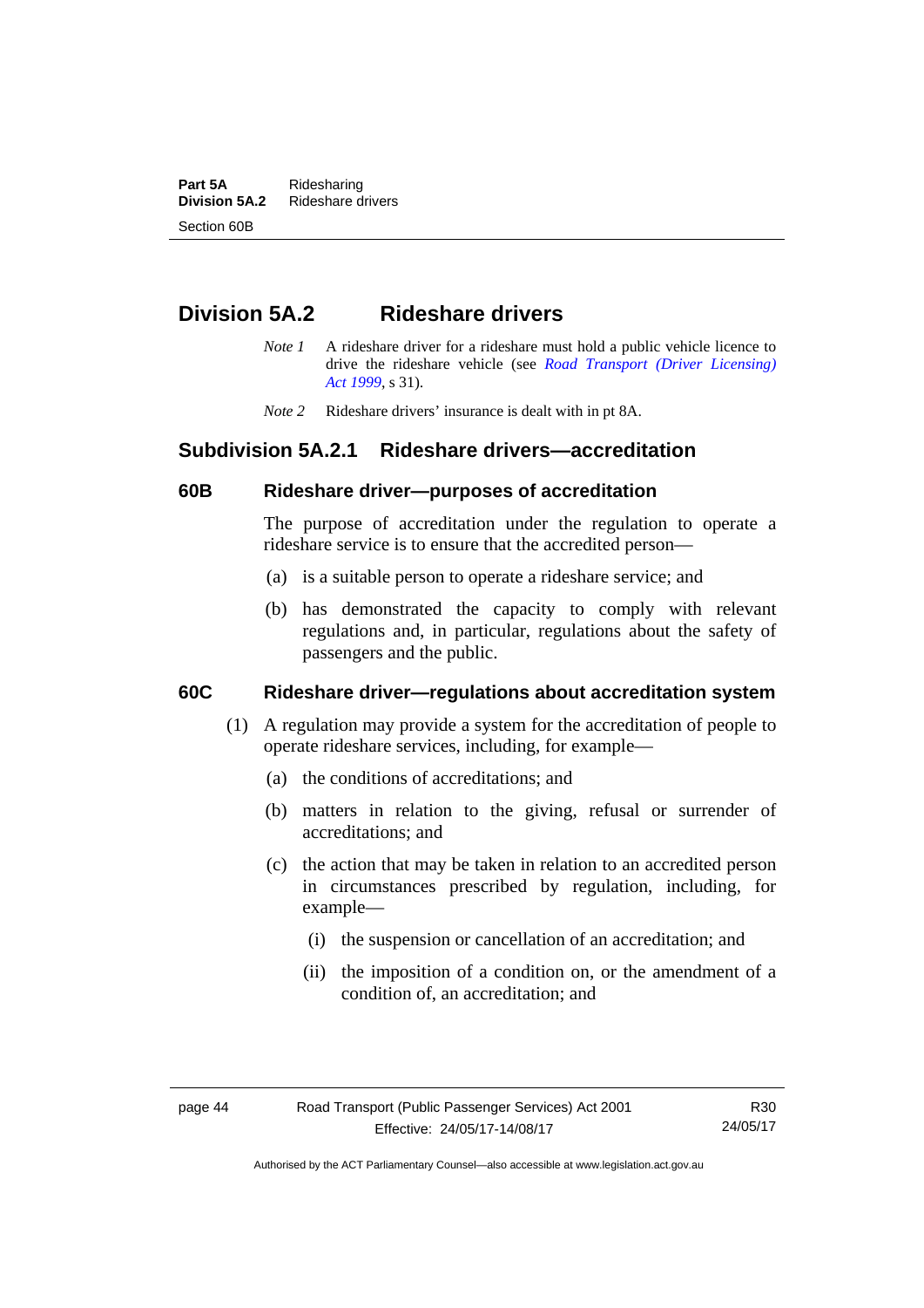## Division 5A.2 Rideshare drivers

*Note 1* A rideshare driver for a rideshare must hold a public vehicle licence to drive the rideshare vehicle (see *Road Transport (Driver Licensing) Act 1999*, s 31).

*Note 2* Rideshare drivers' insurance is dealt with in pt 8A.

### Subdivision 5A.2.1 Rideshare drivers—accreditation

#### 60B Rideshare driver—purposes of accreditation

The purpose of accreditation under the regulation to operate a rideshare service is to ensure that the accredited person—

(a) is a suitable person to operate a rideshare service; and

(b) has demonstrated the capacity to comply with relevant regulations and, in particular, regulations about the safety of passengers and the public.

#### 60C Rideshare driver—regulations about accreditation system

(1) A regulation may provide a system for the accreditation of people to operate rideshare services, including, for example—

(a) the conditions of accreditations; and

(b) matters in relation to the giving, refusal or surrender of accreditations; and

(c) the action that may be taken in relation to an accredited person in circumstances prescribed by regulation, including, for example—

(i) the suspension or cancellation of an accreditation; and

(ii) the imposition of a condition on, or the amendment of a condition of, an accreditation; and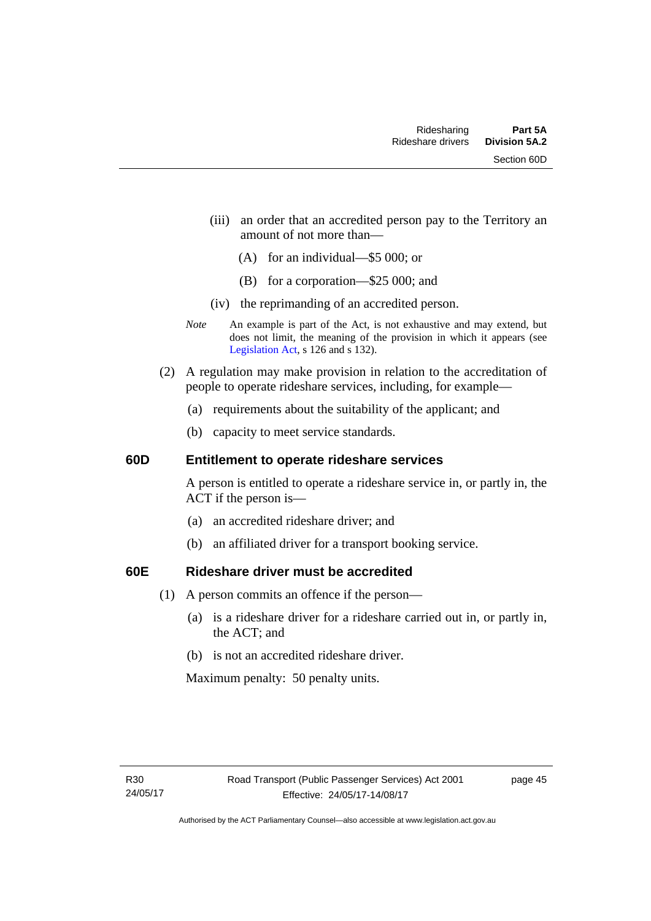(iii) an order that an accredited person pay to the Territory an amount of not more than—

(A) for an individual—$5 000; or

(B) for a corporation—$25 000; and

(iv) the reprimanding of an accredited person.

*Note* An example is part of the Act, is not exhaustive and may extend, but does not limit, the meaning of the provision in which it appears (see Legislation Act, s 126 and s 132).

(2) A regulation may make provision in relation to the accreditation of people to operate rideshare services, including, for example—

(a) requirements about the suitability of the applicant; and

(b) capacity to meet service standards.

### 60D Entitlement to operate rideshare services

A person is entitled to operate a rideshare service in, or partly in, the ACT if the person is—

(a) an accredited rideshare driver; and

(b) an affiliated driver for a transport booking service.

### 60E Rideshare driver must be accredited

(1) A person commits an offence if the person—

(a) is a rideshare driver for a rideshare carried out in, or partly in, the ACT; and

(b) is not an accredited rideshare driver.

Maximum penalty: 50 penalty units.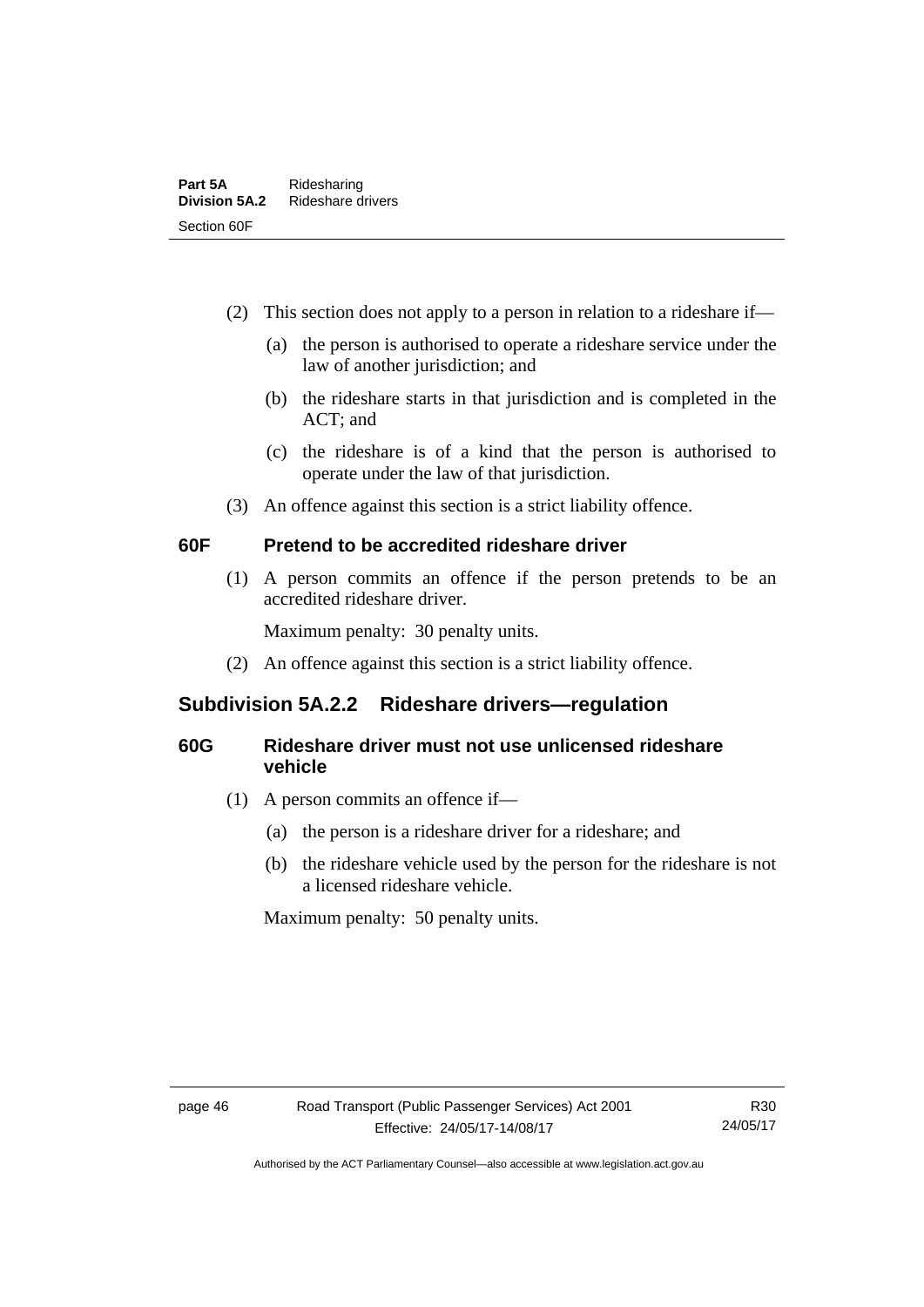(2) This section does not apply to a person in relation to a rideshare if—

(a) the person is authorised to operate a rideshare service under the law of another jurisdiction; and

(b) the rideshare starts in that jurisdiction and is completed in the ACT; and

(c) the rideshare is of a kind that the person is authorised to operate under the law of that jurisdiction.

(3) An offence against this section is a strict liability offence.

### 60F Pretend to be accredited rideshare driver

(1) A person commits an offence if the person pretends to be an accredited rideshare driver.

Maximum penalty: 30 penalty units.

(2) An offence against this section is a strict liability offence.

## Subdivision 5A.2.2 Rideshare drivers—regulation

### 60G Rideshare driver must not use unlicensed rideshare vehicle

(1) A person commits an offence if—

(a) the person is a rideshare driver for a rideshare; and

(b) the rideshare vehicle used by the person for the rideshare is not a licensed rideshare vehicle.

Maximum penalty: 50 penalty units.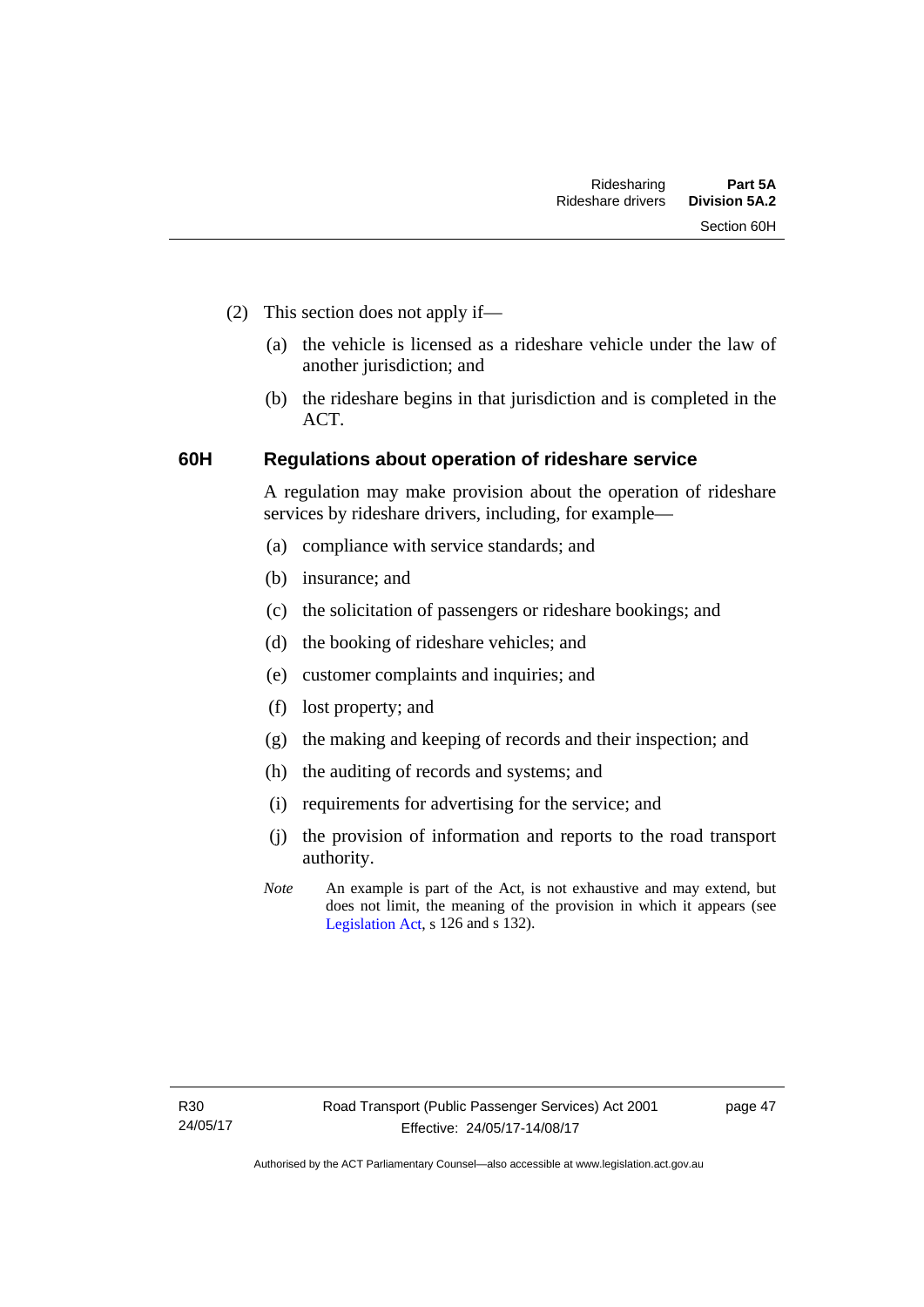(2) This section does not apply if—

(a) the vehicle is licensed as a rideshare vehicle under the law of another jurisdiction; and

(b) the rideshare begins in that jurisdiction and is completed in the ACT.

## 60H Regulations about operation of rideshare service

A regulation may make provision about the operation of rideshare services by rideshare drivers, including, for example—

(a) compliance with service standards; and

(b) insurance; and

(c) the solicitation of passengers or rideshare bookings; and

(d) the booking of rideshare vehicles; and

(e) customer complaints and inquiries; and

(f) lost property; and

(g) the making and keeping of records and their inspection; and

(h) the auditing of records and systems; and

(i) requirements for advertising for the service; and

(j) the provision of information and reports to the road transport authority.

*Note* An example is part of the Act, is not exhaustive and may extend, but does not limit, the meaning of the provision in which it appears (see Legislation Act, s 126 and s 132).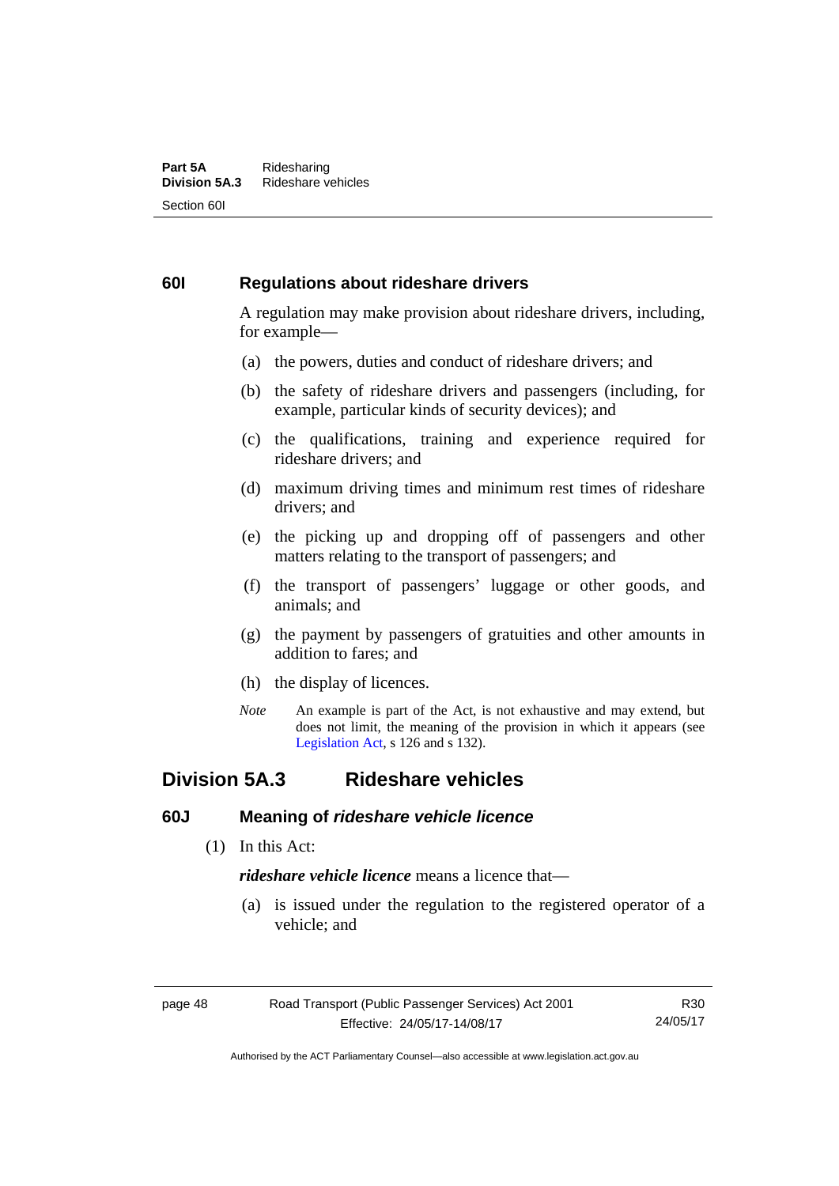### 60I Regulations about rideshare drivers

A regulation may make provision about rideshare drivers, including, for example—

(a) the powers, duties and conduct of rideshare drivers; and

(b) the safety of rideshare drivers and passengers (including, for example, particular kinds of security devices); and

(c) the qualifications, training and experience required for rideshare drivers; and

(d) maximum driving times and minimum rest times of rideshare drivers; and

(e) the picking up and dropping off of passengers and other matters relating to the transport of passengers; and

(f) the transport of passengers' luggage or other goods, and animals; and

(g) the payment by passengers of gratuities and other amounts in addition to fares; and

(h) the display of licences.

*Note* An example is part of the Act, is not exhaustive and may extend, but does not limit, the meaning of the provision in which it appears (see Legislation Act, s 126 and s 132).

## Division 5A.3 Rideshare vehicles

### 60J Meaning of *rideshare vehicle licence*

(1) In this Act:

***rideshare vehicle licence*** means a licence that—

(a) is issued under the regulation to the registered operator of a vehicle; and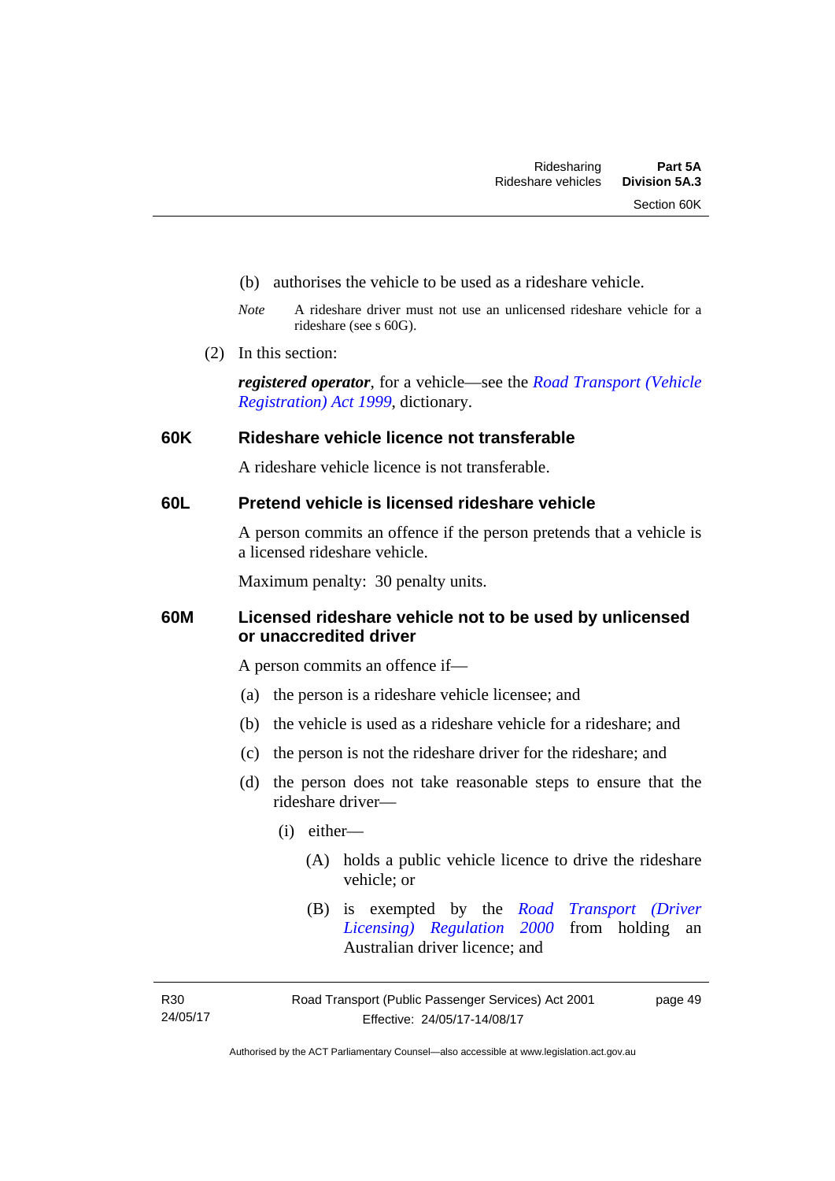(b) authorises the vehicle to be used as a rideshare vehicle.

*Note* A rideshare driver must not use an unlicensed rideshare vehicle for a rideshare (see s 60G).

(2) In this section:

***registered operator***, for a vehicle—see the *Road Transport (Vehicle Registration) Act 1999*, dictionary.

## 60K Rideshare vehicle licence not transferable

A rideshare vehicle licence is not transferable.

## 60L Pretend vehicle is licensed rideshare vehicle

A person commits an offence if the person pretends that a vehicle is a licensed rideshare vehicle.

Maximum penalty: 30 penalty units.

## 60M Licensed rideshare vehicle not to be used by unlicensed or unaccredited driver

A person commits an offence if—

(a) the person is a rideshare vehicle licensee; and

(b) the vehicle is used as a rideshare vehicle for a rideshare; and

(c) the person is not the rideshare driver for the rideshare; and

(d) the person does not take reasonable steps to ensure that the rideshare driver—

(i) either—

(A) holds a public vehicle licence to drive the rideshare vehicle; or

(B) is exempted by the *Road Transport (Driver Licensing) Regulation 2000* from holding an Australian driver licence; and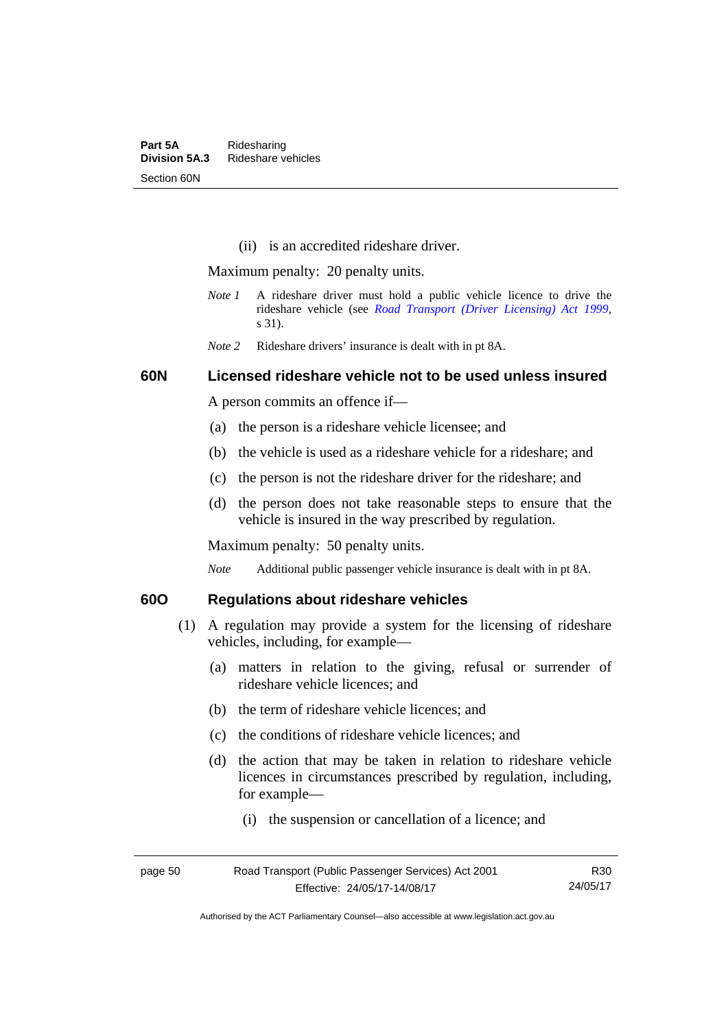(ii) is an accredited rideshare driver.

Maximum penalty: 20 penalty units.

*Note 1* A rideshare driver must hold a public vehicle licence to drive the rideshare vehicle (see *Road Transport (Driver Licensing) Act 1999*, s 31).

*Note 2* Rideshare drivers' insurance is dealt with in pt 8A.

### 60N Licensed rideshare vehicle not to be used unless insured

A person commits an offence if—

(a) the person is a rideshare vehicle licensee; and

(b) the vehicle is used as a rideshare vehicle for a rideshare; and

(c) the person is not the rideshare driver for the rideshare; and

(d) the person does not take reasonable steps to ensure that the vehicle is insured in the way prescribed by regulation.

Maximum penalty: 50 penalty units.

*Note* Additional public passenger vehicle insurance is dealt with in pt 8A.

### 60O Regulations about rideshare vehicles

(1) A regulation may provide a system for the licensing of rideshare vehicles, including, for example—

(a) matters in relation to the giving, refusal or surrender of rideshare vehicle licences; and

(b) the term of rideshare vehicle licences; and

(c) the conditions of rideshare vehicle licences; and

(d) the action that may be taken in relation to rideshare vehicle licences in circumstances prescribed by regulation, including, for example—

(i) the suspension or cancellation of a licence; and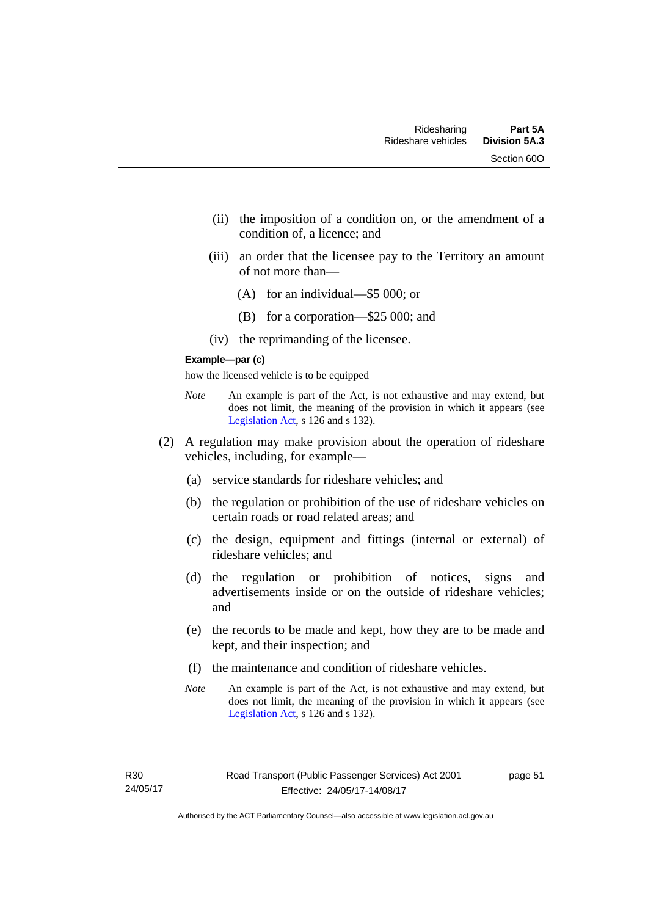(ii) the imposition of a condition on, or the amendment of a condition of, a licence; and

(iii) an order that the licensee pay to the Territory an amount of not more than—

(A) for an individual—$5 000; or

(B) for a corporation—$25 000; and

(iv) the reprimanding of the licensee.

**Example—par (c)**

how the licensed vehicle is to be equipped

*Note* An example is part of the Act, is not exhaustive and may extend, but does not limit, the meaning of the provision in which it appears (see Legislation Act, s 126 and s 132).

(2) A regulation may make provision about the operation of rideshare vehicles, including, for example—

(a) service standards for rideshare vehicles; and

(b) the regulation or prohibition of the use of rideshare vehicles on certain roads or road related areas; and

(c) the design, equipment and fittings (internal or external) of rideshare vehicles; and

(d) the regulation or prohibition of notices, signs and advertisements inside or on the outside of rideshare vehicles; and

(e) the records to be made and kept, how they are to be made and kept, and their inspection; and

(f) the maintenance and condition of rideshare vehicles.

*Note* An example is part of the Act, is not exhaustive and may extend, but does not limit, the meaning of the provision in which it appears (see Legislation Act, s 126 and s 132).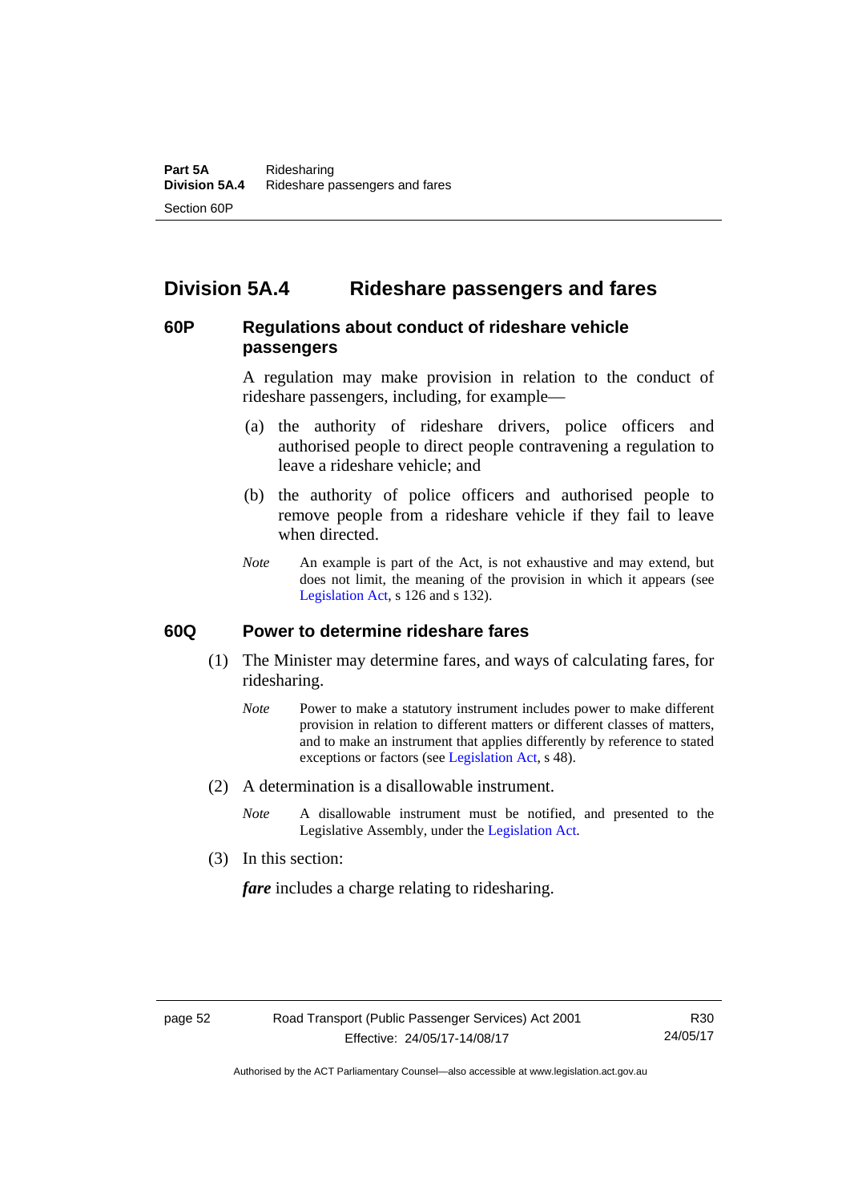## Division 5A.4 Rideshare passengers and fares

### 60P Regulations about conduct of rideshare vehicle passengers

A regulation may make provision in relation to the conduct of rideshare passengers, including, for example—

(a) the authority of rideshare drivers, police officers and authorised people to direct people contravening a regulation to leave a rideshare vehicle; and

(b) the authority of police officers and authorised people to remove people from a rideshare vehicle if they fail to leave when directed.

*Note* An example is part of the Act, is not exhaustive and may extend, but does not limit, the meaning of the provision in which it appears (see Legislation Act, s 126 and s 132).

### 60Q Power to determine rideshare fares

(1) The Minister may determine fares, and ways of calculating fares, for ridesharing.

*Note* Power to make a statutory instrument includes power to make different provision in relation to different matters or different classes of matters, and to make an instrument that applies differently by reference to stated exceptions or factors (see Legislation Act, s 48).

(2) A determination is a disallowable instrument.

*Note* A disallowable instrument must be notified, and presented to the Legislative Assembly, under the Legislation Act.

(3) In this section:

***fare*** includes a charge relating to ridesharing.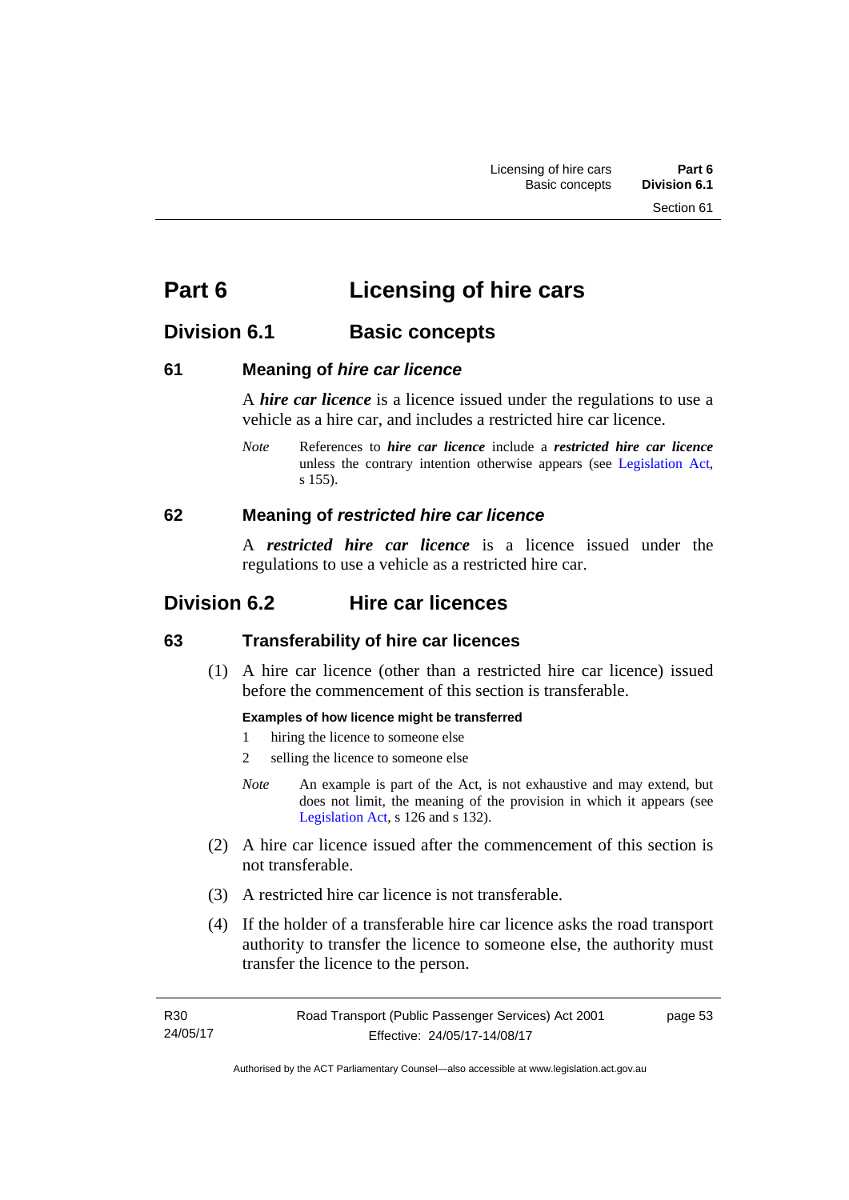# Part 6 Licensing of hire cars

## Division 6.1 Basic concepts

### 61 Meaning of *hire car licence*

A ***hire car licence*** is a licence issued under the regulations to use a vehicle as a hire car, and includes a restricted hire car licence.

*Note* References to ***hire car licence*** include a ***restricted hire car licence*** unless the contrary intention otherwise appears (see Legislation Act, s 155).

### 62 Meaning of *restricted hire car licence*

A ***restricted hire car licence*** is a licence issued under the regulations to use a vehicle as a restricted hire car.

## Division 6.2 Hire car licences

### 63 Transferability of hire car licences

(1) A hire car licence (other than a restricted hire car licence) issued before the commencement of this section is transferable.

**Examples of how licence might be transferred**

1 hiring the licence to someone else

2 selling the licence to someone else

*Note* An example is part of the Act, is not exhaustive and may extend, but does not limit, the meaning of the provision in which it appears (see Legislation Act, s 126 and s 132).

(2) A hire car licence issued after the commencement of this section is not transferable.

(3) A restricted hire car licence is not transferable.

(4) If the holder of a transferable hire car licence asks the road transport authority to transfer the licence to someone else, the authority must transfer the licence to the person.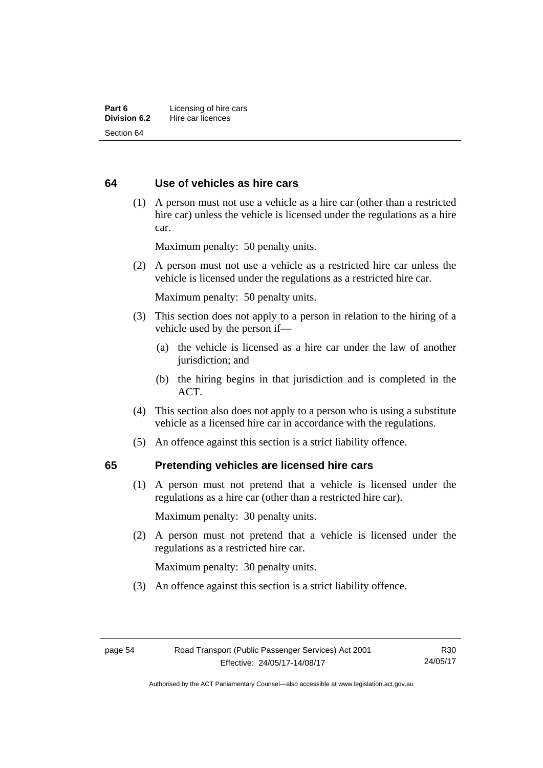## 64 Use of vehicles as hire cars

(1) A person must not use a vehicle as a hire car (other than a restricted hire car) unless the vehicle is licensed under the regulations as a hire car.

Maximum penalty: 50 penalty units.

(2) A person must not use a vehicle as a restricted hire car unless the vehicle is licensed under the regulations as a restricted hire car.

Maximum penalty: 50 penalty units.

(3) This section does not apply to a person in relation to the hiring of a vehicle used by the person if—

(a) the vehicle is licensed as a hire car under the law of another jurisdiction; and

(b) the hiring begins in that jurisdiction and is completed in the ACT.

(4) This section also does not apply to a person who is using a substitute vehicle as a licensed hire car in accordance with the regulations.

(5) An offence against this section is a strict liability offence.

## 65 Pretending vehicles are licensed hire cars

(1) A person must not pretend that a vehicle is licensed under the regulations as a hire car (other than a restricted hire car).

Maximum penalty: 30 penalty units.

(2) A person must not pretend that a vehicle is licensed under the regulations as a restricted hire car.

Maximum penalty: 30 penalty units.

(3) An offence against this section is a strict liability offence.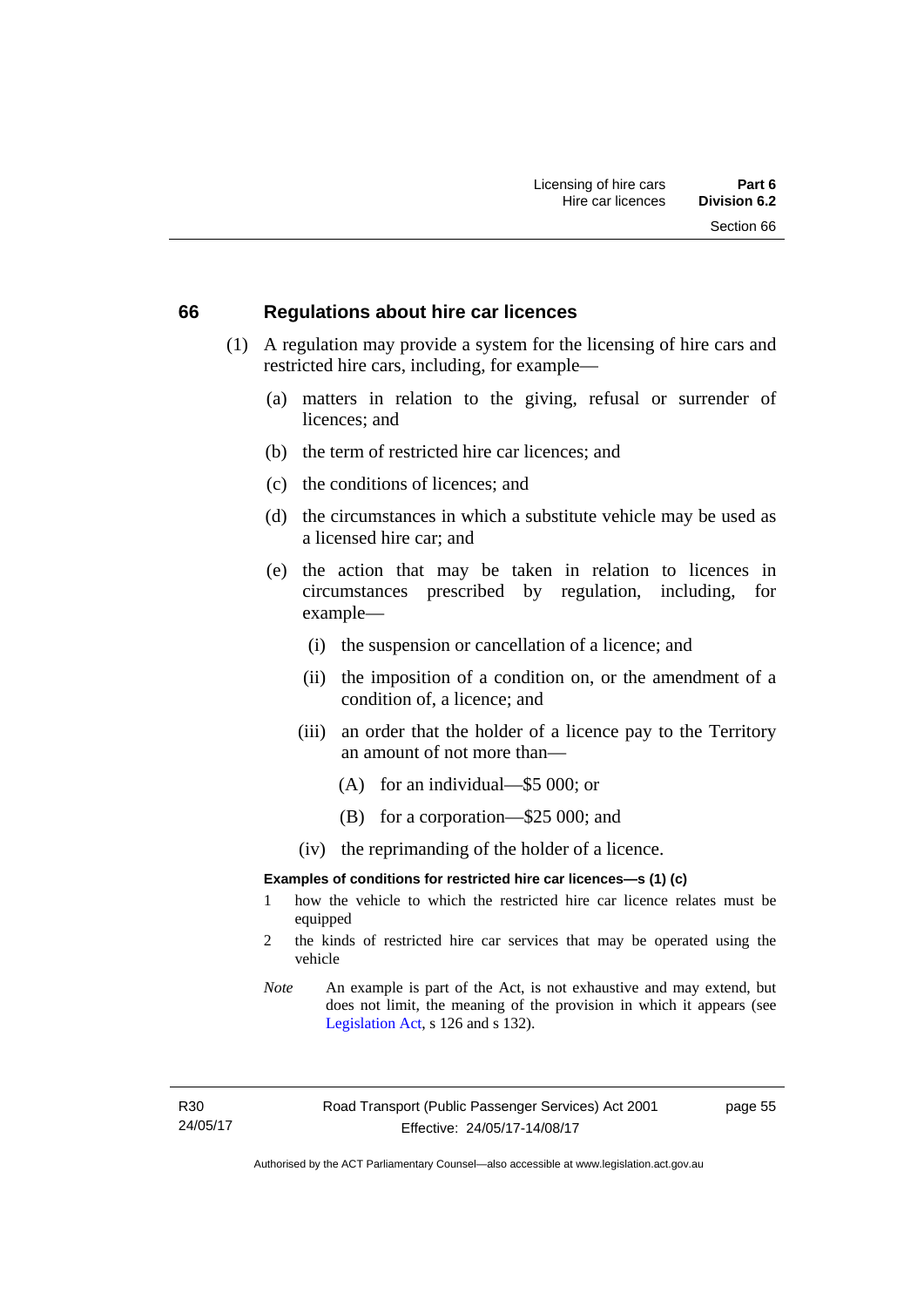## 66 Regulations about hire car licences

(1) A regulation may provide a system for the licensing of hire cars and restricted hire cars, including, for example—

(a) matters in relation to the giving, refusal or surrender of licences; and

(b) the term of restricted hire car licences; and

(c) the conditions of licences; and

(d) the circumstances in which a substitute vehicle may be used as a licensed hire car; and

(e) the action that may be taken in relation to licences in circumstances prescribed by regulation, including, for example—

(i) the suspension or cancellation of a licence; and

(ii) the imposition of a condition on, or the amendment of a condition of, a licence; and

(iii) an order that the holder of a licence pay to the Territory an amount of not more than—

(A) for an individual—$5 000; or

(B) for a corporation—$25 000; and

(iv) the reprimanding of the holder of a licence.

**Examples of conditions for restricted hire car licences—s (1) (c)**

1 how the vehicle to which the restricted hire car licence relates must be equipped

2 the kinds of restricted hire car services that may be operated using the vehicle

*Note* An example is part of the Act, is not exhaustive and may extend, but does not limit, the meaning of the provision in which it appears (see Legislation Act, s 126 and s 132).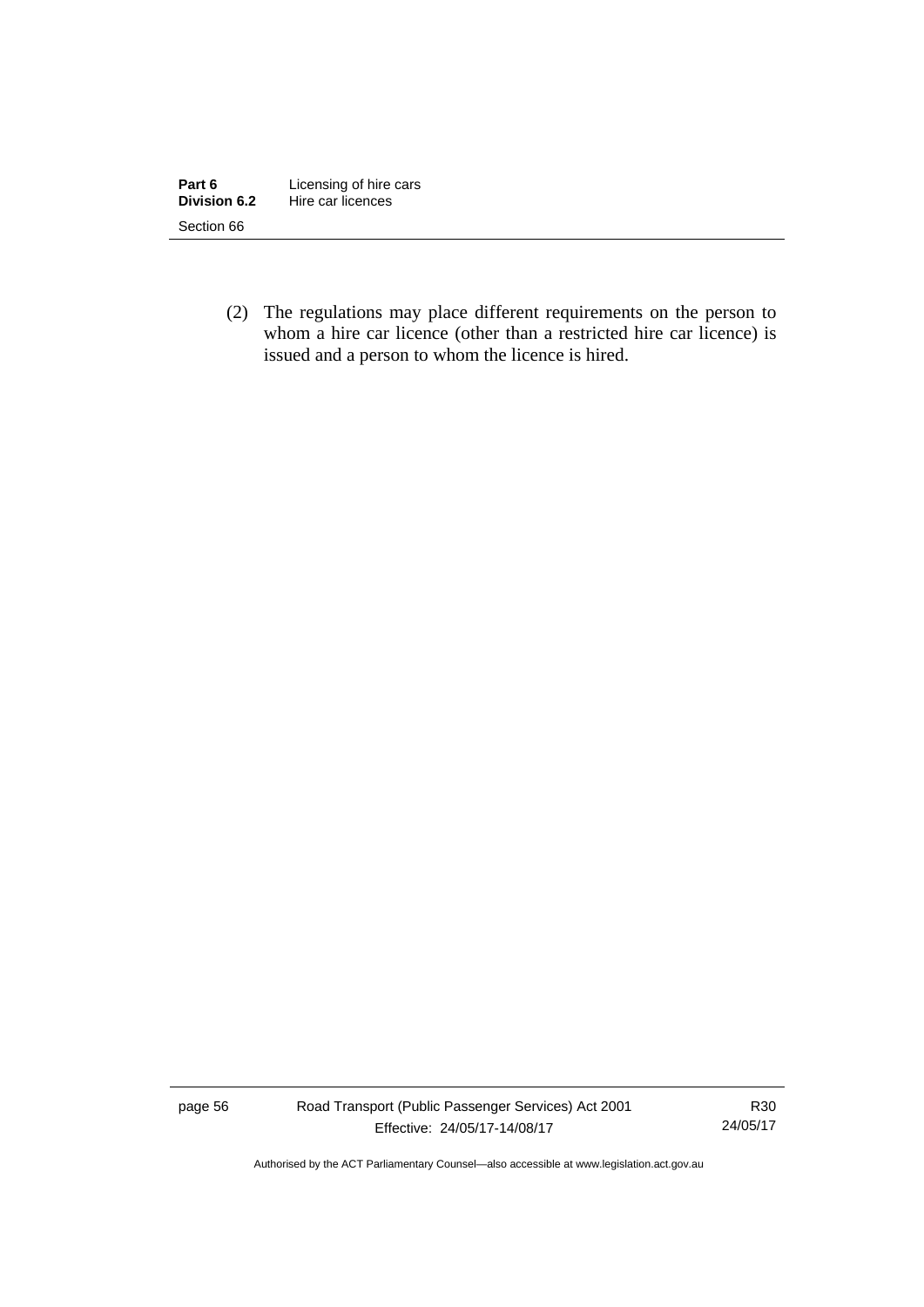(2) The regulations may place different requirements on the person to whom a hire car licence (other than a restricted hire car licence) is issued and a person to whom the licence is hired.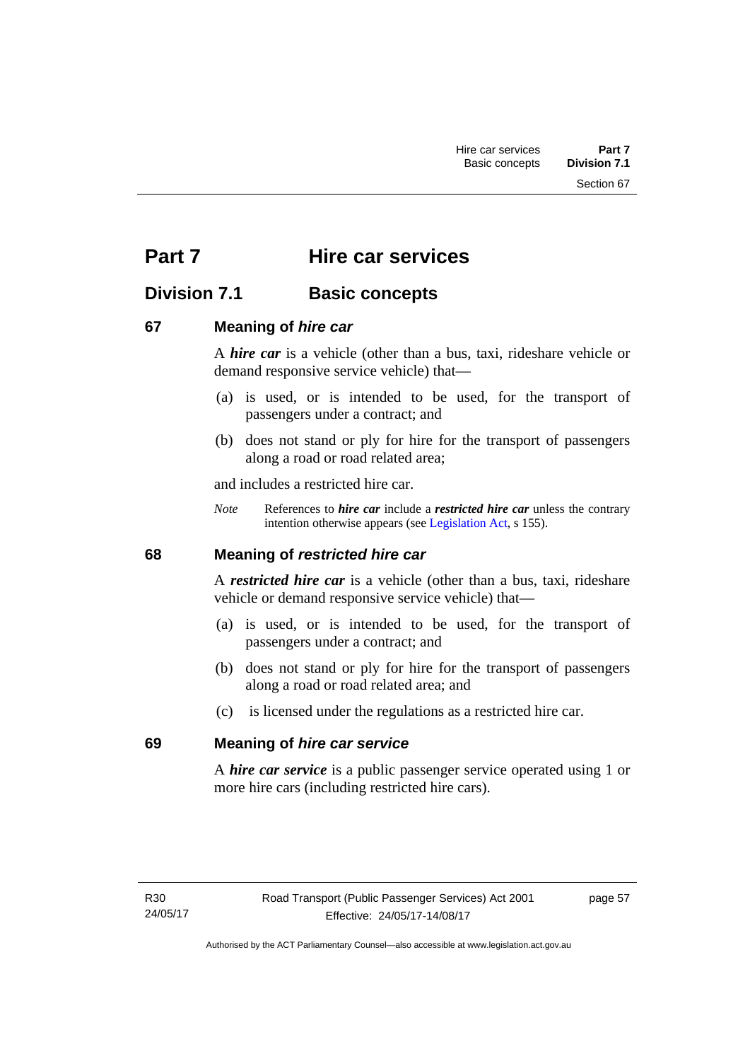# Part 7 Hire car services

## Division 7.1 Basic concepts

### 67 Meaning of *hire car*

A ***hire car*** is a vehicle (other than a bus, taxi, rideshare vehicle or demand responsive service vehicle) that—

(a) is used, or is intended to be used, for the transport of passengers under a contract; and

(b) does not stand or ply for hire for the transport of passengers along a road or road related area;

and includes a restricted hire car.

*Note* References to ***hire car*** include a ***restricted hire car*** unless the contrary intention otherwise appears (see Legislation Act, s 155).

### 68 Meaning of *restricted hire car*

A ***restricted hire car*** is a vehicle (other than a bus, taxi, rideshare vehicle or demand responsive service vehicle) that—

(a) is used, or is intended to be used, for the transport of passengers under a contract; and

(b) does not stand or ply for hire for the transport of passengers along a road or road related area; and

(c) is licensed under the regulations as a restricted hire car.

### 69 Meaning of *hire car service*

A ***hire car service*** is a public passenger service operated using 1 or more hire cars (including restricted hire cars).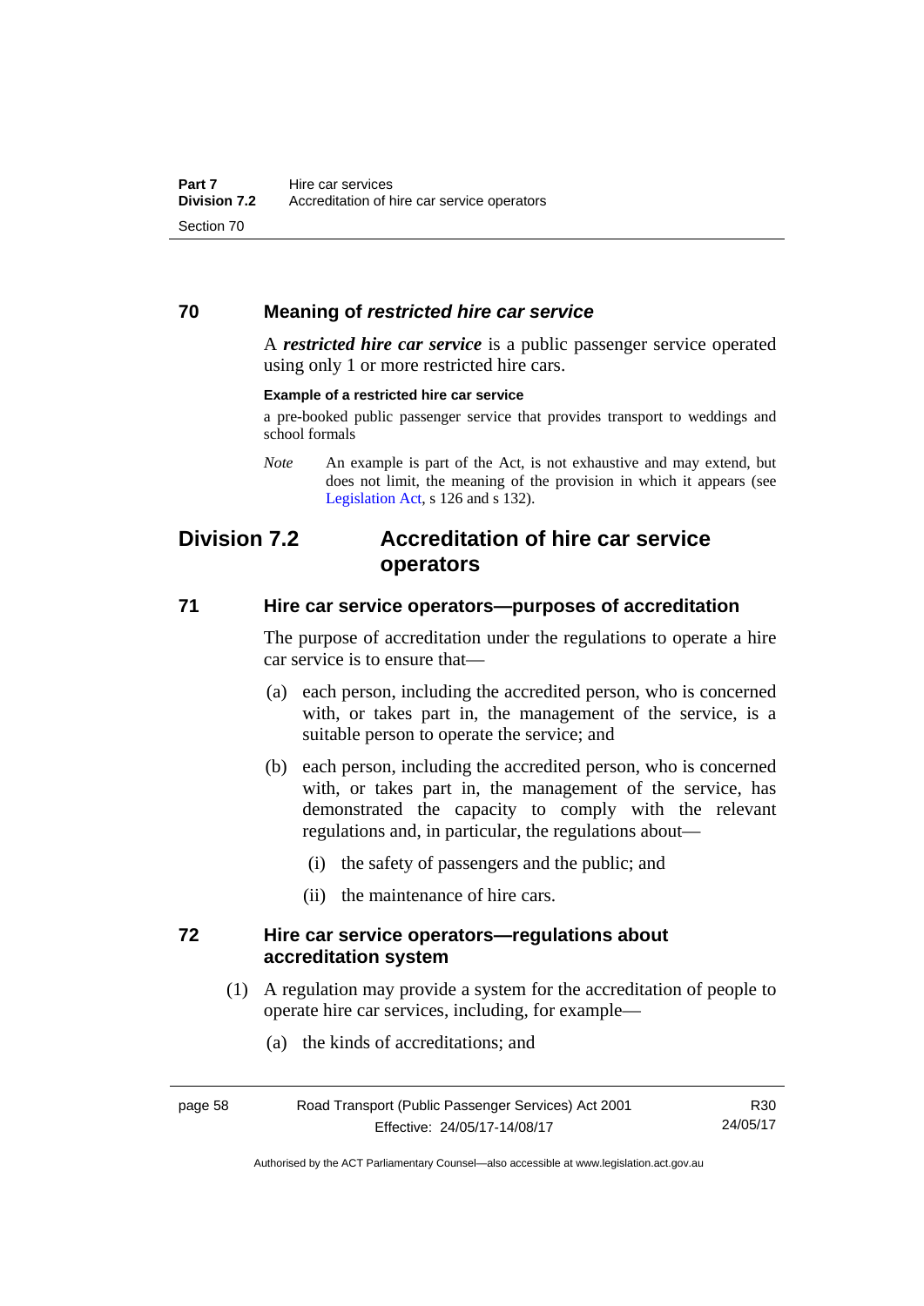### 70 Meaning of *restricted hire car service*

A ***restricted hire car service*** is a public passenger service operated using only 1 or more restricted hire cars.

**Example of a restricted hire car service**

a pre-booked public passenger service that provides transport to weddings and school formals

*Note* An example is part of the Act, is not exhaustive and may extend, but does not limit, the meaning of the provision in which it appears (see Legislation Act, s 126 and s 132).

## Division 7.2 Accreditation of hire car service operators

### 71 Hire car service operators—purposes of accreditation

The purpose of accreditation under the regulations to operate a hire car service is to ensure that—

(a) each person, including the accredited person, who is concerned with, or takes part in, the management of the service, is a suitable person to operate the service; and

(b) each person, including the accredited person, who is concerned with, or takes part in, the management of the service, has demonstrated the capacity to comply with the relevant regulations and, in particular, the regulations about—

(i) the safety of passengers and the public; and

(ii) the maintenance of hire cars.

### 72 Hire car service operators—regulations about accreditation system

(1) A regulation may provide a system for the accreditation of people to operate hire car services, including, for example—

(a) the kinds of accreditations; and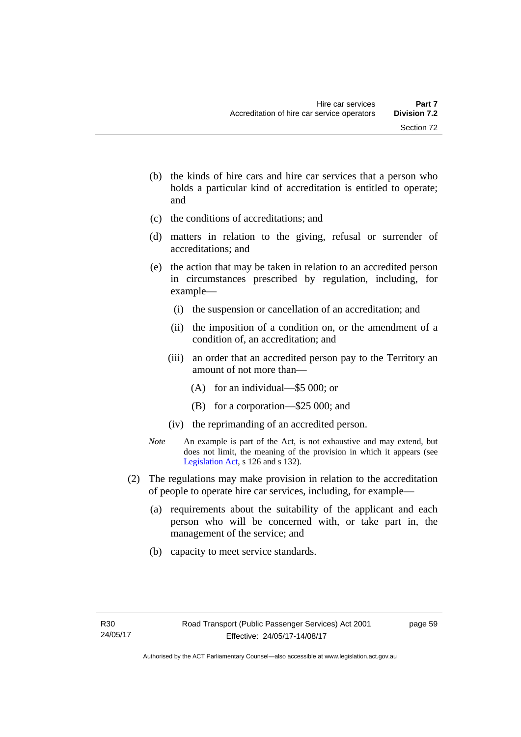(b) the kinds of hire cars and hire car services that a person who holds a particular kind of accreditation is entitled to operate; and

(c) the conditions of accreditations; and

(d) matters in relation to the giving, refusal or surrender of accreditations; and

(e) the action that may be taken in relation to an accredited person in circumstances prescribed by regulation, including, for example—

  (i) the suspension or cancellation of an accreditation; and

  (ii) the imposition of a condition on, or the amendment of a condition of, an accreditation; and

  (iii) an order that an accredited person pay to the Territory an amount of not more than—

    (A) for an individual—$5 000; or

    (B) for a corporation—$25 000; and

  (iv) the reprimanding of an accredited person.

*Note* An example is part of the Act, is not exhaustive and may extend, but does not limit, the meaning of the provision in which it appears (see Legislation Act, s 126 and s 132).

(2) The regulations may make provision in relation to the accreditation of people to operate hire car services, including, for example—

(a) requirements about the suitability of the applicant and each person who will be concerned with, or take part in, the management of the service; and

(b) capacity to meet service standards.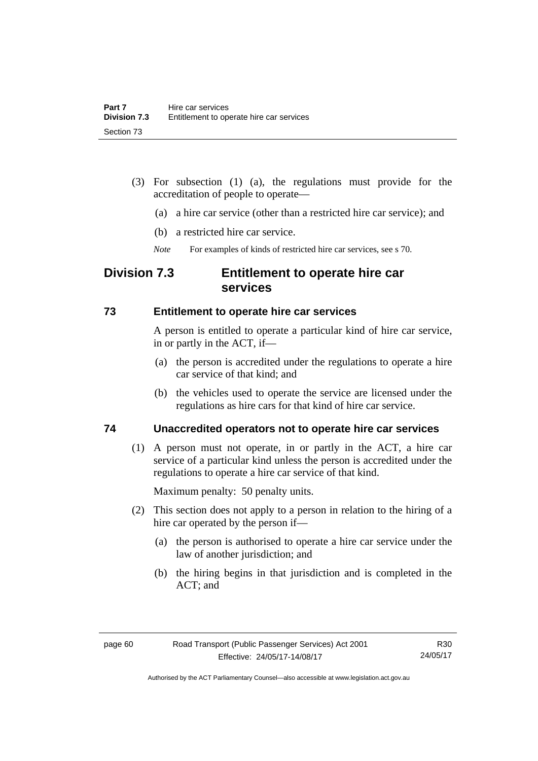(3) For subsection (1) (a), the regulations must provide for the accreditation of people to operate—

(a) a hire car service (other than a restricted hire car service); and

(b) a restricted hire car service.

*Note* For examples of kinds of restricted hire car services, see s 70.

## Division 7.3 Entitlement to operate hire car services

### 73 Entitlement to operate hire car services

A person is entitled to operate a particular kind of hire car service, in or partly in the ACT, if—

(a) the person is accredited under the regulations to operate a hire car service of that kind; and

(b) the vehicles used to operate the service are licensed under the regulations as hire cars for that kind of hire car service.

### 74 Unaccredited operators not to operate hire car services

(1) A person must not operate, in or partly in the ACT, a hire car service of a particular kind unless the person is accredited under the regulations to operate a hire car service of that kind.

Maximum penalty: 50 penalty units.

(2) This section does not apply to a person in relation to the hiring of a hire car operated by the person if—

(a) the person is authorised to operate a hire car service under the law of another jurisdiction; and

(b) the hiring begins in that jurisdiction and is completed in the ACT; and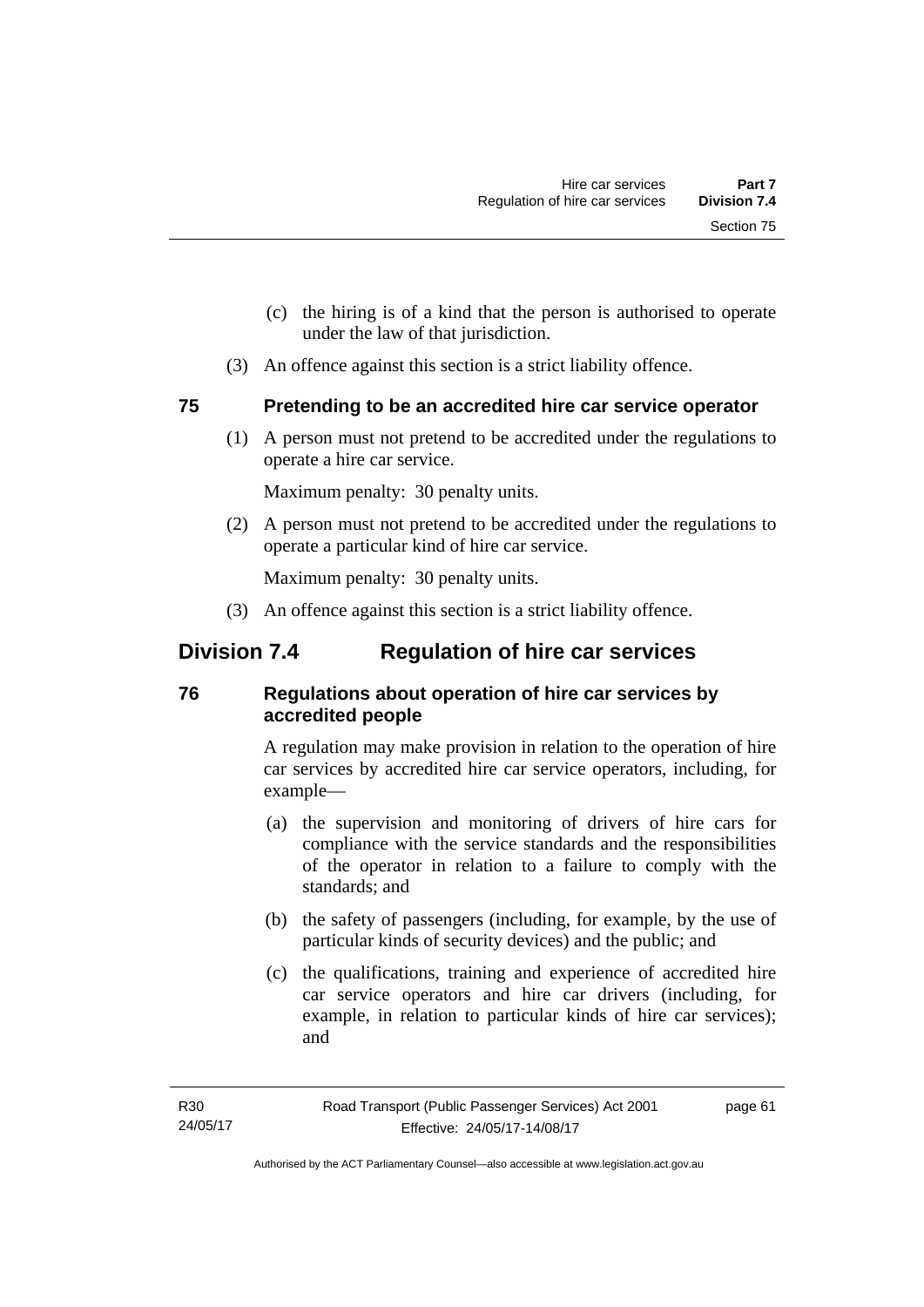(c) the hiring is of a kind that the person is authorised to operate under the law of that jurisdiction.

(3) An offence against this section is a strict liability offence.

### 75 Pretending to be an accredited hire car service operator

(1) A person must not pretend to be accredited under the regulations to operate a hire car service.

Maximum penalty: 30 penalty units.

(2) A person must not pretend to be accredited under the regulations to operate a particular kind of hire car service.

Maximum penalty: 30 penalty units.

(3) An offence against this section is a strict liability offence.

## Division 7.4 Regulation of hire car services

### 76 Regulations about operation of hire car services by accredited people

A regulation may make provision in relation to the operation of hire car services by accredited hire car service operators, including, for example—

(a) the supervision and monitoring of drivers of hire cars for compliance with the service standards and the responsibilities of the operator in relation to a failure to comply with the standards; and

(b) the safety of passengers (including, for example, by the use of particular kinds of security devices) and the public; and

(c) the qualifications, training and experience of accredited hire car service operators and hire car drivers (including, for example, in relation to particular kinds of hire car services); and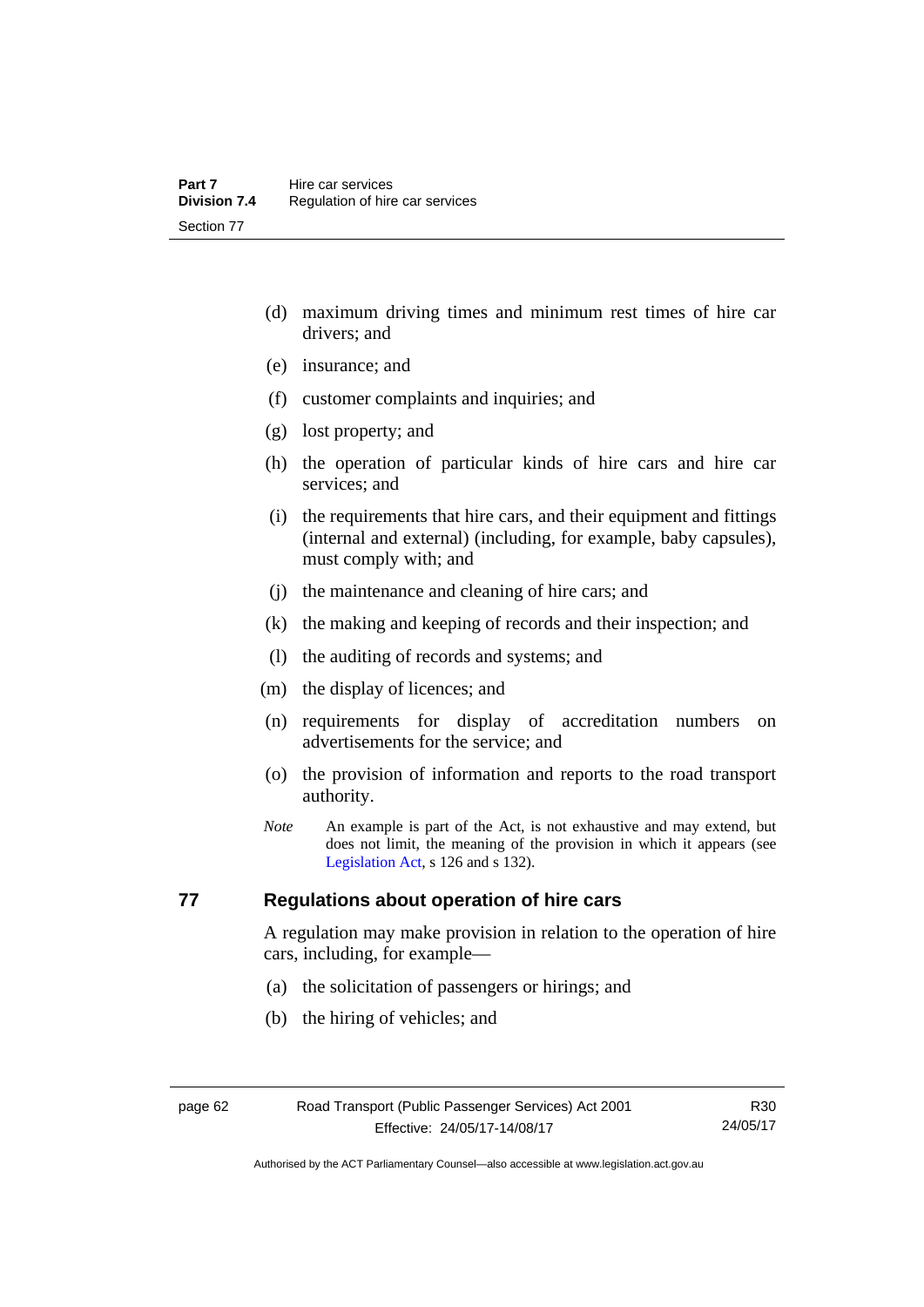(d) maximum driving times and minimum rest times of hire car drivers; and

(e) insurance; and

(f) customer complaints and inquiries; and

(g) lost property; and

(h) the operation of particular kinds of hire cars and hire car services; and

(i) the requirements that hire cars, and their equipment and fittings (internal and external) (including, for example, baby capsules), must comply with; and

(j) the maintenance and cleaning of hire cars; and

(k) the making and keeping of records and their inspection; and

(l) the auditing of records and systems; and

(m) the display of licences; and

(n) requirements for display of accreditation numbers on advertisements for the service; and

(o) the provision of information and reports to the road transport authority.

*Note* An example is part of the Act, is not exhaustive and may extend, but does not limit, the meaning of the provision in which it appears (see Legislation Act, s 126 and s 132).

## 77 Regulations about operation of hire cars

A regulation may make provision in relation to the operation of hire cars, including, for example—

(a) the solicitation of passengers or hirings; and

(b) the hiring of vehicles; and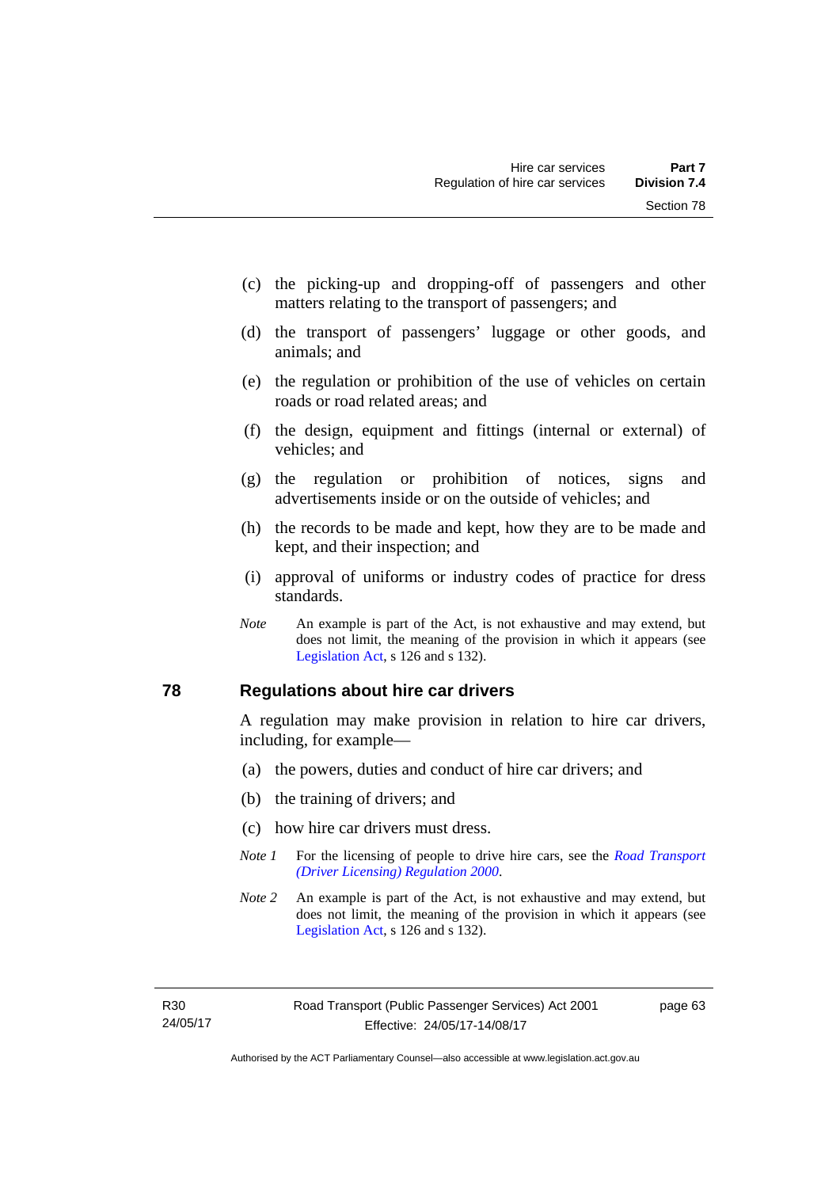(c) the picking-up and dropping-off of passengers and other matters relating to the transport of passengers; and

(d) the transport of passengers' luggage or other goods, and animals; and

(e) the regulation or prohibition of the use of vehicles on certain roads or road related areas; and

(f) the design, equipment and fittings (internal or external) of vehicles; and

(g) the regulation or prohibition of notices, signs and advertisements inside or on the outside of vehicles; and

(h) the records to be made and kept, how they are to be made and kept, and their inspection; and

(i) approval of uniforms or industry codes of practice for dress standards.

*Note* An example is part of the Act, is not exhaustive and may extend, but does not limit, the meaning of the provision in which it appears (see Legislation Act, s 126 and s 132).

## 78 Regulations about hire car drivers

A regulation may make provision in relation to hire car drivers, including, for example—

(a) the powers, duties and conduct of hire car drivers; and

(b) the training of drivers; and

(c) how hire car drivers must dress.

*Note 1* For the licensing of people to drive hire cars, see the *Road Transport (Driver Licensing) Regulation 2000*.

*Note 2* An example is part of the Act, is not exhaustive and may extend, but does not limit, the meaning of the provision in which it appears (see Legislation Act, s 126 and s 132).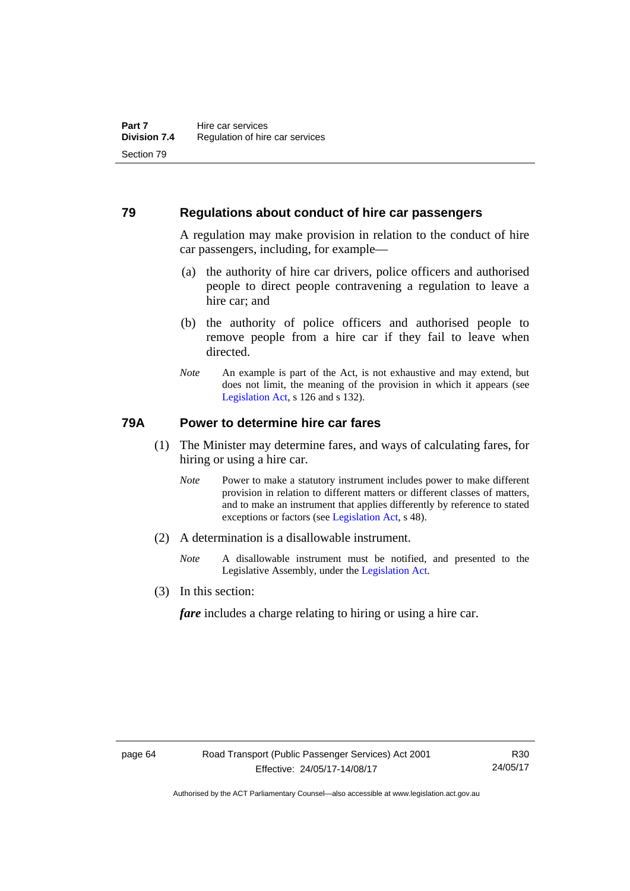## 79 Regulations about conduct of hire car passengers

A regulation may make provision in relation to the conduct of hire car passengers, including, for example—

(a) the authority of hire car drivers, police officers and authorised people to direct people contravening a regulation to leave a hire car; and

(b) the authority of police officers and authorised people to remove people from a hire car if they fail to leave when directed.

*Note* An example is part of the Act, is not exhaustive and may extend, but does not limit, the meaning of the provision in which it appears (see Legislation Act, s 126 and s 132).

## 79A Power to determine hire car fares

(1) The Minister may determine fares, and ways of calculating fares, for hiring or using a hire car.

*Note* Power to make a statutory instrument includes power to make different provision in relation to different matters or different classes of matters, and to make an instrument that applies differently by reference to stated exceptions or factors (see Legislation Act, s 48).

(2) A determination is a disallowable instrument.

*Note* A disallowable instrument must be notified, and presented to the Legislative Assembly, under the Legislation Act.

(3) In this section:

***fare*** includes a charge relating to hiring or using a hire car.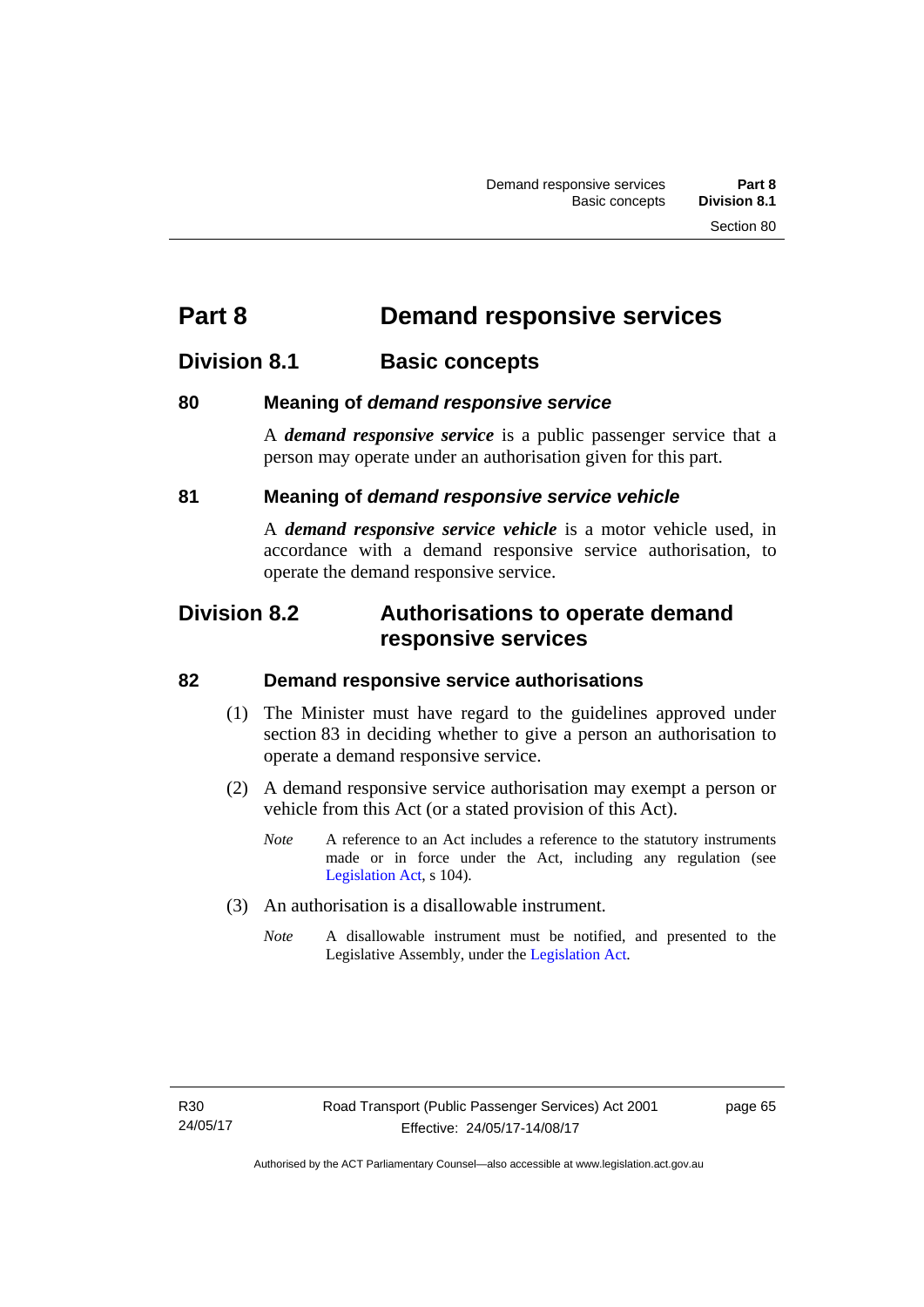# Part 8 Demand responsive services

## Division 8.1 Basic concepts

### 80 Meaning of *demand responsive service*

A ***demand responsive service*** is a public passenger service that a person may operate under an authorisation given for this part.

### 81 Meaning of *demand responsive service vehicle*

A ***demand responsive service vehicle*** is a motor vehicle used, in accordance with a demand responsive service authorisation, to operate the demand responsive service.

## Division 8.2 Authorisations to operate demand responsive services

### 82 Demand responsive service authorisations

(1) The Minister must have regard to the guidelines approved under section 83 in deciding whether to give a person an authorisation to operate a demand responsive service.

(2) A demand responsive service authorisation may exempt a person or vehicle from this Act (or a stated provision of this Act).

*Note* A reference to an Act includes a reference to the statutory instruments made or in force under the Act, including any regulation (see Legislation Act, s 104).

(3) An authorisation is a disallowable instrument.

*Note* A disallowable instrument must be notified, and presented to the Legislative Assembly, under the Legislation Act.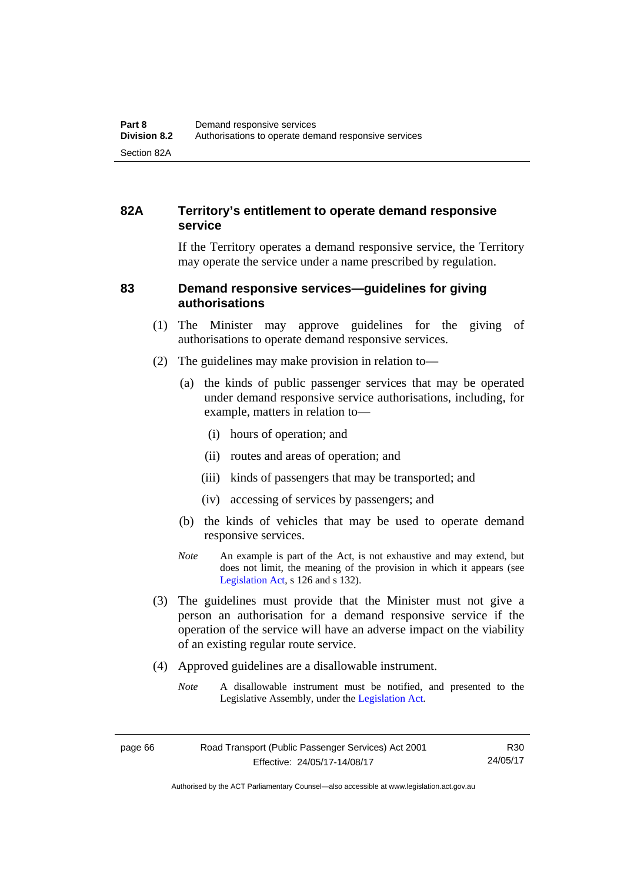### 82A Territory's entitlement to operate demand responsive service

If the Territory operates a demand responsive service, the Territory may operate the service under a name prescribed by regulation.

### 83 Demand responsive services—guidelines for giving authorisations

(1) The Minister may approve guidelines for the giving of authorisations to operate demand responsive services.

(2) The guidelines may make provision in relation to—

(a) the kinds of public passenger services that may be operated under demand responsive service authorisations, including, for example, matters in relation to—

(i) hours of operation; and

(ii) routes and areas of operation; and

(iii) kinds of passengers that may be transported; and

(iv) accessing of services by passengers; and

(b) the kinds of vehicles that may be used to operate demand responsive services.

*Note* An example is part of the Act, is not exhaustive and may extend, but does not limit, the meaning of the provision in which it appears (see Legislation Act, s 126 and s 132).

(3) The guidelines must provide that the Minister must not give a person an authorisation for a demand responsive service if the operation of the service will have an adverse impact on the viability of an existing regular route service.

(4) Approved guidelines are a disallowable instrument.

*Note* A disallowable instrument must be notified, and presented to the Legislative Assembly, under the Legislation Act.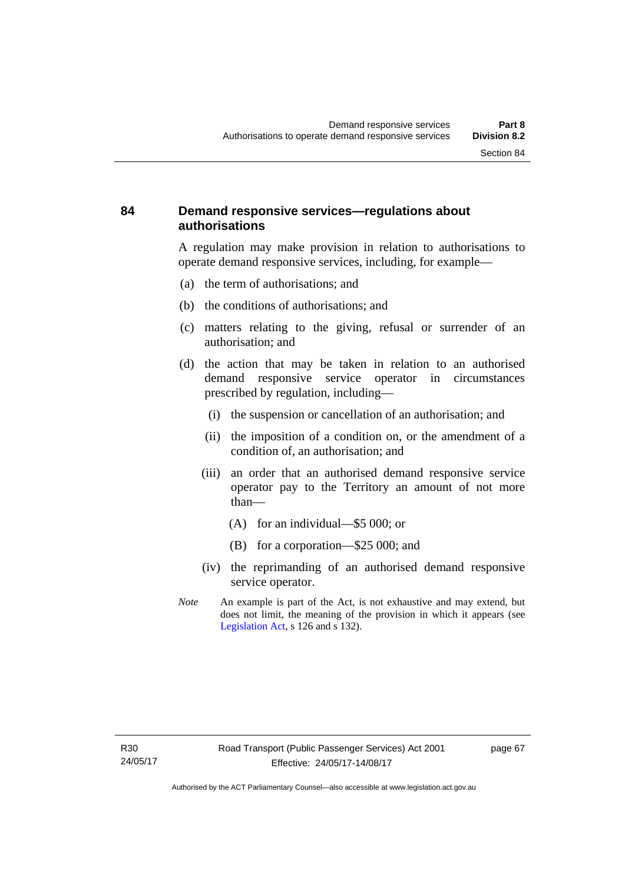## 84 Demand responsive services—regulations about authorisations

A regulation may make provision in relation to authorisations to operate demand responsive services, including, for example—

(a) the term of authorisations; and

(b) the conditions of authorisations; and

(c) matters relating to the giving, refusal or surrender of an authorisation; and

(d) the action that may be taken in relation to an authorised demand responsive service operator in circumstances prescribed by regulation, including—

   (i) the suspension or cancellation of an authorisation; and

   (ii) the imposition of a condition on, or the amendment of a condition of, an authorisation; and

   (iii) an order that an authorised demand responsive service operator pay to the Territory an amount of not more than—

      (A) for an individual—$5 000; or

      (B) for a corporation—$25 000; and

   (iv) the reprimanding of an authorised demand responsive service operator.

*Note* An example is part of the Act, is not exhaustive and may extend, but does not limit, the meaning of the provision in which it appears (see Legislation Act, s 126 and s 132).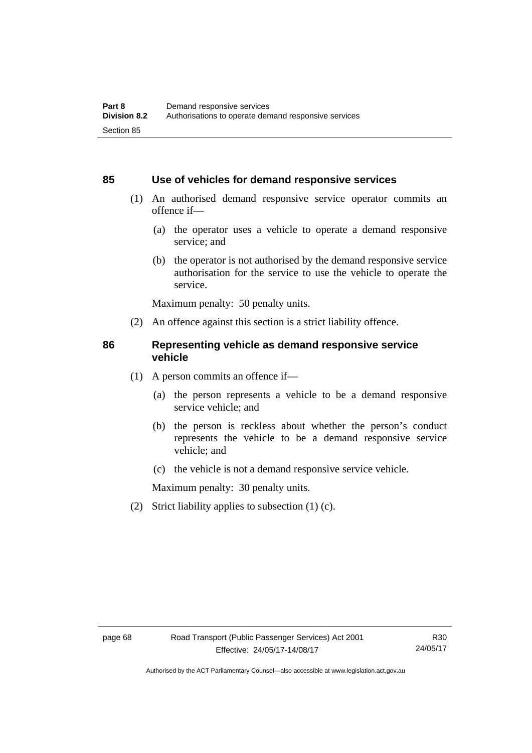## 85 Use of vehicles for demand responsive services

(1) An authorised demand responsive service operator commits an offence if—

(a) the operator uses a vehicle to operate a demand responsive service; and

(b) the operator is not authorised by the demand responsive service authorisation for the service to use the vehicle to operate the service.

Maximum penalty: 50 penalty units.

(2) An offence against this section is a strict liability offence.

## 86 Representing vehicle as demand responsive service vehicle

(1) A person commits an offence if—

(a) the person represents a vehicle to be a demand responsive service vehicle; and

(b) the person is reckless about whether the person's conduct represents the vehicle to be a demand responsive service vehicle; and

(c) the vehicle is not a demand responsive service vehicle.

Maximum penalty: 30 penalty units.

(2) Strict liability applies to subsection (1) (c).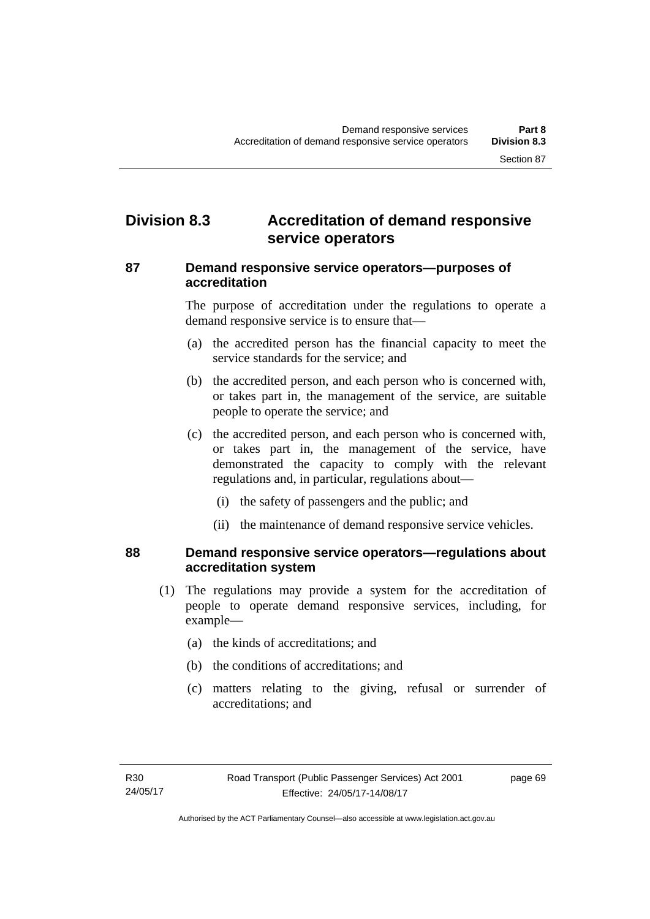## Division 8.3 Accreditation of demand responsive service operators

### 87 Demand responsive service operators—purposes of accreditation

The purpose of accreditation under the regulations to operate a demand responsive service is to ensure that—

(a) the accredited person has the financial capacity to meet the service standards for the service; and

(b) the accredited person, and each person who is concerned with, or takes part in, the management of the service, are suitable people to operate the service; and

(c) the accredited person, and each person who is concerned with, or takes part in, the management of the service, have demonstrated the capacity to comply with the relevant regulations and, in particular, regulations about—

(i) the safety of passengers and the public; and

(ii) the maintenance of demand responsive service vehicles.

### 88 Demand responsive service operators—regulations about accreditation system

(1) The regulations may provide a system for the accreditation of people to operate demand responsive services, including, for example—

(a) the kinds of accreditations; and

(b) the conditions of accreditations; and

(c) matters relating to the giving, refusal or surrender of accreditations; and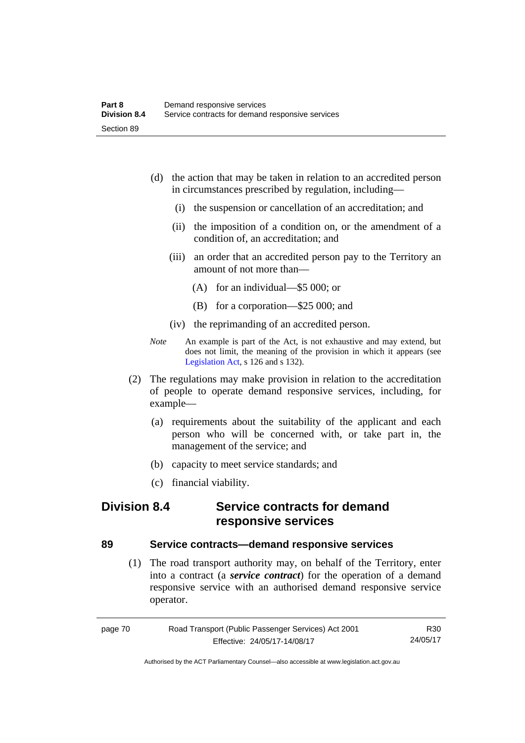(d) the action that may be taken in relation to an accredited person in circumstances prescribed by regulation, including—

   (i) the suspension or cancellation of an accreditation; and

   (ii) the imposition of a condition on, or the amendment of a condition of, an accreditation; and

   (iii) an order that an accredited person pay to the Territory an amount of not more than—

      (A) for an individual—$5 000; or

      (B) for a corporation—$25 000; and

   (iv) the reprimanding of an accredited person.

*Note* An example is part of the Act, is not exhaustive and may extend, but does not limit, the meaning of the provision in which it appears (see Legislation Act, s 126 and s 132).

(2) The regulations may make provision in relation to the accreditation of people to operate demand responsive services, including, for example—

   (a) requirements about the suitability of the applicant and each person who will be concerned with, or take part in, the management of the service; and

   (b) capacity to meet service standards; and

   (c) financial viability.

## Division 8.4 Service contracts for demand responsive services

### 89 Service contracts—demand responsive services

(1) The road transport authority may, on behalf of the Territory, enter into a contract (a ***service contract***) for the operation of a demand responsive service with an authorised demand responsive service operator.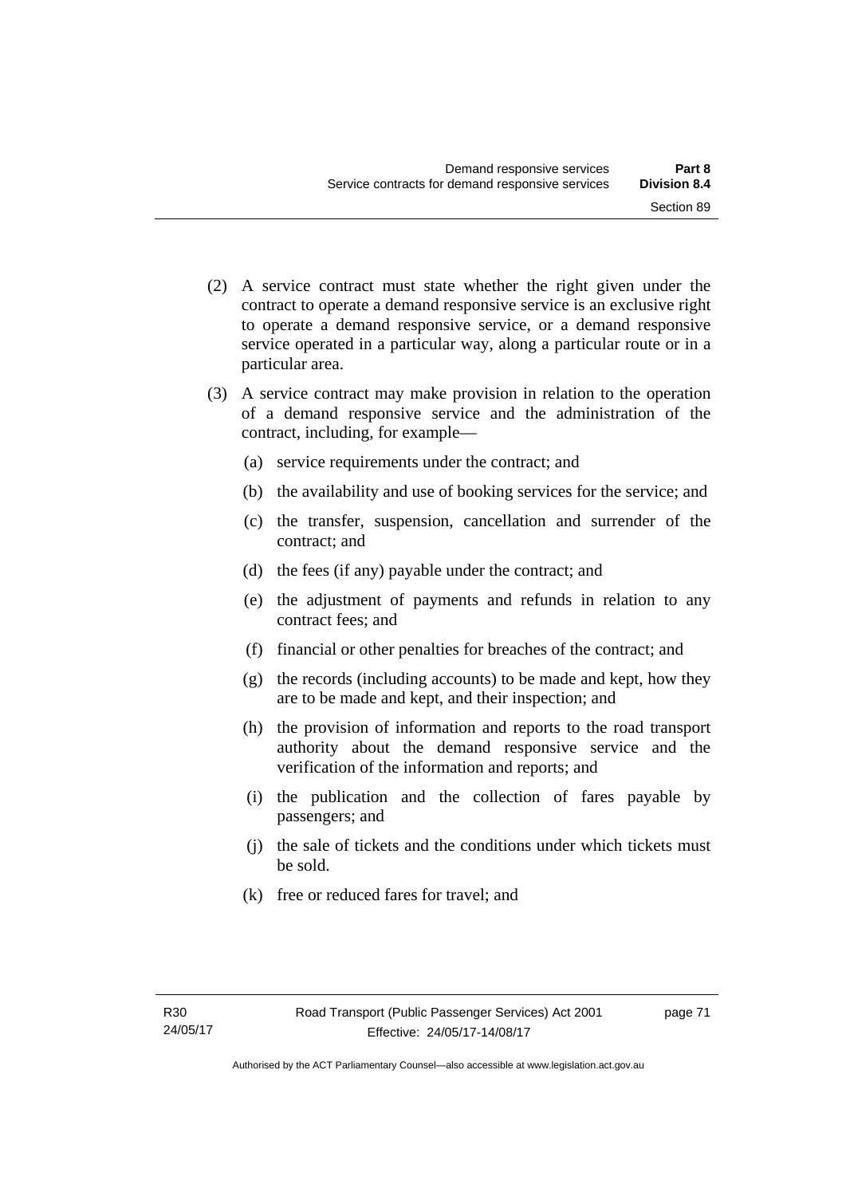(2) A service contract must state whether the right given under the contract to operate a demand responsive service is an exclusive right to operate a demand responsive service, or a demand responsive service operated in a particular way, along a particular route or in a particular area.

(3) A service contract may make provision in relation to the operation of a demand responsive service and the administration of the contract, including, for example—

(a) service requirements under the contract; and

(b) the availability and use of booking services for the service; and

(c) the transfer, suspension, cancellation and surrender of the contract; and

(d) the fees (if any) payable under the contract; and

(e) the adjustment of payments and refunds in relation to any contract fees; and

(f) financial or other penalties for breaches of the contract; and

(g) the records (including accounts) to be made and kept, how they are to be made and kept, and their inspection; and

(h) the provision of information and reports to the road transport authority about the demand responsive service and the verification of the information and reports; and

(i) the publication and the collection of fares payable by passengers; and

(j) the sale of tickets and the conditions under which tickets must be sold.

(k) free or reduced fares for travel; and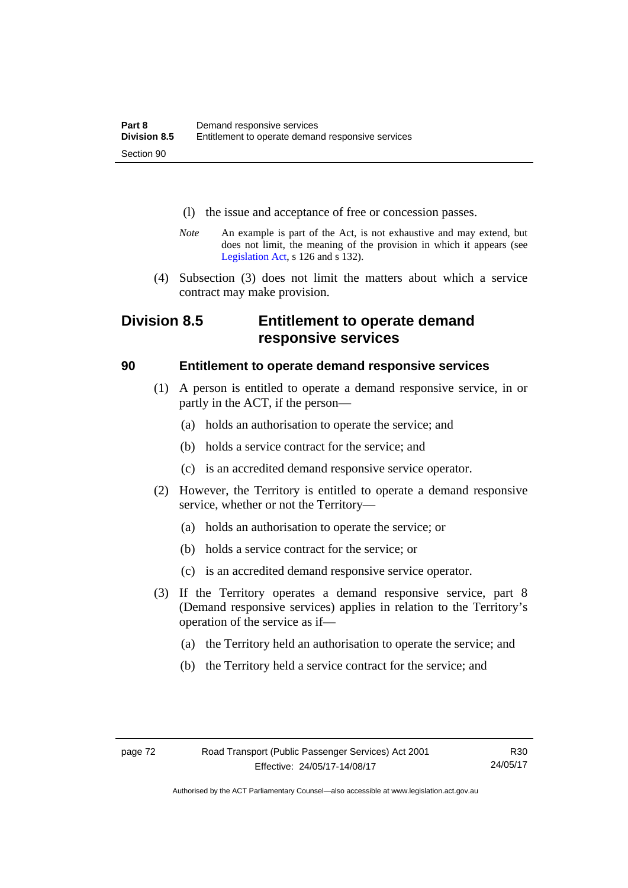(l) the issue and acceptance of free or concession passes.

*Note* An example is part of the Act, is not exhaustive and may extend, but does not limit, the meaning of the provision in which it appears (see Legislation Act, s 126 and s 132).

(4) Subsection (3) does not limit the matters about which a service contract may make provision.

## Division 8.5 Entitlement to operate demand responsive services

### 90 Entitlement to operate demand responsive services

(1) A person is entitled to operate a demand responsive service, in or partly in the ACT, if the person—

(a) holds an authorisation to operate the service; and

(b) holds a service contract for the service; and

(c) is an accredited demand responsive service operator.

(2) However, the Territory is entitled to operate a demand responsive service, whether or not the Territory—

(a) holds an authorisation to operate the service; or

(b) holds a service contract for the service; or

(c) is an accredited demand responsive service operator.

(3) If the Territory operates a demand responsive service, part 8 (Demand responsive services) applies in relation to the Territory's operation of the service as if—

(a) the Territory held an authorisation to operate the service; and

(b) the Territory held a service contract for the service; and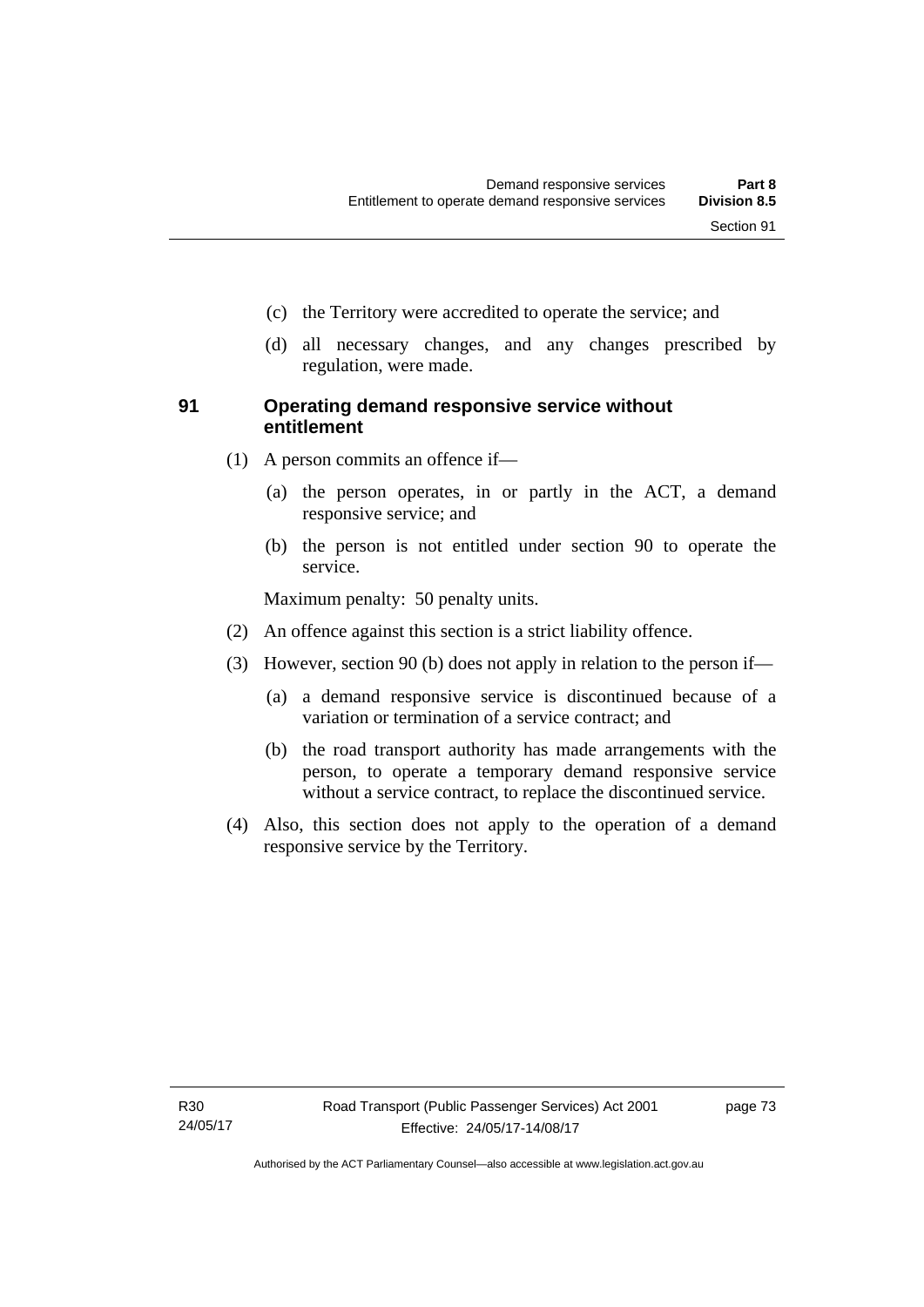(c) the Territory were accredited to operate the service; and

(d) all necessary changes, and any changes prescribed by regulation, were made.

## 91 Operating demand responsive service without entitlement

(1) A person commits an offence if—

(a) the person operates, in or partly in the ACT, a demand responsive service; and

(b) the person is not entitled under section 90 to operate the service.

Maximum penalty: 50 penalty units.

(2) An offence against this section is a strict liability offence.

(3) However, section 90 (b) does not apply in relation to the person if—

(a) a demand responsive service is discontinued because of a variation or termination of a service contract; and

(b) the road transport authority has made arrangements with the person, to operate a temporary demand responsive service without a service contract, to replace the discontinued service.

(4) Also, this section does not apply to the operation of a demand responsive service by the Territory.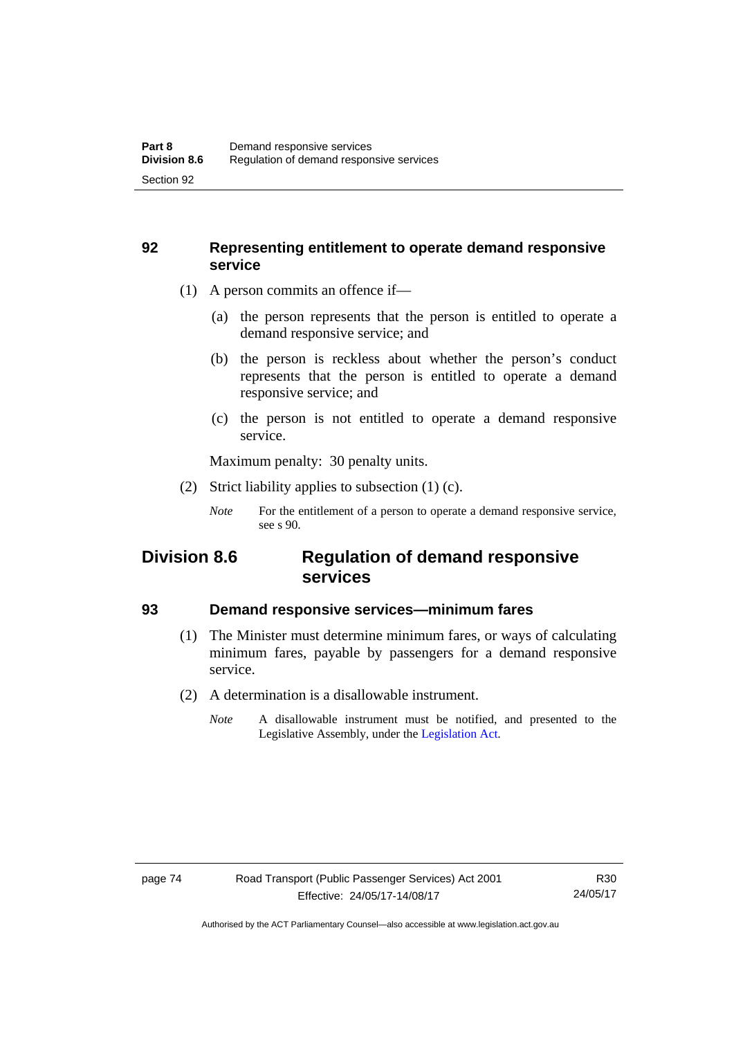### 92 Representing entitlement to operate demand responsive service

(1) A person commits an offence if—

(a) the person represents that the person is entitled to operate a demand responsive service; and

(b) the person is reckless about whether the person's conduct represents that the person is entitled to operate a demand responsive service; and

(c) the person is not entitled to operate a demand responsive service.

Maximum penalty: 30 penalty units.

(2) Strict liability applies to subsection (1) (c).

*Note* For the entitlement of a person to operate a demand responsive service, see s 90.

## Division 8.6 Regulation of demand responsive services

### 93 Demand responsive services—minimum fares

(1) The Minister must determine minimum fares, or ways of calculating minimum fares, payable by passengers for a demand responsive service.

(2) A determination is a disallowable instrument.

*Note* A disallowable instrument must be notified, and presented to the Legislative Assembly, under the Legislation Act.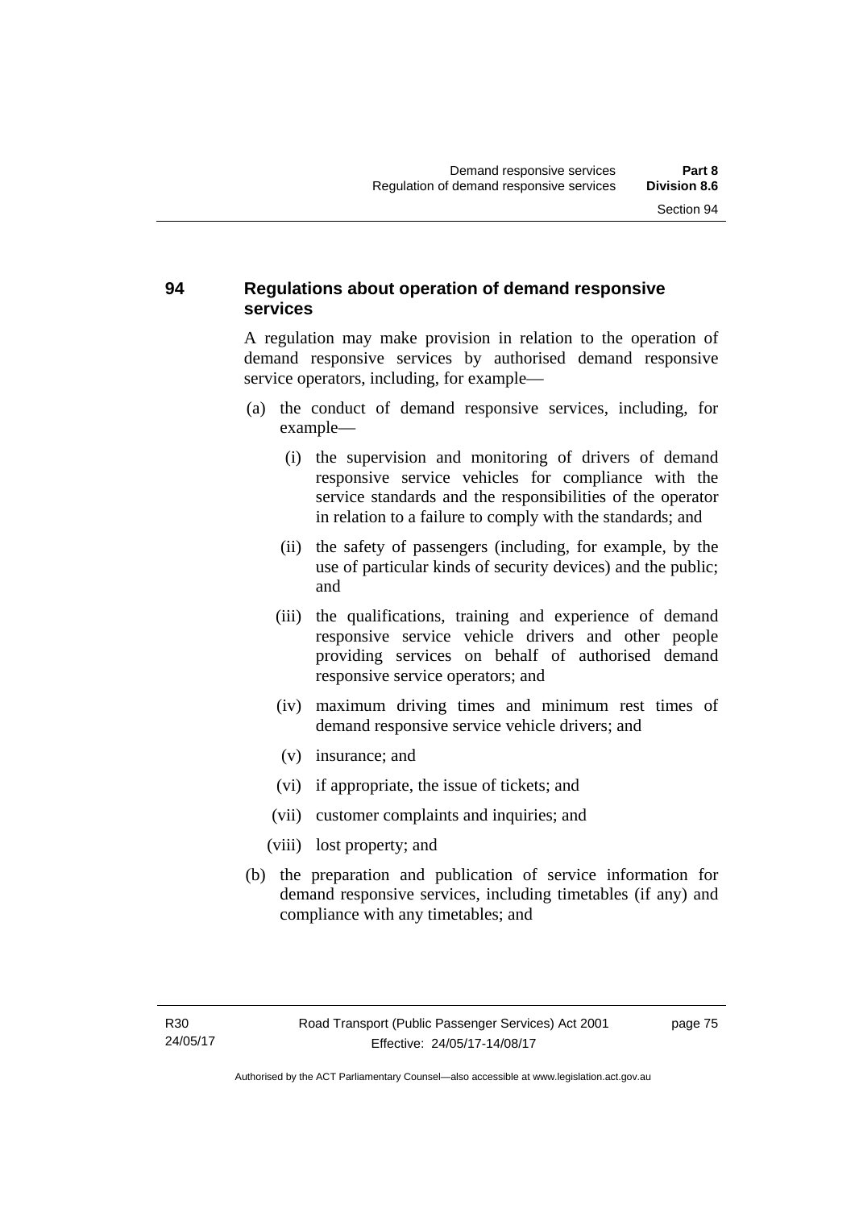## 94 Regulations about operation of demand responsive services

A regulation may make provision in relation to the operation of demand responsive services by authorised demand responsive service operators, including, for example—

(a) the conduct of demand responsive services, including, for example—

 (i) the supervision and monitoring of drivers of demand responsive service vehicles for compliance with the service standards and the responsibilities of the operator in relation to a failure to comply with the standards; and

 (ii) the safety of passengers (including, for example, by the use of particular kinds of security devices) and the public; and

 (iii) the qualifications, training and experience of demand responsive service vehicle drivers and other people providing services on behalf of authorised demand responsive service operators; and

 (iv) maximum driving times and minimum rest times of demand responsive service vehicle drivers; and

 (v) insurance; and

 (vi) if appropriate, the issue of tickets; and

 (vii) customer complaints and inquiries; and

 (viii) lost property; and

(b) the preparation and publication of service information for demand responsive services, including timetables (if any) and compliance with any timetables; and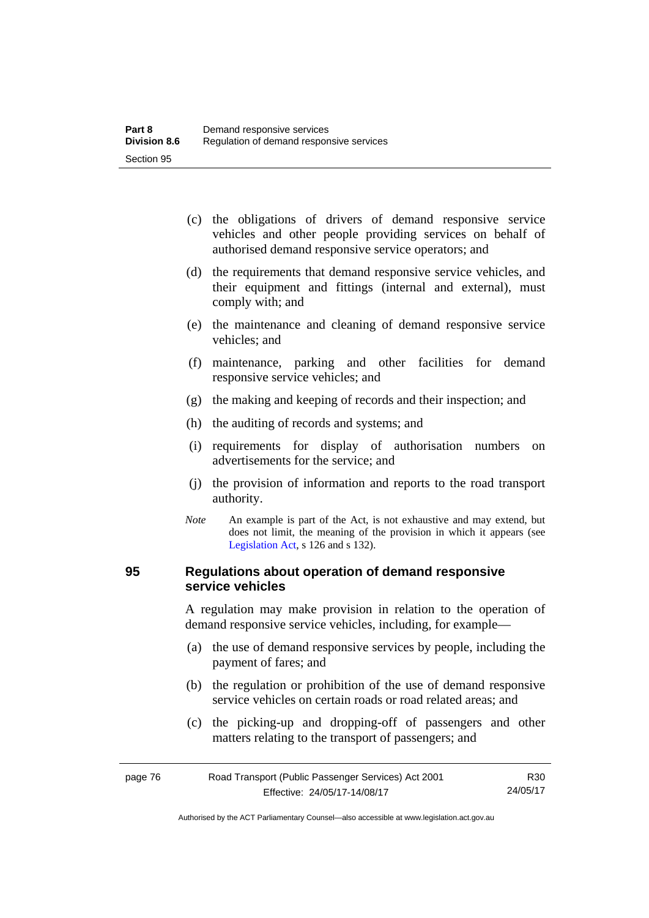(c) the obligations of drivers of demand responsive service vehicles and other people providing services on behalf of authorised demand responsive service operators; and

(d) the requirements that demand responsive service vehicles, and their equipment and fittings (internal and external), must comply with; and

(e) the maintenance and cleaning of demand responsive service vehicles; and

(f) maintenance, parking and other facilities for demand responsive service vehicles; and

(g) the making and keeping of records and their inspection; and

(h) the auditing of records and systems; and

(i) requirements for display of authorisation numbers on advertisements for the service; and

(j) the provision of information and reports to the road transport authority.

*Note* An example is part of the Act, is not exhaustive and may extend, but does not limit, the meaning of the provision in which it appears (see Legislation Act, s 126 and s 132).

## 95 Regulations about operation of demand responsive service vehicles

A regulation may make provision in relation to the operation of demand responsive service vehicles, including, for example—

(a) the use of demand responsive services by people, including the payment of fares; and

(b) the regulation or prohibition of the use of demand responsive service vehicles on certain roads or road related areas; and

(c) the picking-up and dropping-off of passengers and other matters relating to the transport of passengers; and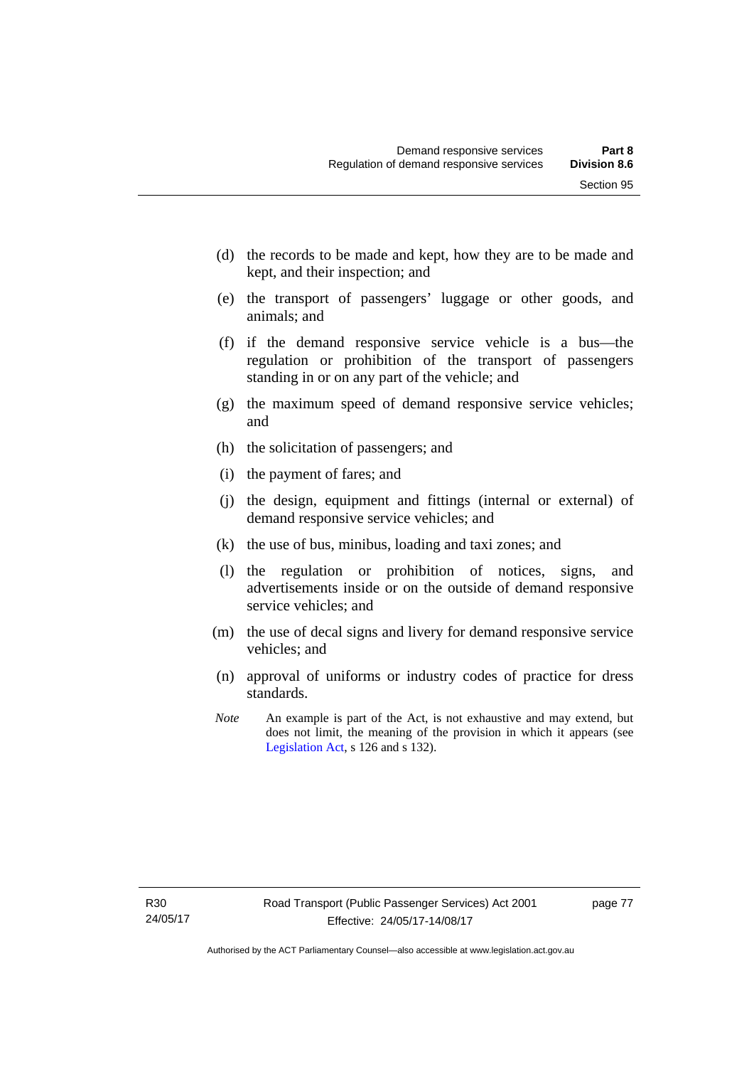(d) the records to be made and kept, how they are to be made and kept, and their inspection; and

(e) the transport of passengers' luggage or other goods, and animals; and

(f) if the demand responsive service vehicle is a bus—the regulation or prohibition of the transport of passengers standing in or on any part of the vehicle; and

(g) the maximum speed of demand responsive service vehicles; and

(h) the solicitation of passengers; and

(i) the payment of fares; and

(j) the design, equipment and fittings (internal or external) of demand responsive service vehicles; and

(k) the use of bus, minibus, loading and taxi zones; and

(l) the regulation or prohibition of notices, signs, and advertisements inside or on the outside of demand responsive service vehicles; and

(m) the use of decal signs and livery for demand responsive service vehicles; and

(n) approval of uniforms or industry codes of practice for dress standards.

*Note* An example is part of the Act, is not exhaustive and may extend, but does not limit, the meaning of the provision in which it appears (see Legislation Act, s 126 and s 132).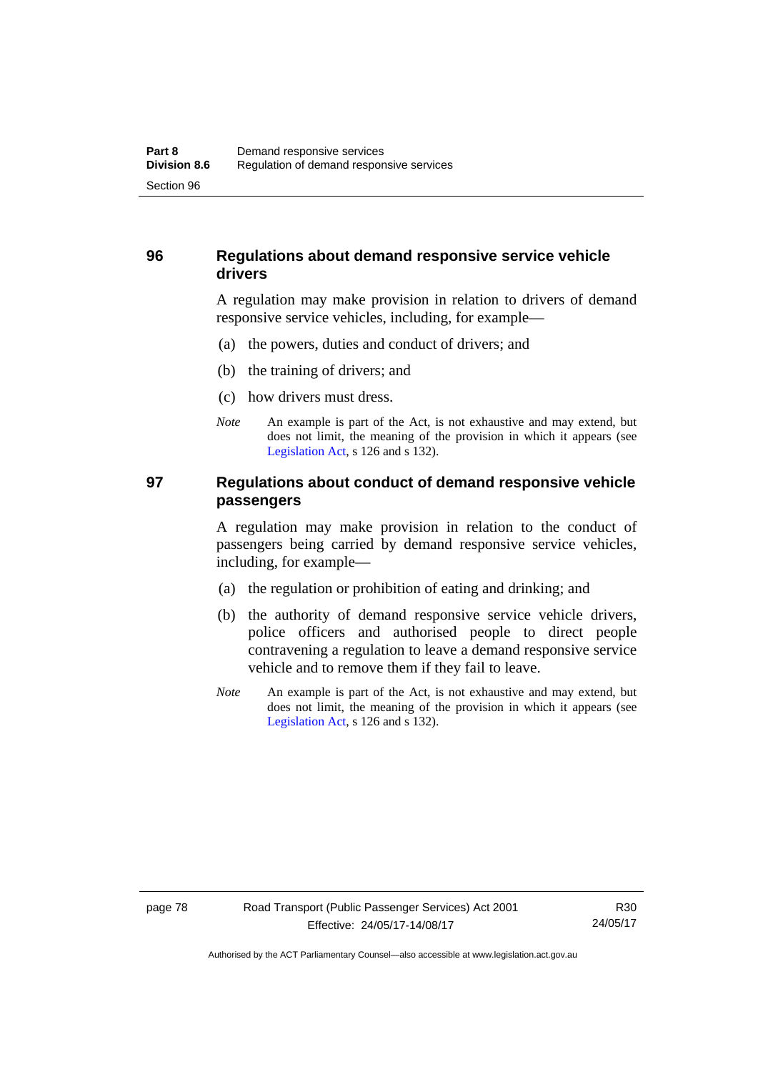## 96 Regulations about demand responsive service vehicle drivers

A regulation may make provision in relation to drivers of demand responsive service vehicles, including, for example—

(a) the powers, duties and conduct of drivers; and

(b) the training of drivers; and

(c) how drivers must dress.

*Note* An example is part of the Act, is not exhaustive and may extend, but does not limit, the meaning of the provision in which it appears (see Legislation Act, s 126 and s 132).

## 97 Regulations about conduct of demand responsive vehicle passengers

A regulation may make provision in relation to the conduct of passengers being carried by demand responsive service vehicles, including, for example—

(a) the regulation or prohibition of eating and drinking; and

(b) the authority of demand responsive service vehicle drivers, police officers and authorised people to direct people contravening a regulation to leave a demand responsive service vehicle and to remove them if they fail to leave.

*Note* An example is part of the Act, is not exhaustive and may extend, but does not limit, the meaning of the provision in which it appears (see Legislation Act, s 126 and s 132).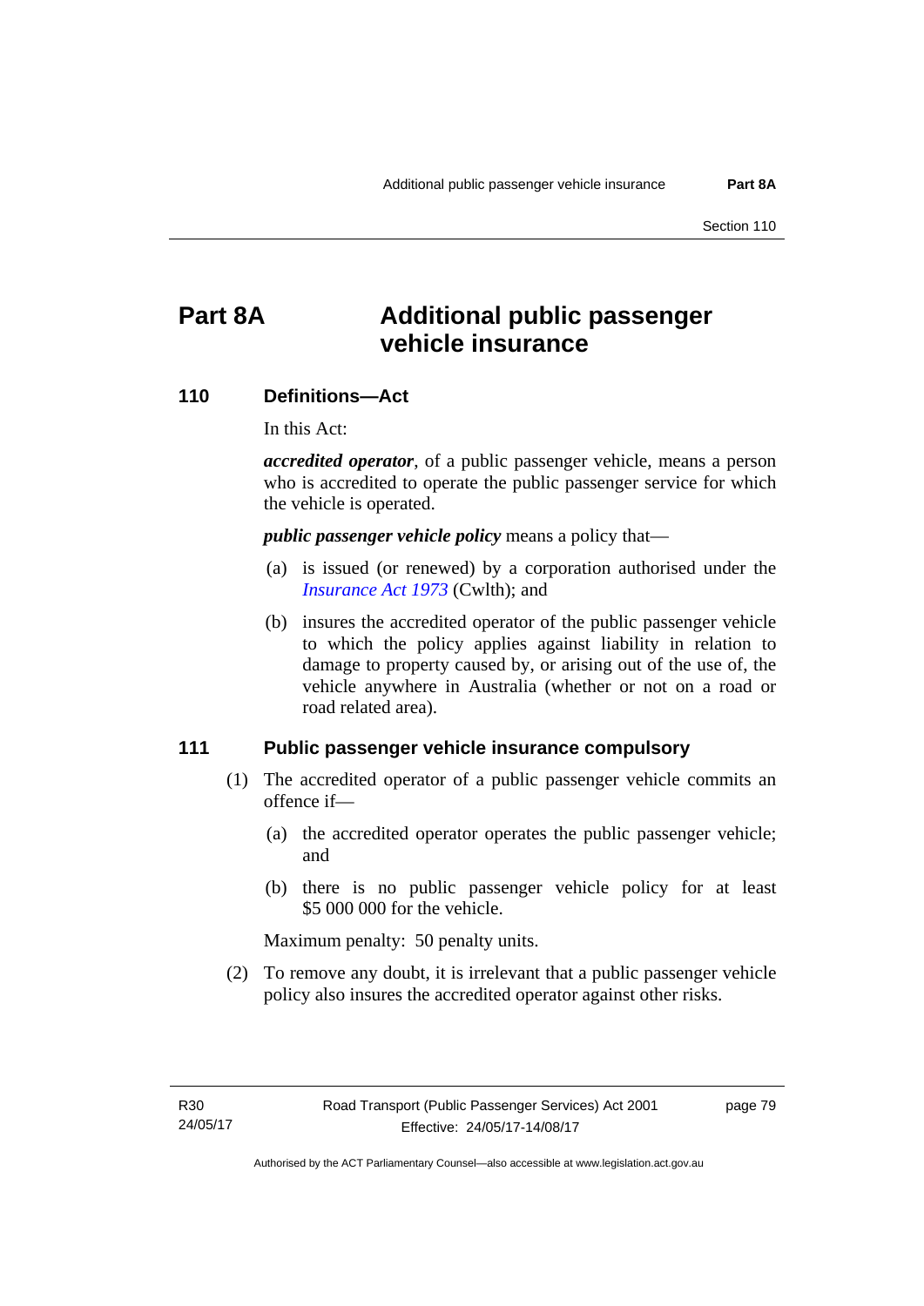# Part 8A Additional public passenger vehicle insurance

## 110 Definitions—Act

In this Act:

***accredited operator***, of a public passenger vehicle, means a person who is accredited to operate the public passenger service for which the vehicle is operated.

***public passenger vehicle policy*** means a policy that—

(a) is issued (or renewed) by a corporation authorised under the *Insurance Act 1973* (Cwlth); and

(b) insures the accredited operator of the public passenger vehicle to which the policy applies against liability in relation to damage to property caused by, or arising out of the use of, the vehicle anywhere in Australia (whether or not on a road or road related area).

## 111 Public passenger vehicle insurance compulsory

(1) The accredited operator of a public passenger vehicle commits an offence if—

(a) the accredited operator operates the public passenger vehicle; and

(b) there is no public passenger vehicle policy for at least $5 000 000 for the vehicle.

Maximum penalty: 50 penalty units.

(2) To remove any doubt, it is irrelevant that a public passenger vehicle policy also insures the accredited operator against other risks.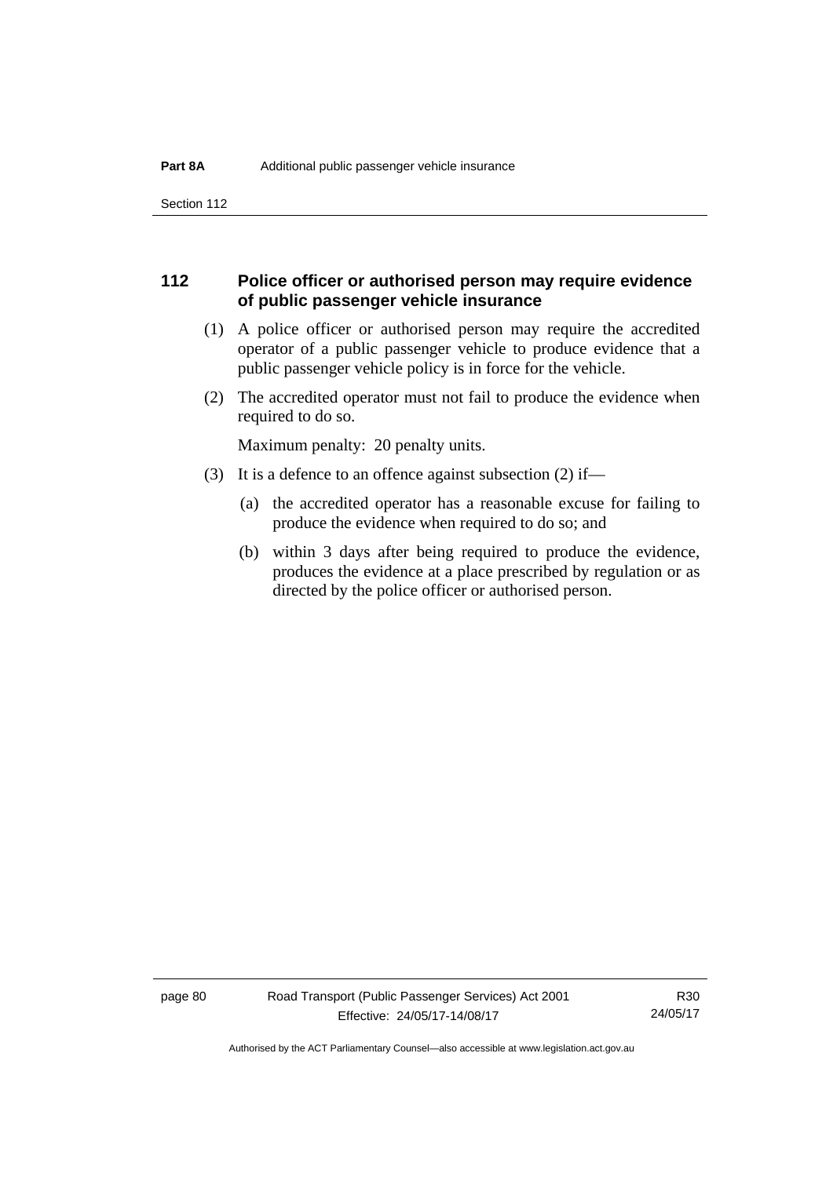## 112 Police officer or authorised person may require evidence of public passenger vehicle insurance

(1) A police officer or authorised person may require the accredited operator of a public passenger vehicle to produce evidence that a public passenger vehicle policy is in force for the vehicle.

(2) The accredited operator must not fail to produce the evidence when required to do so.

Maximum penalty: 20 penalty units.

(3) It is a defence to an offence against subsection (2) if—

(a) the accredited operator has a reasonable excuse for failing to produce the evidence when required to do so; and

(b) within 3 days after being required to produce the evidence, produces the evidence at a place prescribed by regulation or as directed by the police officer or authorised person.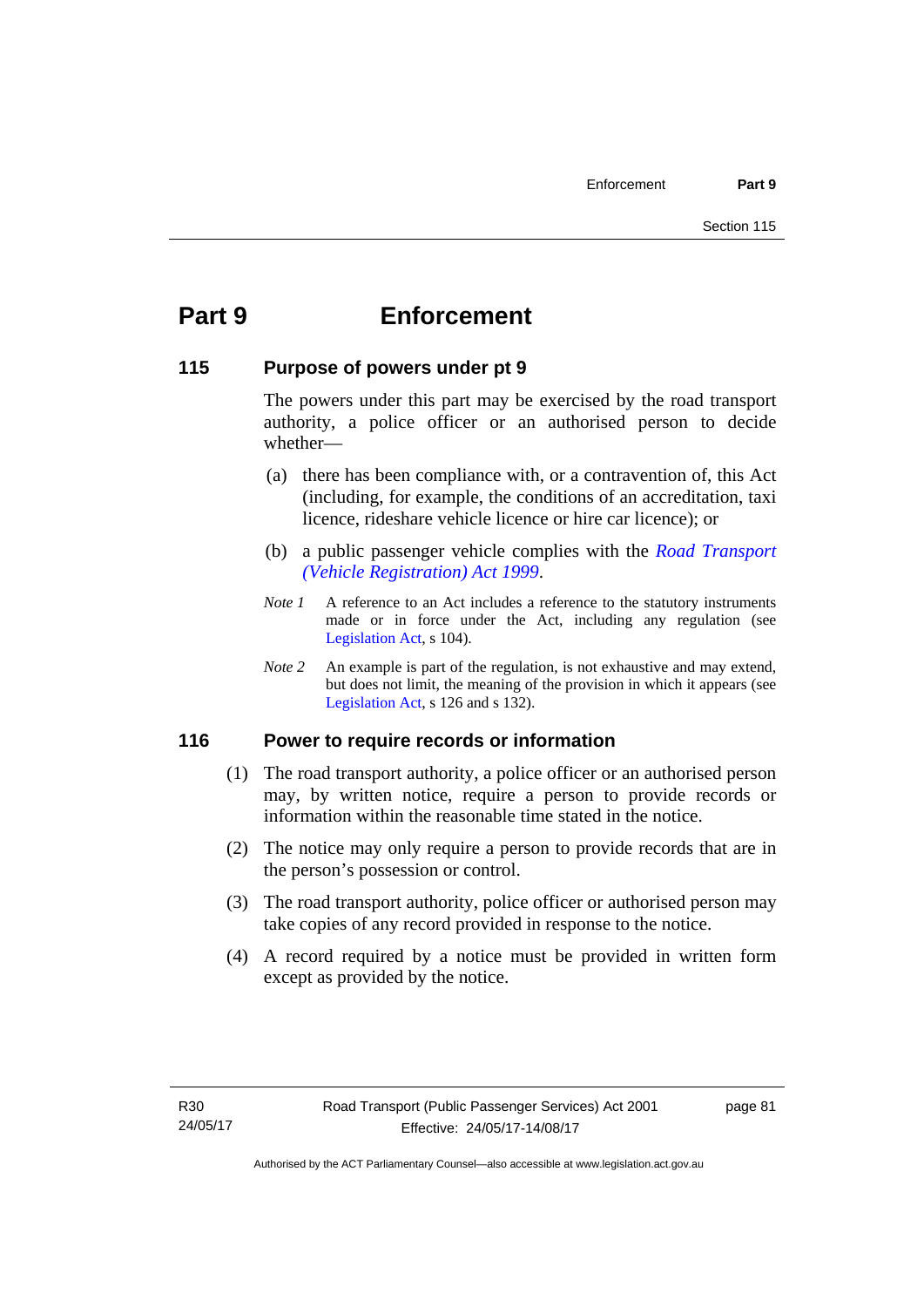# Part 9 Enforcement

## 115 Purpose of powers under pt 9

The powers under this part may be exercised by the road transport authority, a police officer or an authorised person to decide whether—

(a) there has been compliance with, or a contravention of, this Act (including, for example, the conditions of an accreditation, taxi licence, rideshare vehicle licence or hire car licence); or

(b) a public passenger vehicle complies with the *Road Transport (Vehicle Registration) Act 1999*.

*Note 1* A reference to an Act includes a reference to the statutory instruments made or in force under the Act, including any regulation (see Legislation Act, s 104).

*Note 2* An example is part of the regulation, is not exhaustive and may extend, but does not limit, the meaning of the provision in which it appears (see Legislation Act, s 126 and s 132).

## 116 Power to require records or information

(1) The road transport authority, a police officer or an authorised person may, by written notice, require a person to provide records or information within the reasonable time stated in the notice.

(2) The notice may only require a person to provide records that are in the person's possession or control.

(3) The road transport authority, police officer or authorised person may take copies of any record provided in response to the notice.

(4) A record required by a notice must be provided in written form except as provided by the notice.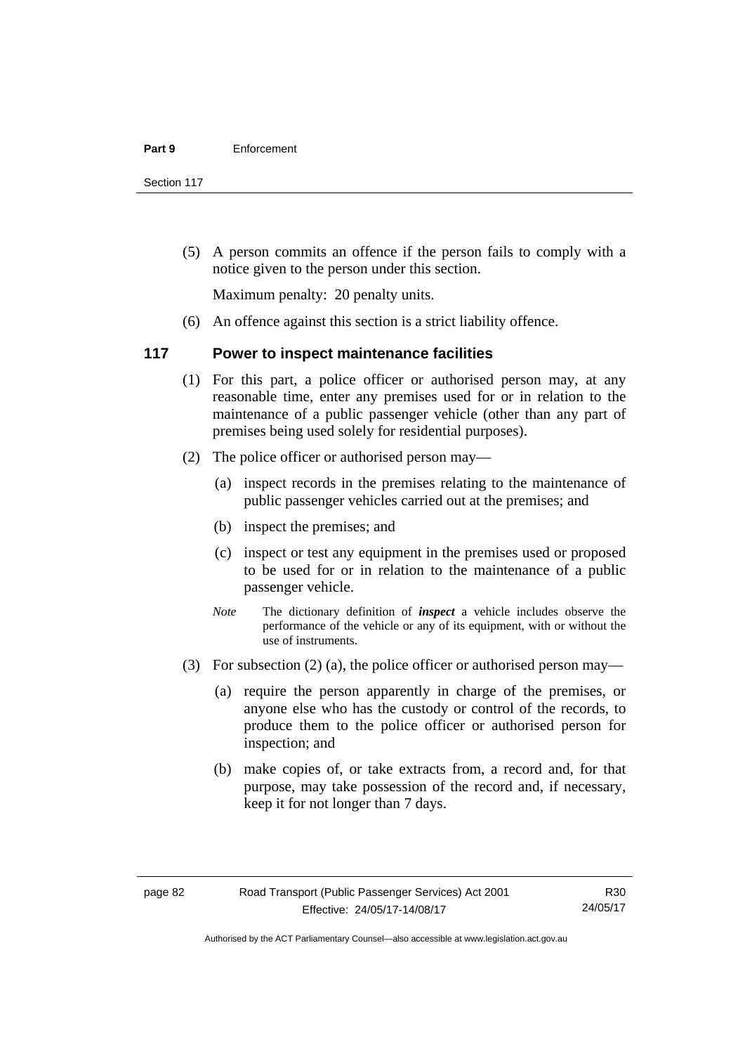(5) A person commits an offence if the person fails to comply with a notice given to the person under this section.

Maximum penalty: 20 penalty units.

(6) An offence against this section is a strict liability offence.

## 117 Power to inspect maintenance facilities

(1) For this part, a police officer or authorised person may, at any reasonable time, enter any premises used for or in relation to the maintenance of a public passenger vehicle (other than any part of premises being used solely for residential purposes).

(2) The police officer or authorised person may—

(a) inspect records in the premises relating to the maintenance of public passenger vehicles carried out at the premises; and

(b) inspect the premises; and

(c) inspect or test any equipment in the premises used or proposed to be used for or in relation to the maintenance of a public passenger vehicle.

*Note* The dictionary definition of ***inspect*** a vehicle includes observe the performance of the vehicle or any of its equipment, with or without the use of instruments.

(3) For subsection (2) (a), the police officer or authorised person may—

(a) require the person apparently in charge of the premises, or anyone else who has the custody or control of the records, to produce them to the police officer or authorised person for inspection; and

(b) make copies of, or take extracts from, a record and, for that purpose, may take possession of the record and, if necessary, keep it for not longer than 7 days.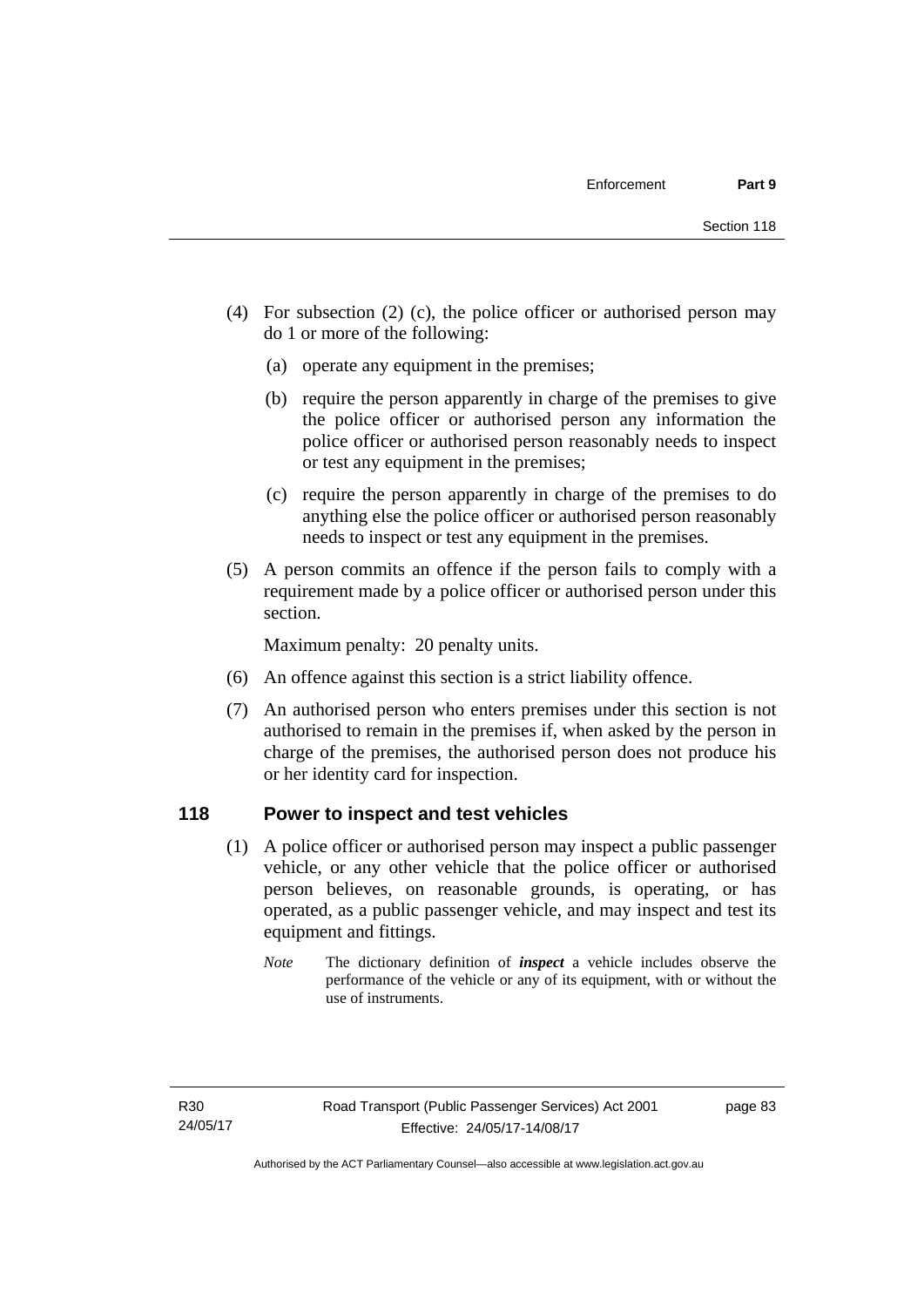(4) For subsection (2) (c), the police officer or authorised person may do 1 or more of the following:

   (a) operate any equipment in the premises;

   (b) require the person apparently in charge of the premises to give the police officer or authorised person any information the police officer or authorised person reasonably needs to inspect or test any equipment in the premises;

   (c) require the person apparently in charge of the premises to do anything else the police officer or authorised person reasonably needs to inspect or test any equipment in the premises.

(5) A person commits an offence if the person fails to comply with a requirement made by a police officer or authorised person under this section.

Maximum penalty: 20 penalty units.

(6) An offence against this section is a strict liability offence.

(7) An authorised person who enters premises under this section is not authorised to remain in the premises if, when asked by the person in charge of the premises, the authorised person does not produce his or her identity card for inspection.

## 118 Power to inspect and test vehicles

(1) A police officer or authorised person may inspect a public passenger vehicle, or any other vehicle that the police officer or authorised person believes, on reasonable grounds, is operating, or has operated, as a public passenger vehicle, and may inspect and test its equipment and fittings.

*Note* The dictionary definition of ***inspect*** a vehicle includes observe the performance of the vehicle or any of its equipment, with or without the use of instruments.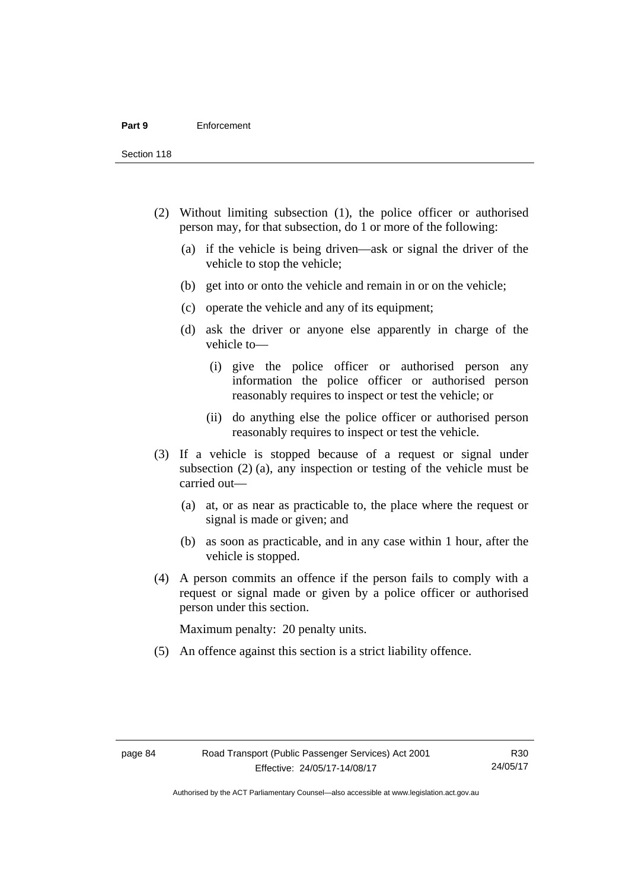(2) Without limiting subsection (1), the police officer or authorised person may, for that subsection, do 1 or more of the following:

(a) if the vehicle is being driven—ask or signal the driver of the vehicle to stop the vehicle;

(b) get into or onto the vehicle and remain in or on the vehicle;

(c) operate the vehicle and any of its equipment;

(d) ask the driver or anyone else apparently in charge of the vehicle to—

(i) give the police officer or authorised person any information the police officer or authorised person reasonably requires to inspect or test the vehicle; or

(ii) do anything else the police officer or authorised person reasonably requires to inspect or test the vehicle.

(3) If a vehicle is stopped because of a request or signal under subsection (2) (a), any inspection or testing of the vehicle must be carried out—

(a) at, or as near as practicable to, the place where the request or signal is made or given; and

(b) as soon as practicable, and in any case within 1 hour, after the vehicle is stopped.

(4) A person commits an offence if the person fails to comply with a request or signal made or given by a police officer or authorised person under this section.

Maximum penalty: 20 penalty units.

(5) An offence against this section is a strict liability offence.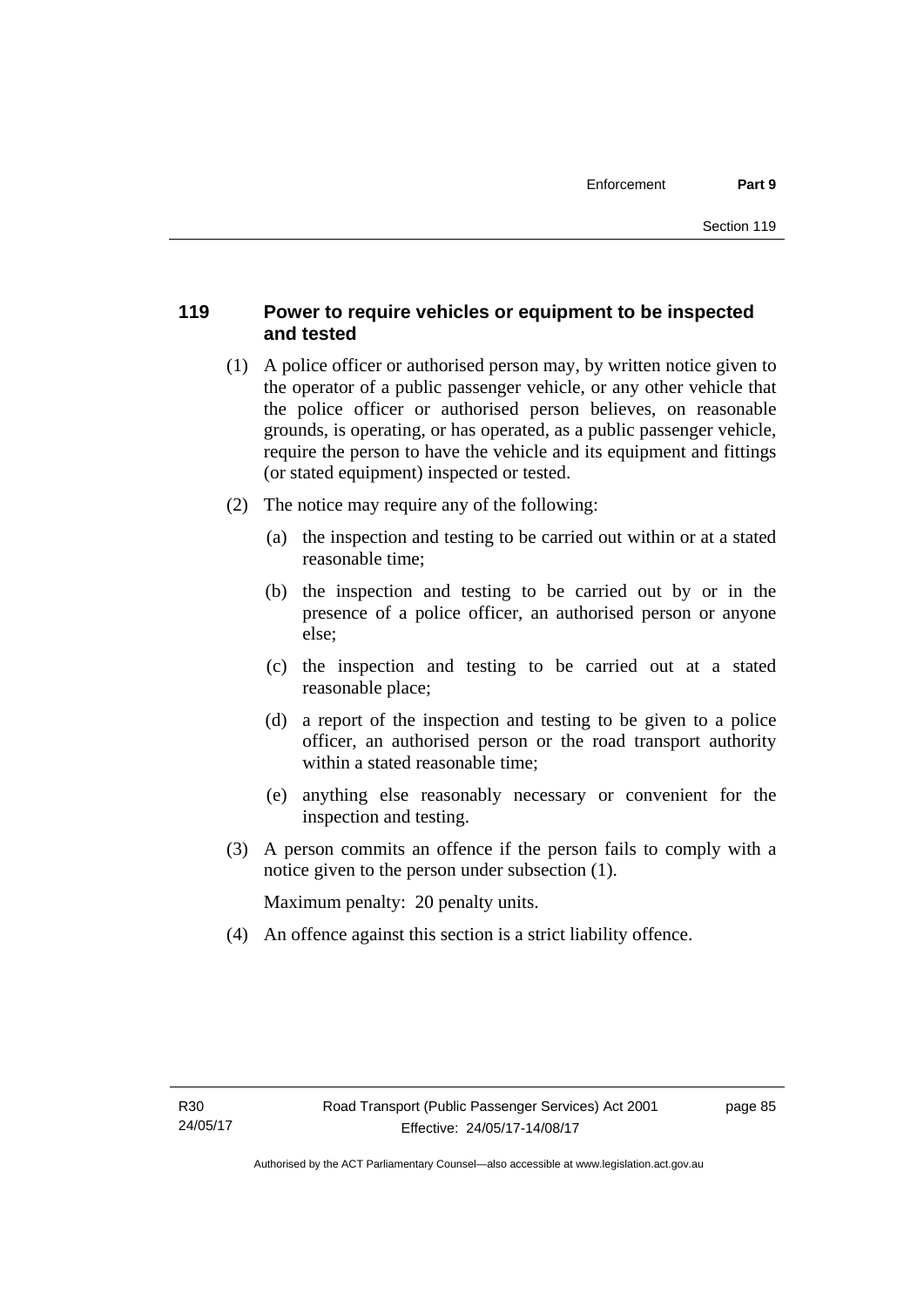## 119 Power to require vehicles or equipment to be inspected and tested

(1) A police officer or authorised person may, by written notice given to the operator of a public passenger vehicle, or any other vehicle that the police officer or authorised person believes, on reasonable grounds, is operating, or has operated, as a public passenger vehicle, require the person to have the vehicle and its equipment and fittings (or stated equipment) inspected or tested.

(2) The notice may require any of the following:

(a) the inspection and testing to be carried out within or at a stated reasonable time;

(b) the inspection and testing to be carried out by or in the presence of a police officer, an authorised person or anyone else;

(c) the inspection and testing to be carried out at a stated reasonable place;

(d) a report of the inspection and testing to be given to a police officer, an authorised person or the road transport authority within a stated reasonable time;

(e) anything else reasonably necessary or convenient for the inspection and testing.

(3) A person commits an offence if the person fails to comply with a notice given to the person under subsection (1).

Maximum penalty: 20 penalty units.

(4) An offence against this section is a strict liability offence.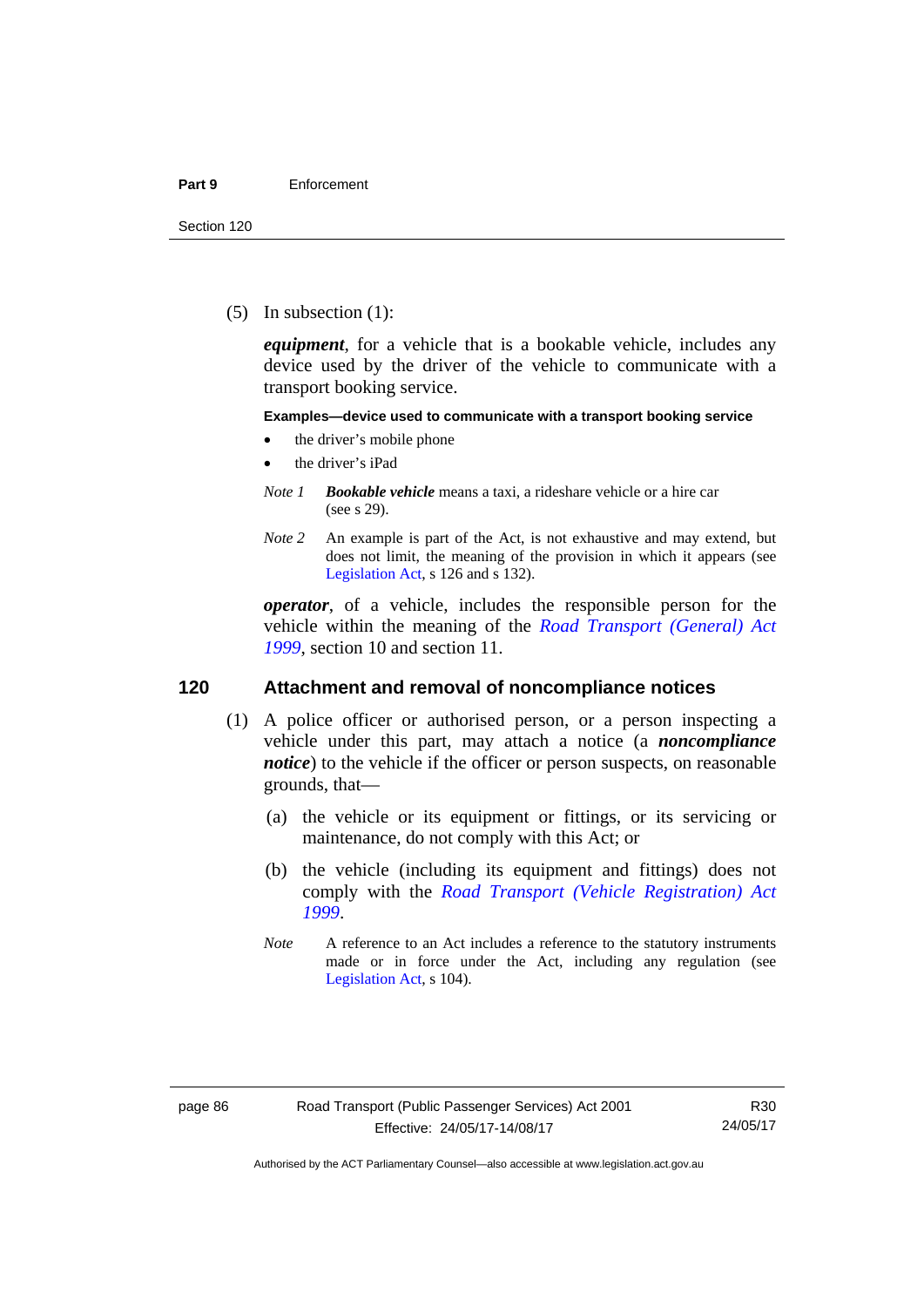(5) In subsection (1):

***equipment***, for a vehicle that is a bookable vehicle, includes any device used by the driver of the vehicle to communicate with a transport booking service.

**Examples—device used to communicate with a transport booking service**

- the driver's mobile phone
- the driver's iPad

*Note 1* ***Bookable vehicle*** means a taxi, a rideshare vehicle or a hire car (see s 29).

*Note 2* An example is part of the Act, is not exhaustive and may extend, but does not limit, the meaning of the provision in which it appears (see Legislation Act, s 126 and s 132).

***operator***, of a vehicle, includes the responsible person for the vehicle within the meaning of the *Road Transport (General) Act 1999*, section 10 and section 11.

## 120 Attachment and removal of noncompliance notices

(1) A police officer or authorised person, or a person inspecting a vehicle under this part, may attach a notice (a ***noncompliance notice***) to the vehicle if the officer or person suspects, on reasonable grounds, that—

(a) the vehicle or its equipment or fittings, or its servicing or maintenance, do not comply with this Act; or

(b) the vehicle (including its equipment and fittings) does not comply with the *Road Transport (Vehicle Registration) Act 1999*.

*Note* A reference to an Act includes a reference to the statutory instruments made or in force under the Act, including any regulation (see Legislation Act, s 104).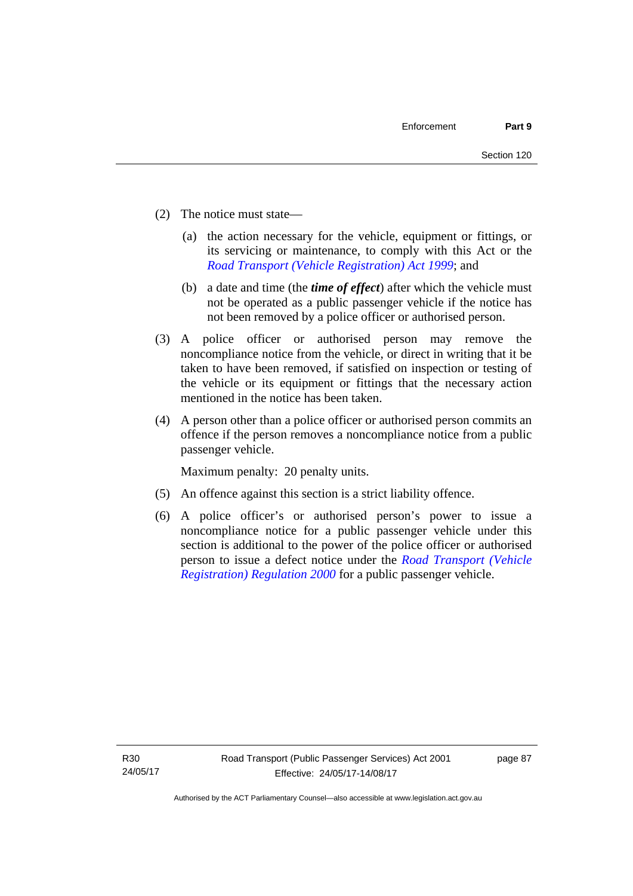(2) The notice must state—

(a) the action necessary for the vehicle, equipment or fittings, or its servicing or maintenance, to comply with this Act or the *Road Transport (Vehicle Registration) Act 1999*; and

(b) a date and time (the ***time of effect***) after which the vehicle must not be operated as a public passenger vehicle if the notice has not been removed by a police officer or authorised person.

(3) A police officer or authorised person may remove the noncompliance notice from the vehicle, or direct in writing that it be taken to have been removed, if satisfied on inspection or testing of the vehicle or its equipment or fittings that the necessary action mentioned in the notice has been taken.

(4) A person other than a police officer or authorised person commits an offence if the person removes a noncompliance notice from a public passenger vehicle.

Maximum penalty: 20 penalty units.

(5) An offence against this section is a strict liability offence.

(6) A police officer's or authorised person's power to issue a noncompliance notice for a public passenger vehicle under this section is additional to the power of the police officer or authorised person to issue a defect notice under the *Road Transport (Vehicle Registration) Regulation 2000* for a public passenger vehicle.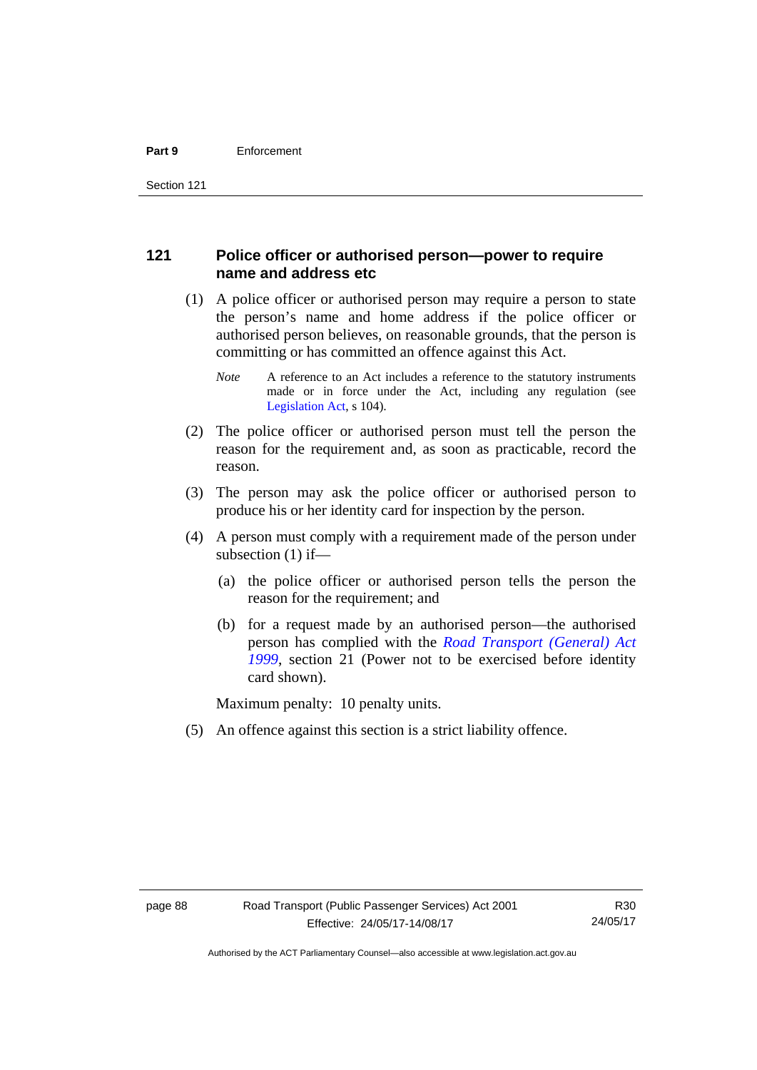## 121 Police officer or authorised person—power to require name and address etc

(1) A police officer or authorised person may require a person to state the person's name and home address if the police officer or authorised person believes, on reasonable grounds, that the person is committing or has committed an offence against this Act.

*Note* A reference to an Act includes a reference to the statutory instruments made or in force under the Act, including any regulation (see Legislation Act, s 104).

(2) The police officer or authorised person must tell the person the reason for the requirement and, as soon as practicable, record the reason.

(3) The person may ask the police officer or authorised person to produce his or her identity card for inspection by the person.

(4) A person must comply with a requirement made of the person under subsection (1) if—

(a) the police officer or authorised person tells the person the reason for the requirement; and

(b) for a request made by an authorised person—the authorised person has complied with the *Road Transport (General) Act 1999*, section 21 (Power not to be exercised before identity card shown).

Maximum penalty: 10 penalty units.

(5) An offence against this section is a strict liability offence.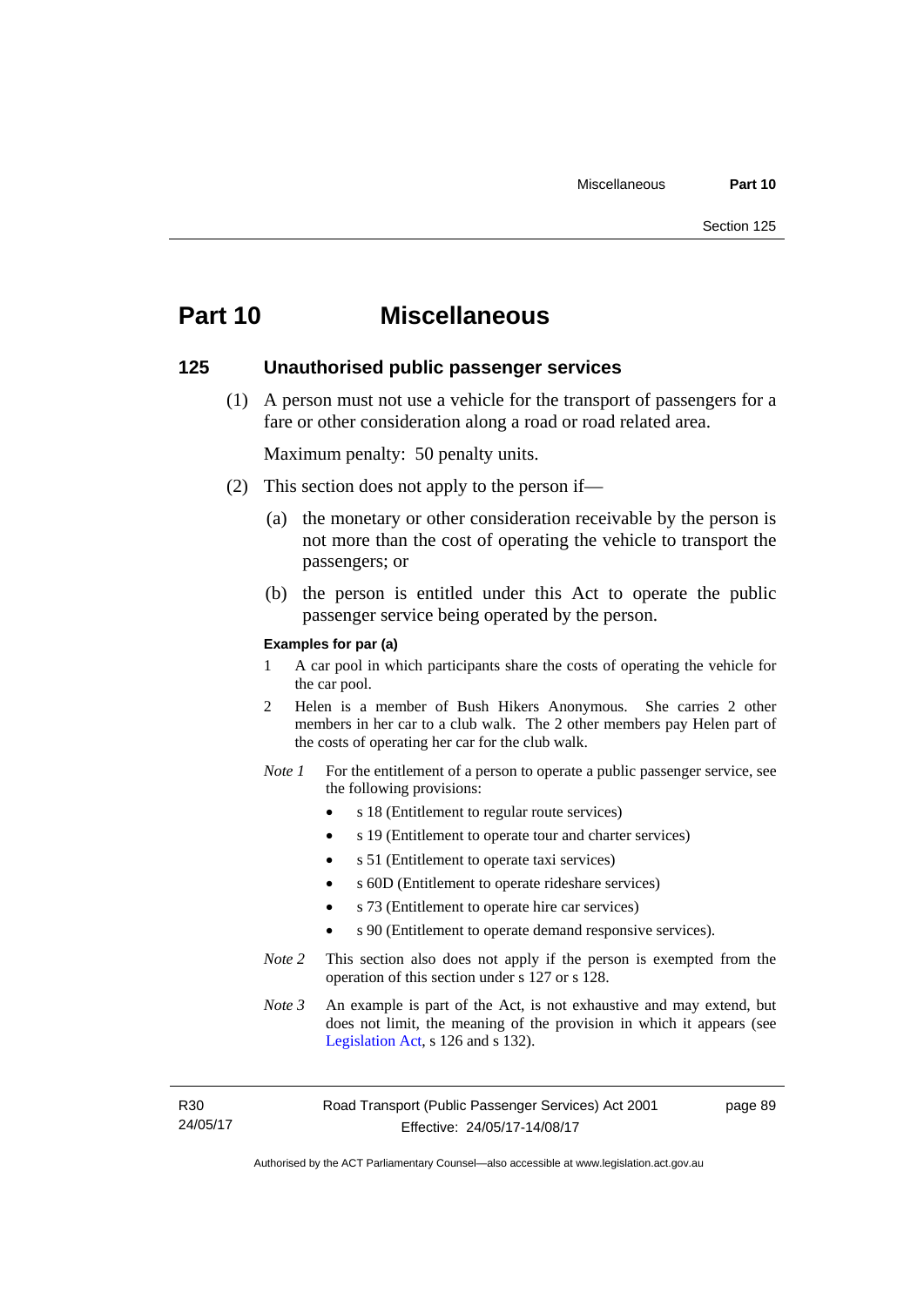# Part 10 Miscellaneous

## 125 Unauthorised public passenger services

(1) A person must not use a vehicle for the transport of passengers for a fare or other consideration along a road or road related area.

Maximum penalty: 50 penalty units.

(2) This section does not apply to the person if—

(a) the monetary or other consideration receivable by the person is not more than the cost of operating the vehicle to transport the passengers; or

(b) the person is entitled under this Act to operate the public passenger service being operated by the person.

**Examples for par (a)**

1 A car pool in which participants share the costs of operating the vehicle for the car pool.

2 Helen is a member of Bush Hikers Anonymous. She carries 2 other members in her car to a club walk. The 2 other members pay Helen part of the costs of operating her car for the club walk.

*Note 1* For the entitlement of a person to operate a public passenger service, see the following provisions:

- s 18 (Entitlement to regular route services)
- s 19 (Entitlement to operate tour and charter services)
- s 51 (Entitlement to operate taxi services)
- s 60D (Entitlement to operate rideshare services)
- s 73 (Entitlement to operate hire car services)
- s 90 (Entitlement to operate demand responsive services).

*Note 2* This section also does not apply if the person is exempted from the operation of this section under s 127 or s 128.

*Note 3* An example is part of the Act, is not exhaustive and may extend, but does not limit, the meaning of the provision in which it appears (see Legislation Act, s 126 and s 132).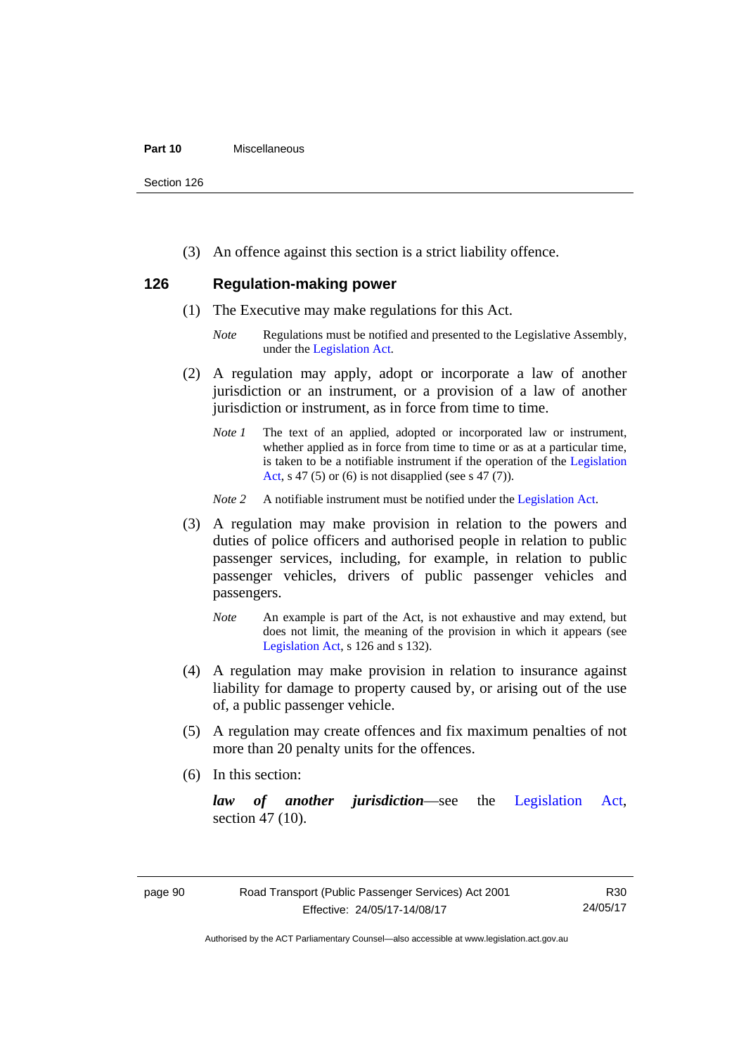(3) An offence against this section is a strict liability offence.

## 126 Regulation-making power

(1) The Executive may make regulations for this Act.

*Note* Regulations must be notified and presented to the Legislative Assembly, under the Legislation Act.

(2) A regulation may apply, adopt or incorporate a law of another jurisdiction or an instrument, or a provision of a law of another jurisdiction or instrument, as in force from time to time.

*Note 1* The text of an applied, adopted or incorporated law or instrument, whether applied as in force from time to time or as at a particular time, is taken to be a notifiable instrument if the operation of the Legislation Act, s 47 (5) or (6) is not disapplied (see s 47 (7)).

*Note 2* A notifiable instrument must be notified under the Legislation Act.

(3) A regulation may make provision in relation to the powers and duties of police officers and authorised people in relation to public passenger services, including, for example, in relation to public passenger vehicles, drivers of public passenger vehicles and passengers.

*Note* An example is part of the Act, is not exhaustive and may extend, but does not limit, the meaning of the provision in which it appears (see Legislation Act, s 126 and s 132).

(4) A regulation may make provision in relation to insurance against liability for damage to property caused by, or arising out of the use of, a public passenger vehicle.

(5) A regulation may create offences and fix maximum penalties of not more than 20 penalty units for the offences.

(6) In this section:

***law of another jurisdiction***—see the Legislation Act, section 47 (10).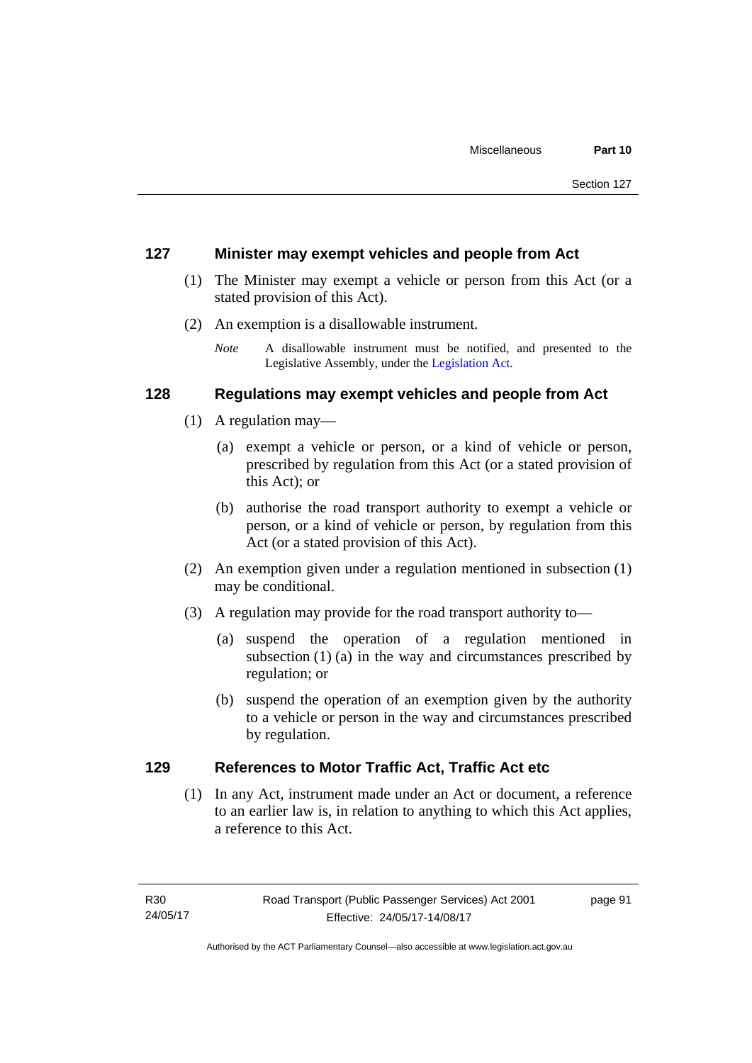## 127 Minister may exempt vehicles and people from Act

(1) The Minister may exempt a vehicle or person from this Act (or a stated provision of this Act).

(2) An exemption is a disallowable instrument.

*Note* A disallowable instrument must be notified, and presented to the Legislative Assembly, under the Legislation Act.

## 128 Regulations may exempt vehicles and people from Act

(1) A regulation may—

(a) exempt a vehicle or person, or a kind of vehicle or person, prescribed by regulation from this Act (or a stated provision of this Act); or

(b) authorise the road transport authority to exempt a vehicle or person, or a kind of vehicle or person, by regulation from this Act (or a stated provision of this Act).

(2) An exemption given under a regulation mentioned in subsection (1) may be conditional.

(3) A regulation may provide for the road transport authority to—

(a) suspend the operation of a regulation mentioned in subsection (1) (a) in the way and circumstances prescribed by regulation; or

(b) suspend the operation of an exemption given by the authority to a vehicle or person in the way and circumstances prescribed by regulation.

## 129 References to Motor Traffic Act, Traffic Act etc

(1) In any Act, instrument made under an Act or document, a reference to an earlier law is, in relation to anything to which this Act applies, a reference to this Act.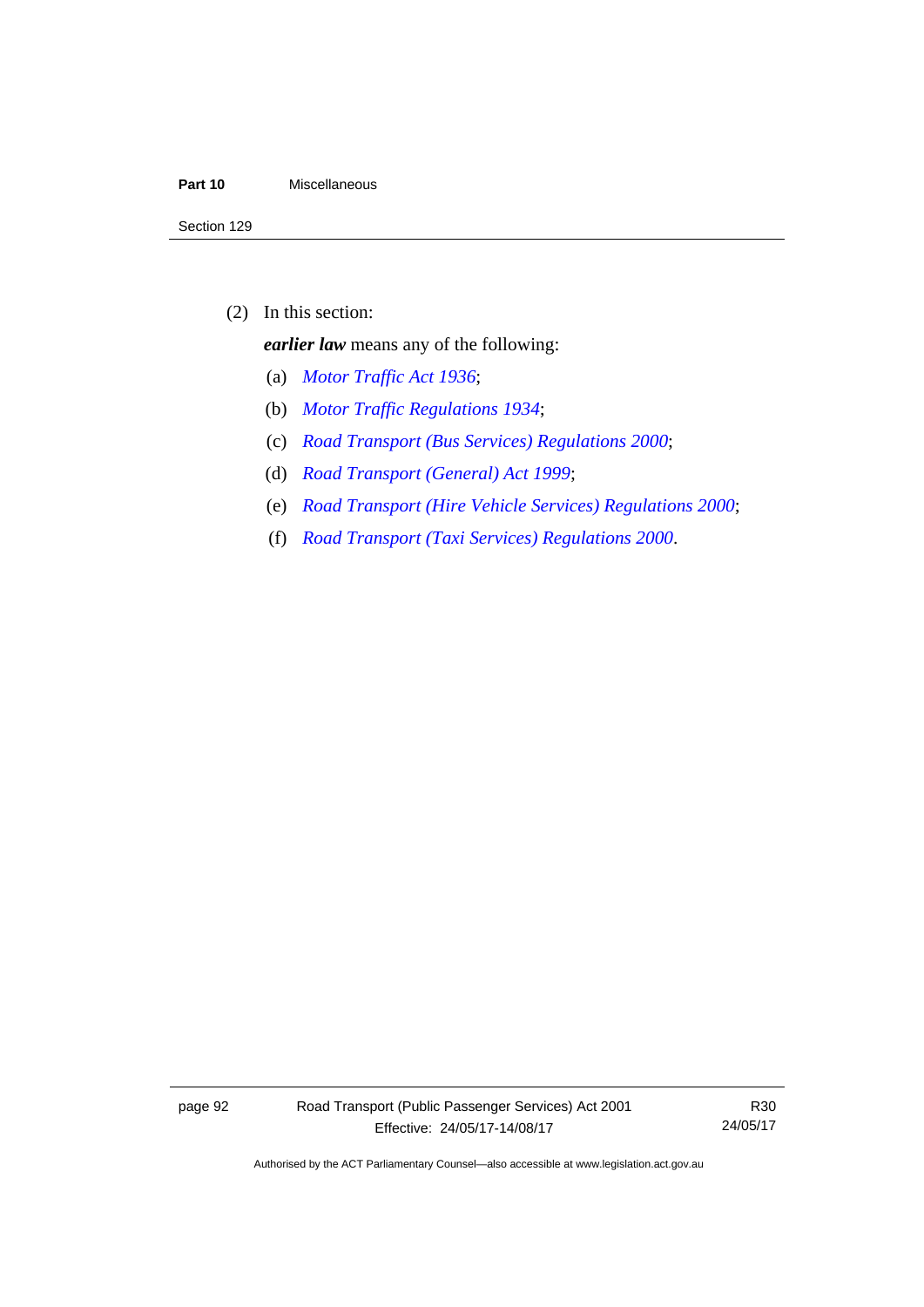(2) In this section:

***earlier law*** means any of the following:

(a) *Motor Traffic Act 1936*;

(b) *Motor Traffic Regulations 1934*;

(c) *Road Transport (Bus Services) Regulations 2000*;

(d) *Road Transport (General) Act 1999*;

(e) *Road Transport (Hire Vehicle Services) Regulations 2000*;

(f) *Road Transport (Taxi Services) Regulations 2000*.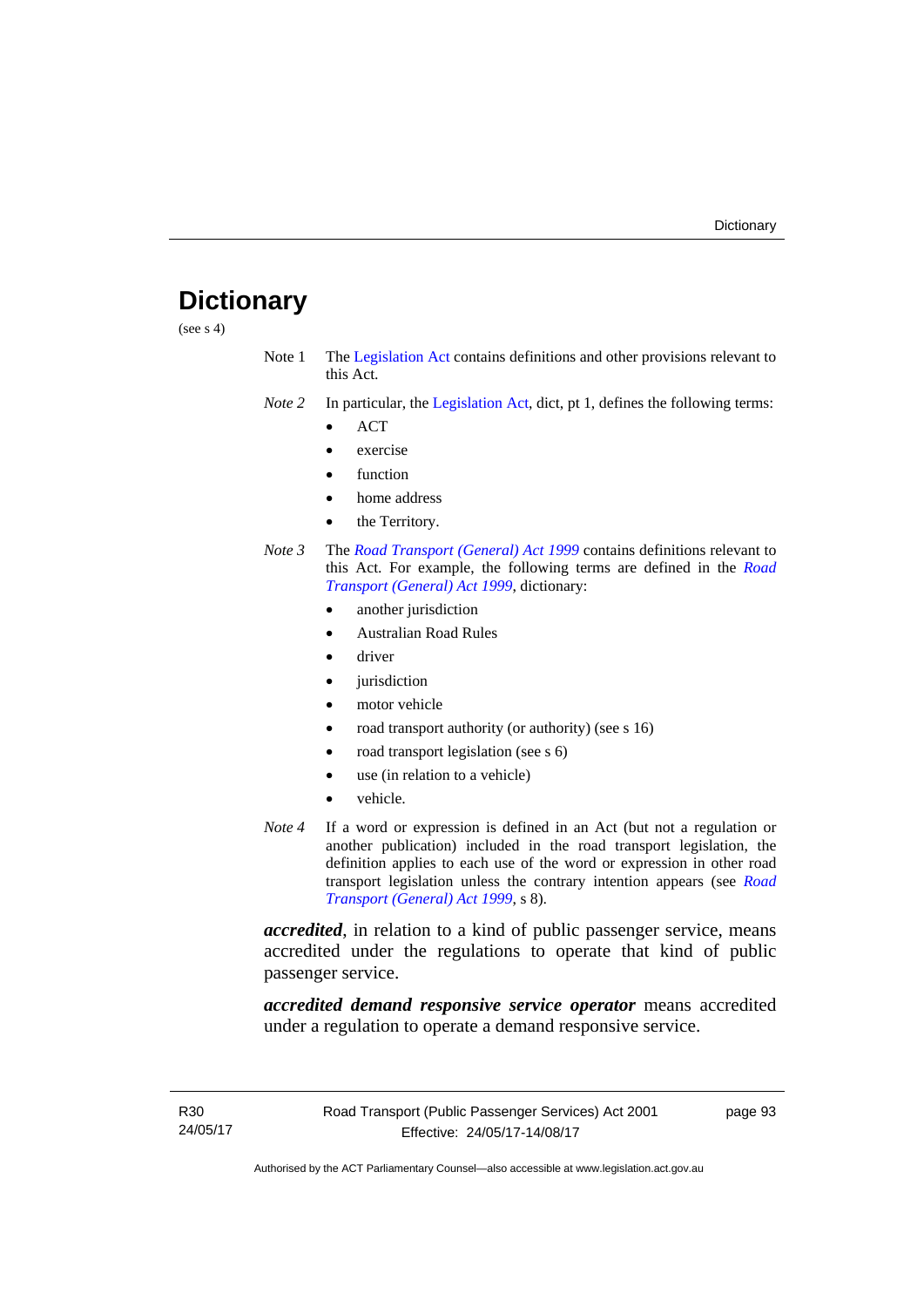# Dictionary

(see s 4)

Note 1 The Legislation Act contains definitions and other provisions relevant to this Act.

*Note 2* In particular, the Legislation Act, dict, pt 1, defines the following terms:

- ACT
- exercise
- function
- home address
- the Territory.

*Note 3* The *Road Transport (General) Act 1999* contains definitions relevant to this Act. For example, the following terms are defined in the *Road Transport (General) Act 1999*, dictionary:

- another jurisdiction
- Australian Road Rules
- driver
- jurisdiction
- motor vehicle
- road transport authority (or authority) (see s 16)
- road transport legislation (see s 6)
- use (in relation to a vehicle)
- vehicle.

*Note 4* If a word or expression is defined in an Act (but not a regulation or another publication) included in the road transport legislation, the definition applies to each use of the word or expression in other road transport legislation unless the contrary intention appears (see *Road Transport (General) Act 1999*, s 8).

***accredited***, in relation to a kind of public passenger service, means accredited under the regulations to operate that kind of public passenger service.

***accredited demand responsive service operator*** means accredited under a regulation to operate a demand responsive service.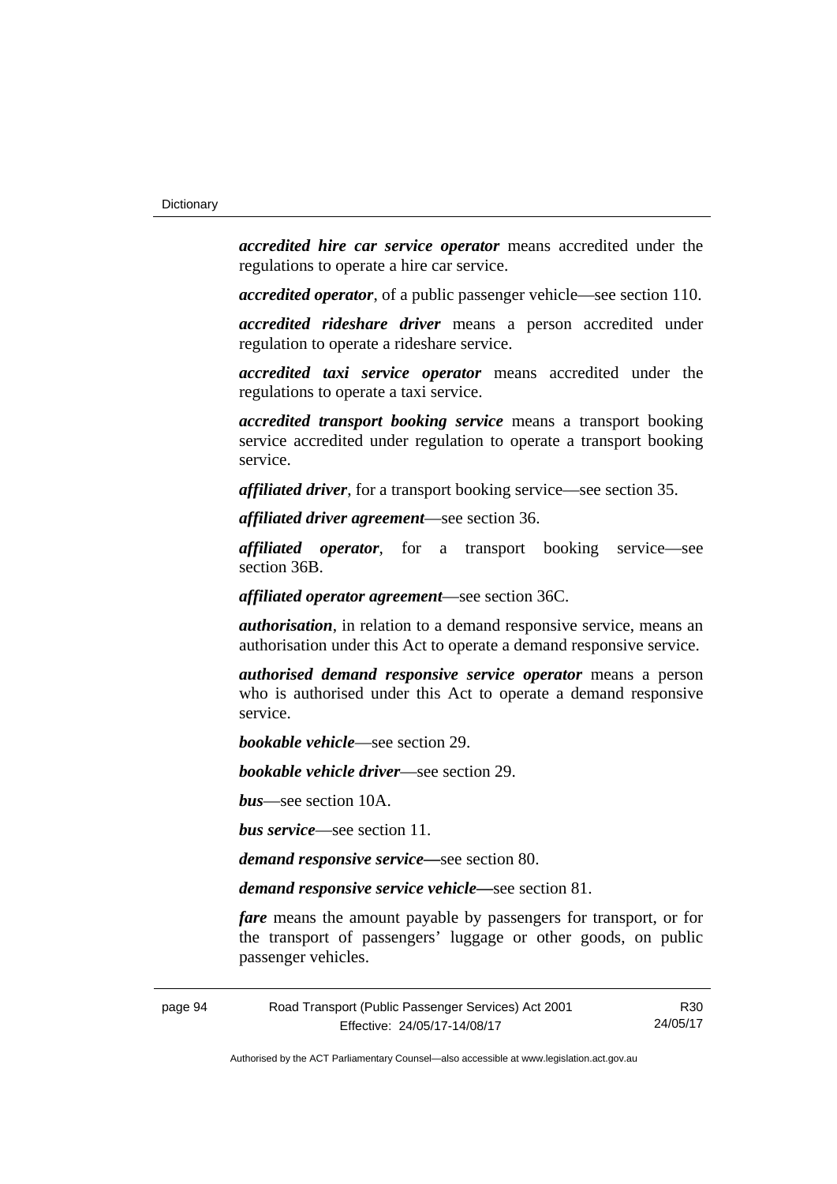***accredited hire car service operator*** means accredited under the regulations to operate a hire car service.

***accredited operator***, of a public passenger vehicle—see section 110.

***accredited rideshare driver*** means a person accredited under regulation to operate a rideshare service.

***accredited taxi service operator*** means accredited under the regulations to operate a taxi service.

***accredited transport booking service*** means a transport booking service accredited under regulation to operate a transport booking service.

***affiliated driver***, for a transport booking service—see section 35.

***affiliated driver agreement***—see section 36.

***affiliated operator***, for a transport booking service—see section 36B.

***affiliated operator agreement***—see section 36C.

***authorisation***, in relation to a demand responsive service, means an authorisation under this Act to operate a demand responsive service.

***authorised demand responsive service operator*** means a person who is authorised under this Act to operate a demand responsive service.

***bookable vehicle***—see section 29.

***bookable vehicle driver***—see section 29.

***bus***—see section 10A.

***bus service***—see section 11.

***demand responsive service—***see section 80.

***demand responsive service vehicle—***see section 81.

***fare*** means the amount payable by passengers for transport, or for the transport of passengers' luggage or other goods, on public passenger vehicles.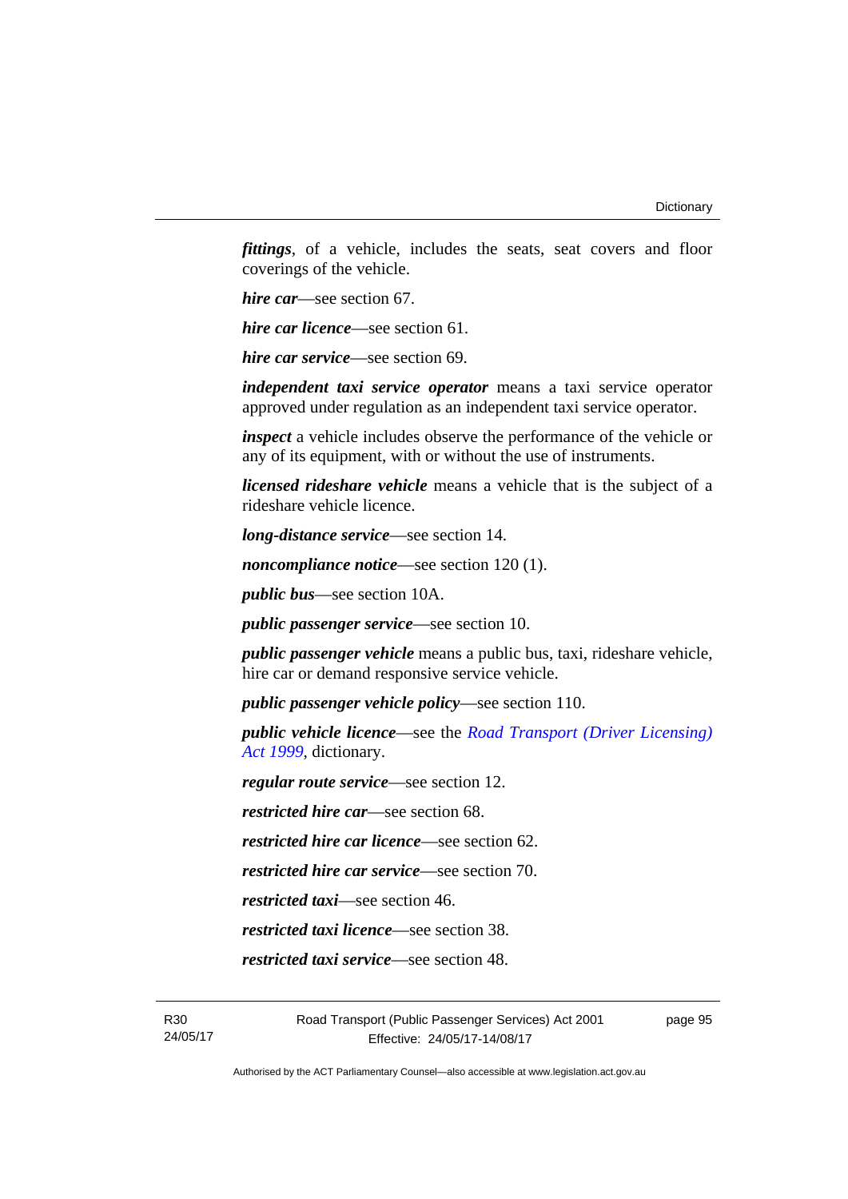***fittings***, of a vehicle, includes the seats, seat covers and floor coverings of the vehicle.

***hire car***—see section 67.

***hire car licence***—see section 61.

***hire car service***—see section 69.

***independent taxi service operator*** means a taxi service operator approved under regulation as an independent taxi service operator.

***inspect*** a vehicle includes observe the performance of the vehicle or any of its equipment, with or without the use of instruments.

***licensed rideshare vehicle*** means a vehicle that is the subject of a rideshare vehicle licence.

***long-distance service***—see section 14.

***noncompliance notice***—see section 120 (1).

***public bus***—see section 10A.

***public passenger service***—see section 10.

***public passenger vehicle*** means a public bus, taxi, rideshare vehicle, hire car or demand responsive service vehicle.

***public passenger vehicle policy***—see section 110.

***public vehicle licence***—see the *Road Transport (Driver Licensing) Act 1999*, dictionary.

***regular route service***—see section 12.

***restricted hire car***—see section 68.

***restricted hire car licence***—see section 62.

***restricted hire car service***—see section 70.

***restricted taxi***—see section 46.

***restricted taxi licence***—see section 38.

***restricted taxi service***—see section 48.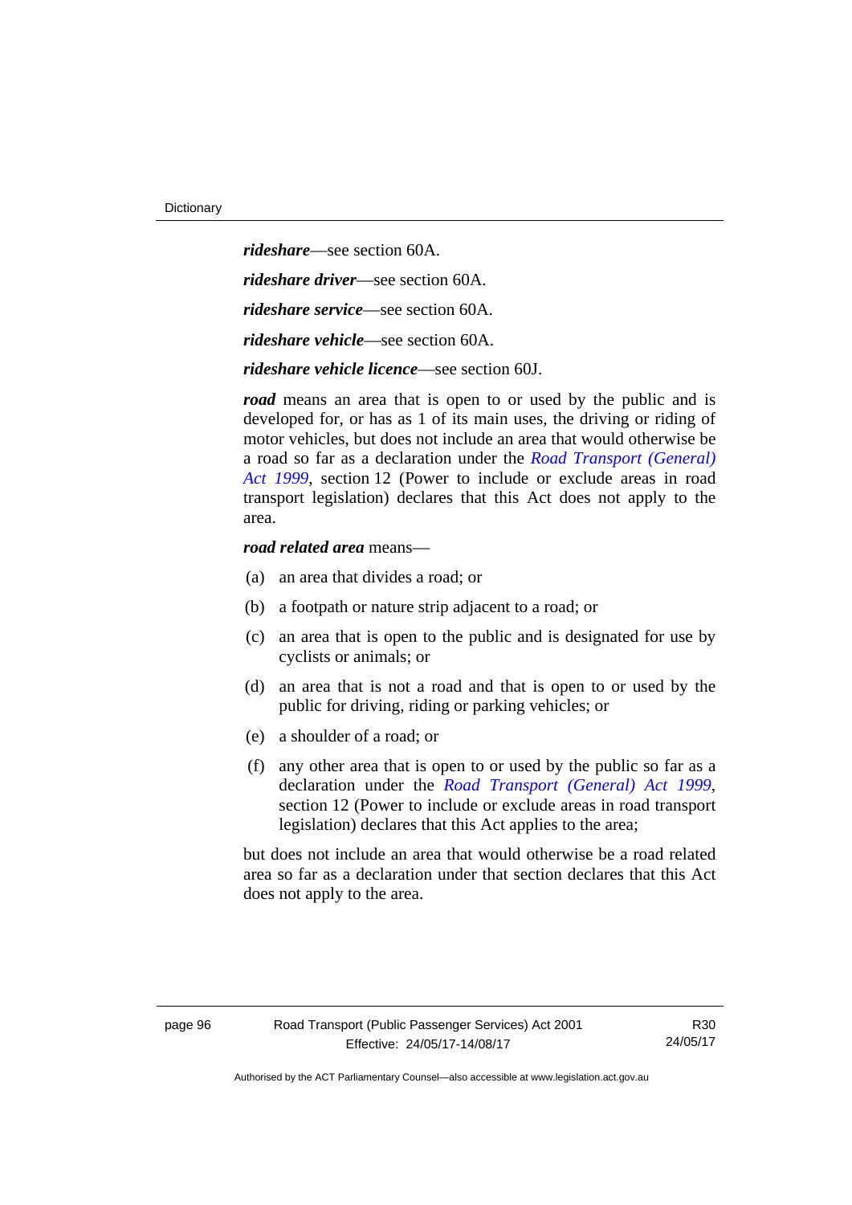***rideshare***—see section 60A.

***rideshare driver***—see section 60A.

***rideshare service***—see section 60A.

***rideshare vehicle***—see section 60A.

***rideshare vehicle licence***—see section 60J.

***road*** means an area that is open to or used by the public and is developed for, or has as 1 of its main uses, the driving or riding of motor vehicles, but does not include an area that would otherwise be a road so far as a declaration under the *Road Transport (General) Act 1999*, section 12 (Power to include or exclude areas in road transport legislation) declares that this Act does not apply to the area.

***road related area*** means—

(a) an area that divides a road; or

(b) a footpath or nature strip adjacent to a road; or

(c) an area that is open to the public and is designated for use by cyclists or animals; or

(d) an area that is not a road and that is open to or used by the public for driving, riding or parking vehicles; or

(e) a shoulder of a road; or

(f) any other area that is open to or used by the public so far as a declaration under the *Road Transport (General) Act 1999*, section 12 (Power to include or exclude areas in road transport legislation) declares that this Act applies to the area;

but does not include an area that would otherwise be a road related area so far as a declaration under that section declares that this Act does not apply to the area.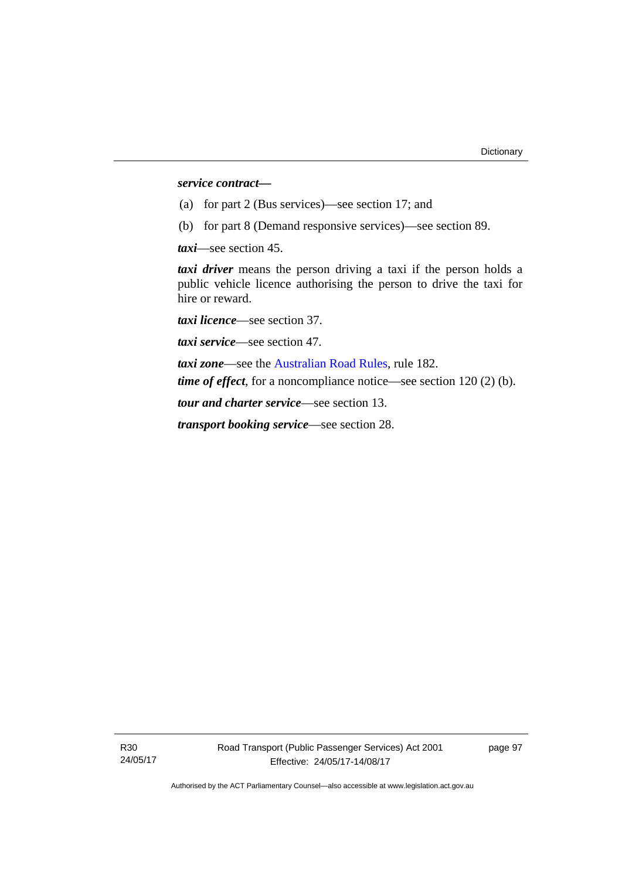***service contract—***

(a) for part 2 (Bus services)—see section 17; and

(b) for part 8 (Demand responsive services)—see section 89.

***taxi***—see section 45.

***taxi driver*** means the person driving a taxi if the person holds a public vehicle licence authorising the person to drive the taxi for hire or reward.

***taxi licence***—see section 37.

***taxi service***—see section 47.

***taxi zone***—see the Australian Road Rules, rule 182.

***time of effect***, for a noncompliance notice—see section 120 (2) (b).

***tour and charter service***—see section 13.

***transport booking service***—see section 28.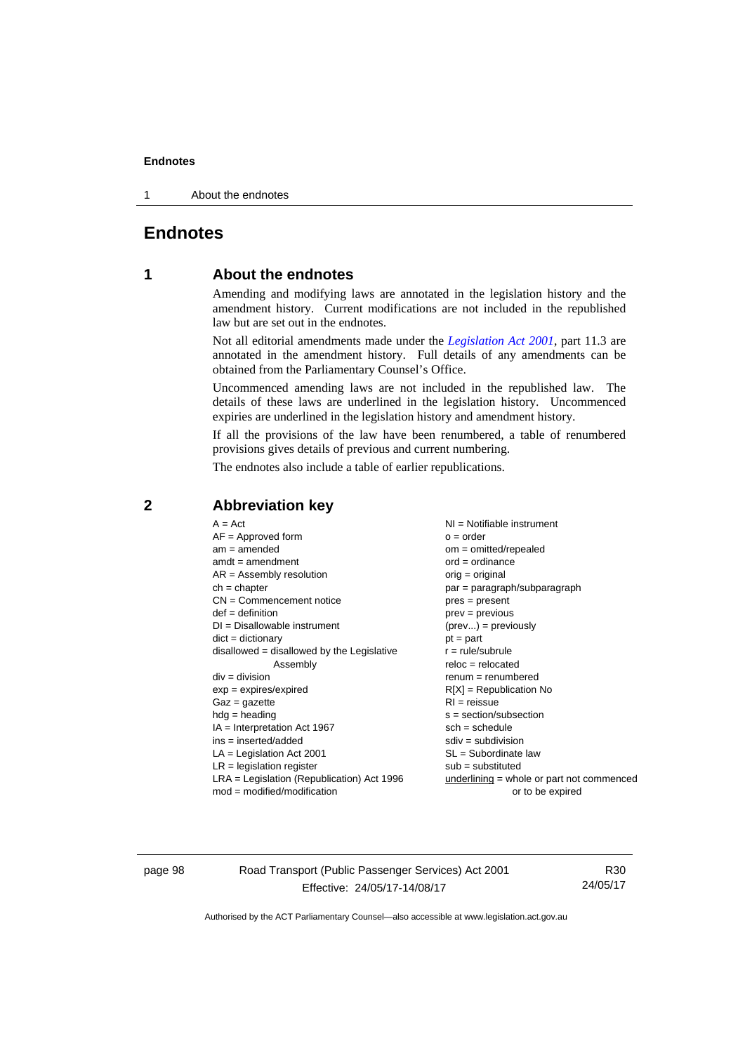# Endnotes

## 1 About the endnotes

Amending and modifying laws are annotated in the legislation history and the amendment history. Current modifications are not included in the republished law but are set out in the endnotes.

Not all editorial amendments made under the *Legislation Act 2001*, part 11.3 are annotated in the amendment history. Full details of any amendments can be obtained from the Parliamentary Counsel's Office.

Uncommenced amending laws are not included in the republished law. The details of these laws are underlined in the legislation history. Uncommenced expiries are underlined in the legislation history and amendment history.

If all the provisions of the law have been renumbered, a table of renumbered provisions gives details of previous and current numbering.

The endnotes also include a table of earlier republications.

## 2 Abbreviation key

A = Act
AF = Approved form
am = amended
amdt = amendment
AR = Assembly resolution
ch = chapter
CN = Commencement notice
def = definition
DI = Disallowable instrument
dict = dictionary
disallowed = disallowed by the Legislative Assembly
div = division
exp = expires/expired
Gaz = gazette
hdg = heading
IA = Interpretation Act 1967
ins = inserted/added
LA = Legislation Act 2001
LR = legislation register
LRA = Legislation (Republication) Act 1996
mod = modified/modification
NI = Notifiable instrument
o = order
om = omitted/repealed
ord = ordinance
orig = original
par = paragraph/subparagraph
pres = present
prev = previous
(prev...) = previously
pt = part
r = rule/subrule
reloc = relocated
renum = renumbered
R[X] = Republication No
RI = reissue
s = section/subsection
sch = schedule
sdiv = subdivision
SL = Subordinate law
sub = substituted
underlining = whole or part not commenced or to be expired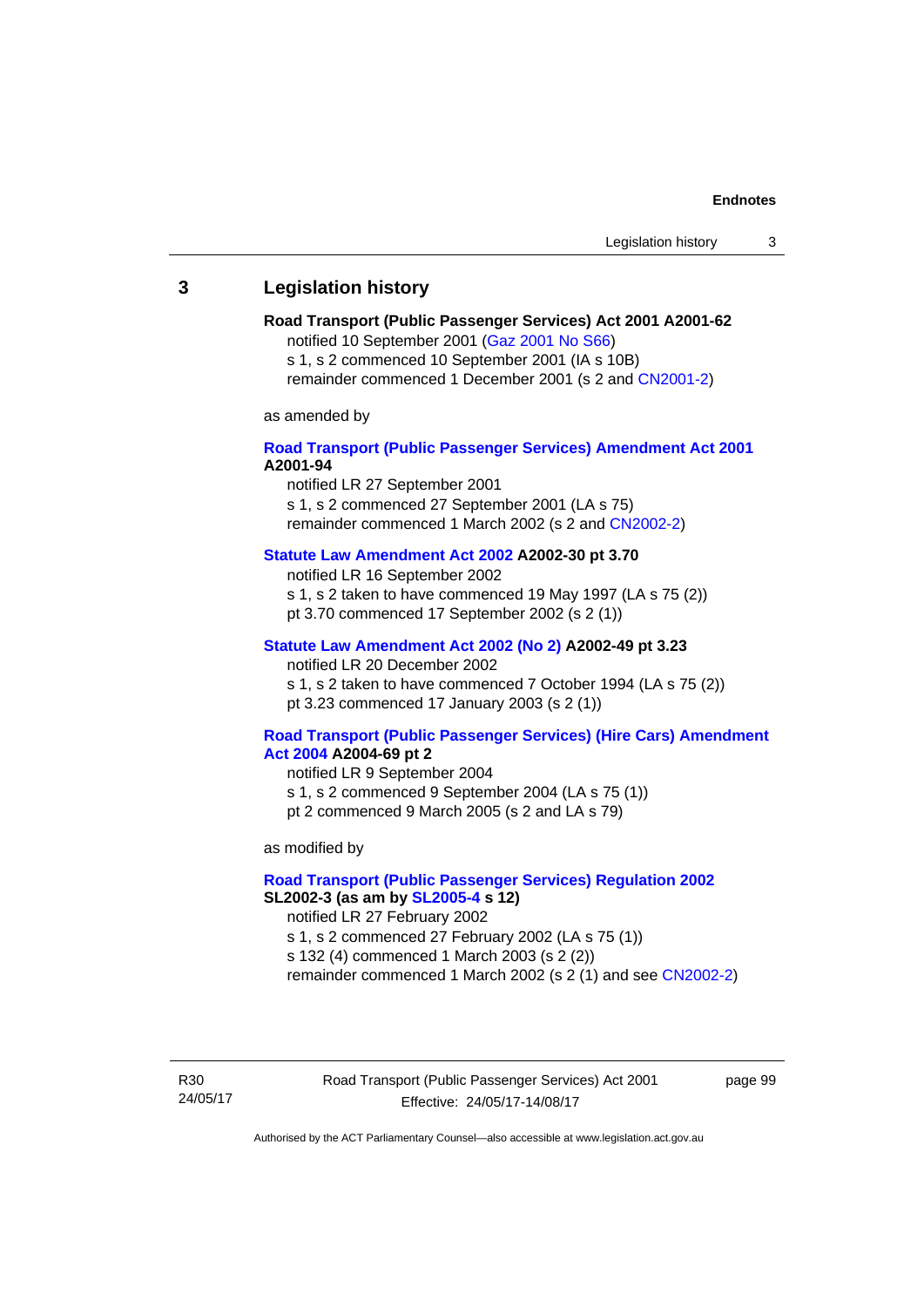## 3 Legislation history

**Road Transport (Public Passenger Services) Act 2001 A2001-62**

notified 10 September 2001 (Gaz 2001 No S66)

s 1, s 2 commenced 10 September 2001 (IA s 10B)

remainder commenced 1 December 2001 (s 2 and CN2001-2)

as amended by

**Road Transport (Public Passenger Services) Amendment Act 2001 A2001-94**

notified LR 27 September 2001

s 1, s 2 commenced 27 September 2001 (LA s 75)

remainder commenced 1 March 2002 (s 2 and CN2002-2)

**Statute Law Amendment Act 2002 A2002-30 pt 3.70**

notified LR 16 September 2002

s 1, s 2 taken to have commenced 19 May 1997 (LA s 75 (2))

pt 3.70 commenced 17 September 2002 (s 2 (1))

**Statute Law Amendment Act 2002 (No 2) A2002-49 pt 3.23**

notified LR 20 December 2002

s 1, s 2 taken to have commenced 7 October 1994 (LA s 75 (2))

pt 3.23 commenced 17 January 2003 (s 2 (1))

**Road Transport (Public Passenger Services) (Hire Cars) Amendment Act 2004 A2004-69 pt 2**

notified LR 9 September 2004

s 1, s 2 commenced 9 September 2004 (LA s 75 (1))

pt 2 commenced 9 March 2005 (s 2 and LA s 79)

as modified by

**Road Transport (Public Passenger Services) Regulation 2002 SL2002-3 (as am by SL2005-4 s 12)**

notified LR 27 February 2002

s 1, s 2 commenced 27 February 2002 (LA s 75 (1))

s 132 (4) commenced 1 March 2003 (s 2 (2))

remainder commenced 1 March 2002 (s 2 (1) and see CN2002-2)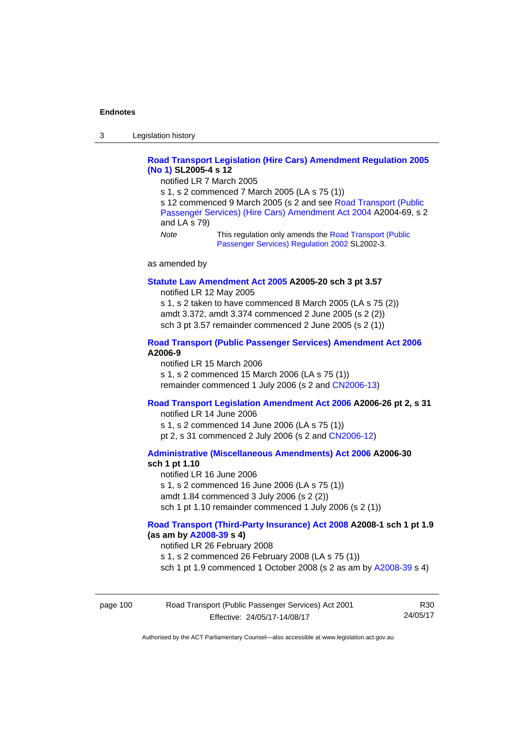**Road Transport Legislation (Hire Cars) Amendment Regulation 2005 (No 1) SL2005-4 s 12**

notified LR 7 March 2005

s 1, s 2 commenced 7 March 2005 (LA s 75 (1))

s 12 commenced 9 March 2005 (s 2 and see Road Transport (Public Passenger Services) (Hire Cars) Amendment Act 2004 A2004-69, s 2 and LA s 79)

*Note* This regulation only amends the Road Transport (Public Passenger Services) Regulation 2002 SL2002-3.

as amended by

**Statute Law Amendment Act 2005 A2005-20 sch 3 pt 3.57**

notified LR 12 May 2005

s 1, s 2 taken to have commenced 8 March 2005 (LA s 75 (2))

amdt 3.372, amdt 3.374 commenced 2 June 2005 (s 2 (2))

sch 3 pt 3.57 remainder commenced 2 June 2005 (s 2 (1))

**Road Transport (Public Passenger Services) Amendment Act 2006 A2006-9**

notified LR 15 March 2006

s 1, s 2 commenced 15 March 2006 (LA s 75 (1))

remainder commenced 1 July 2006 (s 2 and CN2006-13)

**Road Transport Legislation Amendment Act 2006 A2006-26 pt 2, s 31**

notified LR 14 June 2006

s 1, s 2 commenced 14 June 2006 (LA s 75 (1))

pt 2, s 31 commenced 2 July 2006 (s 2 and CN2006-12)

**Administrative (Miscellaneous Amendments) Act 2006 A2006-30 sch 1 pt 1.10**

notified LR 16 June 2006

s 1, s 2 commenced 16 June 2006 (LA s 75 (1))

amdt 1.84 commenced 3 July 2006 (s 2 (2))

sch 1 pt 1.10 remainder commenced 1 July 2006 (s 2 (1))

**Road Transport (Third-Party Insurance) Act 2008 A2008-1 sch 1 pt 1.9 (as am by A2008-39 s 4)**

notified LR 26 February 2008

s 1, s 2 commenced 26 February 2008 (LA s 75 (1))

sch 1 pt 1.9 commenced 1 October 2008 (s 2 as am by A2008-39 s 4)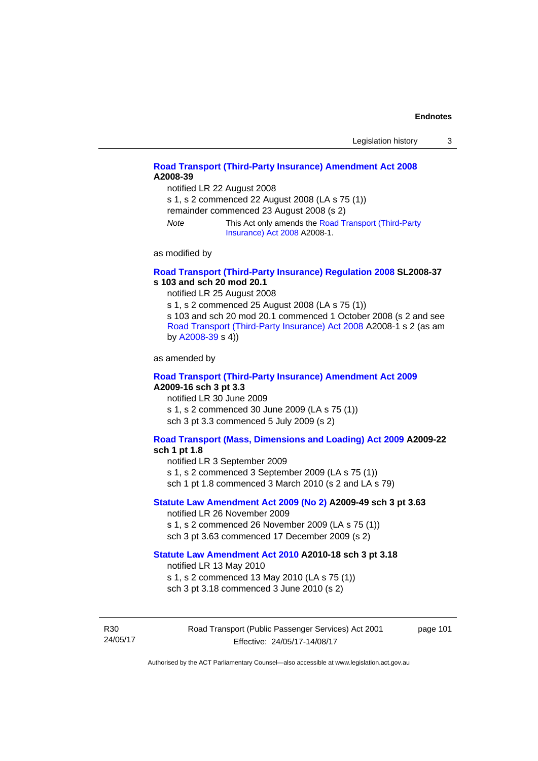**Road Transport (Third-Party Insurance) Amendment Act 2008 A2008-39**

notified LR 22 August 2008

s 1, s 2 commenced 22 August 2008 (LA s 75 (1))

remainder commenced 23 August 2008 (s 2)

*Note* This Act only amends the Road Transport (Third-Party Insurance) Act 2008 A2008-1.

as modified by

**Road Transport (Third-Party Insurance) Regulation 2008 SL2008-37 s 103 and sch 20 mod 20.1**

notified LR 25 August 2008

s 1, s 2 commenced 25 August 2008 (LA s 75 (1))

s 103 and sch 20 mod 20.1 commenced 1 October 2008 (s 2 and see Road Transport (Third-Party Insurance) Act 2008 A2008-1 s 2 (as am by A2008-39 s 4))

as amended by

**Road Transport (Third-Party Insurance) Amendment Act 2009 A2009-16 sch 3 pt 3.3**

notified LR 30 June 2009

s 1, s 2 commenced 30 June 2009 (LA s 75 (1))

sch 3 pt 3.3 commenced 5 July 2009 (s 2)

**Road Transport (Mass, Dimensions and Loading) Act 2009 A2009-22 sch 1 pt 1.8**

notified LR 3 September 2009

s 1, s 2 commenced 3 September 2009 (LA s 75 (1))

sch 1 pt 1.8 commenced 3 March 2010 (s 2 and LA s 79)

**Statute Law Amendment Act 2009 (No 2) A2009-49 sch 3 pt 3.63**

notified LR 26 November 2009

s 1, s 2 commenced 26 November 2009 (LA s 75 (1))

sch 3 pt 3.63 commenced 17 December 2009 (s 2)

**Statute Law Amendment Act 2010 A2010-18 sch 3 pt 3.18**

notified LR 13 May 2010

s 1, s 2 commenced 13 May 2010 (LA s 75 (1))

sch 3 pt 3.18 commenced 3 June 2010 (s 2)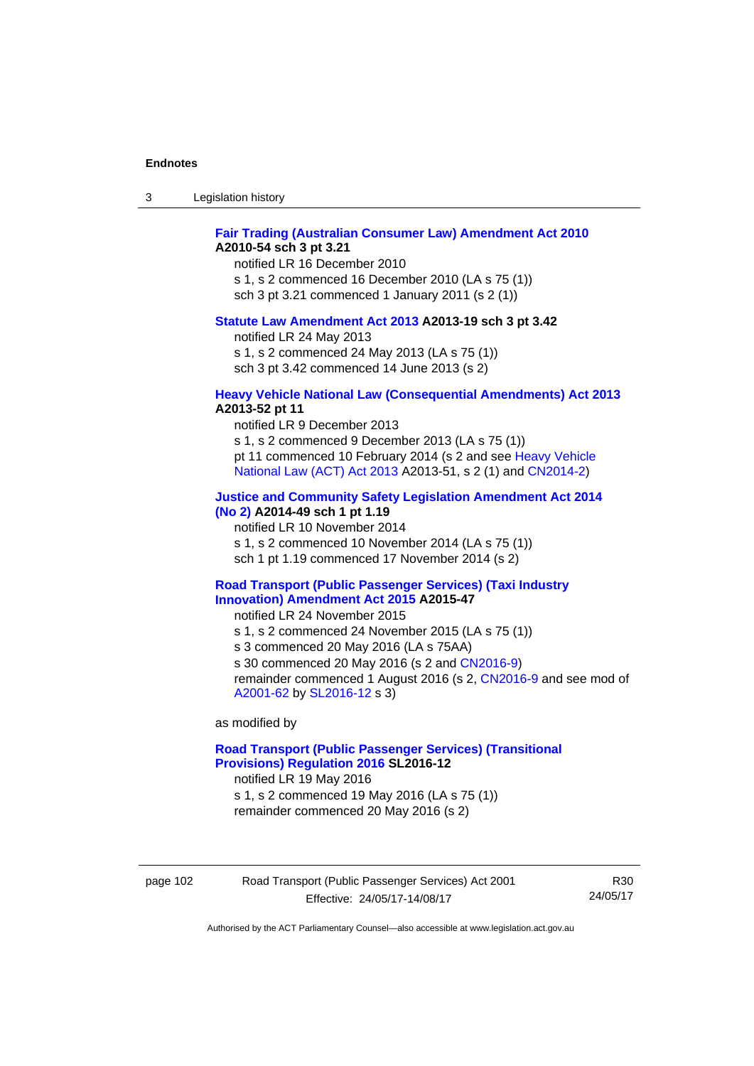**Fair Trading (Australian Consumer Law) Amendment Act 2010** **A2010-54 sch 3 pt 3.21**

notified LR 16 December 2010
s 1, s 2 commenced 16 December 2010 (LA s 75 (1))
sch 3 pt 3.21 commenced 1 January 2011 (s 2 (1))

**Statute Law Amendment Act 2013** **A2013-19 sch 3 pt 3.42**

notified LR 24 May 2013
s 1, s 2 commenced 24 May 2013 (LA s 75 (1))
sch 3 pt 3.42 commenced 14 June 2013 (s 2)

**Heavy Vehicle National Law (Consequential Amendments) Act 2013** **A2013-52 pt 11**

notified LR 9 December 2013
s 1, s 2 commenced 9 December 2013 (LA s 75 (1))
pt 11 commenced 10 February 2014 (s 2 and see Heavy Vehicle National Law (ACT) Act 2013 A2013-51, s 2 (1) and CN2014-2)

**Justice and Community Safety Legislation Amendment Act 2014 (No 2)** **A2014-49 sch 1 pt 1.19**

notified LR 10 November 2014
s 1, s 2 commenced 10 November 2014 (LA s 75 (1))
sch 1 pt 1.19 commenced 17 November 2014 (s 2)

**Road Transport (Public Passenger Services) (Taxi Industry Innovation) Amendment Act 2015** **A2015-47**

notified LR 24 November 2015
s 1, s 2 commenced 24 November 2015 (LA s 75 (1))
s 3 commenced 20 May 2016 (LA s 75AA)
s 30 commenced 20 May 2016 (s 2 and CN2016-9)
remainder commenced 1 August 2016 (s 2, CN2016-9 and see mod of A2001-62 by SL2016-12 s 3)

as modified by

**Road Transport (Public Passenger Services) (Transitional Provisions) Regulation 2016** **SL2016-12**

notified LR 19 May 2016
s 1, s 2 commenced 19 May 2016 (LA s 75 (1))
remainder commenced 20 May 2016 (s 2)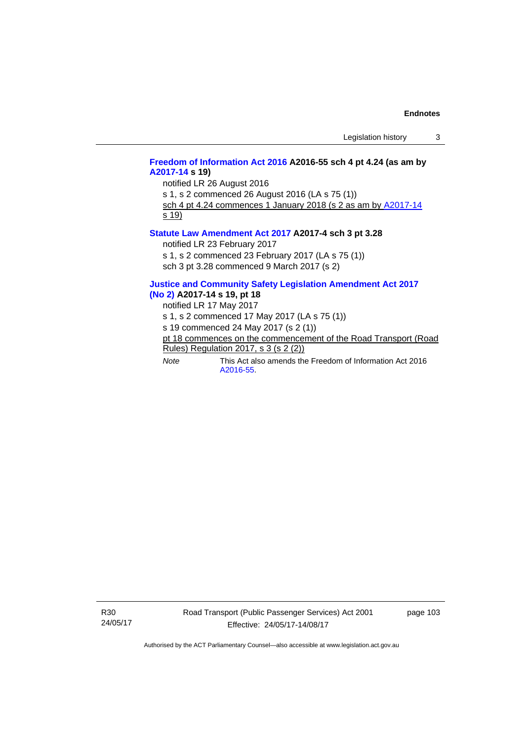**Freedom of Information Act 2016 A2016-55 sch 4 pt 4.24 (as am by A2017-14 s 19)**

notified LR 26 August 2016

s 1, s 2 commenced 26 August 2016 (LA s 75 (1))

sch 4 pt 4.24 commences 1 January 2018 (s 2 as am by A2017-14 s 19)

**Statute Law Amendment Act 2017 A2017-4 sch 3 pt 3.28**

notified LR 23 February 2017

s 1, s 2 commenced 23 February 2017 (LA s 75 (1))

sch 3 pt 3.28 commenced 9 March 2017 (s 2)

**Justice and Community Safety Legislation Amendment Act 2017 (No 2) A2017-14 s 19, pt 18**

notified LR 17 May 2017

s 1, s 2 commenced 17 May 2017 (LA s 75 (1))

s 19 commenced 24 May 2017 (s 2 (1))

pt 18 commences on the commencement of the Road Transport (Road Rules) Regulation 2017, s 3 (s 2 (2))

*Note* This Act also amends the Freedom of Information Act 2016 A2016-55.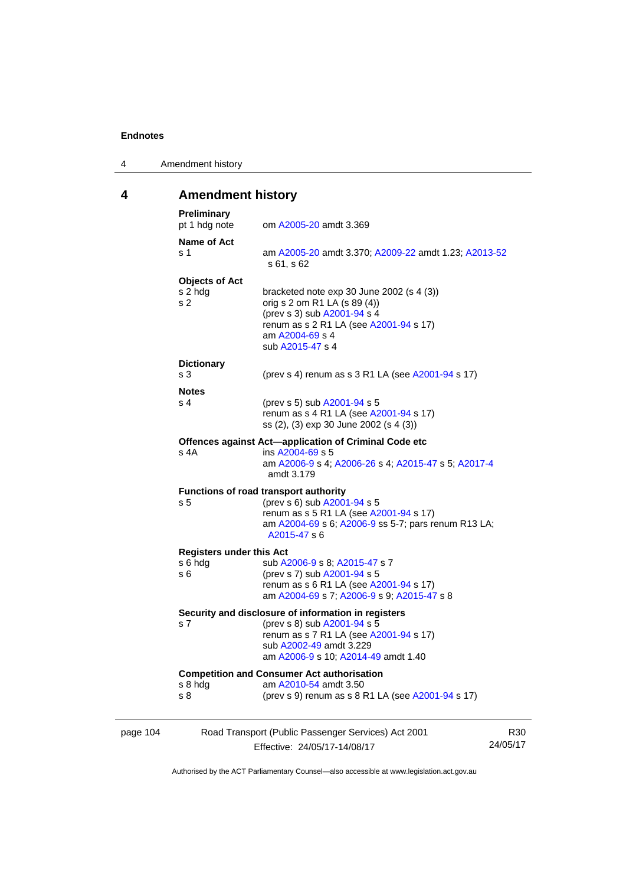# 4 Amendment history

**Preliminary**

pt 1 hdg note — om A2005-20 amdt 3.369

**Name of Act**

s 1 — am A2005-20 amdt 3.370; A2009-22 amdt 1.23; A2013-52 s 61, s 62

**Objects of Act**

s 2 hdg — bracketed note exp 30 June 2002 (s 4 (3))

s 2 — orig s 2 om R1 LA (s 89 (4))
(prev s 3) sub A2001-94 s 4
renum as s 2 R1 LA (see A2001-94 s 17)
am A2004-69 s 4
sub A2015-47 s 4

**Dictionary**

s 3 — (prev s 4) renum as s 3 R1 LA (see A2001-94 s 17)

**Notes**

s 4 — (prev s 5) sub A2001-94 s 5
renum as s 4 R1 LA (see A2001-94 s 17)
ss (2), (3) exp 30 June 2002 (s 4 (3))

**Offences against Act—application of Criminal Code etc**

s 4A — ins A2004-69 s 5
am A2006-9 s 4; A2006-26 s 4; A2015-47 s 5; A2017-4 amdt 3.179

**Functions of road transport authority**

s 5 — (prev s 6) sub A2001-94 s 5
renum as s 5 R1 LA (see A2001-94 s 17)
am A2004-69 s 6; A2006-9 ss 5-7; pars renum R13 LA; A2015-47 s 6

**Registers under this Act**

s 6 hdg — sub A2006-9 s 8; A2015-47 s 7

s 6 — (prev s 7) sub A2001-94 s 5
renum as s 6 R1 LA (see A2001-94 s 17)
am A2004-69 s 7; A2006-9 s 9; A2015-47 s 8

**Security and disclosure of information in registers**

s 7 — (prev s 8) sub A2001-94 s 5
renum as s 7 R1 LA (see A2001-94 s 17)
sub A2002-49 amdt 3.229
am A2006-9 s 10; A2014-49 amdt 1.40

**Competition and Consumer Act authorisation**

s 8 hdg — am A2010-54 amdt 3.50

s 8 — (prev s 9) renum as s 8 R1 LA (see A2001-94 s 17)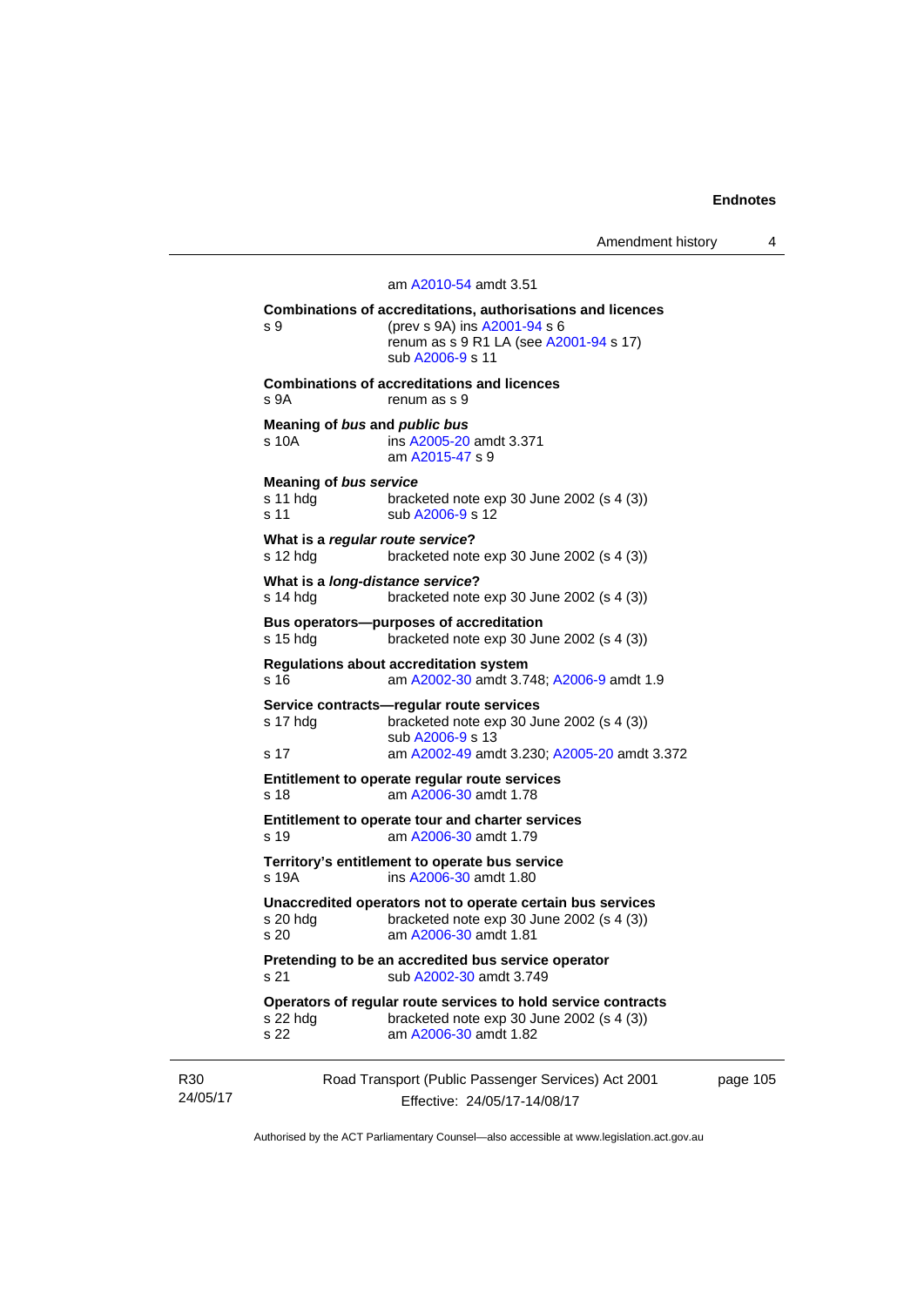am A2010-54 amdt 3.51

**Combinations of accreditations, authorisations and licences**
s 9 (prev s 9A) ins A2001-94 s 6
renum as s 9 R1 LA (see A2001-94 s 17)
sub A2006-9 s 11

**Combinations of accreditations and licences**
s 9A renum as s 9

**Meaning of *bus* and *public bus***
s 10A ins A2005-20 amdt 3.371
am A2015-47 s 9

**Meaning of *bus service***
s 11 hdg bracketed note exp 30 June 2002 (s 4 (3))
s 11 sub A2006-9 s 12

**What is a *regular route service*?**
s 12 hdg bracketed note exp 30 June 2002 (s 4 (3))

**What is a *long-distance service*?**
s 14 hdg bracketed note exp 30 June 2002 (s 4 (3))

**Bus operators—purposes of accreditation**
s 15 hdg bracketed note exp 30 June 2002 (s 4 (3))

**Regulations about accreditation system**
s 16 am A2002-30 amdt 3.748; A2006-9 amdt 1.9

**Service contracts—regular route services**
s 17 hdg bracketed note exp 30 June 2002 (s 4 (3))
sub A2006-9 s 13
s 17 am A2002-49 amdt 3.230; A2005-20 amdt 3.372

**Entitlement to operate regular route services**
s 18 am A2006-30 amdt 1.78

**Entitlement to operate tour and charter services**
s 19 am A2006-30 amdt 1.79

**Territory's entitlement to operate bus service**
s 19A ins A2006-30 amdt 1.80

**Unaccredited operators not to operate certain bus services**
s 20 hdg bracketed note exp 30 June 2002 (s 4 (3))
s 20 am A2006-30 amdt 1.81

**Pretending to be an accredited bus service operator**
s 21 sub A2002-30 amdt 3.749

**Operators of regular route services to hold service contracts**
s 22 hdg bracketed note exp 30 June 2002 (s 4 (3))
s 22 am A2006-30 amdt 1.82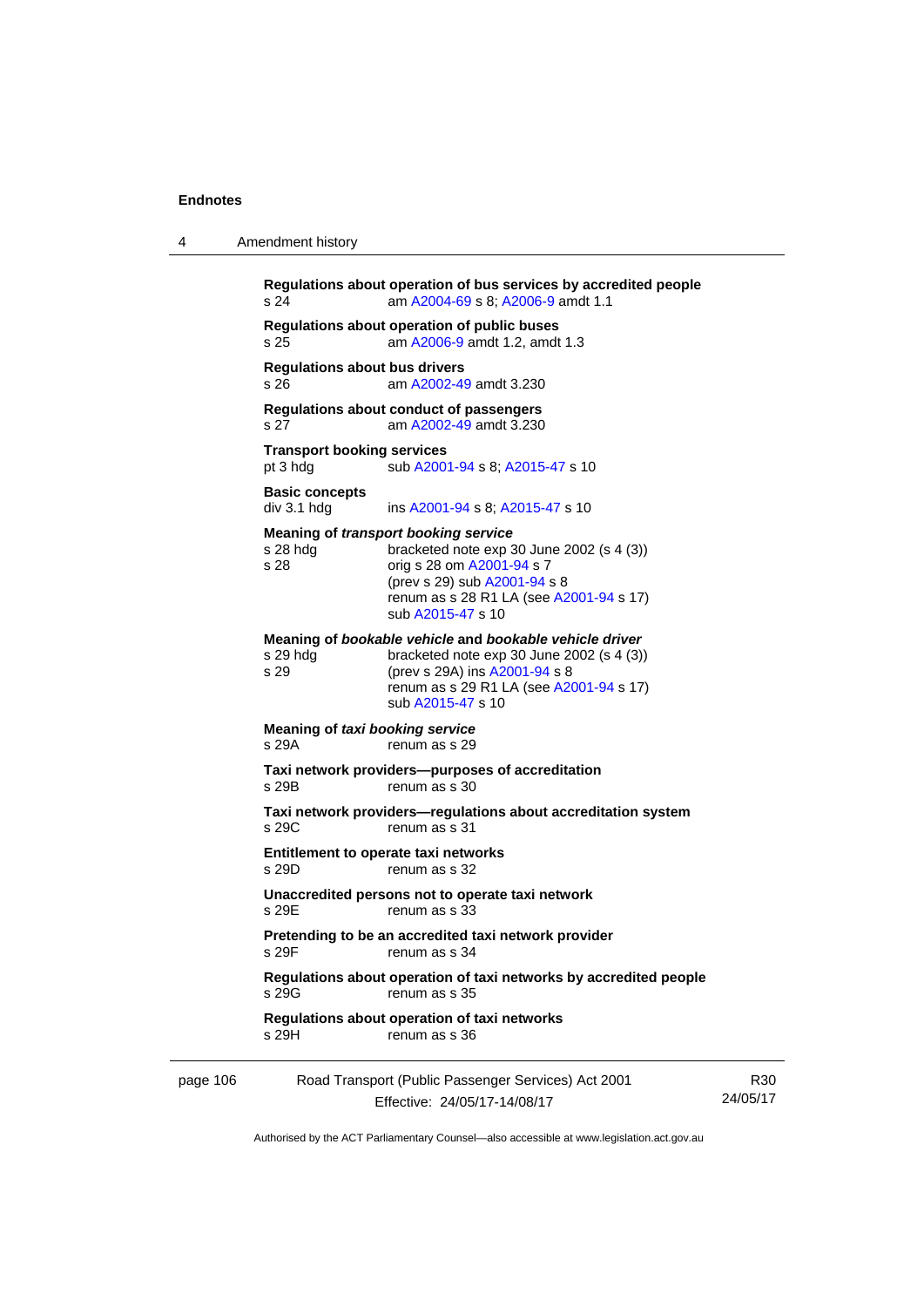**Regulations about operation of bus services by accredited people**
s 24 am A2004-69 s 8; A2006-9 amdt 1.1

**Regulations about operation of public buses**
s 25 am A2006-9 amdt 1.2, amdt 1.3

**Regulations about bus drivers**
s 26 am A2002-49 amdt 3.230

**Regulations about conduct of passengers**
s 27 am A2002-49 amdt 3.230

**Transport booking services**
pt 3 hdg sub A2001-94 s 8; A2015-47 s 10

**Basic concepts**
div 3.1 hdg ins A2001-94 s 8; A2015-47 s 10

**Meaning of *transport booking service***
s 28 hdg bracketed note exp 30 June 2002 (s 4 (3))
s 28 orig s 28 om A2001-94 s 7
(prev s 29) sub A2001-94 s 8
renum as s 28 R1 LA (see A2001-94 s 17)
sub A2015-47 s 10

**Meaning of *bookable vehicle* and *bookable vehicle driver***
s 29 hdg bracketed note exp 30 June 2002 (s 4 (3))
s 29 (prev s 29A) ins A2001-94 s 8
renum as s 29 R1 LA (see A2001-94 s 17)
sub A2015-47 s 10

**Meaning of *taxi booking service***
s 29A renum as s 29

**Taxi network providers—purposes of accreditation**
s 29B renum as s 30

**Taxi network providers—regulations about accreditation system**
s 29C renum as s 31

**Entitlement to operate taxi networks**
s 29D renum as s 32

**Unaccredited persons not to operate taxi network**
s 29E renum as s 33

**Pretending to be an accredited taxi network provider**
s 29F renum as s 34

**Regulations about operation of taxi networks by accredited people**
s 29G renum as s 35

**Regulations about operation of taxi networks**
s 29H renum as s 36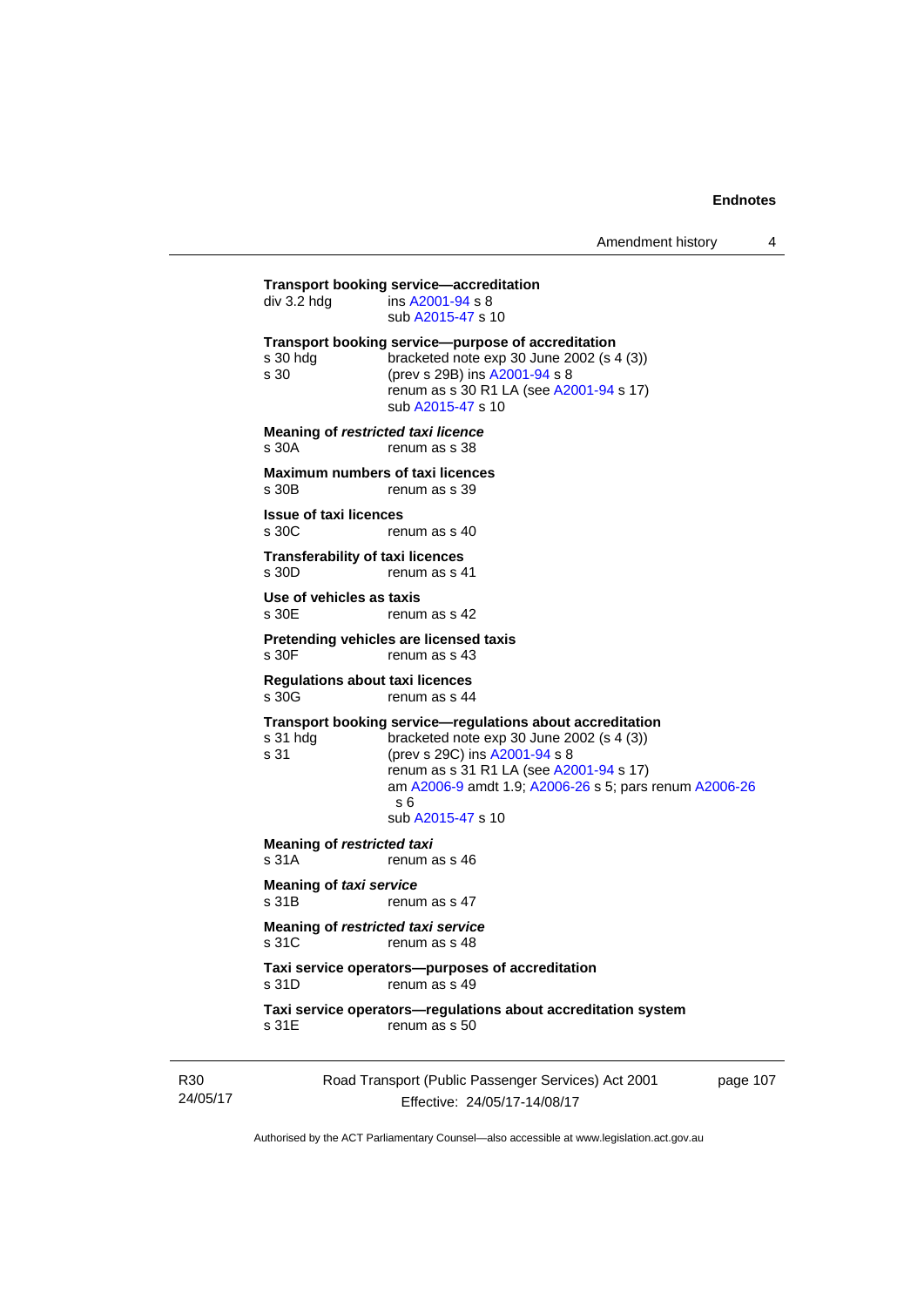**Transport booking service—accreditation**

div 3.2 hdg ins A2001-94 s 8
sub A2015-47 s 10

**Transport booking service—purpose of accreditation**

s 30 hdg bracketed note exp 30 June 2002 (s 4 (3))
s 30 (prev s 29B) ins A2001-94 s 8
renum as s 30 R1 LA (see A2001-94 s 17)
sub A2015-47 s 10

**Meaning of *restricted taxi licence***

s 30A renum as s 38

**Maximum numbers of taxi licences**

s 30B renum as s 39

**Issue of taxi licences**

s 30C renum as s 40

**Transferability of taxi licences**

s 30D renum as s 41

**Use of vehicles as taxis**

s 30E renum as s 42

**Pretending vehicles are licensed taxis**

s 30F renum as s 43

**Regulations about taxi licences**

s 30G renum as s 44

**Transport booking service—regulations about accreditation**

s 31 hdg bracketed note exp 30 June 2002 (s 4 (3))
s 31 (prev s 29C) ins A2001-94 s 8
renum as s 31 R1 LA (see A2001-94 s 17)
am A2006-9 amdt 1.9; A2006-26 s 5; pars renum A2006-26 s 6
sub A2015-47 s 10

**Meaning of *restricted taxi***

s 31A renum as s 46

**Meaning of *taxi service***

s 31B renum as s 47

**Meaning of *restricted taxi service***

s 31C renum as s 48

**Taxi service operators—purposes of accreditation**

s 31D renum as s 49

**Taxi service operators—regulations about accreditation system**

s 31E renum as s 50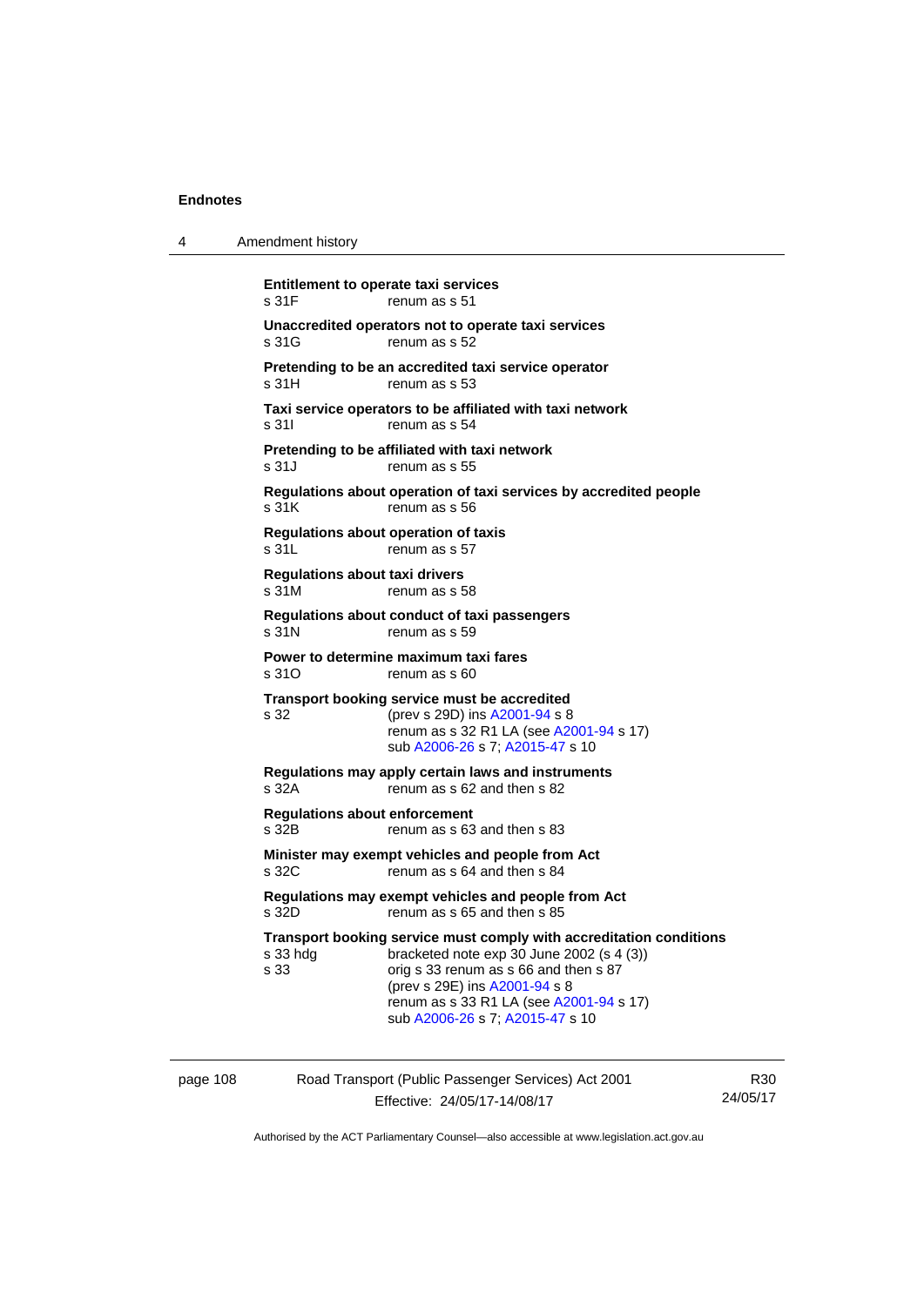**Entitlement to operate taxi services**
s 31F renum as s 51

**Unaccredited operators not to operate taxi services**
s 31G renum as s 52

**Pretending to be an accredited taxi service operator**
s 31H renum as s 53

**Taxi service operators to be affiliated with taxi network**
s 31I renum as s 54

**Pretending to be affiliated with taxi network**
s 31J renum as s 55

**Regulations about operation of taxi services by accredited people**
s 31K renum as s 56

**Regulations about operation of taxis**
s 31L renum as s 57

**Regulations about taxi drivers**
s 31M renum as s 58

**Regulations about conduct of taxi passengers**
s 31N renum as s 59

**Power to determine maximum taxi fares**
s 31O renum as s 60

**Transport booking service must be accredited**
s 32 (prev s 29D) ins A2001-94 s 8
renum as s 32 R1 LA (see A2001-94 s 17)
sub A2006-26 s 7; A2015-47 s 10

**Regulations may apply certain laws and instruments**
s 32A renum as s 62 and then s 82

**Regulations about enforcement**
s 32B renum as s 63 and then s 83

**Minister may exempt vehicles and people from Act**
s 32C renum as s 64 and then s 84

**Regulations may exempt vehicles and people from Act**
s 32D renum as s 65 and then s 85

**Transport booking service must comply with accreditation conditions**
s 33 hdg bracketed note exp 30 June 2002 (s 4 (3))
s 33 orig s 33 renum as s 66 and then s 87
(prev s 29E) ins A2001-94 s 8
renum as s 33 R1 LA (see A2001-94 s 17)
sub A2006-26 s 7; A2015-47 s 10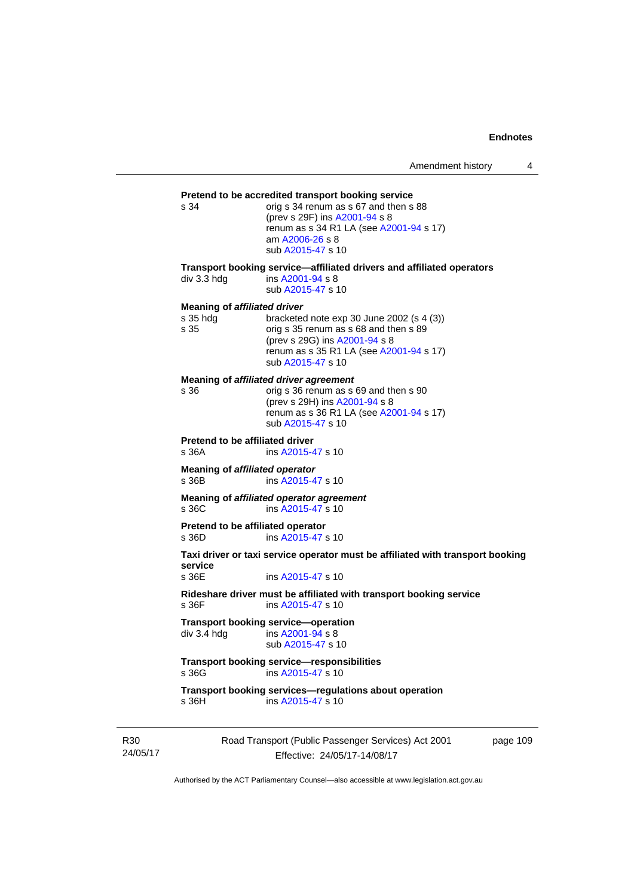**Pretend to be accredited transport booking service**

s 34 — orig s 34 renum as s 67 and then s 88
(prev s 29F) ins A2001-94 s 8
renum as s 34 R1 LA (see A2001-94 s 17)
am A2006-26 s 8
sub A2015-47 s 10

**Transport booking service—affiliated drivers and affiliated operators**

div 3.3 hdg — ins A2001-94 s 8
sub A2015-47 s 10

**Meaning of *affiliated driver***

s 35 hdg — bracketed note exp 30 June 2002 (s 4 (3))
s 35 — orig s 35 renum as s 68 and then s 89
(prev s 29G) ins A2001-94 s 8
renum as s 35 R1 LA (see A2001-94 s 17)
sub A2015-47 s 10

**Meaning of *affiliated driver agreement***

s 36 — orig s 36 renum as s 69 and then s 90
(prev s 29H) ins A2001-94 s 8
renum as s 36 R1 LA (see A2001-94 s 17)
sub A2015-47 s 10

**Pretend to be affiliated driver**

s 36A — ins A2015-47 s 10

**Meaning of *affiliated operator***

s 36B — ins A2015-47 s 10

**Meaning of *affiliated operator agreement***

s 36C — ins A2015-47 s 10

**Pretend to be affiliated operator**

s 36D — ins A2015-47 s 10

**Taxi driver or taxi service operator must be affiliated with transport booking service**

s 36E — ins A2015-47 s 10

**Rideshare driver must be affiliated with transport booking service**

s 36F — ins A2015-47 s 10

**Transport booking service—operation**

div 3.4 hdg — ins A2001-94 s 8
sub A2015-47 s 10

**Transport booking service—responsibilities**

s 36G — ins A2015-47 s 10

**Transport booking services—regulations about operation**

s 36H — ins A2015-47 s 10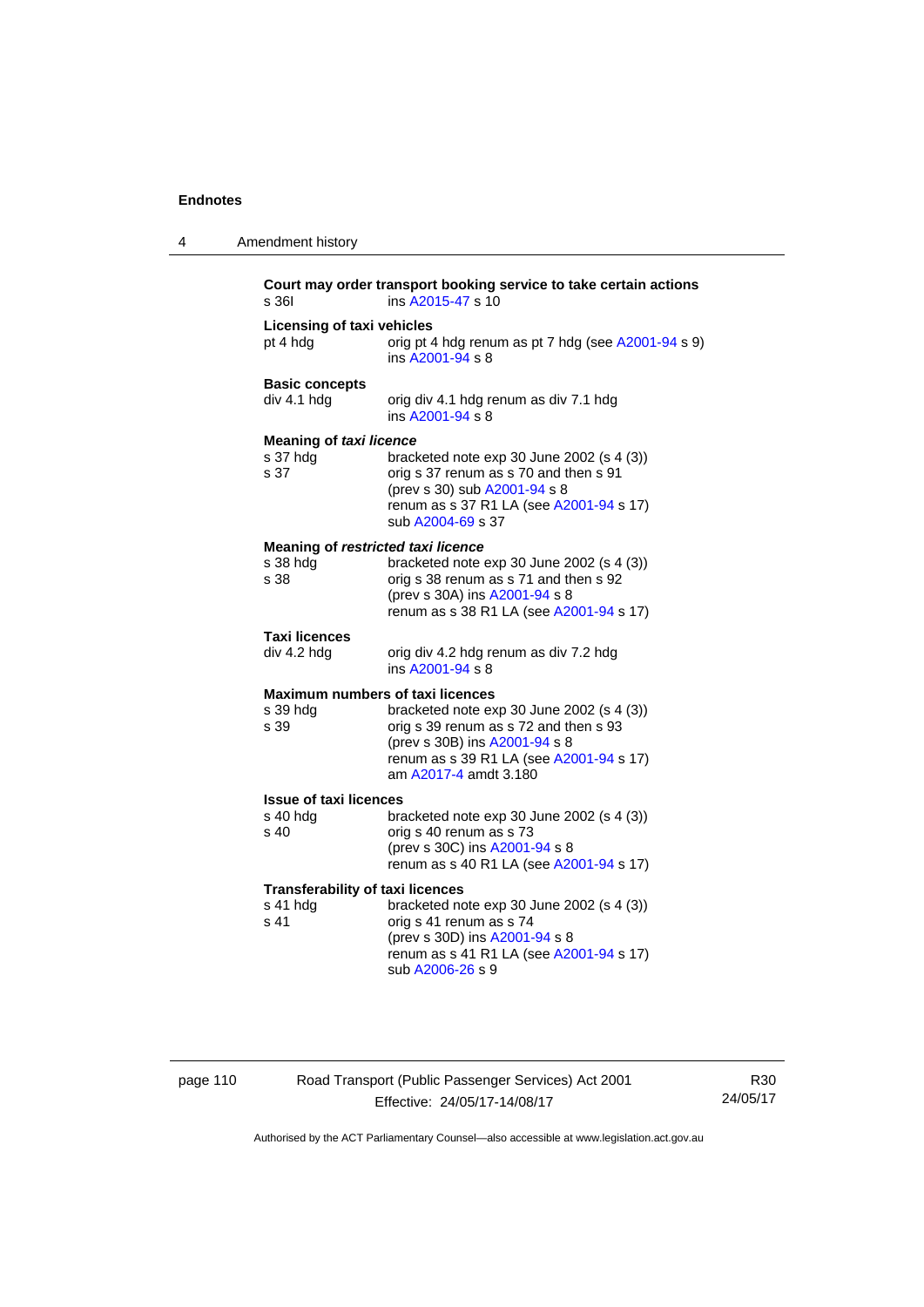**Court may order transport booking service to take certain actions**
s 36I ins A2015-47 s 10

**Licensing of taxi vehicles**
pt 4 hdg orig pt 4 hdg renum as pt 7 hdg (see A2001-94 s 9)
ins A2001-94 s 8

**Basic concepts**
div 4.1 hdg orig div 4.1 hdg renum as div 7.1 hdg
ins A2001-94 s 8

**Meaning of *taxi licence***
s 37 hdg bracketed note exp 30 June 2002 (s 4 (3))
s 37 orig s 37 renum as s 70 and then s 91
(prev s 30) sub A2001-94 s 8
renum as s 37 R1 LA (see A2001-94 s 17)
sub A2004-69 s 37

**Meaning of *restricted taxi licence***
s 38 hdg bracketed note exp 30 June 2002 (s 4 (3))
s 38 orig s 38 renum as s 71 and then s 92
(prev s 30A) ins A2001-94 s 8
renum as s 38 R1 LA (see A2001-94 s 17)

**Taxi licences**
div 4.2 hdg orig div 4.2 hdg renum as div 7.2 hdg
ins A2001-94 s 8

**Maximum numbers of taxi licences**
s 39 hdg bracketed note exp 30 June 2002 (s 4 (3))
s 39 orig s 39 renum as s 72 and then s 93
(prev s 30B) ins A2001-94 s 8
renum as s 39 R1 LA (see A2001-94 s 17)
am A2017-4 amdt 3.180

**Issue of taxi licences**
s 40 hdg bracketed note exp 30 June 2002 (s 4 (3))
s 40 orig s 40 renum as s 73
(prev s 30C) ins A2001-94 s 8
renum as s 40 R1 LA (see A2001-94 s 17)

**Transferability of taxi licences**
s 41 hdg bracketed note exp 30 June 2002 (s 4 (3))
s 41 orig s 41 renum as s 74
(prev s 30D) ins A2001-94 s 8
renum as s 41 R1 LA (see A2001-94 s 17)
sub A2006-26 s 9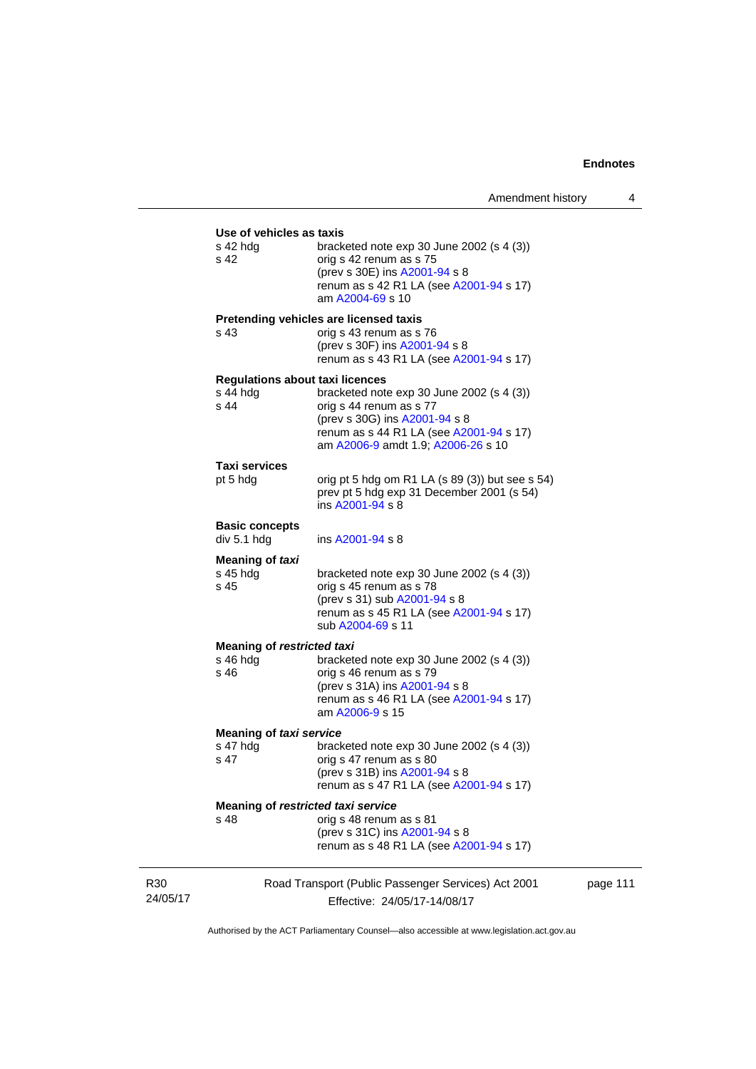**Use of vehicles as taxis**

s 42 hdg bracketed note exp 30 June 2002 (s 4 (3))
s 42 orig s 42 renum as s 75
(prev s 30E) ins A2001-94 s 8
renum as s 42 R1 LA (see A2001-94 s 17)
am A2004-69 s 10

**Pretending vehicles are licensed taxis**

s 43 orig s 43 renum as s 76
(prev s 30F) ins A2001-94 s 8
renum as s 43 R1 LA (see A2001-94 s 17)

**Regulations about taxi licences**

s 44 hdg bracketed note exp 30 June 2002 (s 4 (3))
s 44 orig s 44 renum as s 77
(prev s 30G) ins A2001-94 s 8
renum as s 44 R1 LA (see A2001-94 s 17)
am A2006-9 amdt 1.9; A2006-26 s 10

**Taxi services**

pt 5 hdg orig pt 5 hdg om R1 LA (s 89 (3)) but see s 54)
prev pt 5 hdg exp 31 December 2001 (s 54)
ins A2001-94 s 8

**Basic concepts**

div 5.1 hdg ins A2001-94 s 8

**Meaning of *taxi***

s 45 hdg bracketed note exp 30 June 2002 (s 4 (3))
s 45 orig s 45 renum as s 78
(prev s 31) sub A2001-94 s 8
renum as s 45 R1 LA (see A2001-94 s 17)
sub A2004-69 s 11

**Meaning of *restricted taxi***

s 46 hdg bracketed note exp 30 June 2002 (s 4 (3))
s 46 orig s 46 renum as s 79
(prev s 31A) ins A2001-94 s 8
renum as s 46 R1 LA (see A2001-94 s 17)
am A2006-9 s 15

**Meaning of *taxi service***

s 47 hdg bracketed note exp 30 June 2002 (s 4 (3))
s 47 orig s 47 renum as s 80
(prev s 31B) ins A2001-94 s 8
renum as s 47 R1 LA (see A2001-94 s 17)

**Meaning of *restricted taxi service***

s 48 orig s 48 renum as s 81
(prev s 31C) ins A2001-94 s 8
renum as s 48 R1 LA (see A2001-94 s 17)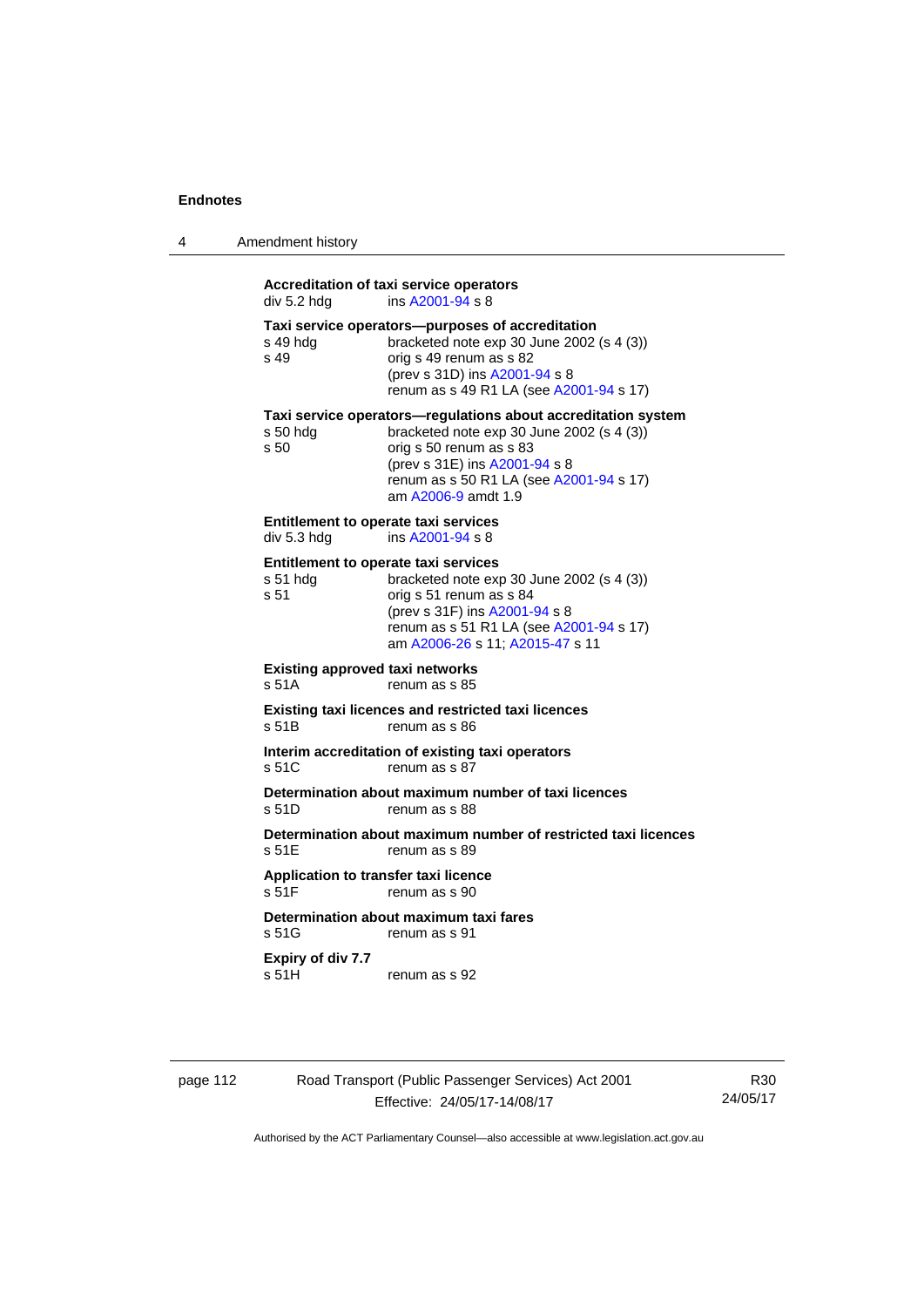**Accreditation of taxi service operators**
div 5.2 hdg — ins A2001-94 s 8

**Taxi service operators—purposes of accreditation**
s 49 hdg — bracketed note exp 30 June 2002 (s 4 (3))
s 49 — orig s 49 renum as s 82
(prev s 31D) ins A2001-94 s 8
renum as s 49 R1 LA (see A2001-94 s 17)

**Taxi service operators—regulations about accreditation system**
s 50 hdg — bracketed note exp 30 June 2002 (s 4 (3))
s 50 — orig s 50 renum as s 83
(prev s 31E) ins A2001-94 s 8
renum as s 50 R1 LA (see A2001-94 s 17)
am A2006-9 amdt 1.9

**Entitlement to operate taxi services**
div 5.3 hdg — ins A2001-94 s 8

**Entitlement to operate taxi services**
s 51 hdg — bracketed note exp 30 June 2002 (s 4 (3))
s 51 — orig s 51 renum as s 84
(prev s 31F) ins A2001-94 s 8
renum as s 51 R1 LA (see A2001-94 s 17)
am A2006-26 s 11; A2015-47 s 11

**Existing approved taxi networks**
s 51A — renum as s 85

**Existing taxi licences and restricted taxi licences**
s 51B — renum as s 86

**Interim accreditation of existing taxi operators**
s 51C — renum as s 87

**Determination about maximum number of taxi licences**
s 51D — renum as s 88

**Determination about maximum number of restricted taxi licences**
s 51E — renum as s 89

**Application to transfer taxi licence**
s 51F — renum as s 90

**Determination about maximum taxi fares**
s 51G — renum as s 91

**Expiry of div 7.7**
s 51H — renum as s 92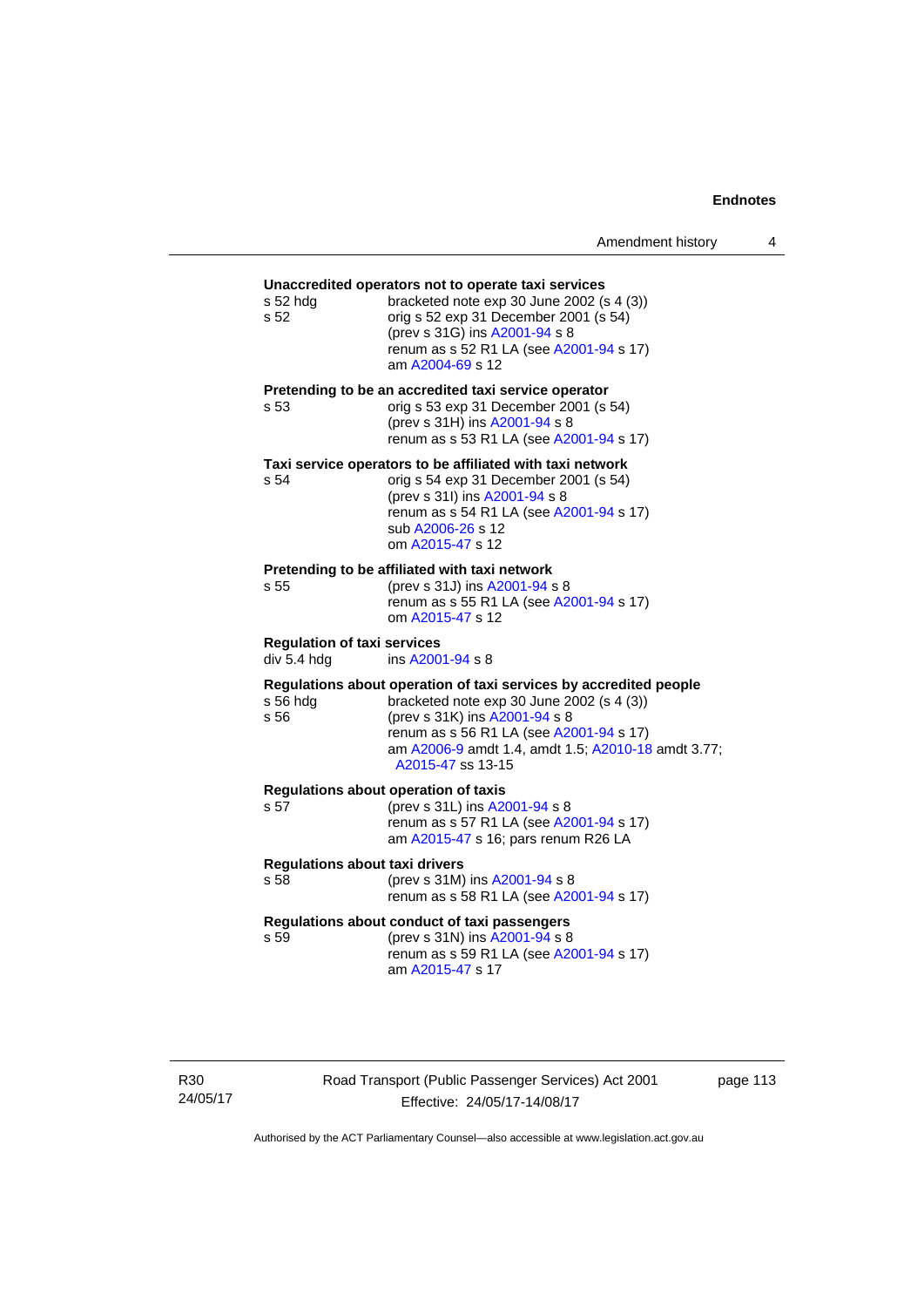**Unaccredited operators not to operate taxi services**

s 52 hdg — bracketed note exp 30 June 2002 (s 4 (3))
s 52 — orig s 52 exp 31 December 2001 (s 54)
(prev s 31G) ins A2001-94 s 8
renum as s 52 R1 LA (see A2001-94 s 17)
am A2004-69 s 12

**Pretending to be an accredited taxi service operator**

s 53 — orig s 53 exp 31 December 2001 (s 54)
(prev s 31H) ins A2001-94 s 8
renum as s 53 R1 LA (see A2001-94 s 17)

**Taxi service operators to be affiliated with taxi network**

s 54 — orig s 54 exp 31 December 2001 (s 54)
(prev s 31I) ins A2001-94 s 8
renum as s 54 R1 LA (see A2001-94 s 17)
sub A2006-26 s 12
om A2015-47 s 12

**Pretending to be affiliated with taxi network**

s 55 — (prev s 31J) ins A2001-94 s 8
renum as s 55 R1 LA (see A2001-94 s 17)
om A2015-47 s 12

**Regulation of taxi services**

div 5.4 hdg — ins A2001-94 s 8

**Regulations about operation of taxi services by accredited people**

s 56 hdg — bracketed note exp 30 June 2002 (s 4 (3))
s 56 — (prev s 31K) ins A2001-94 s 8
renum as s 56 R1 LA (see A2001-94 s 17)
am A2006-9 amdt 1.4, amdt 1.5; A2010-18 amdt 3.77; A2015-47 ss 13-15

**Regulations about operation of taxis**

s 57 — (prev s 31L) ins A2001-94 s 8
renum as s 57 R1 LA (see A2001-94 s 17)
am A2015-47 s 16; pars renum R26 LA

**Regulations about taxi drivers**

s 58 — (prev s 31M) ins A2001-94 s 8
renum as s 58 R1 LA (see A2001-94 s 17)

**Regulations about conduct of taxi passengers**

s 59 — (prev s 31N) ins A2001-94 s 8
renum as s 59 R1 LA (see A2001-94 s 17)
am A2015-47 s 17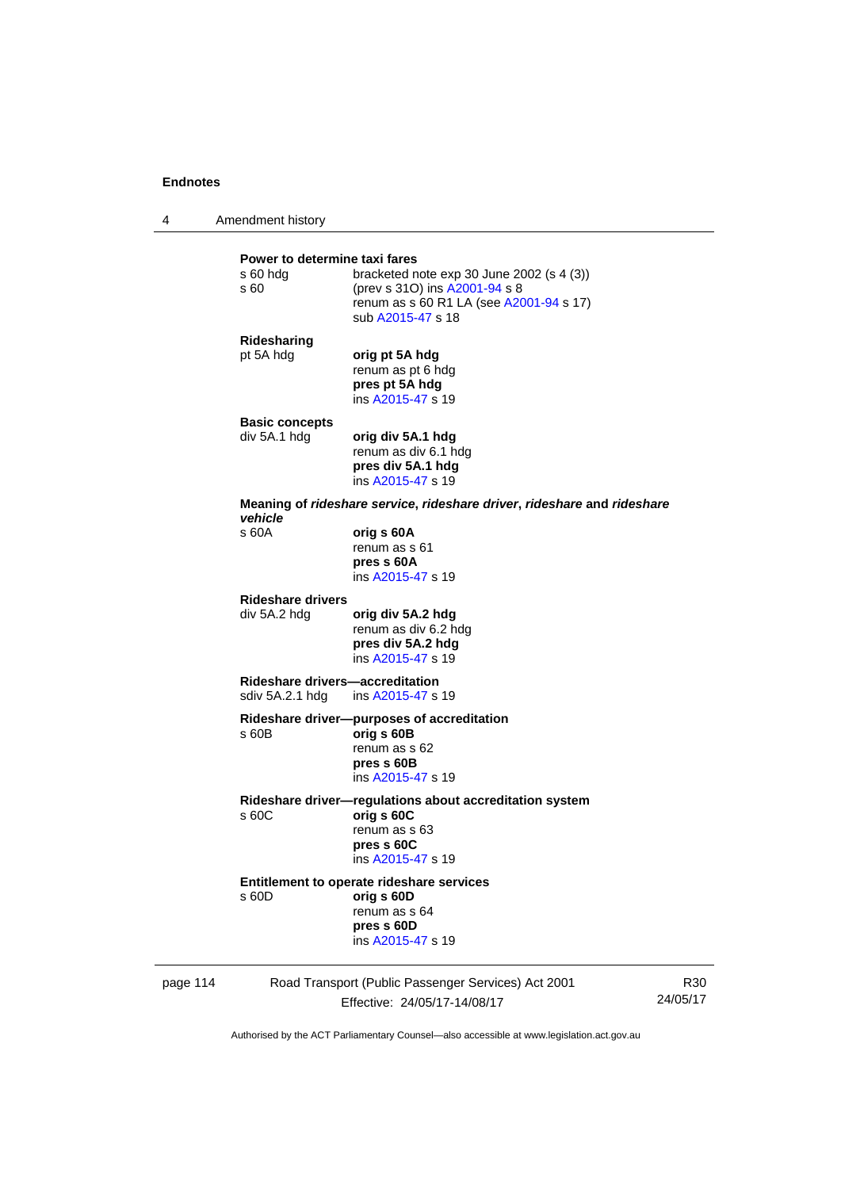**Power to determine taxi fares**

s 60 hdg — bracketed note exp 30 June 2002 (s 4 (3))

s 60 — (prev s 31O) ins A2001-94 s 8
renum as s 60 R1 LA (see A2001-94 s 17)
sub A2015-47 s 18

**Ridesharing**

pt 5A hdg — **orig pt 5A hdg**
renum as pt 6 hdg
**pres pt 5A hdg**
ins A2015-47 s 19

**Basic concepts**

div 5A.1 hdg — **orig div 5A.1 hdg**
renum as div 6.1 hdg
**pres div 5A.1 hdg**
ins A2015-47 s 19

**Meaning of *rideshare service*, *rideshare driver*, *rideshare* and *rideshare vehicle***

s 60A — **orig s 60A**
renum as s 61
**pres s 60A**
ins A2015-47 s 19

**Rideshare drivers**

div 5A.2 hdg — **orig div 5A.2 hdg**
renum as div 6.2 hdg
**pres div 5A.2 hdg**
ins A2015-47 s 19

**Rideshare drivers—accreditation**

sdiv 5A.2.1 hdg — ins A2015-47 s 19

**Rideshare driver—purposes of accreditation**

s 60B — **orig s 60B**
renum as s 62
**pres s 60B**
ins A2015-47 s 19

**Rideshare driver—regulations about accreditation system**

s 60C — **orig s 60C**
renum as s 63
**pres s 60C**
ins A2015-47 s 19

**Entitlement to operate rideshare services**

s 60D — **orig s 60D**
renum as s 64
**pres s 60D**
ins A2015-47 s 19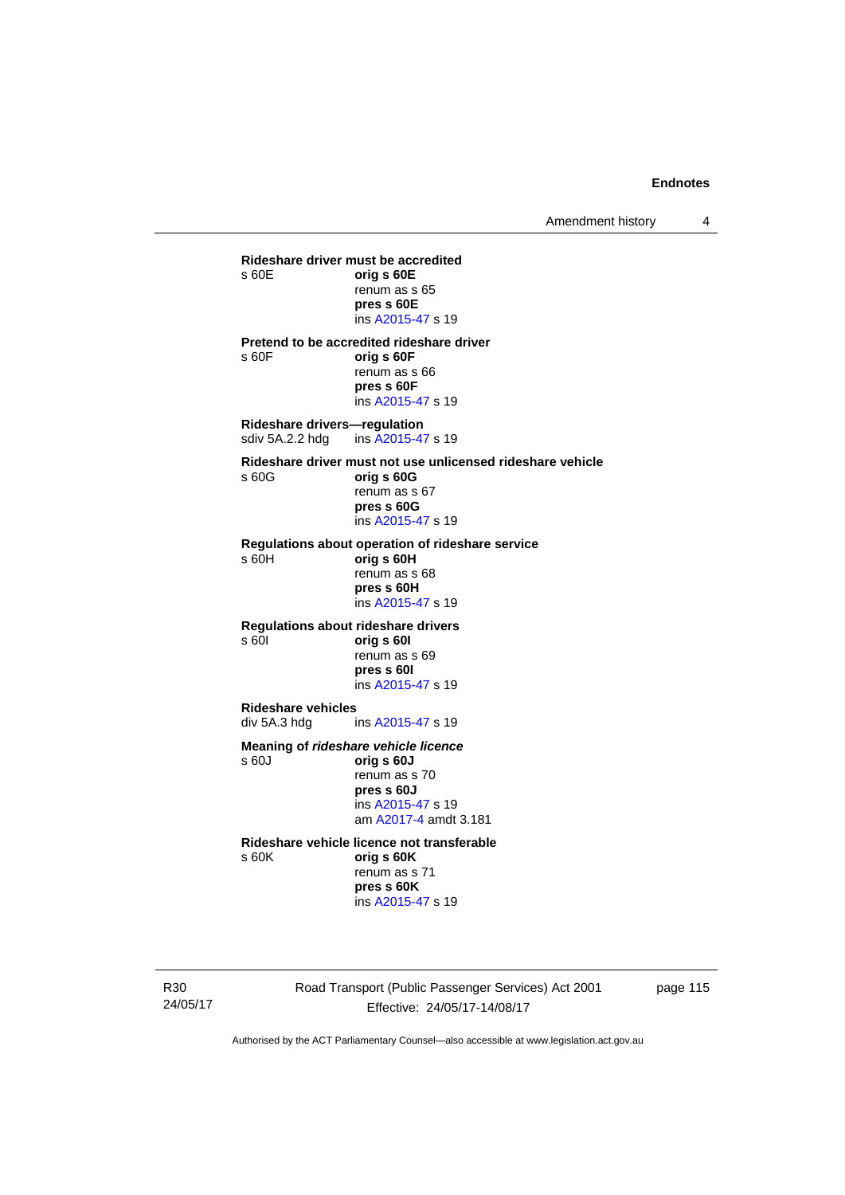**Rideshare driver must be accredited**

s 60E **orig s 60E**
renum as s 65
**pres s 60E**
ins A2015-47 s 19

**Pretend to be accredited rideshare driver**

s 60F **orig s 60F**
renum as s 66
**pres s 60F**
ins A2015-47 s 19

**Rideshare drivers—regulation**

sdiv 5A.2.2 hdg ins A2015-47 s 19

**Rideshare driver must not use unlicensed rideshare vehicle**

s 60G **orig s 60G**
renum as s 67
**pres s 60G**
ins A2015-47 s 19

**Regulations about operation of rideshare service**

s 60H **orig s 60H**
renum as s 68
**pres s 60H**
ins A2015-47 s 19

**Regulations about rideshare drivers**

s 60I **orig s 60I**
renum as s 69
**pres s 60I**
ins A2015-47 s 19

**Rideshare vehicles**

div 5A.3 hdg ins A2015-47 s 19

**Meaning of *rideshare vehicle licence***

s 60J **orig s 60J**
renum as s 70
**pres s 60J**
ins A2015-47 s 19
am A2017-4 amdt 3.181

**Rideshare vehicle licence not transferable**

s 60K **orig s 60K**
renum as s 71
**pres s 60K**
ins A2015-47 s 19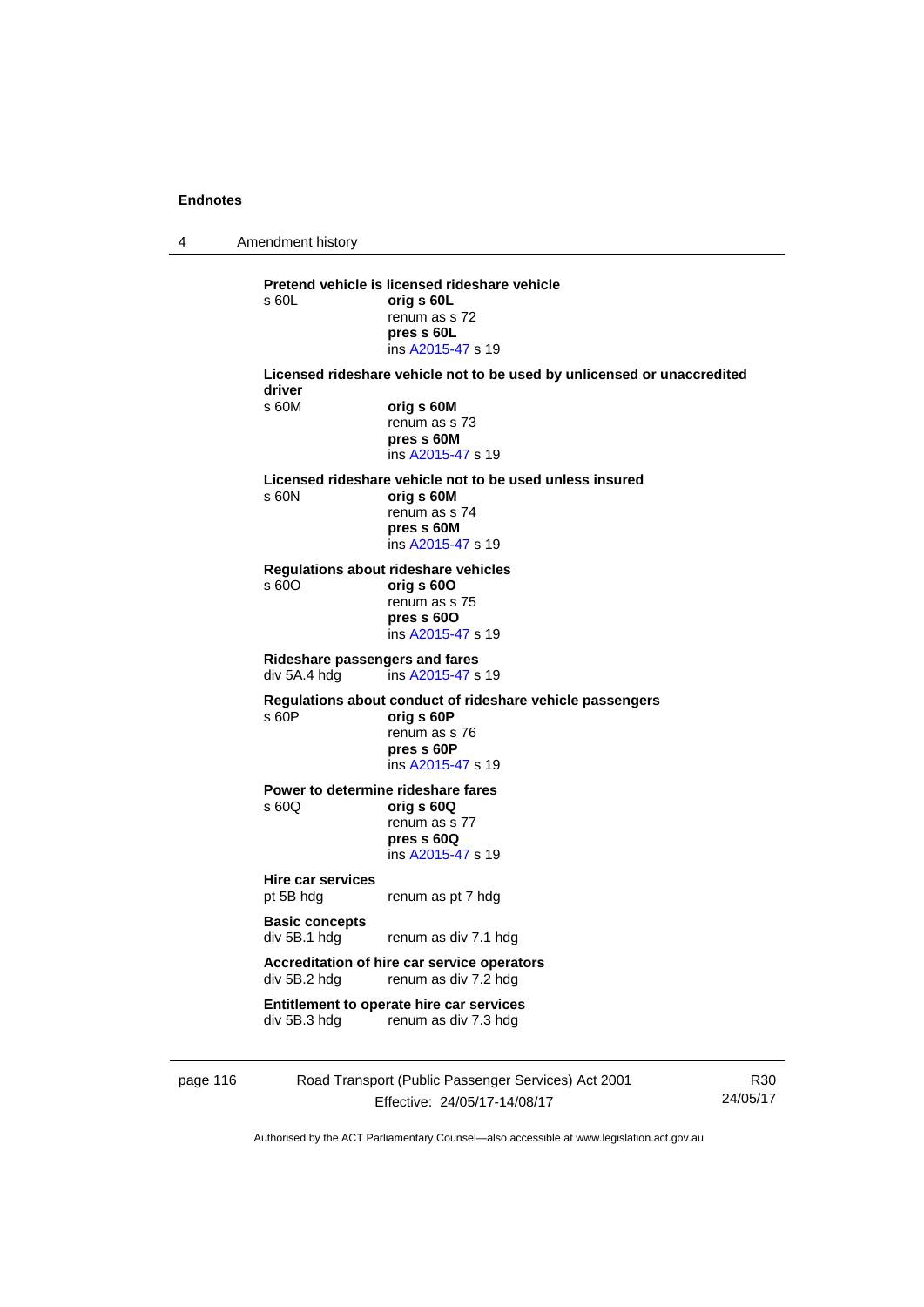**Pretend vehicle is licensed rideshare vehicle**
s 60L — **orig s 60L**
renum as s 72
**pres s 60L**
ins A2015-47 s 19

**Licensed rideshare vehicle not to be used by unlicensed or unaccredited driver**
s 60M — **orig s 60M**
renum as s 73
**pres s 60M**
ins A2015-47 s 19

**Licensed rideshare vehicle not to be used unless insured**
s 60N — **orig s 60M**
renum as s 74
**pres s 60M**
ins A2015-47 s 19

**Regulations about rideshare vehicles**
s 60O — **orig s 60O**
renum as s 75
**pres s 60O**
ins A2015-47 s 19

**Rideshare passengers and fares**
div 5A.4 hdg — ins A2015-47 s 19

**Regulations about conduct of rideshare vehicle passengers**
s 60P — **orig s 60P**
renum as s 76
**pres s 60P**
ins A2015-47 s 19

**Power to determine rideshare fares**
s 60Q — **orig s 60Q**
renum as s 77
**pres s 60Q**
ins A2015-47 s 19

**Hire car services**
pt 5B hdg — renum as pt 7 hdg

**Basic concepts**
div 5B.1 hdg — renum as div 7.1 hdg

**Accreditation of hire car service operators**
div 5B.2 hdg — renum as div 7.2 hdg

**Entitlement to operate hire car services**
div 5B.3 hdg — renum as div 7.3 hdg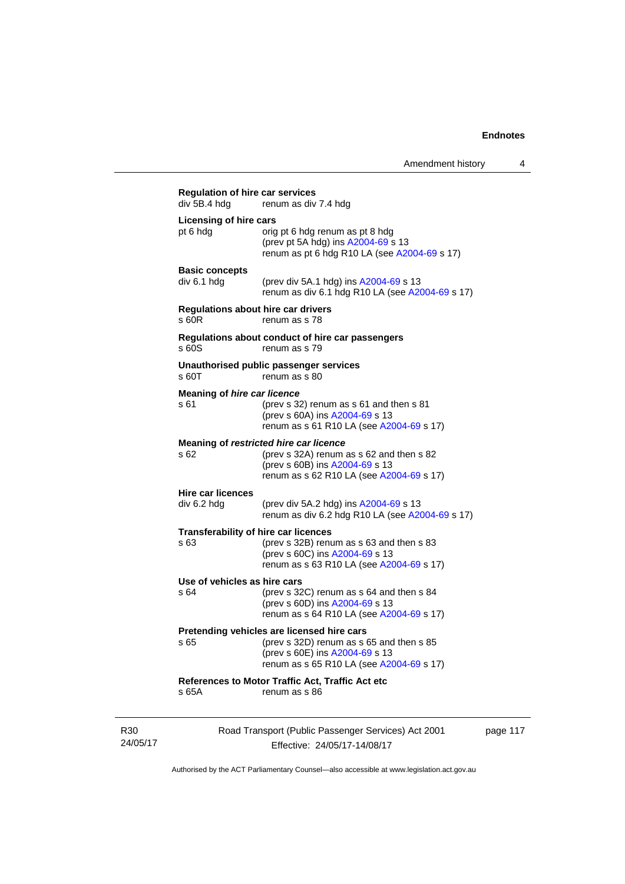**Regulation of hire car services**
div 5B.4 hdg renum as div 7.4 hdg

**Licensing of hire cars**
pt 6 hdg orig pt 6 hdg renum as pt 8 hdg
(prev pt 5A hdg) ins A2004-69 s 13
renum as pt 6 hdg R10 LA (see A2004-69 s 17)

**Basic concepts**
div 6.1 hdg (prev div 5A.1 hdg) ins A2004-69 s 13
renum as div 6.1 hdg R10 LA (see A2004-69 s 17)

**Regulations about hire car drivers**
s 60R renum as s 78

**Regulations about conduct of hire car passengers**
s 60S renum as s 79

**Unauthorised public passenger services**
s 60T renum as s 80

**Meaning of *hire car licence***
s 61 (prev s 32) renum as s 61 and then s 81
(prev s 60A) ins A2004-69 s 13
renum as s 61 R10 LA (see A2004-69 s 17)

**Meaning of *restricted hire car licence***
s 62 (prev s 32A) renum as s 62 and then s 82
(prev s 60B) ins A2004-69 s 13
renum as s 62 R10 LA (see A2004-69 s 17)

**Hire car licences**
div 6.2 hdg (prev div 5A.2 hdg) ins A2004-69 s 13
renum as div 6.2 hdg R10 LA (see A2004-69 s 17)

**Transferability of hire car licences**
s 63 (prev s 32B) renum as s 63 and then s 83
(prev s 60C) ins A2004-69 s 13
renum as s 63 R10 LA (see A2004-69 s 17)

**Use of vehicles as hire cars**
s 64 (prev s 32C) renum as s 64 and then s 84
(prev s 60D) ins A2004-69 s 13
renum as s 64 R10 LA (see A2004-69 s 17)

**Pretending vehicles are licensed hire cars**
s 65 (prev s 32D) renum as s 65 and then s 85
(prev s 60E) ins A2004-69 s 13
renum as s 65 R10 LA (see A2004-69 s 17)

**References to Motor Traffic Act, Traffic Act etc**
s 65A renum as s 86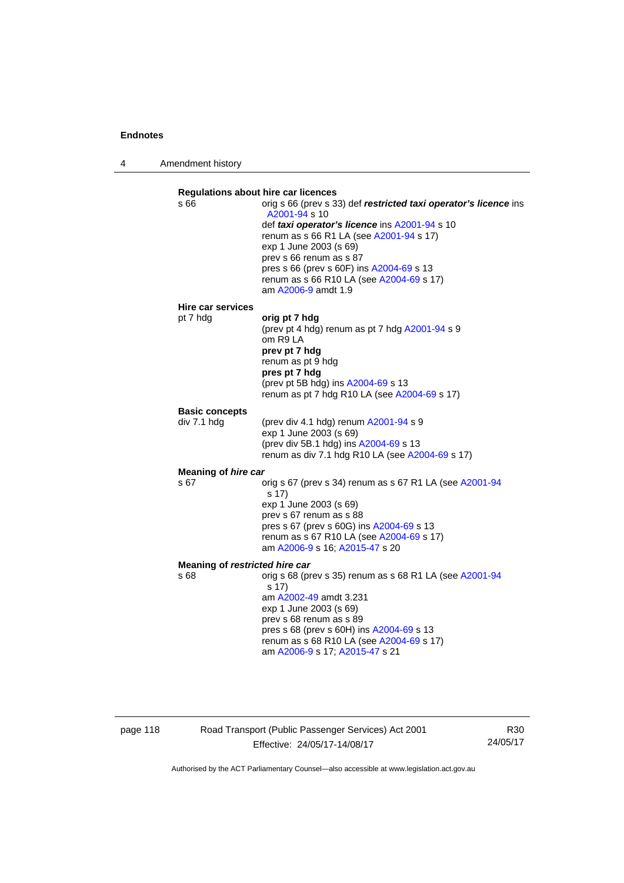**Regulations about hire car licences**

s 66 — orig s 66 (prev s 33) def ***restricted taxi operator's licence*** ins A2001-94 s 10
def ***taxi operator's licence*** ins A2001-94 s 10
renum as s 66 R1 LA (see A2001-94 s 17)
exp 1 June 2003 (s 69)
prev s 66 renum as s 87
pres s 66 (prev s 60F) ins A2004-69 s 13
renum as s 66 R10 LA (see A2004-69 s 17)
am A2006-9 amdt 1.9

**Hire car services**

pt 7 hdg — **orig pt 7 hdg**
(prev pt 4 hdg) renum as pt 7 hdg A2001-94 s 9
om R9 LA
**prev pt 7 hdg**
renum as pt 9 hdg
**pres pt 7 hdg**
(prev pt 5B hdg) ins A2004-69 s 13
renum as pt 7 hdg R10 LA (see A2004-69 s 17)

**Basic concepts**

div 7.1 hdg — (prev div 4.1 hdg) renum A2001-94 s 9
exp 1 June 2003 (s 69)
(prev div 5B.1 hdg) ins A2004-69 s 13
renum as div 7.1 hdg R10 LA (see A2004-69 s 17)

**Meaning of *hire car***

s 67 — orig s 67 (prev s 34) renum as s 67 R1 LA (see A2001-94 s 17)
exp 1 June 2003 (s 69)
prev s 67 renum as s 88
pres s 67 (prev s 60G) ins A2004-69 s 13
renum as s 67 R10 LA (see A2004-69 s 17)
am A2006-9 s 16; A2015-47 s 20

**Meaning of *restricted hire car***

s 68 — orig s 68 (prev s 35) renum as s 68 R1 LA (see A2001-94 s 17)
am A2002-49 amdt 3.231
exp 1 June 2003 (s 69)
prev s 68 renum as s 89
pres s 68 (prev s 60H) ins A2004-69 s 13
renum as s 68 R10 LA (see A2004-69 s 17)
am A2006-9 s 17; A2015-47 s 21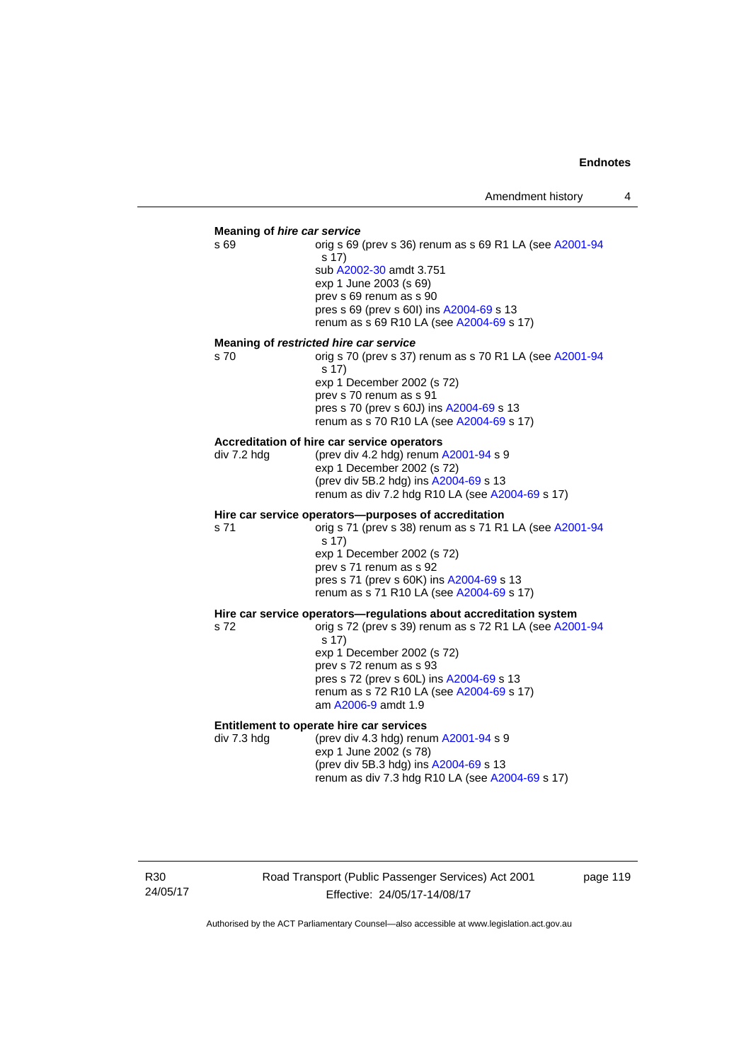**Meaning of *hire car service***

s 69 orig s 69 (prev s 36) renum as s 69 R1 LA (see A2001-94 s 17)
sub A2002-30 amdt 3.751
exp 1 June 2003 (s 69)
prev s 69 renum as s 90
pres s 69 (prev s 60I) ins A2004-69 s 13
renum as s 69 R10 LA (see A2004-69 s 17)

**Meaning of *restricted hire car service***

s 70 orig s 70 (prev s 37) renum as s 70 R1 LA (see A2001-94 s 17)
exp 1 December 2002 (s 72)
prev s 70 renum as s 91
pres s 70 (prev s 60J) ins A2004-69 s 13
renum as s 70 R10 LA (see A2004-69 s 17)

**Accreditation of hire car service operators**

div 7.2 hdg (prev div 4.2 hdg) renum A2001-94 s 9
exp 1 December 2002 (s 72)
(prev div 5B.2 hdg) ins A2004-69 s 13
renum as div 7.2 hdg R10 LA (see A2004-69 s 17)

**Hire car service operators—purposes of accreditation**

s 71 orig s 71 (prev s 38) renum as s 71 R1 LA (see A2001-94 s 17)
exp 1 December 2002 (s 72)
prev s 71 renum as s 92
pres s 71 (prev s 60K) ins A2004-69 s 13
renum as s 71 R10 LA (see A2004-69 s 17)

**Hire car service operators—regulations about accreditation system**

s 72 orig s 72 (prev s 39) renum as s 72 R1 LA (see A2001-94 s 17)
exp 1 December 2002 (s 72)
prev s 72 renum as s 93
pres s 72 (prev s 60L) ins A2004-69 s 13
renum as s 72 R10 LA (see A2004-69 s 17)
am A2006-9 amdt 1.9

**Entitlement to operate hire car services**

div 7.3 hdg (prev div 4.3 hdg) renum A2001-94 s 9
exp 1 June 2002 (s 78)
(prev div 5B.3 hdg) ins A2004-69 s 13
renum as div 7.3 hdg R10 LA (see A2004-69 s 17)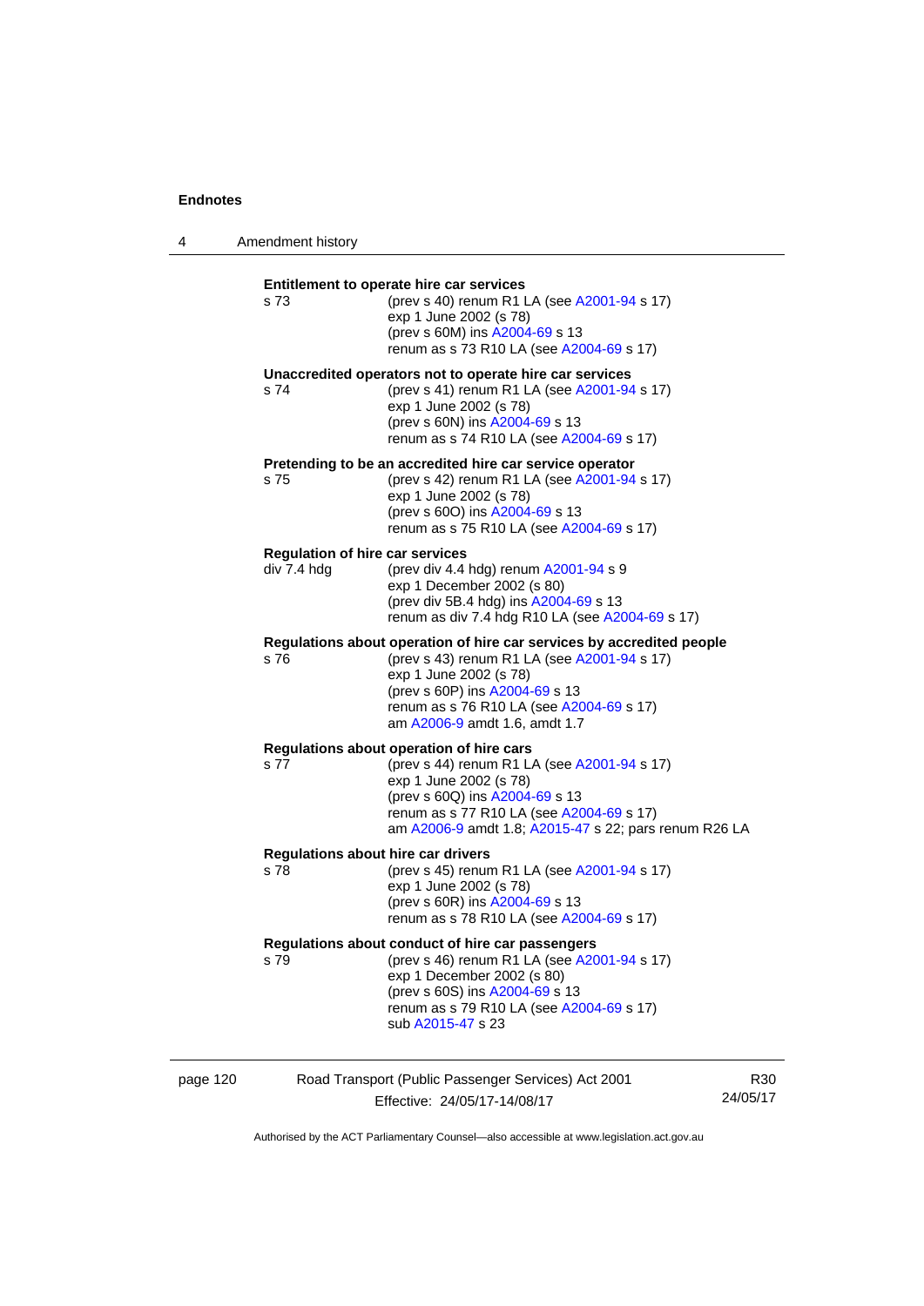**Entitlement to operate hire car services**

s 73 (prev s 40) renum R1 LA (see A2001-94 s 17)
exp 1 June 2002 (s 78)
(prev s 60M) ins A2004-69 s 13
renum as s 73 R10 LA (see A2004-69 s 17)

**Unaccredited operators not to operate hire car services**

s 74 (prev s 41) renum R1 LA (see A2001-94 s 17)
exp 1 June 2002 (s 78)
(prev s 60N) ins A2004-69 s 13
renum as s 74 R10 LA (see A2004-69 s 17)

**Pretending to be an accredited hire car service operator**

s 75 (prev s 42) renum R1 LA (see A2001-94 s 17)
exp 1 June 2002 (s 78)
(prev s 60O) ins A2004-69 s 13
renum as s 75 R10 LA (see A2004-69 s 17)

**Regulation of hire car services**

div 7.4 hdg (prev div 4.4 hdg) renum A2001-94 s 9
exp 1 December 2002 (s 80)
(prev div 5B.4 hdg) ins A2004-69 s 13
renum as div 7.4 hdg R10 LA (see A2004-69 s 17)

**Regulations about operation of hire car services by accredited people**

s 76 (prev s 43) renum R1 LA (see A2001-94 s 17)
exp 1 June 2002 (s 78)
(prev s 60P) ins A2004-69 s 13
renum as s 76 R10 LA (see A2004-69 s 17)
am A2006-9 amdt 1.6, amdt 1.7

**Regulations about operation of hire cars**

s 77 (prev s 44) renum R1 LA (see A2001-94 s 17)
exp 1 June 2002 (s 78)
(prev s 60Q) ins A2004-69 s 13
renum as s 77 R10 LA (see A2004-69 s 17)
am A2006-9 amdt 1.8; A2015-47 s 22; pars renum R26 LA

**Regulations about hire car drivers**

s 78 (prev s 45) renum R1 LA (see A2001-94 s 17)
exp 1 June 2002 (s 78)
(prev s 60R) ins A2004-69 s 13
renum as s 78 R10 LA (see A2004-69 s 17)

**Regulations about conduct of hire car passengers**

s 79 (prev s 46) renum R1 LA (see A2001-94 s 17)
exp 1 December 2002 (s 80)
(prev s 60S) ins A2004-69 s 13
renum as s 79 R10 LA (see A2004-69 s 17)
sub A2015-47 s 23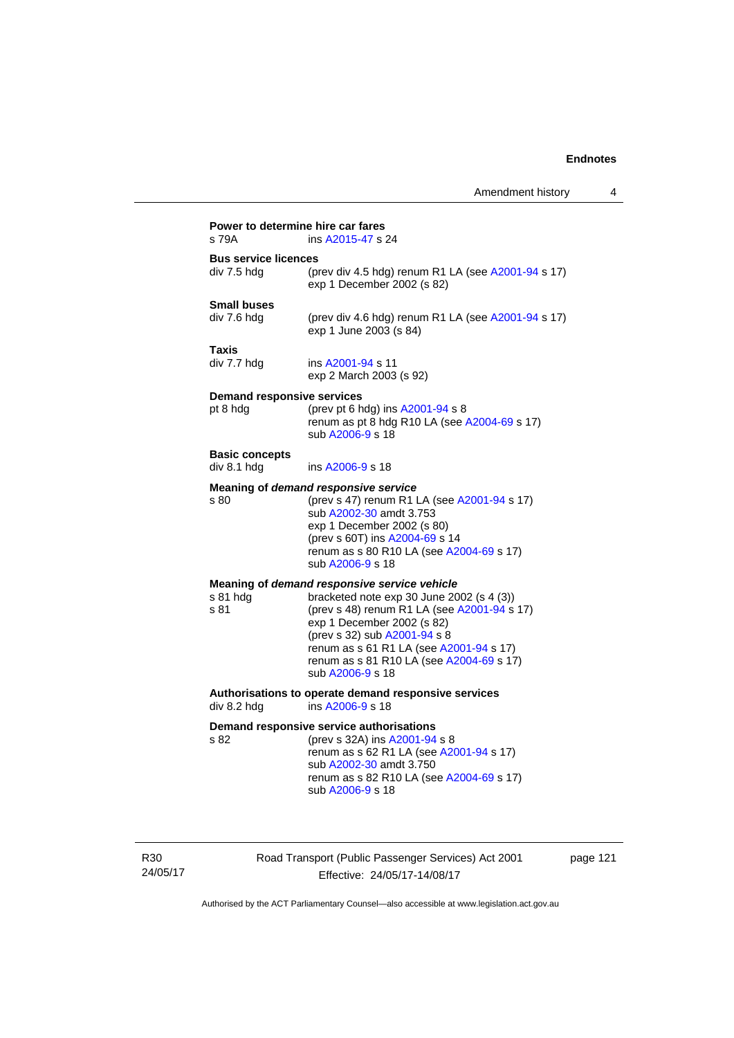**Power to determine hire car fares**

s 79A ins A2015-47 s 24

**Bus service licences**

div 7.5 hdg (prev div 4.5 hdg) renum R1 LA (see A2001-94 s 17)
exp 1 December 2002 (s 82)

**Small buses**

div 7.6 hdg (prev div 4.6 hdg) renum R1 LA (see A2001-94 s 17)
exp 1 June 2003 (s 84)

**Taxis**

div 7.7 hdg ins A2001-94 s 11
exp 2 March 2003 (s 92)

**Demand responsive services**

pt 8 hdg (prev pt 6 hdg) ins A2001-94 s 8
renum as pt 8 hdg R10 LA (see A2004-69 s 17)
sub A2006-9 s 18

**Basic concepts**

div 8.1 hdg ins A2006-9 s 18

**Meaning of *demand responsive service***

s 80 (prev s 47) renum R1 LA (see A2001-94 s 17)
sub A2002-30 amdt 3.753
exp 1 December 2002 (s 80)
(prev s 60T) ins A2004-69 s 14
renum as s 80 R10 LA (see A2004-69 s 17)
sub A2006-9 s 18

**Meaning of *demand responsive service vehicle***

s 81 hdg bracketed note exp 30 June 2002 (s 4 (3))
s 81 (prev s 48) renum R1 LA (see A2001-94 s 17)
exp 1 December 2002 (s 82)
(prev s 32) sub A2001-94 s 8
renum as s 61 R1 LA (see A2001-94 s 17)
renum as s 81 R10 LA (see A2004-69 s 17)
sub A2006-9 s 18

**Authorisations to operate demand responsive services**

div 8.2 hdg ins A2006-9 s 18

**Demand responsive service authorisations**

s 82 (prev s 32A) ins A2001-94 s 8
renum as s 62 R1 LA (see A2001-94 s 17)
sub A2002-30 amdt 3.750
renum as s 82 R10 LA (see A2004-69 s 17)
sub A2006-9 s 18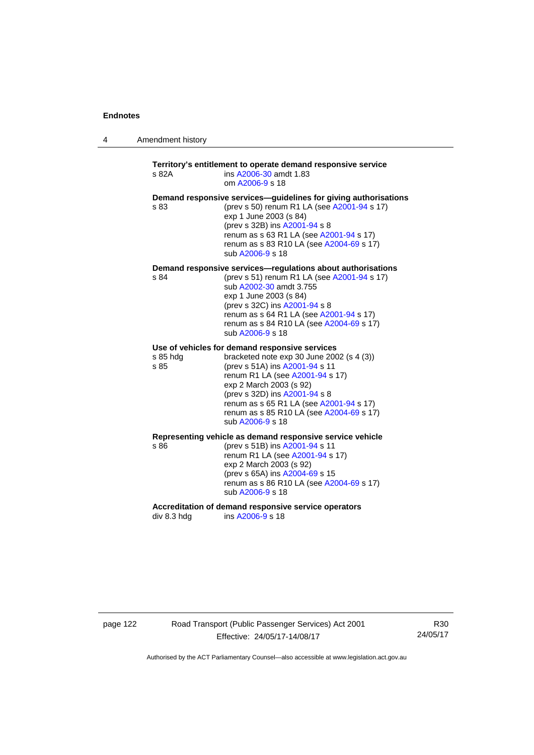**Territory's entitlement to operate demand responsive service**

s 82A ins A2006-30 amdt 1.83
om A2006-9 s 18

**Demand responsive services—guidelines for giving authorisations**

s 83 (prev s 50) renum R1 LA (see A2001-94 s 17)
exp 1 June 2003 (s 84)
(prev s 32B) ins A2001-94 s 8
renum as s 63 R1 LA (see A2001-94 s 17)
renum as s 83 R10 LA (see A2004-69 s 17)
sub A2006-9 s 18

**Demand responsive services—regulations about authorisations**

s 84 (prev s 51) renum R1 LA (see A2001-94 s 17)
sub A2002-30 amdt 3.755
exp 1 June 2003 (s 84)
(prev s 32C) ins A2001-94 s 8
renum as s 64 R1 LA (see A2001-94 s 17)
renum as s 84 R10 LA (see A2004-69 s 17)
sub A2006-9 s 18

**Use of vehicles for demand responsive services**

s 85 hdg bracketed note exp 30 June 2002 (s 4 (3))
s 85 (prev s 51A) ins A2001-94 s 11
renum R1 LA (see A2001-94 s 17)
exp 2 March 2003 (s 92)
(prev s 32D) ins A2001-94 s 8
renum as s 65 R1 LA (see A2001-94 s 17)
renum as s 85 R10 LA (see A2004-69 s 17)
sub A2006-9 s 18

**Representing vehicle as demand responsive service vehicle**

s 86 (prev s 51B) ins A2001-94 s 11
renum R1 LA (see A2001-94 s 17)
exp 2 March 2003 (s 92)
(prev s 65A) ins A2004-69 s 15
renum as s 86 R10 LA (see A2004-69 s 17)
sub A2006-9 s 18

**Accreditation of demand responsive service operators**

div 8.3 hdg ins A2006-9 s 18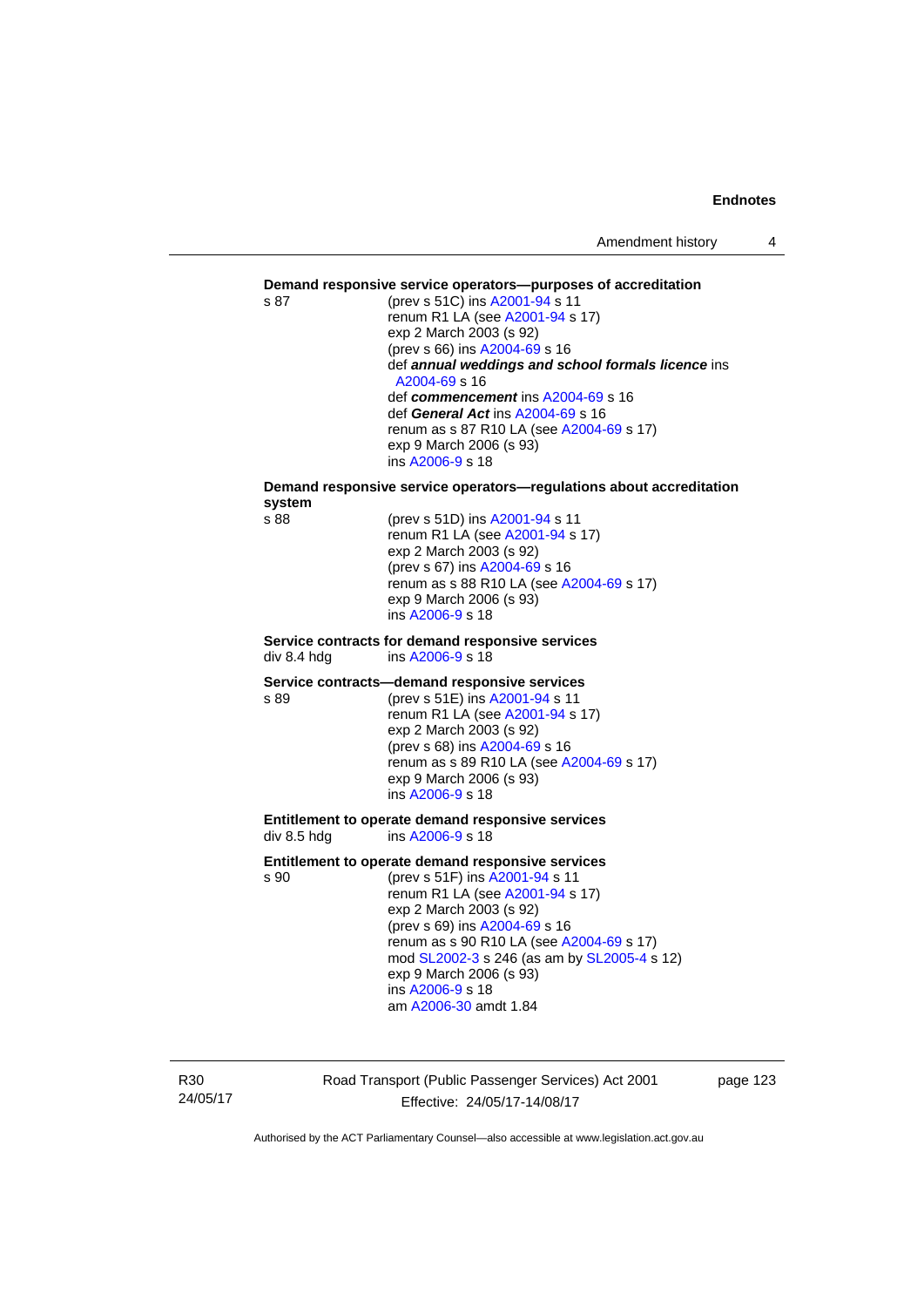**Demand responsive service operators—purposes of accreditation**

s 87
(prev s 51C) ins A2001-94 s 11
renum R1 LA (see A2001-94 s 17)
exp 2 March 2003 (s 92)
(prev s 66) ins A2004-69 s 16
def ***annual weddings and school formals licence*** ins A2004-69 s 16
def ***commencement*** ins A2004-69 s 16
def ***General Act*** ins A2004-69 s 16
renum as s 87 R10 LA (see A2004-69 s 17)
exp 9 March 2006 (s 93)
ins A2006-9 s 18

**Demand responsive service operators—regulations about accreditation system**

s 88
(prev s 51D) ins A2001-94 s 11
renum R1 LA (see A2001-94 s 17)
exp 2 March 2003 (s 92)
(prev s 67) ins A2004-69 s 16
renum as s 88 R10 LA (see A2004-69 s 17)
exp 9 March 2006 (s 93)
ins A2006-9 s 18

**Service contracts for demand responsive services**

div 8.4 hdg
ins A2006-9 s 18

**Service contracts—demand responsive services**

s 89
(prev s 51E) ins A2001-94 s 11
renum R1 LA (see A2001-94 s 17)
exp 2 March 2003 (s 92)
(prev s 68) ins A2004-69 s 16
renum as s 89 R10 LA (see A2004-69 s 17)
exp 9 March 2006 (s 93)
ins A2006-9 s 18

**Entitlement to operate demand responsive services**

div 8.5 hdg
ins A2006-9 s 18

**Entitlement to operate demand responsive services**

s 90
(prev s 51F) ins A2001-94 s 11
renum R1 LA (see A2001-94 s 17)
exp 2 March 2003 (s 92)
(prev s 69) ins A2004-69 s 16
renum as s 90 R10 LA (see A2004-69 s 17)
mod SL2002-3 s 246 (as am by SL2005-4 s 12)
exp 9 March 2006 (s 93)
ins A2006-9 s 18
am A2006-30 amdt 1.84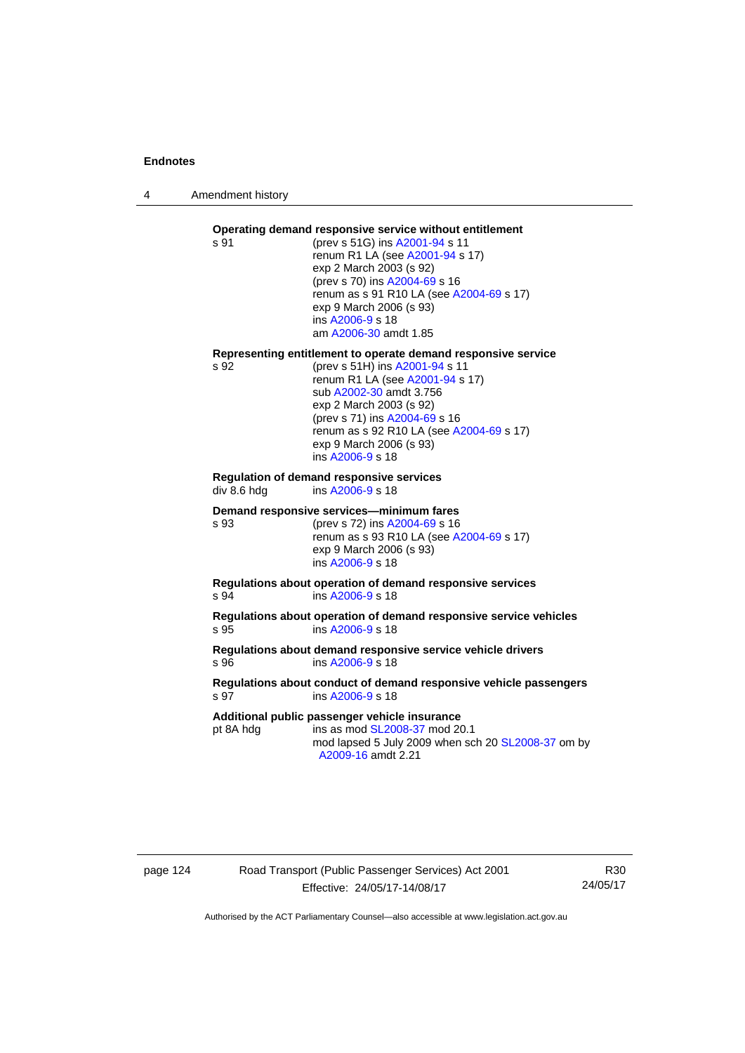**Operating demand responsive service without entitlement**

s 91 (prev s 51G) ins A2001-94 s 11
renum R1 LA (see A2001-94 s 17)
exp 2 March 2003 (s 92)
(prev s 70) ins A2004-69 s 16
renum as s 91 R10 LA (see A2004-69 s 17)
exp 9 March 2006 (s 93)
ins A2006-9 s 18
am A2006-30 amdt 1.85

**Representing entitlement to operate demand responsive service**

s 92 (prev s 51H) ins A2001-94 s 11
renum R1 LA (see A2001-94 s 17)
sub A2002-30 amdt 3.756
exp 2 March 2003 (s 92)
(prev s 71) ins A2004-69 s 16
renum as s 92 R10 LA (see A2004-69 s 17)
exp 9 March 2006 (s 93)
ins A2006-9 s 18

**Regulation of demand responsive services**

div 8.6 hdg ins A2006-9 s 18

**Demand responsive services—minimum fares**

s 93 (prev s 72) ins A2004-69 s 16
renum as s 93 R10 LA (see A2004-69 s 17)
exp 9 March 2006 (s 93)
ins A2006-9 s 18

**Regulations about operation of demand responsive services**

s 94 ins A2006-9 s 18

**Regulations about operation of demand responsive service vehicles**

s 95 ins A2006-9 s 18

**Regulations about demand responsive service vehicle drivers**

s 96 ins A2006-9 s 18

**Regulations about conduct of demand responsive vehicle passengers**

s 97 ins A2006-9 s 18

**Additional public passenger vehicle insurance**

pt 8A hdg ins as mod SL2008-37 mod 20.1
mod lapsed 5 July 2009 when sch 20 SL2008-37 om by A2009-16 amdt 2.21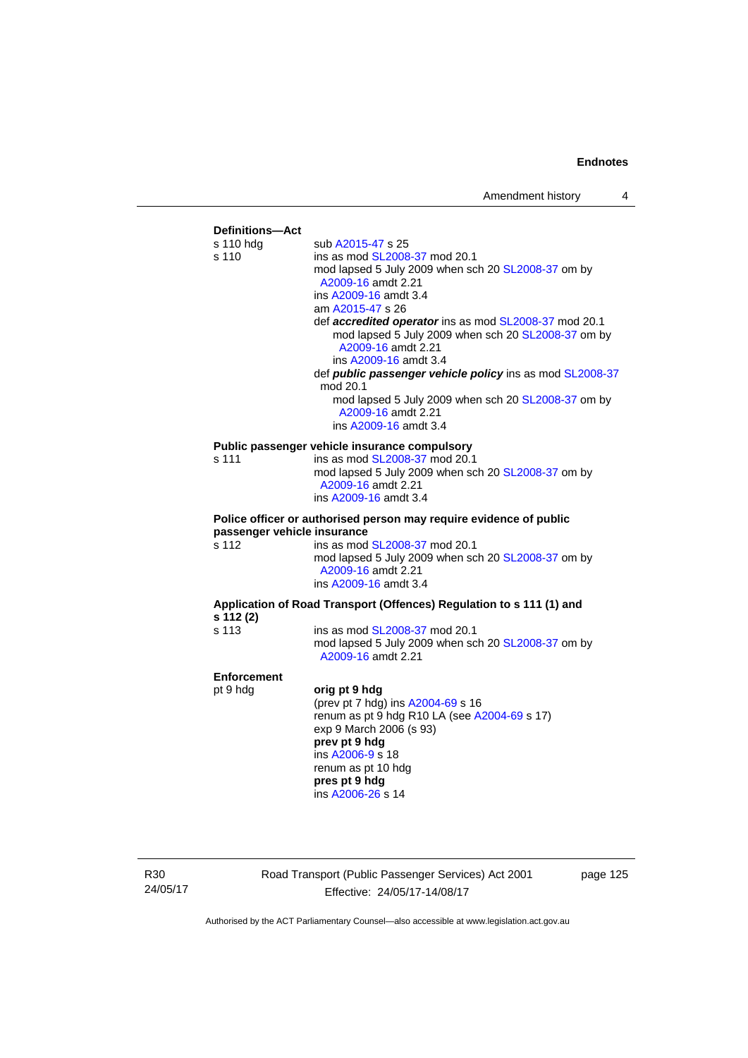**Definitions—Act**

s 110 hdg	sub A2015-47 s 25

s 110	ins as mod SL2008-37 mod 20.1
	mod lapsed 5 July 2009 when sch 20 SL2008-37 om by A2009-16 amdt 2.21
	ins A2009-16 amdt 3.4
	am A2015-47 s 26
	def ***accredited operator*** ins as mod SL2008-37 mod 20.1
		mod lapsed 5 July 2009 when sch 20 SL2008-37 om by A2009-16 amdt 2.21
		ins A2009-16 amdt 3.4
	def ***public passenger vehicle policy*** ins as mod SL2008-37 mod 20.1
		mod lapsed 5 July 2009 when sch 20 SL2008-37 om by A2009-16 amdt 2.21
		ins A2009-16 amdt 3.4

**Public passenger vehicle insurance compulsory**

s 111	ins as mod SL2008-37 mod 20.1
	mod lapsed 5 July 2009 when sch 20 SL2008-37 om by A2009-16 amdt 2.21
	ins A2009-16 amdt 3.4

**Police officer or authorised person may require evidence of public passenger vehicle insurance**

s 112	ins as mod SL2008-37 mod 20.1
	mod lapsed 5 July 2009 when sch 20 SL2008-37 om by A2009-16 amdt 2.21
	ins A2009-16 amdt 3.4

**Application of Road Transport (Offences) Regulation to s 111 (1) and s 112 (2)**

s 113	ins as mod SL2008-37 mod 20.1
	mod lapsed 5 July 2009 when sch 20 SL2008-37 om by A2009-16 amdt 2.21

**Enforcement**

pt 9 hdg	**orig pt 9 hdg**
	(prev pt 7 hdg) ins A2004-69 s 16
	renum as pt 9 hdg R10 LA (see A2004-69 s 17)
	exp 9 March 2006 (s 93)
	**prev pt 9 hdg**
	ins A2006-9 s 18
	renum as pt 10 hdg
	**pres pt 9 hdg**
	ins A2006-26 s 14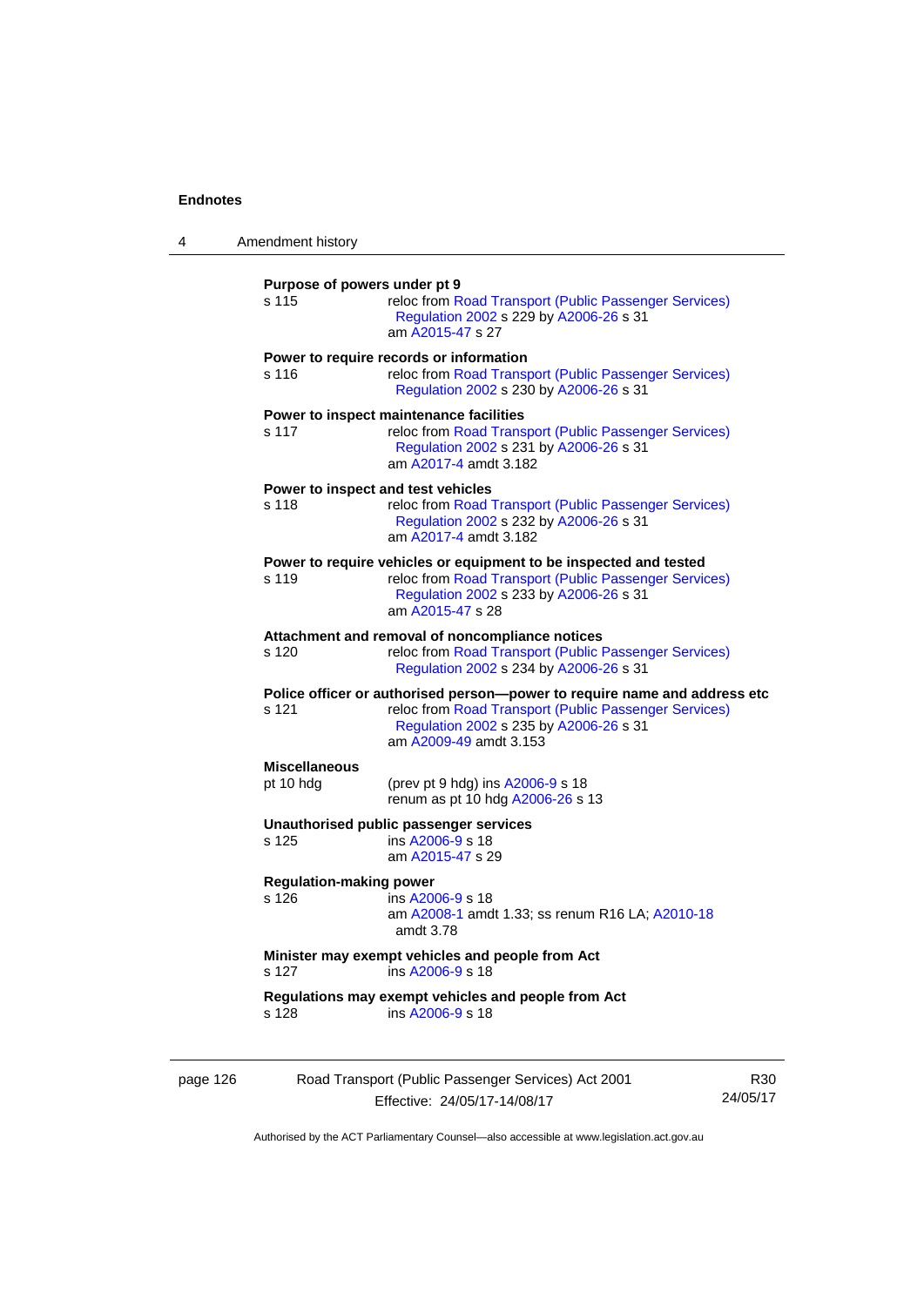**Purpose of powers under pt 9**

s 115 reloc from Road Transport (Public Passenger Services) Regulation 2002 s 229 by A2006-26 s 31
am A2015-47 s 27

**Power to require records or information**

s 116 reloc from Road Transport (Public Passenger Services) Regulation 2002 s 230 by A2006-26 s 31

**Power to inspect maintenance facilities**

s 117 reloc from Road Transport (Public Passenger Services) Regulation 2002 s 231 by A2006-26 s 31
am A2017-4 amdt 3.182

**Power to inspect and test vehicles**

s 118 reloc from Road Transport (Public Passenger Services) Regulation 2002 s 232 by A2006-26 s 31
am A2017-4 amdt 3.182

**Power to require vehicles or equipment to be inspected and tested**

s 119 reloc from Road Transport (Public Passenger Services) Regulation 2002 s 233 by A2006-26 s 31
am A2015-47 s 28

**Attachment and removal of noncompliance notices**

s 120 reloc from Road Transport (Public Passenger Services) Regulation 2002 s 234 by A2006-26 s 31

**Police officer or authorised person—power to require name and address etc**

s 121 reloc from Road Transport (Public Passenger Services) Regulation 2002 s 235 by A2006-26 s 31
am A2009-49 amdt 3.153

**Miscellaneous**

pt 10 hdg (prev pt 9 hdg) ins A2006-9 s 18
renum as pt 10 hdg A2006-26 s 13

**Unauthorised public passenger services**

s 125 ins A2006-9 s 18
am A2015-47 s 29

**Regulation-making power**

s 126 ins A2006-9 s 18
am A2008-1 amdt 1.33; ss renum R16 LA; A2010-18 amdt 3.78

**Minister may exempt vehicles and people from Act**

s 127 ins A2006-9 s 18

**Regulations may exempt vehicles and people from Act**

s 128 ins A2006-9 s 18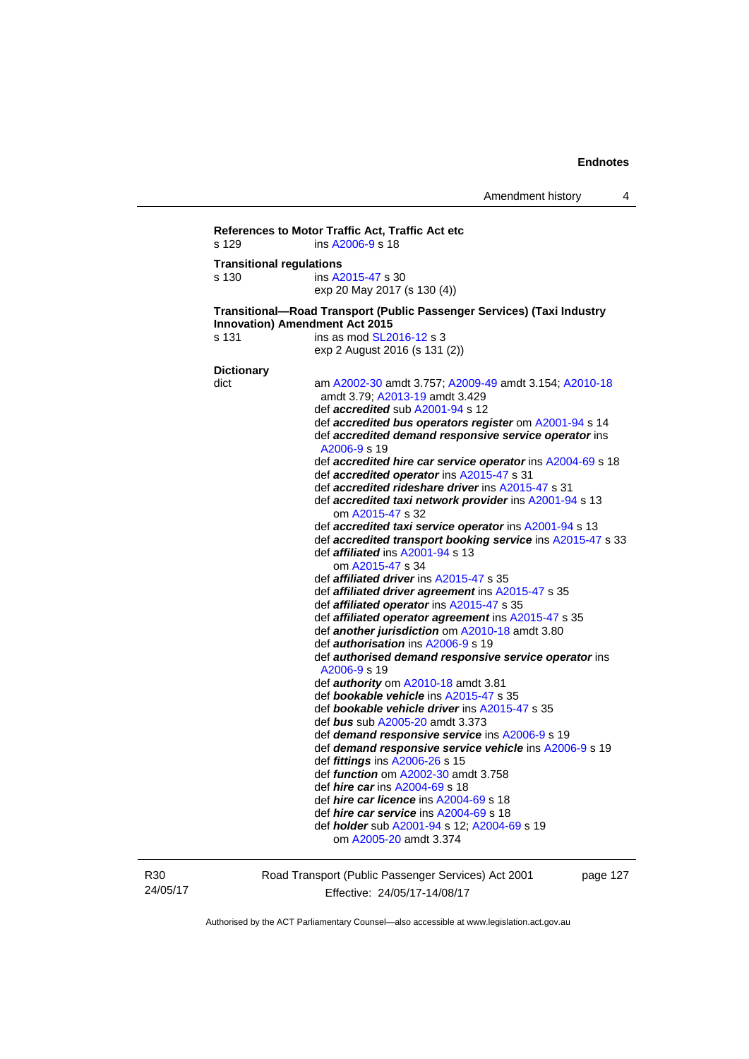**References to Motor Traffic Act, Traffic Act etc**

s 129 ins A2006-9 s 18

**Transitional regulations**

s 130 ins A2015-47 s 30
exp 20 May 2017 (s 130 (4))

**Transitional—Road Transport (Public Passenger Services) (Taxi Industry Innovation) Amendment Act 2015**

s 131 ins as mod SL2016-12 s 3
exp 2 August 2016 (s 131 (2))

**Dictionary**

dict am A2002-30 amdt 3.757; A2009-49 amdt 3.154; A2010-18 amdt 3.79; A2013-19 amdt 3.429
def ***accredited*** sub A2001-94 s 12
def ***accredited bus operators register*** om A2001-94 s 14
def ***accredited demand responsive service operator*** ins A2006-9 s 19
def ***accredited hire car service operator*** ins A2004-69 s 18
def ***accredited operator*** ins A2015-47 s 31
def ***accredited rideshare driver*** ins A2015-47 s 31
def ***accredited taxi network provider*** ins A2001-94 s 13
om A2015-47 s 32
def ***accredited taxi service operator*** ins A2001-94 s 13
def ***accredited transport booking service*** ins A2015-47 s 33
def ***affiliated*** ins A2001-94 s 13
om A2015-47 s 34
def ***affiliated driver*** ins A2015-47 s 35
def ***affiliated driver agreement*** ins A2015-47 s 35
def ***affiliated operator*** ins A2015-47 s 35
def ***affiliated operator agreement*** ins A2015-47 s 35
def ***another jurisdiction*** om A2010-18 amdt 3.80
def ***authorisation*** ins A2006-9 s 19
def ***authorised demand responsive service operator*** ins A2006-9 s 19
def ***authority*** om A2010-18 amdt 3.81
def ***bookable vehicle*** ins A2015-47 s 35
def ***bookable vehicle driver*** ins A2015-47 s 35
def ***bus*** sub A2005-20 amdt 3.373
def ***demand responsive service*** ins A2006-9 s 19
def ***demand responsive service vehicle*** ins A2006-9 s 19
def ***fittings*** ins A2006-26 s 15
def ***function*** om A2002-30 amdt 3.758
def ***hire car*** ins A2004-69 s 18
def ***hire car licence*** ins A2004-69 s 18
def ***hire car service*** ins A2004-69 s 18
def ***holder*** sub A2001-94 s 12; A2004-69 s 19
om A2005-20 amdt 3.374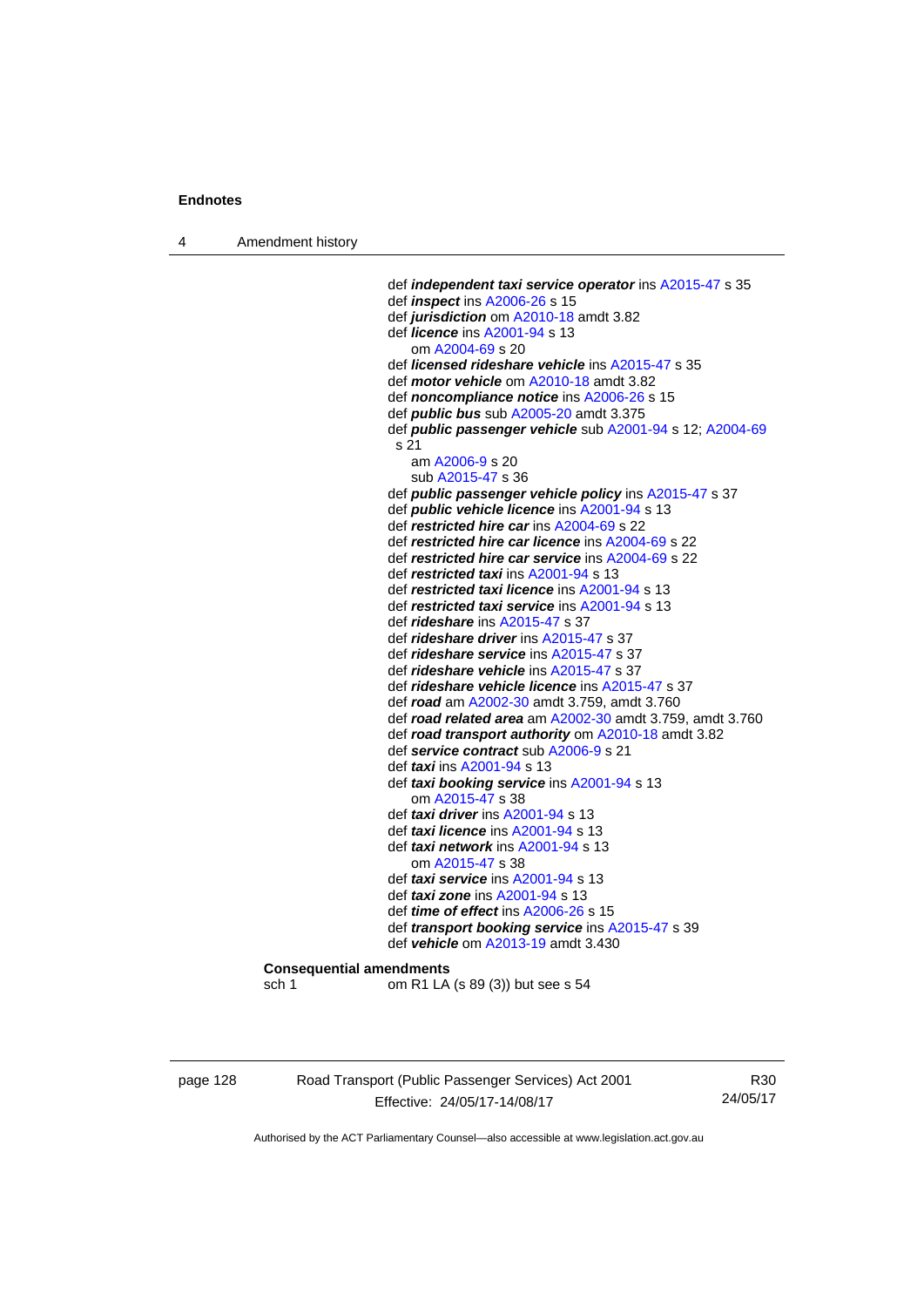def ***independent taxi service operator*** ins A2015-47 s 35
def ***inspect*** ins A2006-26 s 15
def ***jurisdiction*** om A2010-18 amdt 3.82
def ***licence*** ins A2001-94 s 13
om A2004-69 s 20
def ***licensed rideshare vehicle*** ins A2015-47 s 35
def ***motor vehicle*** om A2010-18 amdt 3.82
def ***noncompliance notice*** ins A2006-26 s 15
def ***public bus*** sub A2005-20 amdt 3.375
def ***public passenger vehicle*** sub A2001-94 s 12; A2004-69 s 21
am A2006-9 s 20
sub A2015-47 s 36
def ***public passenger vehicle policy*** ins A2015-47 s 37
def ***public vehicle licence*** ins A2001-94 s 13
def ***restricted hire car*** ins A2004-69 s 22
def ***restricted hire car licence*** ins A2004-69 s 22
def ***restricted hire car service*** ins A2004-69 s 22
def ***restricted taxi*** ins A2001-94 s 13
def ***restricted taxi licence*** ins A2001-94 s 13
def ***restricted taxi service*** ins A2001-94 s 13
def ***rideshare*** ins A2015-47 s 37
def ***rideshare driver*** ins A2015-47 s 37
def ***rideshare service*** ins A2015-47 s 37
def ***rideshare vehicle*** ins A2015-47 s 37
def ***rideshare vehicle licence*** ins A2015-47 s 37
def ***road*** am A2002-30 amdt 3.759, amdt 3.760
def ***road related area*** am A2002-30 amdt 3.759, amdt 3.760
def ***road transport authority*** om A2010-18 amdt 3.82
def ***service contract*** sub A2006-9 s 21
def ***taxi*** ins A2001-94 s 13
def ***taxi booking service*** ins A2001-94 s 13
om A2015-47 s 38
def ***taxi driver*** ins A2001-94 s 13
def ***taxi licence*** ins A2001-94 s 13
def ***taxi network*** ins A2001-94 s 13
om A2015-47 s 38
def ***taxi service*** ins A2001-94 s 13
def ***taxi zone*** ins A2001-94 s 13
def ***time of effect*** ins A2006-26 s 15
def ***transport booking service*** ins A2015-47 s 39
def ***vehicle*** om A2013-19 amdt 3.430

**Consequential amendments**
sch 1 om R1 LA (s 89 (3)) but see s 54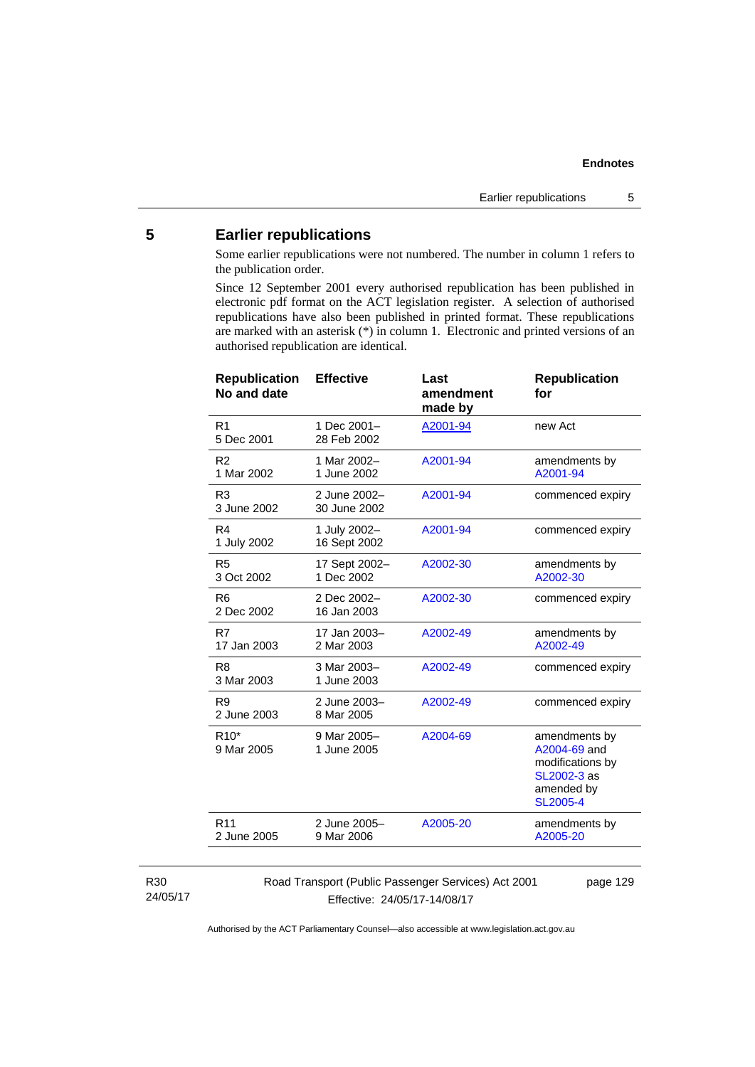## 5 Earlier republications

Some earlier republications were not numbered. The number in column 1 refers to the publication order.

Since 12 September 2001 every authorised republication has been published in electronic pdf format on the ACT legislation register. A selection of authorised republications have also been published in printed format. These republications are marked with an asterisk (*) in column 1. Electronic and printed versions of an authorised republication are identical.

| Republication No and date | Effective | Last amendment made by | Republication for |
|---|---|---|---|
| R1<br>5 Dec 2001 | 1 Dec 2001–<br>28 Feb 2002 | A2001-94 | new Act |
| R2<br>1 Mar 2002 | 1 Mar 2002–<br>1 June 2002 | A2001-94 | amendments by A2001-94 |
| R3<br>3 June 2002 | 2 June 2002–<br>30 June 2002 | A2001-94 | commenced expiry |
| R4<br>1 July 2002 | 1 July 2002–<br>16 Sept 2002 | A2001-94 | commenced expiry |
| R5<br>3 Oct 2002 | 17 Sept 2002–<br>1 Dec 2002 | A2002-30 | amendments by A2002-30 |
| R6<br>2 Dec 2002 | 2 Dec 2002–<br>16 Jan 2003 | A2002-30 | commenced expiry |
| R7<br>17 Jan 2003 | 17 Jan 2003–<br>2 Mar 2003 | A2002-49 | amendments by A2002-49 |
| R8<br>3 Mar 2003 | 3 Mar 2003–<br>1 June 2003 | A2002-49 | commenced expiry |
| R9<br>2 June 2003 | 2 June 2003–<br>8 Mar 2005 | A2002-49 | commenced expiry |
| R10*<br>9 Mar 2005 | 9 Mar 2005–<br>1 June 2005 | A2004-69 | amendments by A2004-69 and modifications by SL2002-3 as amended by SL2005-4 |
| R11<br>2 June 2005 | 2 June 2005–<br>9 Mar 2006 | A2005-20 | amendments by A2005-20 |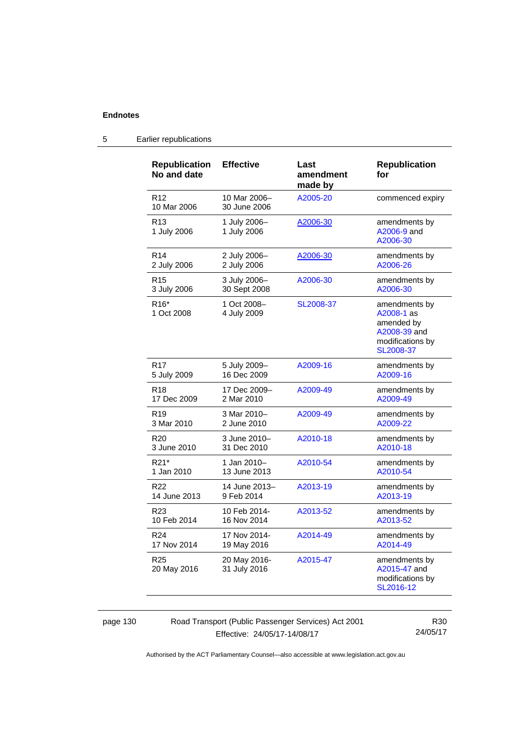## 5 Earlier republications

| Republication No and date | Effective | Last amendment made by | Republication for |
|---|---|---|---|
| R12 10 Mar 2006 | 10 Mar 2006– 30 June 2006 | A2005-20 | commenced expiry |
| R13 1 July 2006 | 1 July 2006– 1 July 2006 | A2006-30 | amendments by A2006-9 and A2006-30 |
| R14 2 July 2006 | 2 July 2006– 2 July 2006 | A2006-30 | amendments by A2006-26 |
| R15 3 July 2006 | 3 July 2006– 30 Sept 2008 | A2006-30 | amendments by A2006-30 |
| R16* 1 Oct 2008 | 1 Oct 2008– 4 July 2009 | SL2008-37 | amendments by A2008-1 as amended by A2008-39 and modifications by SL2008-37 |
| R17 5 July 2009 | 5 July 2009– 16 Dec 2009 | A2009-16 | amendments by A2009-16 |
| R18 17 Dec 2009 | 17 Dec 2009– 2 Mar 2010 | A2009-49 | amendments by A2009-49 |
| R19 3 Mar 2010 | 3 Mar 2010– 2 June 2010 | A2009-49 | amendments by A2009-22 |
| R20 3 June 2010 | 3 June 2010– 31 Dec 2010 | A2010-18 | amendments by A2010-18 |
| R21* 1 Jan 2010 | 1 Jan 2010– 13 June 2013 | A2010-54 | amendments by A2010-54 |
| R22 14 June 2013 | 14 June 2013– 9 Feb 2014 | A2013-19 | amendments by A2013-19 |
| R23 10 Feb 2014 | 10 Feb 2014- 16 Nov 2014 | A2013-52 | amendments by A2013-52 |
| R24 17 Nov 2014 | 17 Nov 2014- 19 May 2016 | A2014-49 | amendments by A2014-49 |
| R25 20 May 2016 | 20 May 2016- 31 July 2016 | A2015-47 | amendments by A2015-47 and modifications by SL2016-12 |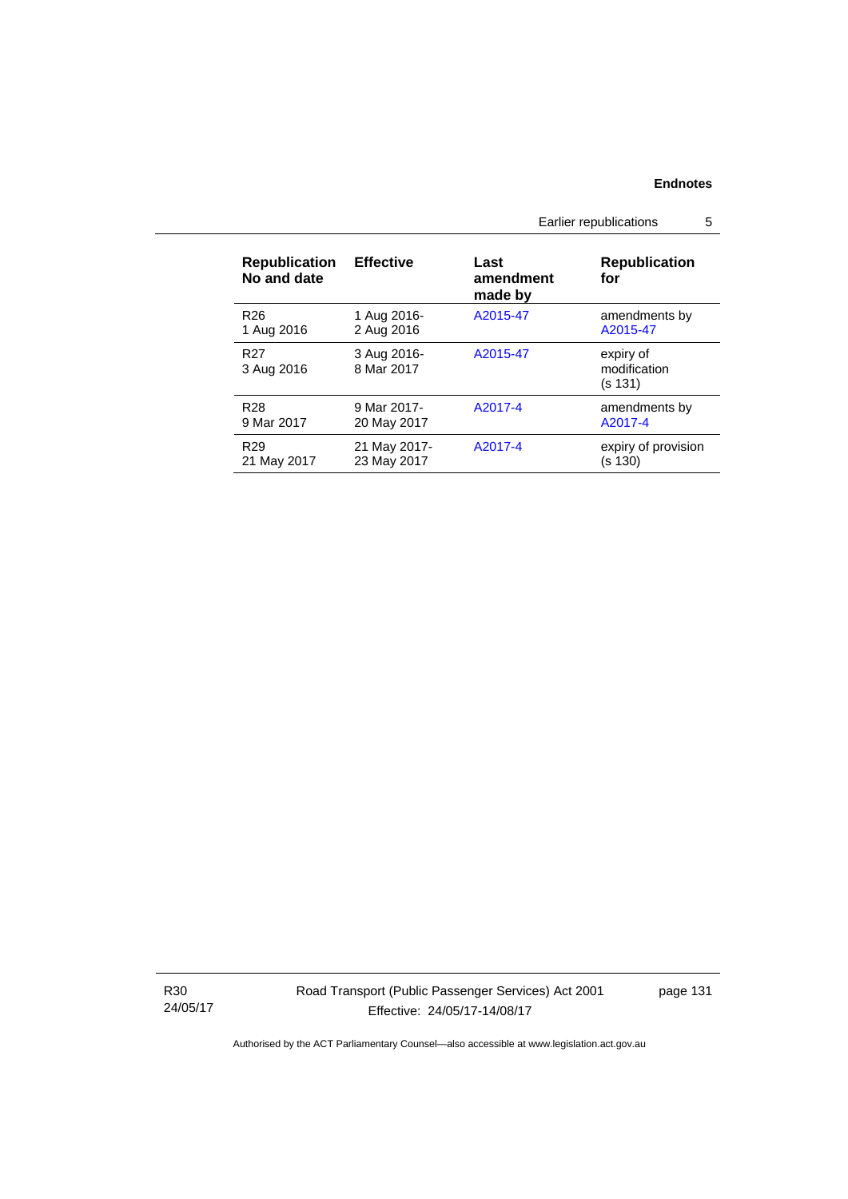| Republication No and date | Effective | Last amendment made by | Republication for |
|---|---|---|---|
| R26<br>1 Aug 2016 | 1 Aug 2016-<br>2 Aug 2016 | A2015-47 | amendments by A2015-47 |
| R27<br>3 Aug 2016 | 3 Aug 2016-<br>8 Mar 2017 | A2015-47 | expiry of modification (s 131) |
| R28<br>9 Mar 2017 | 9 Mar 2017-<br>20 May 2017 | A2017-4 | amendments by A2017-4 |
| R29<br>21 May 2017 | 21 May 2017-<br>23 May 2017 | A2017-4 | expiry of provision (s 130) |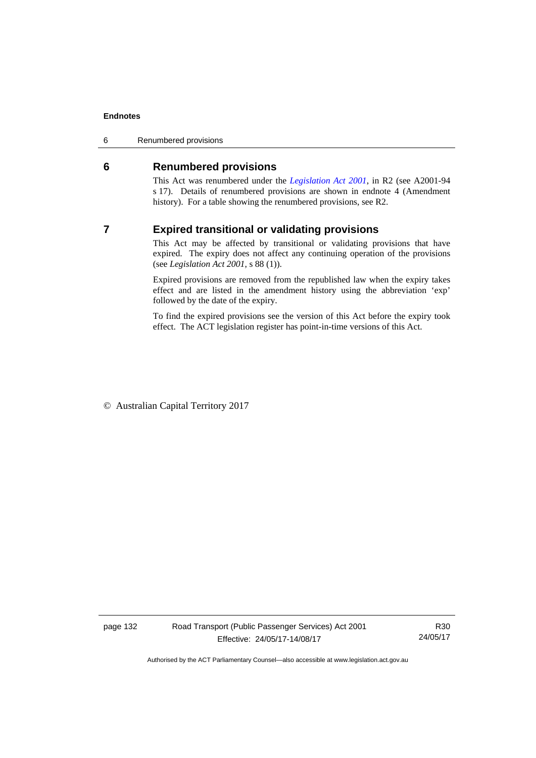## 6 Renumbered provisions

This Act was renumbered under the *Legislation Act 2001*, in R2 (see A2001-94 s 17). Details of renumbered provisions are shown in endnote 4 (Amendment history). For a table showing the renumbered provisions, see R2.

## 7 Expired transitional or validating provisions

This Act may be affected by transitional or validating provisions that have expired. The expiry does not affect any continuing operation of the provisions (see *Legislation Act 2001*, s 88 (1)).

Expired provisions are removed from the republished law when the expiry takes effect and are listed in the amendment history using the abbreviation 'exp' followed by the date of the expiry.

To find the expired provisions see the version of this Act before the expiry took effect. The ACT legislation register has point-in-time versions of this Act.

© Australian Capital Territory 2017